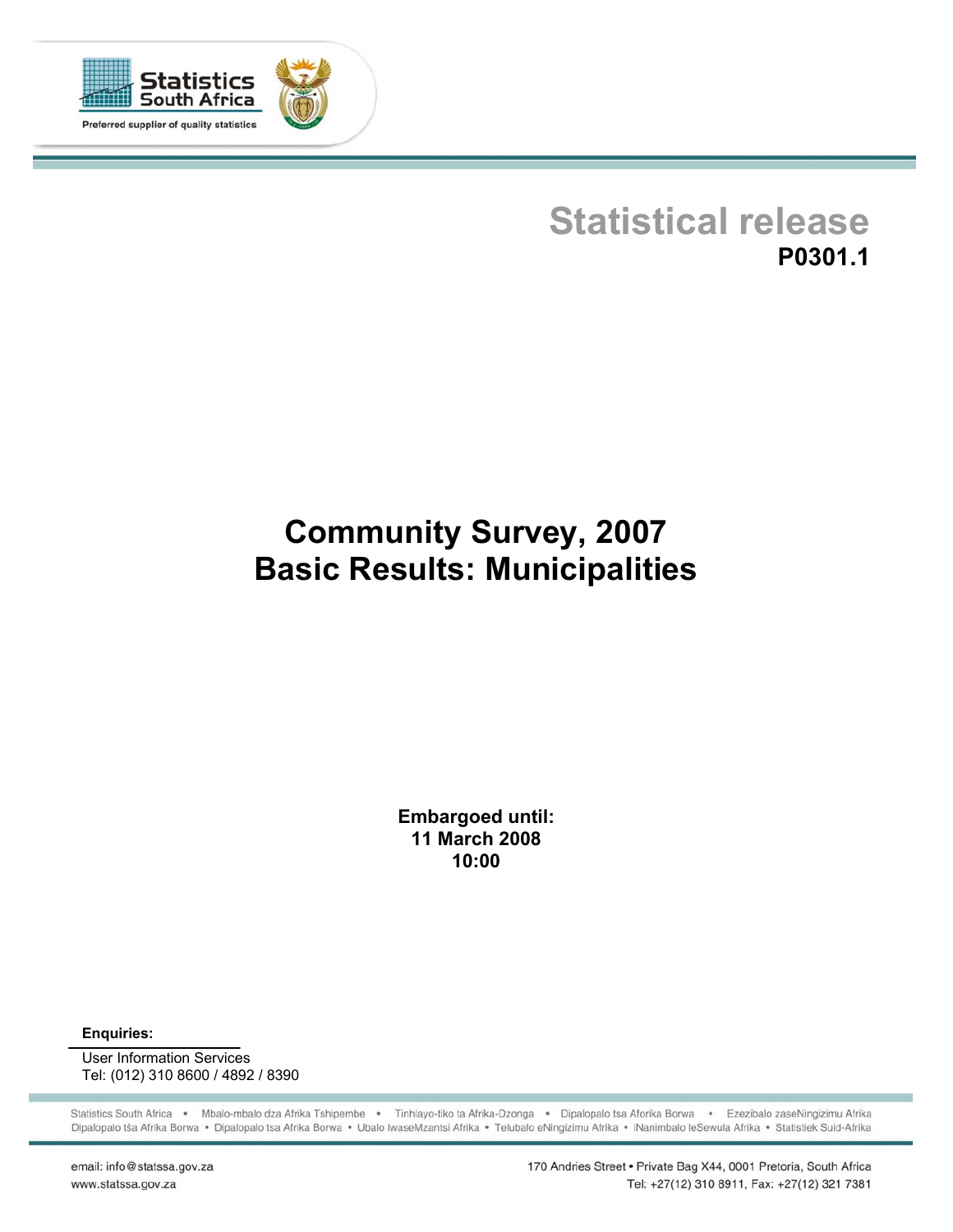Statistics South Africa

Preferred supplier of quality statistics

# Statistical release

**P0301.1**

# Community Survey, 2007
# Basic Results: Municipalities

**Embargoed until:**
**11 March 2008**
**10:00**

**Enquiries:**

User Information Services
Tel: (012) 310 8600 / 4892 / 8390

Statistics South Africa • Mbalo-mbalo dza Afrika Tshipembe • Tinhlayo-tiko ta Afrika-Dzonga • Dipalopalo tsa Aforika Borwa • Ezezibalo zaseNingizimu Afrika
Dipalopalo tša Afrika Borwa • Dipalopalo tsa Afrika Borwa • Ubalo lwaseMzantsi Afrika • Telubalo eNingizimu Afrika • iNanimbalo leSewula Afrika • Statistiek Suid-Afrika

email: info@statssa.gov.za
www.statssa.gov.za

170 Andries Street • Private Bag X44, 0001 Pretoria, South Africa
Tel: +27(12) 310 8911, Fax: +27(12) 321 7381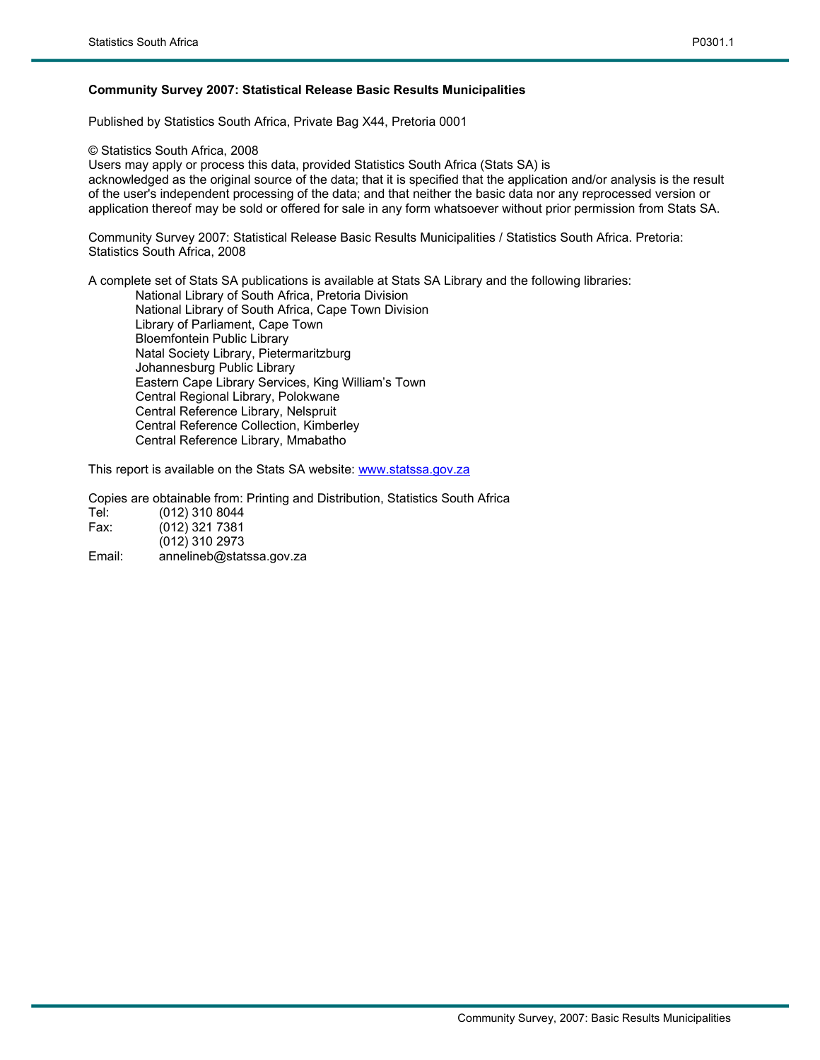**Community Survey 2007: Statistical Release Basic Results Municipalities**

Published by Statistics South Africa, Private Bag X44, Pretoria 0001

© Statistics South Africa, 2008
Users may apply or process this data, provided Statistics South Africa (Stats SA) is acknowledged as the original source of the data; that it is specified that the application and/or analysis is the result of the user's independent processing of the data; and that neither the basic data nor any reprocessed version or application thereof may be sold or offered for sale in any form whatsoever without prior permission from Stats SA.

Community Survey 2007: Statistical Release Basic Results Municipalities / Statistics South Africa. Pretoria: Statistics South Africa, 2008

A complete set of Stats SA publications is available at Stats SA Library and the following libraries:

- National Library of South Africa, Pretoria Division
- National Library of South Africa, Cape Town Division
- Library of Parliament, Cape Town
- Bloemfontein Public Library
- Natal Society Library, Pietermaritzburg
- Johannesburg Public Library
- Eastern Cape Library Services, King William's Town
- Central Regional Library, Polokwane
- Central Reference Library, Nelspruit
- Central Reference Collection, Kimberley
- Central Reference Library, Mmabatho

This report is available on the Stats SA website: www.statssa.gov.za

Copies are obtainable from: Printing and Distribution, Statistics South Africa

Tel: (012) 310 8044
Fax: (012) 321 7381
(012) 310 2973
Email: annelineb@statssa.gov.za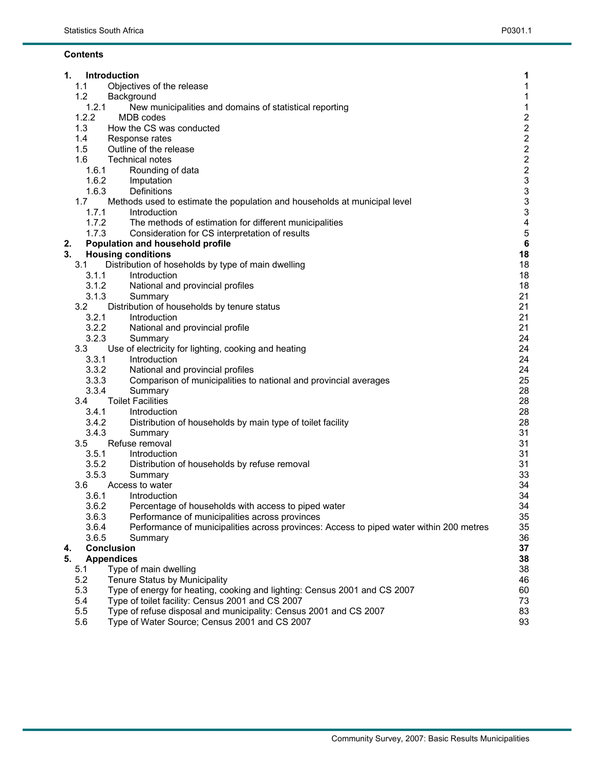**Contents**

| | | |
|---|---|---|
| **1.** | **Introduction** | **1** |
| 1.1 | Objectives of the release | 1 |
| 1.2 | Background | 1 |
| 1.2.1 | New municipalities and domains of statistical reporting | 1 |
| 1.2.2 | MDB codes | 2 |
| 1.3 | How the CS was conducted | 2 |
| 1.4 | Response rates | 2 |
| 1.5 | Outline of the release | 2 |
| 1.6 | Technical notes | 2 |
| 1.6.1 | Rounding of data | 2 |
| 1.6.2 | Imputation | 3 |
| 1.6.3 | Definitions | 3 |
| 1.7 | Methods used to estimate the population and households at municipal level | 3 |
| 1.7.1 | Introduction | 3 |
| 1.7.2 | The methods of estimation for different municipalities | 4 |
| 1.7.3 | Consideration for CS interpretation of results | 5 |
| **2.** | **Population and household profile** | **6** |
| **3.** | **Housing conditions** | **18** |
| 3.1 | Distribution of hoseholds by type of main dwelling | 18 |
| 3.1.1 | Introduction | 18 |
| 3.1.2 | National and provincial profiles | 18 |
| 3.1.3 | Summary | 21 |
| 3.2 | Distribution of households by tenure status | 21 |
| 3.2.1 | Introduction | 21 |
| 3.2.2 | National and provincial profile | 21 |
| 3.2.3 | Summary | 24 |
| 3.3 | Use of electricity for lighting, cooking and heating | 24 |
| 3.3.1 | Introduction | 24 |
| 3.3.2 | National and provincial profiles | 24 |
| 3.3.3 | Comparison of municipalities to national and provincial averages | 25 |
| 3.3.4 | Summary | 28 |
| 3.4 | Toilet Facilities | 28 |
| 3.4.1 | Introduction | 28 |
| 3.4.2 | Distribution of households by main type of toilet facility | 28 |
| 3.4.3 | Summary | 31 |
| 3.5 | Refuse removal | 31 |
| 3.5.1 | Introduction | 31 |
| 3.5.2 | Distribution of households by refuse removal | 31 |
| 3.5.3 | Summary | 33 |
| 3.6 | Access to water | 34 |
| 3.6.1 | Introduction | 34 |
| 3.6.2 | Percentage of households with access to piped water | 34 |
| 3.6.3 | Performance of municipalities across provinces | 35 |
| 3.6.4 | Performance of municipalities across provinces: Access to piped water within 200 metres | 35 |
| 3.6.5 | Summary | 36 |
| **4.** | **Conclusion** | **37** |
| **5.** | **Appendices** | **38** |
| 5.1 | Type of main dwelling | 38 |
| 5.2 | Tenure Status by Municipality | 46 |
| 5.3 | Type of energy for heating, cooking and lighting: Census 2001 and CS 2007 | 60 |
| 5.4 | Type of toilet facility: Census 2001 and CS 2007 | 73 |
| 5.5 | Type of refuse disposal and municipality: Census 2001 and CS 2007 | 83 |
| 5.6 | Type of Water Source; Census 2001 and CS 2007 | 93 |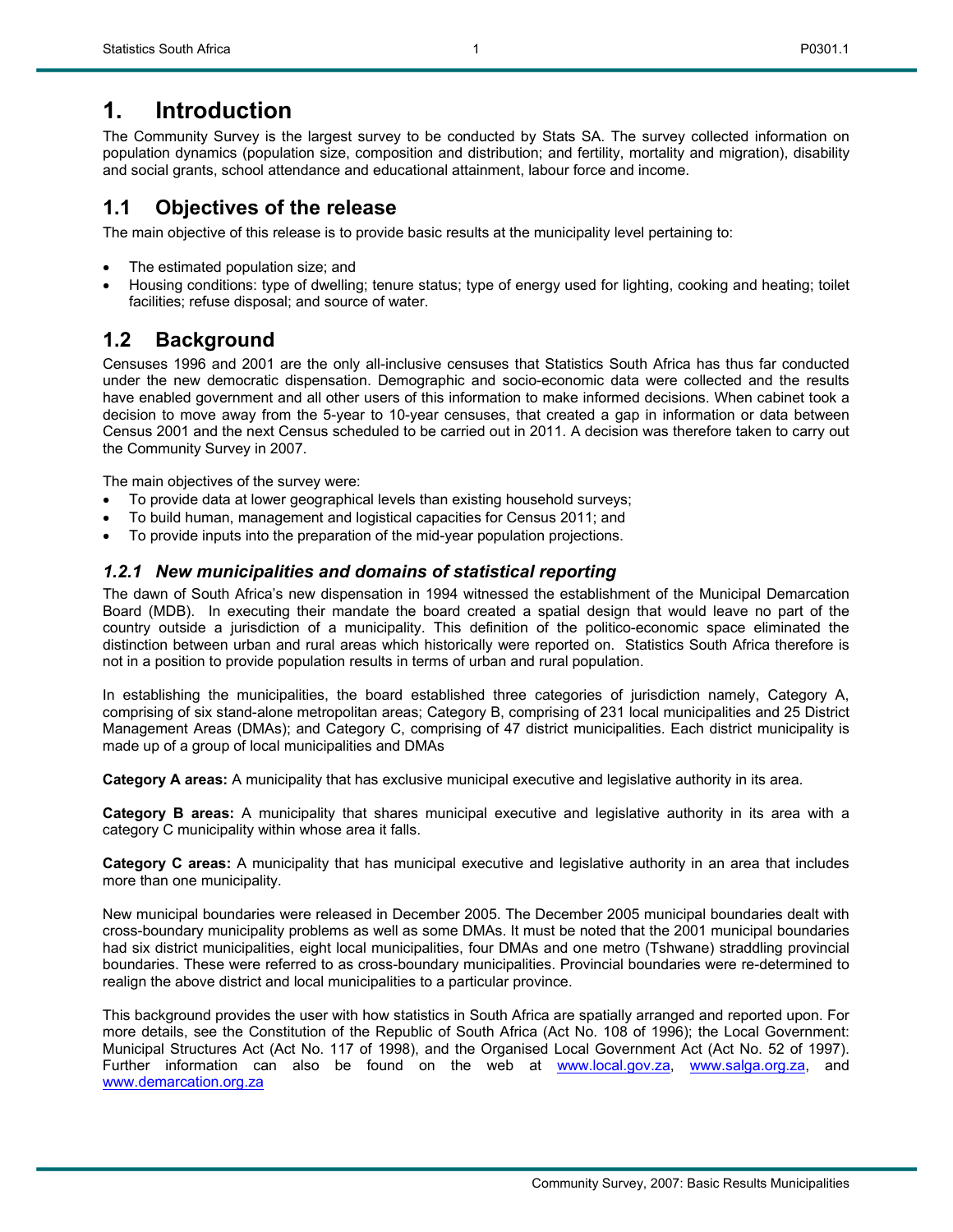# 1. Introduction

The Community Survey is the largest survey to be conducted by Stats SA. The survey collected information on population dynamics (population size, composition and distribution; and fertility, mortality and migration), disability and social grants, school attendance and educational attainment, labour force and income.

## 1.1 Objectives of the release

The main objective of this release is to provide basic results at the municipality level pertaining to:

- The estimated population size; and
- Housing conditions: type of dwelling; tenure status; type of energy used for lighting, cooking and heating; toilet facilities; refuse disposal; and source of water.

## 1.2 Background

Censuses 1996 and 2001 are the only all-inclusive censuses that Statistics South Africa has thus far conducted under the new democratic dispensation. Demographic and socio-economic data were collected and the results have enabled government and all other users of this information to make informed decisions. When cabinet took a decision to move away from the 5-year to 10-year censuses, that created a gap in information or data between Census 2001 and the next Census scheduled to be carried out in 2011. A decision was therefore taken to carry out the Community Survey in 2007.

The main objectives of the survey were:

- To provide data at lower geographical levels than existing household surveys;
- To build human, management and logistical capacities for Census 2011; and
- To provide inputs into the preparation of the mid-year population projections.

### *1.2.1 New municipalities and domains of statistical reporting*

The dawn of South Africa's new dispensation in 1994 witnessed the establishment of the Municipal Demarcation Board (MDB). In executing their mandate the board created a spatial design that would leave no part of the country outside a jurisdiction of a municipality. This definition of the politico-economic space eliminated the distinction between urban and rural areas which historically were reported on. Statistics South Africa therefore is not in a position to provide population results in terms of urban and rural population.

In establishing the municipalities, the board established three categories of jurisdiction namely, Category A, comprising of six stand-alone metropolitan areas; Category B, comprising of 231 local municipalities and 25 District Management Areas (DMAs); and Category C, comprising of 47 district municipalities. Each district municipality is made up of a group of local municipalities and DMAs

**Category A areas:** A municipality that has exclusive municipal executive and legislative authority in its area.

**Category B areas:** A municipality that shares municipal executive and legislative authority in its area with a category C municipality within whose area it falls.

**Category C areas:** A municipality that has municipal executive and legislative authority in an area that includes more than one municipality.

New municipal boundaries were released in December 2005. The December 2005 municipal boundaries dealt with cross-boundary municipality problems as well as some DMAs. It must be noted that the 2001 municipal boundaries had six district municipalities, eight local municipalities, four DMAs and one metro (Tshwane) straddling provincial boundaries. These were referred to as cross-boundary municipalities. Provincial boundaries were re-determined to realign the above district and local municipalities to a particular province.

This background provides the user with how statistics in South Africa are spatially arranged and reported upon. For more details, see the Constitution of the Republic of South Africa (Act No. 108 of 1996); the Local Government: Municipal Structures Act (Act No. 117 of 1998), and the Organised Local Government Act (Act No. 52 of 1997). Further information can also be found on the web at www.local.gov.za, www.salga.org.za, and www.demarcation.org.za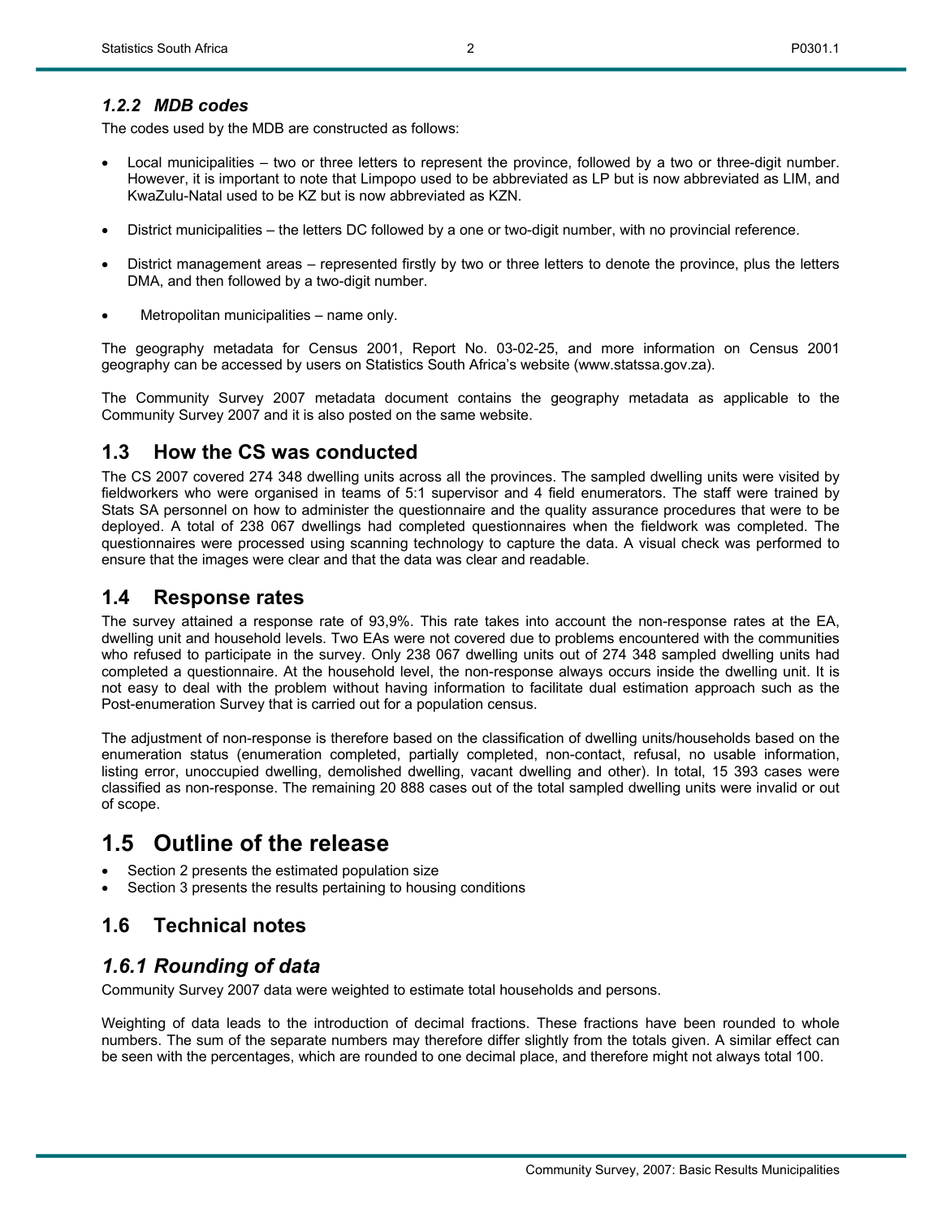### *1.2.2 MDB codes*

The codes used by the MDB are constructed as follows:

- Local municipalities – two or three letters to represent the province, followed by a two or three-digit number. However, it is important to note that Limpopo used to be abbreviated as LP but is now abbreviated as LIM, and KwaZulu-Natal used to be KZ but is now abbreviated as KZN.
- District municipalities – the letters DC followed by a one or two-digit number, with no provincial reference.
- District management areas – represented firstly by two or three letters to denote the province, plus the letters DMA, and then followed by a two-digit number.
- Metropolitan municipalities – name only.

The geography metadata for Census 2001, Report No. 03-02-25, and more information on Census 2001 geography can be accessed by users on Statistics South Africa's website (www.statssa.gov.za).

The Community Survey 2007 metadata document contains the geography metadata as applicable to the Community Survey 2007 and it is also posted on the same website.

## 1.3 How the CS was conducted

The CS 2007 covered 274 348 dwelling units across all the provinces. The sampled dwelling units were visited by fieldworkers who were organised in teams of 5:1 supervisor and 4 field enumerators. The staff were trained by Stats SA personnel on how to administer the questionnaire and the quality assurance procedures that were to be deployed. A total of 238 067 dwellings had completed questionnaires when the fieldwork was completed. The questionnaires were processed using scanning technology to capture the data. A visual check was performed to ensure that the images were clear and that the data was clear and readable.

## 1.4 Response rates

The survey attained a response rate of 93,9%. This rate takes into account the non-response rates at the EA, dwelling unit and household levels. Two EAs were not covered due to problems encountered with the communities who refused to participate in the survey. Only 238 067 dwelling units out of 274 348 sampled dwelling units had completed a questionnaire. At the household level, the non-response always occurs inside the dwelling unit. It is not easy to deal with the problem without having information to facilitate dual estimation approach such as the Post-enumeration Survey that is carried out for a population census.

The adjustment of non-response is therefore based on the classification of dwelling units/households based on the enumeration status (enumeration completed, partially completed, non-contact, refusal, no usable information, listing error, unoccupied dwelling, demolished dwelling, vacant dwelling and other). In total, 15 393 cases were classified as non-response. The remaining 20 888 cases out of the total sampled dwelling units were invalid or out of scope.

# 1.5 Outline of the release

- Section 2 presents the estimated population size
- Section 3 presents the results pertaining to housing conditions

## 1.6 Technical notes

### *1.6.1 Rounding of data*

Community Survey 2007 data were weighted to estimate total households and persons.

Weighting of data leads to the introduction of decimal fractions. These fractions have been rounded to whole numbers. The sum of the separate numbers may therefore differ slightly from the totals given. A similar effect can be seen with the percentages, which are rounded to one decimal place, and therefore might not always total 100.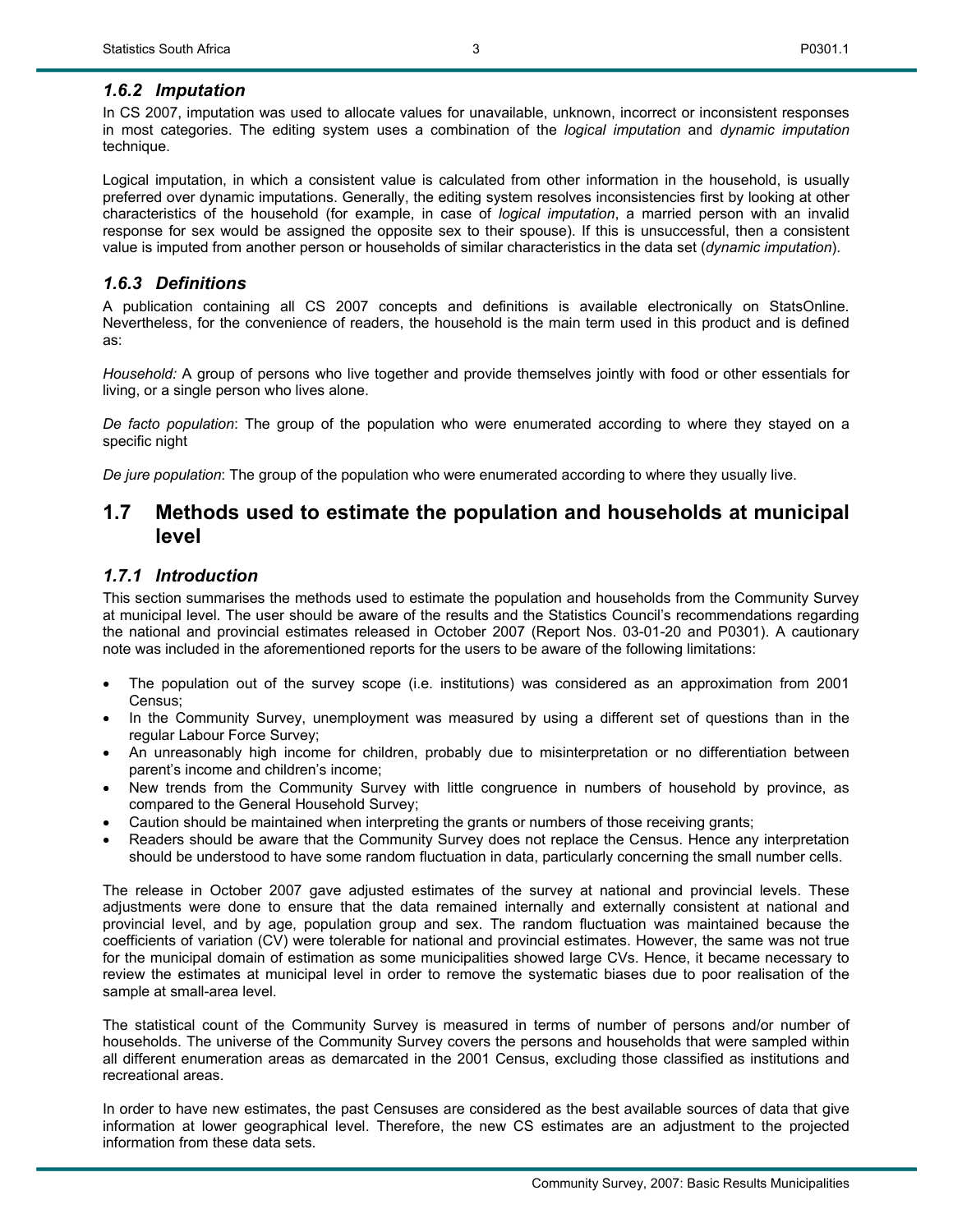### *1.6.2 Imputation*

In CS 2007, imputation was used to allocate values for unavailable, unknown, incorrect or inconsistent responses in most categories. The editing system uses a combination of the *logical imputation* and *dynamic imputation* technique.

Logical imputation, in which a consistent value is calculated from other information in the household, is usually preferred over dynamic imputations. Generally, the editing system resolves inconsistencies first by looking at other characteristics of the household (for example, in case of *logical imputation*, a married person with an invalid response for sex would be assigned the opposite sex to their spouse). If this is unsuccessful, then a consistent value is imputed from another person or households of similar characteristics in the data set (*dynamic imputation*).

### *1.6.3 Definitions*

A publication containing all CS 2007 concepts and definitions is available electronically on StatsOnline. Nevertheless, for the convenience of readers, the household is the main term used in this product and is defined as:

*Household:* A group of persons who live together and provide themselves jointly with food or other essentials for living, or a single person who lives alone.

*De facto population*: The group of the population who were enumerated according to where they stayed on a specific night

*De jure population*: The group of the population who were enumerated according to where they usually live.

## 1.7 Methods used to estimate the population and households at municipal level

### *1.7.1 Introduction*

This section summarises the methods used to estimate the population and households from the Community Survey at municipal level. The user should be aware of the results and the Statistics Council's recommendations regarding the national and provincial estimates released in October 2007 (Report Nos. 03-01-20 and P0301). A cautionary note was included in the aforementioned reports for the users to be aware of the following limitations:

- The population out of the survey scope (i.e. institutions) was considered as an approximation from 2001 Census;
- In the Community Survey, unemployment was measured by using a different set of questions than in the regular Labour Force Survey;
- An unreasonably high income for children, probably due to misinterpretation or no differentiation between parent's income and children's income;
- New trends from the Community Survey with little congruence in numbers of household by province, as compared to the General Household Survey;
- Caution should be maintained when interpreting the grants or numbers of those receiving grants;
- Readers should be aware that the Community Survey does not replace the Census. Hence any interpretation should be understood to have some random fluctuation in data, particularly concerning the small number cells.

The release in October 2007 gave adjusted estimates of the survey at national and provincial levels. These adjustments were done to ensure that the data remained internally and externally consistent at national and provincial level, and by age, population group and sex. The random fluctuation was maintained because the coefficients of variation (CV) were tolerable for national and provincial estimates. However, the same was not true for the municipal domain of estimation as some municipalities showed large CVs. Hence, it became necessary to review the estimates at municipal level in order to remove the systematic biases due to poor realisation of the sample at small-area level.

The statistical count of the Community Survey is measured in terms of number of persons and/or number of households. The universe of the Community Survey covers the persons and households that were sampled within all different enumeration areas as demarcated in the 2001 Census, excluding those classified as institutions and recreational areas.

In order to have new estimates, the past Censuses are considered as the best available sources of data that give information at lower geographical level. Therefore, the new CS estimates are an adjustment to the projected information from these data sets.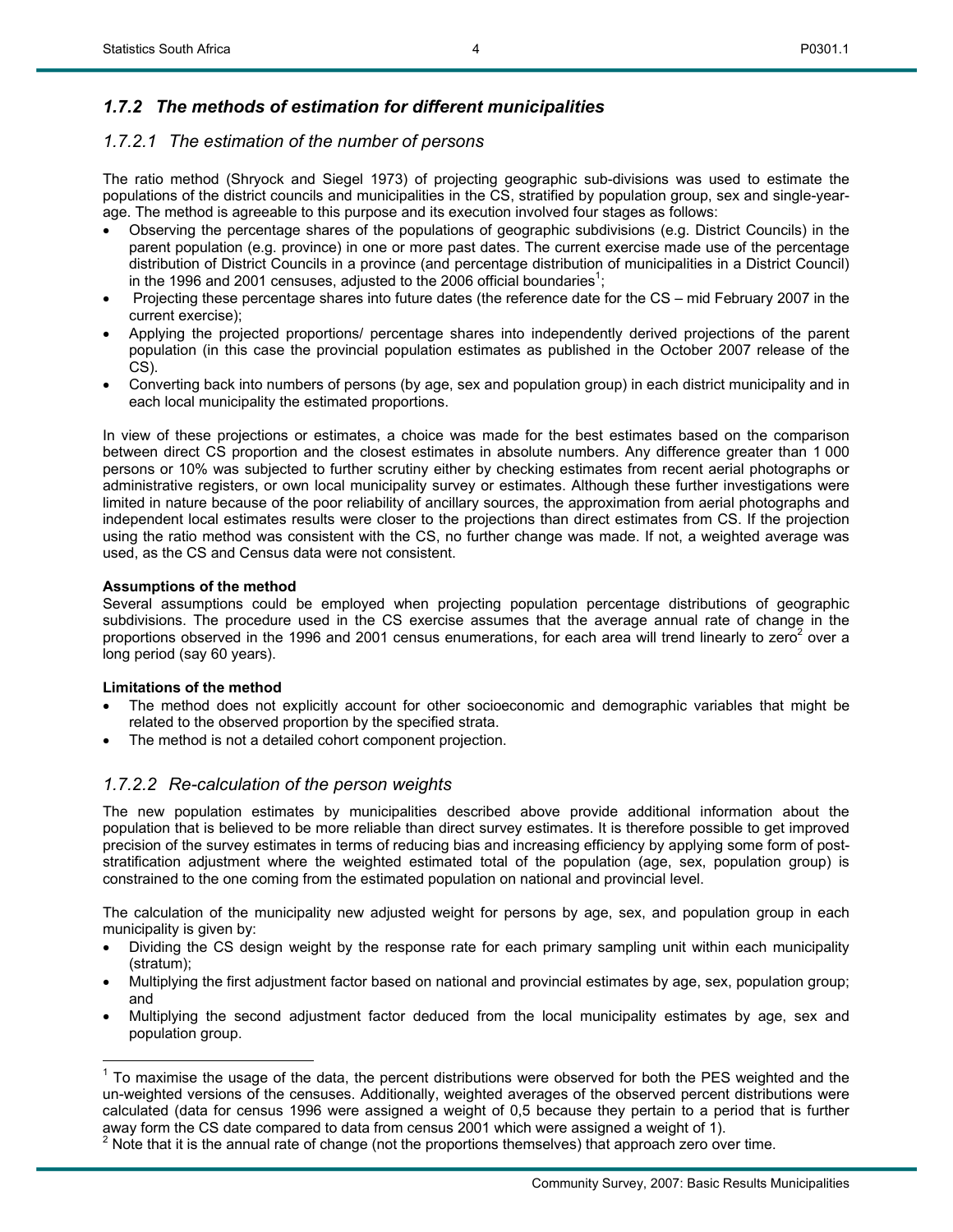### *1.7.2 The methods of estimation for different municipalities*

#### *1.7.2.1 The estimation of the number of persons*

The ratio method (Shryock and Siegel 1973) of projecting geographic sub-divisions was used to estimate the populations of the district councils and municipalities in the CS, stratified by population group, sex and single-year-age. The method is agreeable to this purpose and its execution involved four stages as follows:

- Observing the percentage shares of the populations of geographic subdivisions (e.g. District Councils) in the parent population (e.g. province) in one or more past dates. The current exercise made use of the percentage distribution of District Councils in a province (and percentage distribution of municipalities in a District Council) in the 1996 and 2001 censuses, adjusted to the 2006 official boundaries[1];
- Projecting these percentage shares into future dates (the reference date for the CS – mid February 2007 in the current exercise);
- Applying the projected proportions/ percentage shares into independently derived projections of the parent population (in this case the provincial population estimates as published in the October 2007 release of the CS).
- Converting back into numbers of persons (by age, sex and population group) in each district municipality and in each local municipality the estimated proportions.

In view of these projections or estimates, a choice was made for the best estimates based on the comparison between direct CS proportion and the closest estimates in absolute numbers. Any difference greater than 1 000 persons or 10% was subjected to further scrutiny either by checking estimates from recent aerial photographs or administrative registers, or own local municipality survey or estimates. Although these further investigations were limited in nature because of the poor reliability of ancillary sources, the approximation from aerial photographs and independent local estimates results were closer to the projections than direct estimates from CS. If the projection using the ratio method was consistent with the CS, no further change was made. If not, a weighted average was used, as the CS and Census data were not consistent.

**Assumptions of the method**

Several assumptions could be employed when projecting population percentage distributions of geographic subdivisions. The procedure used in the CS exercise assumes that the average annual rate of change in the proportions observed in the 1996 and 2001 census enumerations, for each area will trend linearly to zero[2] over a long period (say 60 years).

**Limitations of the method**

- The method does not explicitly account for other socioeconomic and demographic variables that might be related to the observed proportion by the specified strata.
- The method is not a detailed cohort component projection.

#### *1.7.2.2 Re-calculation of the person weights*

The new population estimates by municipalities described above provide additional information about the population that is believed to be more reliable than direct survey estimates. It is therefore possible to get improved precision of the survey estimates in terms of reducing bias and increasing efficiency by applying some form of post-stratification adjustment where the weighted estimated total of the population (age, sex, population group) is constrained to the one coming from the estimated population on national and provincial level.

The calculation of the municipality new adjusted weight for persons by age, sex, and population group in each municipality is given by:

- Dividing the CS design weight by the response rate for each primary sampling unit within each municipality (stratum);
- Multiplying the first adjustment factor based on national and provincial estimates by age, sex, population group; and
- Multiplying the second adjustment factor deduced from the local municipality estimates by age, sex and population group.

---

[1] To maximise the usage of the data, the percent distributions were observed for both the PES weighted and the un-weighted versions of the censuses. Additionally, weighted averages of the observed percent distributions were calculated (data for census 1996 were assigned a weight of 0,5 because they pertain to a period that is further away form the CS date compared to data from census 2001 which were assigned a weight of 1).

[2] Note that it is the annual rate of change (not the proportions themselves) that approach zero over time.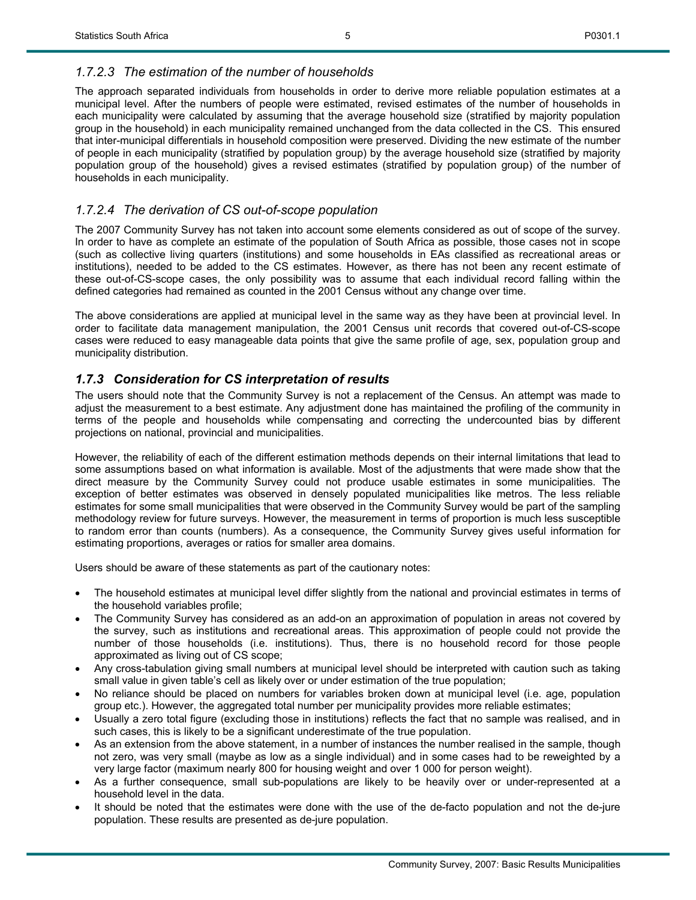#### *1.7.2.3 The estimation of the number of households*

The approach separated individuals from households in order to derive more reliable population estimates at a municipal level. After the numbers of people were estimated, revised estimates of the number of households in each municipality were calculated by assuming that the average household size (stratified by majority population group in the household) in each municipality remained unchanged from the data collected in the CS. This ensured that inter-municipal differentials in household composition were preserved. Dividing the new estimate of the number of people in each municipality (stratified by population group) by the average household size (stratified by majority population group of the household) gives a revised estimates (stratified by population group) of the number of households in each municipality.

#### *1.7.2.4 The derivation of CS out-of-scope population*

The 2007 Community Survey has not taken into account some elements considered as out of scope of the survey. In order to have as complete an estimate of the population of South Africa as possible, those cases not in scope (such as collective living quarters (institutions) and some households in EAs classified as recreational areas or institutions), needed to be added to the CS estimates. However, as there has not been any recent estimate of these out-of-CS-scope cases, the only possibility was to assume that each individual record falling within the defined categories had remained as counted in the 2001 Census without any change over time.

The above considerations are applied at municipal level in the same way as they have been at provincial level. In order to facilitate data management manipulation, the 2001 Census unit records that covered out-of-CS-scope cases were reduced to easy manageable data points that give the same profile of age, sex, population group and municipality distribution.

### *1.7.3 Consideration for CS interpretation of results*

The users should note that the Community Survey is not a replacement of the Census. An attempt was made to adjust the measurement to a best estimate. Any adjustment done has maintained the profiling of the community in terms of the people and households while compensating and correcting the undercounted bias by different projections on national, provincial and municipalities.

However, the reliability of each of the different estimation methods depends on their internal limitations that lead to some assumptions based on what information is available. Most of the adjustments that were made show that the direct measure by the Community Survey could not produce usable estimates in some municipalities. The exception of better estimates was observed in densely populated municipalities like metros. The less reliable estimates for some small municipalities that were observed in the Community Survey would be part of the sampling methodology review for future surveys. However, the measurement in terms of proportion is much less susceptible to random error than counts (numbers). As a consequence, the Community Survey gives useful information for estimating proportions, averages or ratios for smaller area domains.

Users should be aware of these statements as part of the cautionary notes:

- The household estimates at municipal level differ slightly from the national and provincial estimates in terms of the household variables profile;
- The Community Survey has considered as an add-on an approximation of population in areas not covered by the survey, such as institutions and recreational areas. This approximation of people could not provide the number of those households (i.e. institutions). Thus, there is no household record for those people approximated as living out of CS scope;
- Any cross-tabulation giving small numbers at municipal level should be interpreted with caution such as taking small value in given table's cell as likely over or under estimation of the true population;
- No reliance should be placed on numbers for variables broken down at municipal level (i.e. age, population group etc.). However, the aggregated total number per municipality provides more reliable estimates;
- Usually a zero total figure (excluding those in institutions) reflects the fact that no sample was realised, and in such cases, this is likely to be a significant underestimate of the true population.
- As an extension from the above statement, in a number of instances the number realised in the sample, though not zero, was very small (maybe as low as a single individual) and in some cases had to be reweighted by a very large factor (maximum nearly 800 for housing weight and over 1 000 for person weight).
- As a further consequence, small sub-populations are likely to be heavily over or under-represented at a household level in the data.
- It should be noted that the estimates were done with the use of the de-facto population and not the de-jure population. These results are presented as de-jure population.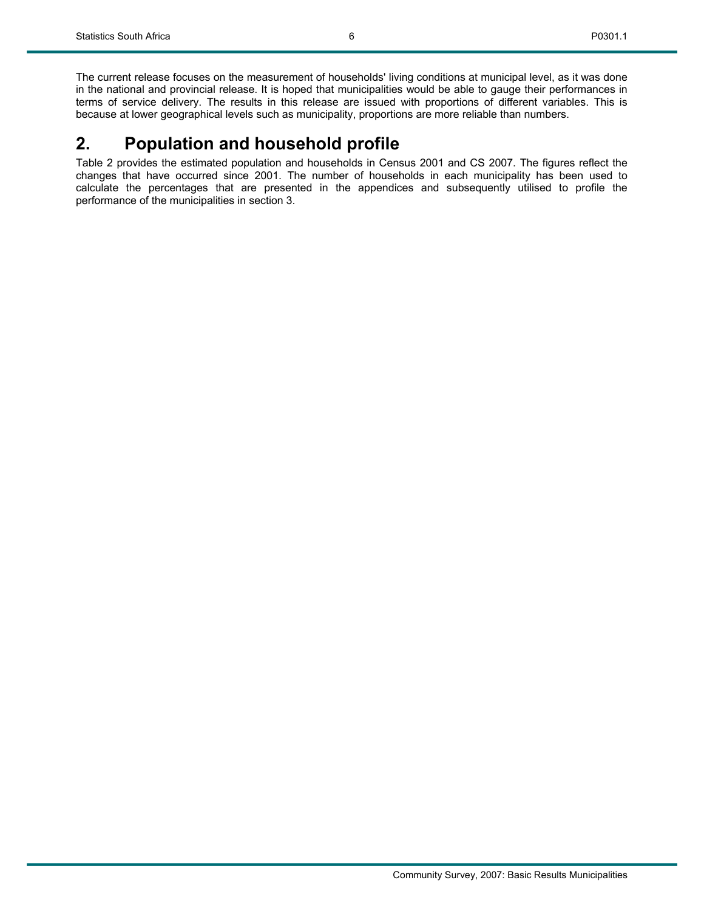The current release focuses on the measurement of households' living conditions at municipal level, as it was done in the national and provincial release. It is hoped that municipalities would be able to gauge their performances in terms of service delivery. The results in this release are issued with proportions of different variables. This is because at lower geographical levels such as municipality, proportions are more reliable than numbers.

## 2. Population and household profile

Table 2 provides the estimated population and households in Census 2001 and CS 2007. The figures reflect the changes that have occurred since 2001. The number of households in each municipality has been used to calculate the percentages that are presented in the appendices and subsequently utilised to profile the performance of the municipalities in section 3.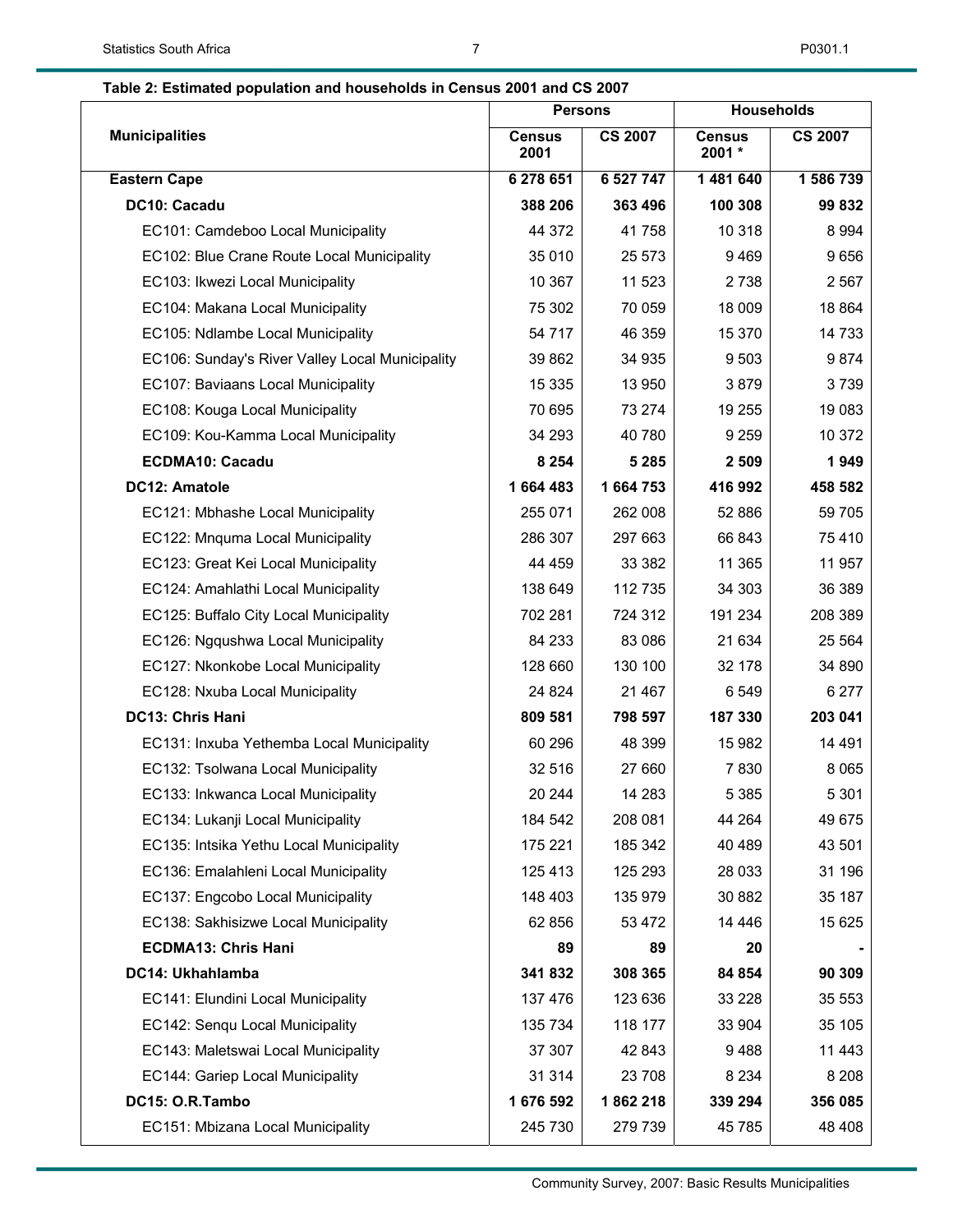**Table 2: Estimated population and households in Census 2001 and CS 2007**

| Municipalities | Persons | | Households | |
|---|---|---|---|---|
| | Census 2001 | CS 2007 | Census 2001 * | CS 2007 |
| **Eastern Cape** | **6 278 651** | **6 527 747** | **1 481 640** | **1 586 739** |
| **DC10: Cacadu** | **388 206** | **363 496** | **100 308** | **99 832** |
| EC101: Camdeboo Local Municipality | 44 372 | 41 758 | 10 318 | 8 994 |
| EC102: Blue Crane Route Local Municipality | 35 010 | 25 573 | 9 469 | 9 656 |
| EC103: Ikwezi Local Municipality | 10 367 | 11 523 | 2 738 | 2 567 |
| EC104: Makana Local Municipality | 75 302 | 70 059 | 18 009 | 18 864 |
| EC105: Ndlambe Local Municipality | 54 717 | 46 359 | 15 370 | 14 733 |
| EC106: Sunday's River Valley Local Municipality | 39 862 | 34 935 | 9 503 | 9 874 |
| EC107: Baviaans Local Municipality | 15 335 | 13 950 | 3 879 | 3 739 |
| EC108: Kouga Local Municipality | 70 695 | 73 274 | 19 255 | 19 083 |
| EC109: Kou-Kamma Local Municipality | 34 293 | 40 780 | 9 259 | 10 372 |
| **ECDMA10: Cacadu** | **8 254** | **5 285** | **2 509** | **1 949** |
| **DC12: Amatole** | **1 664 483** | **1 664 753** | **416 992** | **458 582** |
| EC121: Mbhashe Local Municipality | 255 071 | 262 008 | 52 886 | 59 705 |
| EC122: Mnquma Local Municipality | 286 307 | 297 663 | 66 843 | 75 410 |
| EC123: Great Kei Local Municipality | 44 459 | 33 382 | 11 365 | 11 957 |
| EC124: Amahlathi Local Municipality | 138 649 | 112 735 | 34 303 | 36 389 |
| EC125: Buffalo City Local Municipality | 702 281 | 724 312 | 191 234 | 208 389 |
| EC126: Ngqushwa Local Municipality | 84 233 | 83 086 | 21 634 | 25 564 |
| EC127: Nkonkobe Local Municipality | 128 660 | 130 100 | 32 178 | 34 890 |
| EC128: Nxuba Local Municipality | 24 824 | 21 467 | 6 549 | 6 277 |
| **DC13: Chris Hani** | **809 581** | **798 597** | **187 330** | **203 041** |
| EC131: Inxuba Yethemba Local Municipality | 60 296 | 48 399 | 15 982 | 14 491 |
| EC132: Tsolwana Local Municipality | 32 516 | 27 660 | 7 830 | 8 065 |
| EC133: Inkwanca Local Municipality | 20 244 | 14 283 | 5 385 | 5 301 |
| EC134: Lukanji Local Municipality | 184 542 | 208 081 | 44 264 | 49 675 |
| EC135: Intsika Yethu Local Municipality | 175 221 | 185 342 | 40 489 | 43 501 |
| EC136: Emalahleni Local Municipality | 125 413 | 125 293 | 28 033 | 31 196 |
| EC137: Engcobo Local Municipality | 148 403 | 135 979 | 30 882 | 35 187 |
| EC138: Sakhisizwe Local Municipality | 62 856 | 53 472 | 14 446 | 15 625 |
| **ECDMA13: Chris Hani** | **89** | **89** | **20** | **-** |
| **DC14: Ukhahlamba** | **341 832** | **308 365** | **84 854** | **90 309** |
| EC141: Elundini Local Municipality | 137 476 | 123 636 | 33 228 | 35 553 |
| EC142: Senqu Local Municipality | 135 734 | 118 177 | 33 904 | 35 105 |
| EC143: Maletswai Local Municipality | 37 307 | 42 843 | 9 488 | 11 443 |
| EC144: Gariep Local Municipality | 31 314 | 23 708 | 8 234 | 8 208 |
| **DC15: O.R.Tambo** | **1 676 592** | **1 862 218** | **339 294** | **356 085** |
| EC151: Mbizana Local Municipality | 245 730 | 279 739 | 45 785 | 48 408 |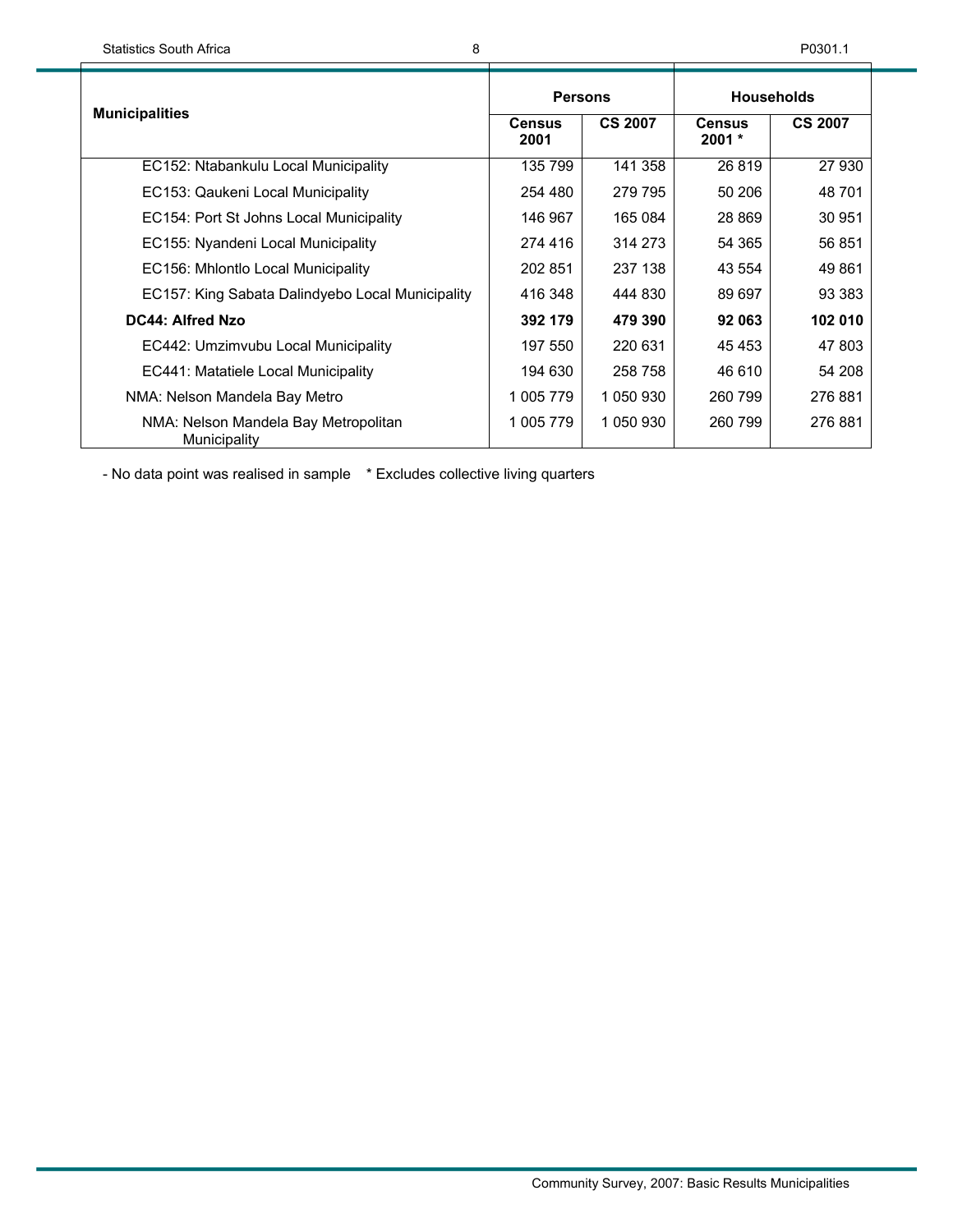| Municipalities | Persons | | Households | |
|---|---|---|---|---|
| | Census 2001 | CS 2007 | Census 2001 * | CS 2007 |
| EC152: Ntabankulu Local Municipality | 135 799 | 141 358 | 26 819 | 27 930 |
| EC153: Qaukeni Local Municipality | 254 480 | 279 795 | 50 206 | 48 701 |
| EC154: Port St Johns Local Municipality | 146 967 | 165 084 | 28 869 | 30 951 |
| EC155: Nyandeni Local Municipality | 274 416 | 314 273 | 54 365 | 56 851 |
| EC156: Mhlontlo Local Municipality | 202 851 | 237 138 | 43 554 | 49 861 |
| EC157: King Sabata Dalindyebo Local Municipality | 416 348 | 444 830 | 89 697 | 93 383 |
| **DC44: Alfred Nzo** | **392 179** | **479 390** | **92 063** | **102 010** |
| EC442: Umzimvubu Local Municipality | 197 550 | 220 631 | 45 453 | 47 803 |
| EC441: Matatiele Local Municipality | 194 630 | 258 758 | 46 610 | 54 208 |
| NMA: Nelson Mandela Bay Metro | 1 005 779 | 1 050 930 | 260 799 | 276 881 |
| NMA: Nelson Mandela Bay Metropolitan Municipality | 1 005 779 | 1 050 930 | 260 799 | 276 881 |

- No data point was realised in sample    * Excludes collective living quarters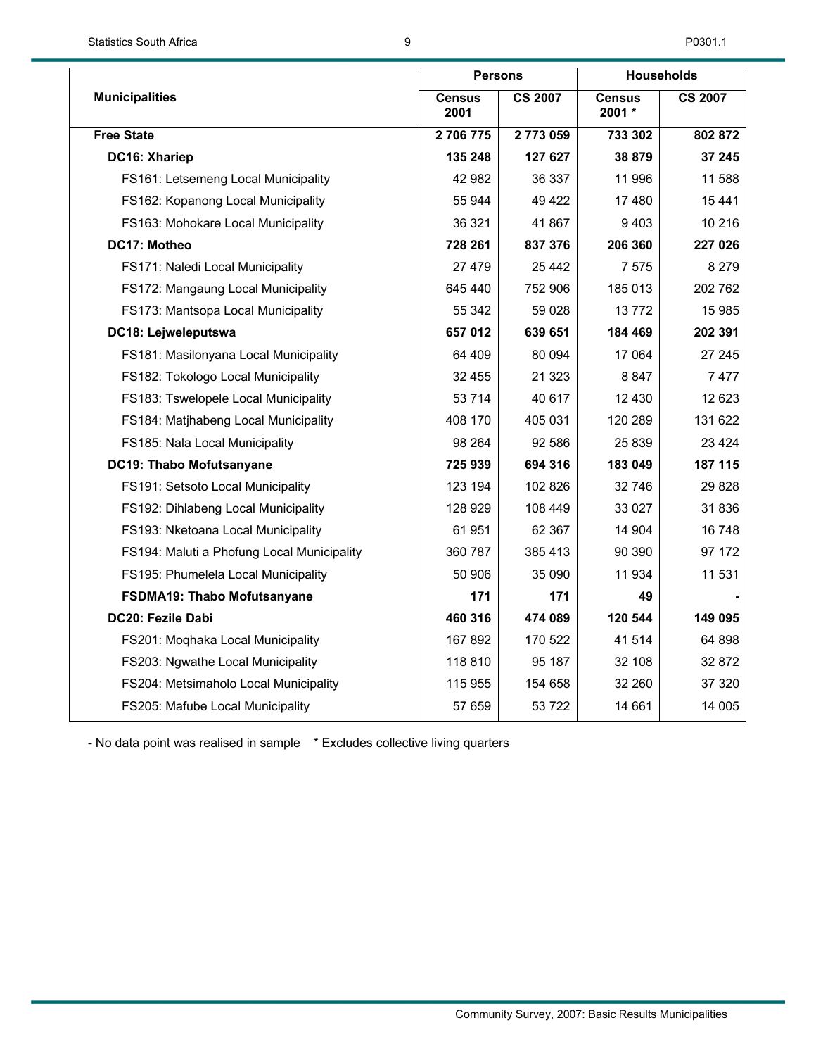| Municipalities | Persons | | Households | |
|---|---|---|---|---|
| | Census 2001 | CS 2007 | Census 2001 * | CS 2007 |
| **Free State** | **2 706 775** | **2 773 059** | **733 302** | **802 872** |
| **DC16: Xhariep** | **135 248** | **127 627** | **38 879** | **37 245** |
| FS161: Letsemeng Local Municipality | 42 982 | 36 337 | 11 996 | 11 588 |
| FS162: Kopanong Local Municipality | 55 944 | 49 422 | 17 480 | 15 441 |
| FS163: Mohokare Local Municipality | 36 321 | 41 867 | 9 403 | 10 216 |
| **DC17: Motheo** | **728 261** | **837 376** | **206 360** | **227 026** |
| FS171: Naledi Local Municipality | 27 479 | 25 442 | 7 575 | 8 279 |
| FS172: Mangaung Local Municipality | 645 440 | 752 906 | 185 013 | 202 762 |
| FS173: Mantsopa Local Municipality | 55 342 | 59 028 | 13 772 | 15 985 |
| **DC18: Lejweleputswa** | **657 012** | **639 651** | **184 469** | **202 391** |
| FS181: Masilonyana Local Municipality | 64 409 | 80 094 | 17 064 | 27 245 |
| FS182: Tokologo Local Municipality | 32 455 | 21 323 | 8 847 | 7 477 |
| FS183: Tswelopele Local Municipality | 53 714 | 40 617 | 12 430 | 12 623 |
| FS184: Matjhabeng Local Municipality | 408 170 | 405 031 | 120 289 | 131 622 |
| FS185: Nala Local Municipality | 98 264 | 92 586 | 25 839 | 23 424 |
| **DC19: Thabo Mofutsanyane** | **725 939** | **694 316** | **183 049** | **187 115** |
| FS191: Setsoto Local Municipality | 123 194 | 102 826 | 32 746 | 29 828 |
| FS192: Dihlabeng Local Municipality | 128 929 | 108 449 | 33 027 | 31 836 |
| FS193: Nketoana Local Municipality | 61 951 | 62 367 | 14 904 | 16 748 |
| FS194: Maluti a Phofung Local Municipality | 360 787 | 385 413 | 90 390 | 97 172 |
| FS195: Phumelela Local Municipality | 50 906 | 35 090 | 11 934 | 11 531 |
| **FSDMA19: Thabo Mofutsanyane** | **171** | **171** | **49** | **-** |
| **DC20: Fezile Dabi** | **460 316** | **474 089** | **120 544** | **149 095** |
| FS201: Moqhaka Local Municipality | 167 892 | 170 522 | 41 514 | 64 898 |
| FS203: Ngwathe Local Municipality | 118 810 | 95 187 | 32 108 | 32 872 |
| FS204: Metsimaholo Local Municipality | 115 955 | 154 658 | 32 260 | 37 320 |
| FS205: Mafube Local Municipality | 57 659 | 53 722 | 14 661 | 14 005 |

- No data point was realised in sample    * Excludes collective living quarters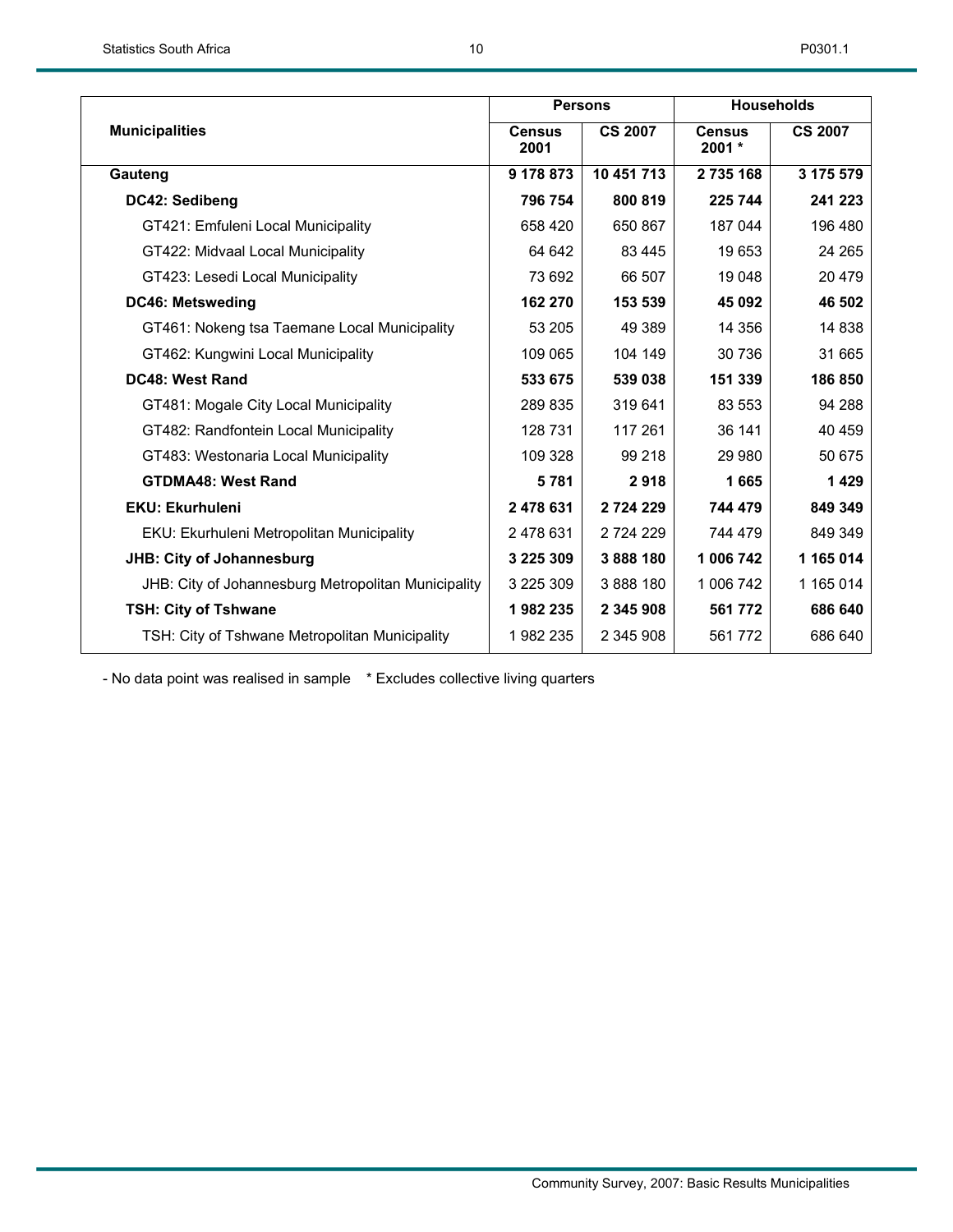| Municipalities | Persons | | Households | |
|---|---|---|---|---|
| | Census 2001 | CS 2007 | Census 2001 * | CS 2007 |
| **Gauteng** | **9 178 873** | **10 451 713** | **2 735 168** | **3 175 579** |
| **DC42: Sedibeng** | **796 754** | **800 819** | **225 744** | **241 223** |
| GT421: Emfuleni Local Municipality | 658 420 | 650 867 | 187 044 | 196 480 |
| GT422: Midvaal Local Municipality | 64 642 | 83 445 | 19 653 | 24 265 |
| GT423: Lesedi Local Municipality | 73 692 | 66 507 | 19 048 | 20 479 |
| **DC46: Metsweding** | **162 270** | **153 539** | **45 092** | **46 502** |
| GT461: Nokeng tsa Taemane Local Municipality | 53 205 | 49 389 | 14 356 | 14 838 |
| GT462: Kungwini Local Municipality | 109 065 | 104 149 | 30 736 | 31 665 |
| **DC48: West Rand** | **533 675** | **539 038** | **151 339** | **186 850** |
| GT481: Mogale City Local Municipality | 289 835 | 319 641 | 83 553 | 94 288 |
| GT482: Randfontein Local Municipality | 128 731 | 117 261 | 36 141 | 40 459 |
| GT483: Westonaria Local Municipality | 109 328 | 99 218 | 29 980 | 50 675 |
| **GTDMA48: West Rand** | **5 781** | **2 918** | **1 665** | **1 429** |
| **EKU: Ekurhuleni** | **2 478 631** | **2 724 229** | **744 479** | **849 349** |
| EKU: Ekurhuleni Metropolitan Municipality | 2 478 631 | 2 724 229 | 744 479 | 849 349 |
| **JHB: City of Johannesburg** | **3 225 309** | **3 888 180** | **1 006 742** | **1 165 014** |
| JHB: City of Johannesburg Metropolitan Municipality | 3 225 309 | 3 888 180 | 1 006 742 | 1 165 014 |
| **TSH: City of Tshwane** | **1 982 235** | **2 345 908** | **561 772** | **686 640** |
| TSH: City of Tshwane Metropolitan Municipality | 1 982 235 | 2 345 908 | 561 772 | 686 640 |

- No data point was realised in sample    * Excludes collective living quarters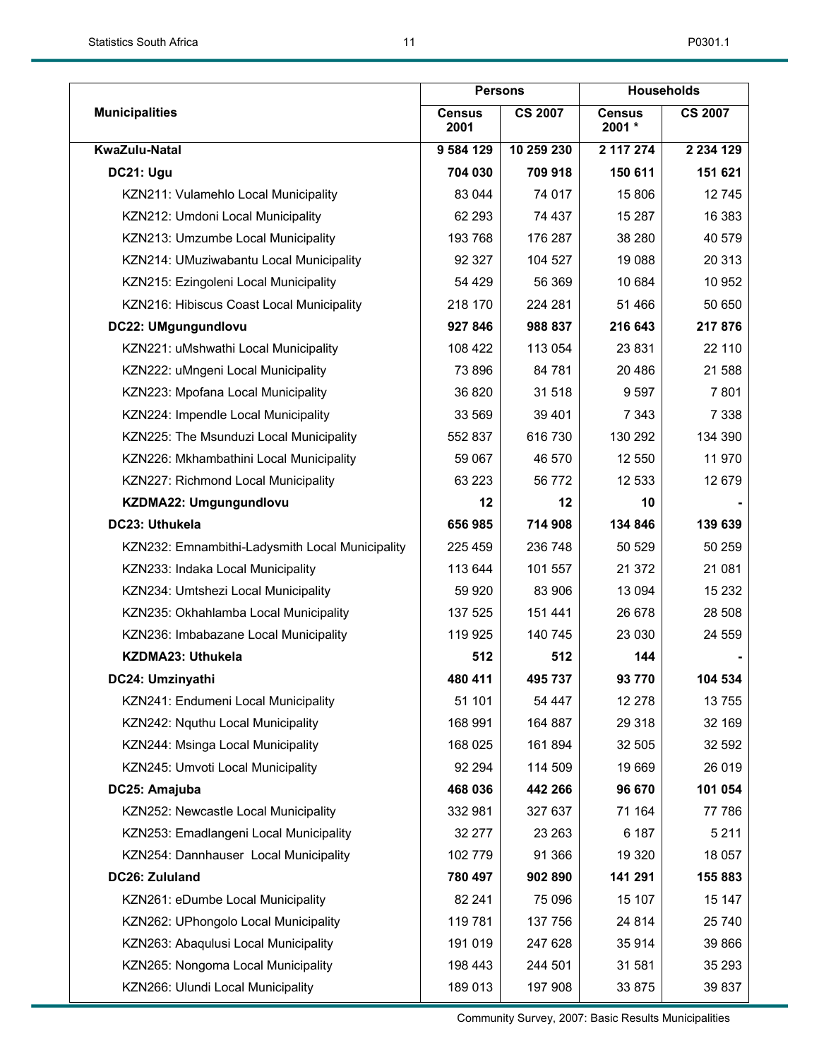| Municipalities | Persons | | Households | |
|---|---|---|---|---|
| | Census 2001 | CS 2007 | Census 2001 * | CS 2007 |
| **KwaZulu-Natal** | **9 584 129** | **10 259 230** | **2 117 274** | **2 234 129** |
| **DC21: Ugu** | **704 030** | **709 918** | **150 611** | **151 621** |
| KZN211: Vulamehlo Local Municipality | 83 044 | 74 017 | 15 806 | 12 745 |
| KZN212: Umdoni Local Municipality | 62 293 | 74 437 | 15 287 | 16 383 |
| KZN213: Umzumbe Local Municipality | 193 768 | 176 287 | 38 280 | 40 579 |
| KZN214: UMuziwabantu Local Municipality | 92 327 | 104 527 | 19 088 | 20 313 |
| KZN215: Ezingoleni Local Municipality | 54 429 | 56 369 | 10 684 | 10 952 |
| KZN216: Hibiscus Coast Local Municipality | 218 170 | 224 281 | 51 466 | 50 650 |
| **DC22: UMgungundlovu** | **927 846** | **988 837** | **216 643** | **217 876** |
| KZN221: uMshwathi Local Municipality | 108 422 | 113 054 | 23 831 | 22 110 |
| KZN222: uMngeni Local Municipality | 73 896 | 84 781 | 20 486 | 21 588 |
| KZN223: Mpofana Local Municipality | 36 820 | 31 518 | 9 597 | 7 801 |
| KZN224: Impendle Local Municipality | 33 569 | 39 401 | 7 343 | 7 338 |
| KZN225: The Msunduzi Local Municipality | 552 837 | 616 730 | 130 292 | 134 390 |
| KZN226: Mkhambathini Local Municipality | 59 067 | 46 570 | 12 550 | 11 970 |
| KZN227: Richmond Local Municipality | 63 223 | 56 772 | 12 533 | 12 679 |
| **KZDMA22: Umgungundlovu** | **12** | **12** | **10** | **-** |
| **DC23: Uthukela** | **656 985** | **714 908** | **134 846** | **139 639** |
| KZN232: Emnambithi-Ladysmith Local Municipality | 225 459 | 236 748 | 50 529 | 50 259 |
| KZN233: Indaka Local Municipality | 113 644 | 101 557 | 21 372 | 21 081 |
| KZN234: Umtshezi Local Municipality | 59 920 | 83 906 | 13 094 | 15 232 |
| KZN235: Okhahlamba Local Municipality | 137 525 | 151 441 | 26 678 | 28 508 |
| KZN236: Imbabazane Local Municipality | 119 925 | 140 745 | 23 030 | 24 559 |
| **KZDMA23: Uthukela** | **512** | **512** | **144** | **-** |
| **DC24: Umzinyathi** | **480 411** | **495 737** | **93 770** | **104 534** |
| KZN241: Endumeni Local Municipality | 51 101 | 54 447 | 12 278 | 13 755 |
| KZN242: Nquthu Local Municipality | 168 991 | 164 887 | 29 318 | 32 169 |
| KZN244: Msinga Local Municipality | 168 025 | 161 894 | 32 505 | 32 592 |
| KZN245: Umvoti Local Municipality | 92 294 | 114 509 | 19 669 | 26 019 |
| **DC25: Amajuba** | **468 036** | **442 266** | **96 670** | **101 054** |
| KZN252: Newcastle Local Municipality | 332 981 | 327 637 | 71 164 | 77 786 |
| KZN253: Emadlangeni Local Municipality | 32 277 | 23 263 | 6 187 | 5 211 |
| KZN254: Dannhauser Local Municipality | 102 779 | 91 366 | 19 320 | 18 057 |
| **DC26: Zululand** | **780 497** | **902 890** | **141 291** | **155 883** |
| KZN261: eDumbe Local Municipality | 82 241 | 75 096 | 15 107 | 15 147 |
| KZN262: UPhongolo Local Municipality | 119 781 | 137 756 | 24 814 | 25 740 |
| KZN263: Abaqulusi Local Municipality | 191 019 | 247 628 | 35 914 | 39 866 |
| KZN265: Nongoma Local Municipality | 198 443 | 244 501 | 31 581 | 35 293 |
| KZN266: Ulundi Local Municipality | 189 013 | 197 908 | 33 875 | 39 837 |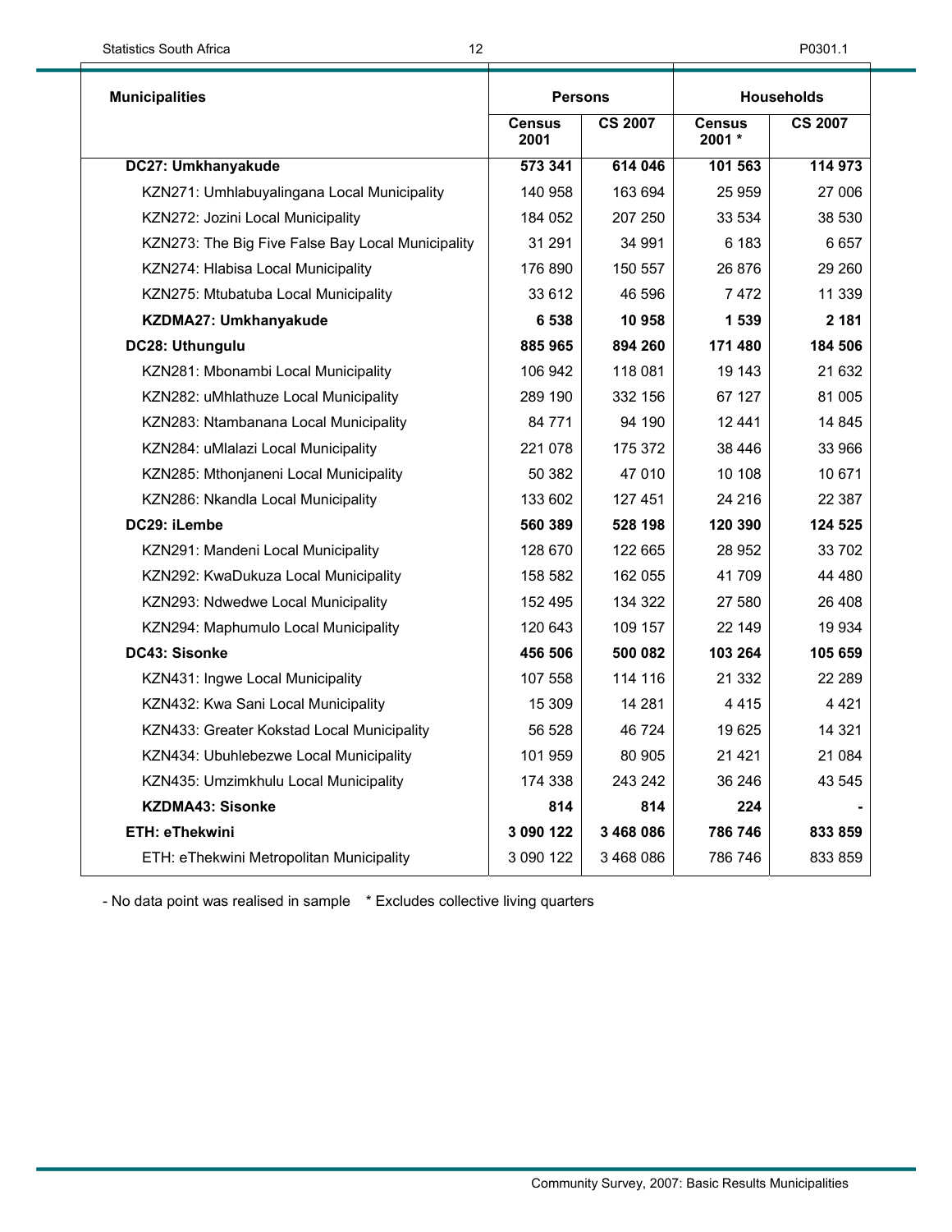| Municipalities | Persons | | Households | |
|---|---|---|---|---|
| | Census 2001 | CS 2007 | Census 2001 * | CS 2007 |
| **DC27: Umkhanyakude** | **573 341** | **614 046** | **101 563** | **114 973** |
| KZN271: Umhlabuyalingana Local Municipality | 140 958 | 163 694 | 25 959 | 27 006 |
| KZN272: Jozini Local Municipality | 184 052 | 207 250 | 33 534 | 38 530 |
| KZN273: The Big Five False Bay Local Municipality | 31 291 | 34 991 | 6 183 | 6 657 |
| KZN274: Hlabisa Local Municipality | 176 890 | 150 557 | 26 876 | 29 260 |
| KZN275: Mtubatuba Local Municipality | 33 612 | 46 596 | 7 472 | 11 339 |
| **KZDMA27: Umkhanyakude** | **6 538** | **10 958** | **1 539** | **2 181** |
| **DC28: Uthungulu** | **885 965** | **894 260** | **171 480** | **184 506** |
| KZN281: Mbonambi Local Municipality | 106 942 | 118 081 | 19 143 | 21 632 |
| KZN282: uMhlathuze Local Municipality | 289 190 | 332 156 | 67 127 | 81 005 |
| KZN283: Ntambanana Local Municipality | 84 771 | 94 190 | 12 441 | 14 845 |
| KZN284: uMlalazi Local Municipality | 221 078 | 175 372 | 38 446 | 33 966 |
| KZN285: Mthonjaneni Local Municipality | 50 382 | 47 010 | 10 108 | 10 671 |
| KZN286: Nkandla Local Municipality | 133 602 | 127 451 | 24 216 | 22 387 |
| **DC29: iLembe** | **560 389** | **528 198** | **120 390** | **124 525** |
| KZN291: Mandeni Local Municipality | 128 670 | 122 665 | 28 952 | 33 702 |
| KZN292: KwaDukuza Local Municipality | 158 582 | 162 055 | 41 709 | 44 480 |
| KZN293: Ndwedwe Local Municipality | 152 495 | 134 322 | 27 580 | 26 408 |
| KZN294: Maphumulo Local Municipality | 120 643 | 109 157 | 22 149 | 19 934 |
| **DC43: Sisonke** | **456 506** | **500 082** | **103 264** | **105 659** |
| KZN431: Ingwe Local Municipality | 107 558 | 114 116 | 21 332 | 22 289 |
| KZN432: Kwa Sani Local Municipality | 15 309 | 14 281 | 4 415 | 4 421 |
| KZN433: Greater Kokstad Local Municipality | 56 528 | 46 724 | 19 625 | 14 321 |
| KZN434: Ubuhlebezwe Local Municipality | 101 959 | 80 905 | 21 421 | 21 084 |
| KZN435: Umzimkhulu Local Municipality | 174 338 | 243 242 | 36 246 | 43 545 |
| **KZDMA43: Sisonke** | **814** | **814** | **224** | **-** |
| **ETH: eThekwini** | **3 090 122** | **3 468 086** | **786 746** | **833 859** |
| ETH: eThekwini Metropolitan Municipality | 3 090 122 | 3 468 086 | 786 746 | 833 859 |

- No data point was realised in sample &nbsp;&nbsp; * Excludes collective living quarters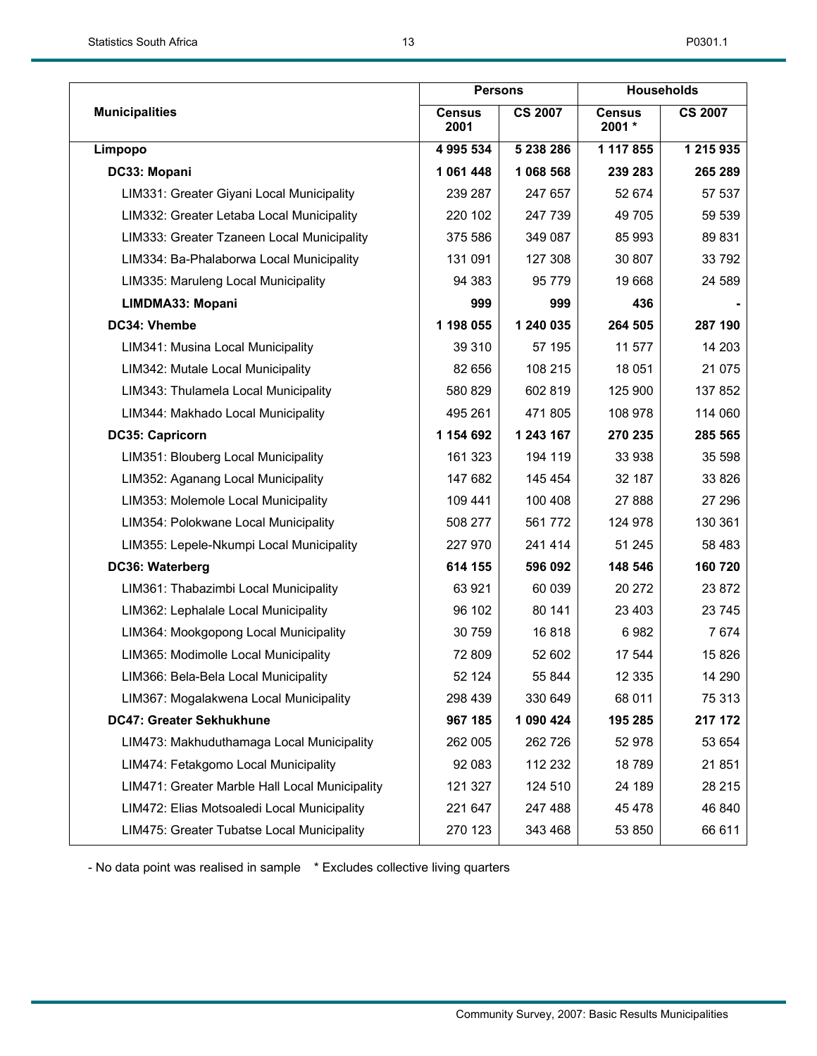| Municipalities | Persons | | Households | |
|---|---|---|---|---|
| | Census 2001 | CS 2007 | Census 2001 * | CS 2007 |
| **Limpopo** | **4 995 534** | **5 238 286** | **1 117 855** | **1 215 935** |
| **DC33: Mopani** | **1 061 448** | **1 068 568** | **239 283** | **265 289** |
| LIM331: Greater Giyani Local Municipality | 239 287 | 247 657 | 52 674 | 57 537 |
| LIM332: Greater Letaba Local Municipality | 220 102 | 247 739 | 49 705 | 59 539 |
| LIM333: Greater Tzaneen Local Municipality | 375 586 | 349 087 | 85 993 | 89 831 |
| LIM334: Ba-Phalaborwa Local Municipality | 131 091 | 127 308 | 30 807 | 33 792 |
| LIM335: Maruleng Local Municipality | 94 383 | 95 779 | 19 668 | 24 589 |
| **LIMDMA33: Mopani** | **999** | **999** | **436** | **-** |
| **DC34: Vhembe** | **1 198 055** | **1 240 035** | **264 505** | **287 190** |
| LIM341: Musina Local Municipality | 39 310 | 57 195 | 11 577 | 14 203 |
| LIM342: Mutale Local Municipality | 82 656 | 108 215 | 18 051 | 21 075 |
| LIM343: Thulamela Local Municipality | 580 829 | 602 819 | 125 900 | 137 852 |
| LIM344: Makhado Local Municipality | 495 261 | 471 805 | 108 978 | 114 060 |
| **DC35: Capricorn** | **1 154 692** | **1 243 167** | **270 235** | **285 565** |
| LIM351: Blouberg Local Municipality | 161 323 | 194 119 | 33 938 | 35 598 |
| LIM352: Aganang Local Municipality | 147 682 | 145 454 | 32 187 | 33 826 |
| LIM353: Molemole Local Municipality | 109 441 | 100 408 | 27 888 | 27 296 |
| LIM354: Polokwane Local Municipality | 508 277 | 561 772 | 124 978 | 130 361 |
| LIM355: Lepele-Nkumpi Local Municipality | 227 970 | 241 414 | 51 245 | 58 483 |
| **DC36: Waterberg** | **614 155** | **596 092** | **148 546** | **160 720** |
| LIM361: Thabazimbi Local Municipality | 63 921 | 60 039 | 20 272 | 23 872 |
| LIM362: Lephalale Local Municipality | 96 102 | 80 141 | 23 403 | 23 745 |
| LIM364: Mookgopong Local Municipality | 30 759 | 16 818 | 6 982 | 7 674 |
| LIM365: Modimolle Local Municipality | 72 809 | 52 602 | 17 544 | 15 826 |
| LIM366: Bela-Bela Local Municipality | 52 124 | 55 844 | 12 335 | 14 290 |
| LIM367: Mogalakwena Local Municipality | 298 439 | 330 649 | 68 011 | 75 313 |
| **DC47: Greater Sekhukhune** | **967 185** | **1 090 424** | **195 285** | **217 172** |
| LIM473: Makhuduthamaga Local Municipality | 262 005 | 262 726 | 52 978 | 53 654 |
| LIM474: Fetakgomo Local Municipality | 92 083 | 112 232 | 18 789 | 21 851 |
| LIM471: Greater Marble Hall Local Municipality | 121 327 | 124 510 | 24 189 | 28 215 |
| LIM472: Elias Motsoaledi Local Municipality | 221 647 | 247 488 | 45 478 | 46 840 |
| LIM475: Greater Tubatse Local Municipality | 270 123 | 343 468 | 53 850 | 66 611 |

- No data point was realised in sample * Excludes collective living quarters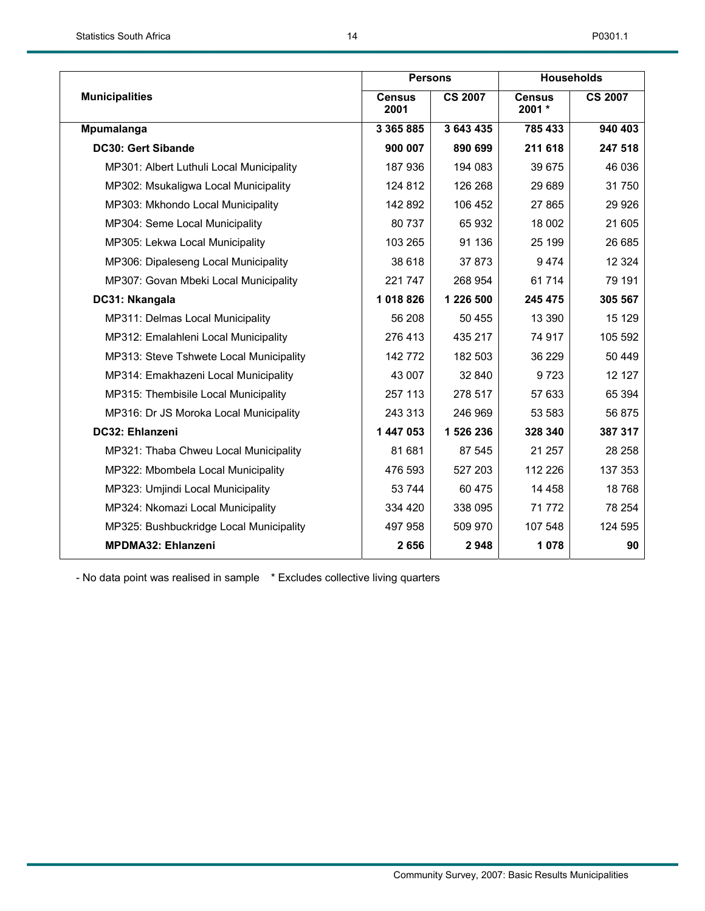| Municipalities | Persons | | Households | |
|---|---|---|---|---|
| | Census 2001 | CS 2007 | Census 2001 * | CS 2007 |
| **Mpumalanga** | **3 365 885** | **3 643 435** | **785 433** | **940 403** |
| **DC30: Gert Sibande** | **900 007** | **890 699** | **211 618** | **247 518** |
| MP301: Albert Luthuli Local Municipality | 187 936 | 194 083 | 39 675 | 46 036 |
| MP302: Msukaligwa Local Municipality | 124 812 | 126 268 | 29 689 | 31 750 |
| MP303: Mkhondo Local Municipality | 142 892 | 106 452 | 27 865 | 29 926 |
| MP304: Seme Local Municipality | 80 737 | 65 932 | 18 002 | 21 605 |
| MP305: Lekwa Local Municipality | 103 265 | 91 136 | 25 199 | 26 685 |
| MP306: Dipaleseng Local Municipality | 38 618 | 37 873 | 9 474 | 12 324 |
| MP307: Govan Mbeki Local Municipality | 221 747 | 268 954 | 61 714 | 79 191 |
| **DC31: Nkangala** | **1 018 826** | **1 226 500** | **245 475** | **305 567** |
| MP311: Delmas Local Municipality | 56 208 | 50 455 | 13 390 | 15 129 |
| MP312: Emalahleni Local Municipality | 276 413 | 435 217 | 74 917 | 105 592 |
| MP313: Steve Tshwete Local Municipality | 142 772 | 182 503 | 36 229 | 50 449 |
| MP314: Emakhazeni Local Municipality | 43 007 | 32 840 | 9 723 | 12 127 |
| MP315: Thembisile Local Municipality | 257 113 | 278 517 | 57 633 | 65 394 |
| MP316: Dr JS Moroka Local Municipality | 243 313 | 246 969 | 53 583 | 56 875 |
| **DC32: Ehlanzeni** | **1 447 053** | **1 526 236** | **328 340** | **387 317** |
| MP321: Thaba Chweu Local Municipality | 81 681 | 87 545 | 21 257 | 28 258 |
| MP322: Mbombela Local Municipality | 476 593 | 527 203 | 112 226 | 137 353 |
| MP323: Umjindi Local Municipality | 53 744 | 60 475 | 14 458 | 18 768 |
| MP324: Nkomazi Local Municipality | 334 420 | 338 095 | 71 772 | 78 254 |
| MP325: Bushbuckridge Local Municipality | 497 958 | 509 970 | 107 548 | 124 595 |
| **MPDMA32: Ehlanzeni** | **2 656** | **2 948** | **1 078** | **90** |

- No data point was realised in sample &nbsp;&nbsp; * Excludes collective living quarters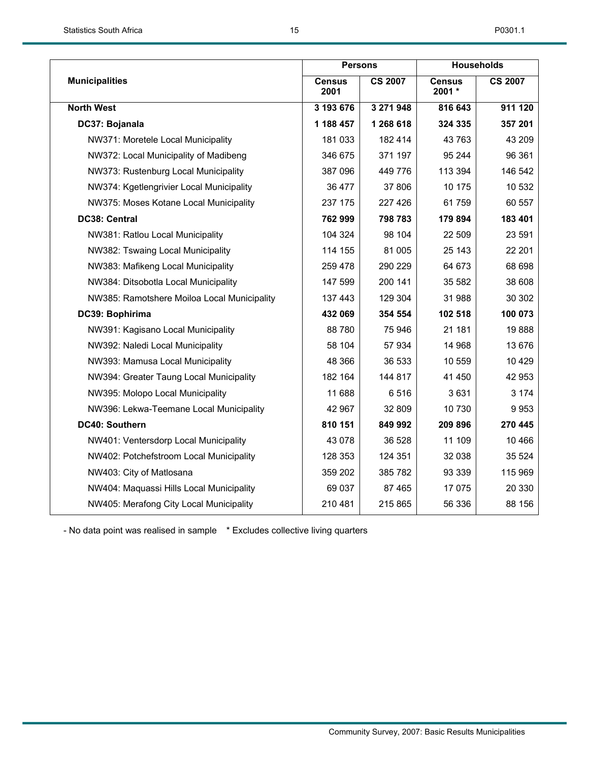| Municipalities | Persons | | Households | |
|---|---|---|---|---|
| | Census 2001 | CS 2007 | Census 2001 * | CS 2007 |
| **North West** | **3 193 676** | **3 271 948** | **816 643** | **911 120** |
| **DC37: Bojanala** | **1 188 457** | **1 268 618** | **324 335** | **357 201** |
| NW371: Moretele Local Municipality | 181 033 | 182 414 | 43 763 | 43 209 |
| NW372: Local Municipality of Madibeng | 346 675 | 371 197 | 95 244 | 96 361 |
| NW373: Rustenburg Local Municipality | 387 096 | 449 776 | 113 394 | 146 542 |
| NW374: Kgetlengrivier Local Municipality | 36 477 | 37 806 | 10 175 | 10 532 |
| NW375: Moses Kotane Local Municipality | 237 175 | 227 426 | 61 759 | 60 557 |
| **DC38: Central** | **762 999** | **798 783** | **179 894** | **183 401** |
| NW381: Ratlou Local Municipality | 104 324 | 98 104 | 22 509 | 23 591 |
| NW382: Tswaing Local Municipality | 114 155 | 81 005 | 25 143 | 22 201 |
| NW383: Mafikeng Local Municipality | 259 478 | 290 229 | 64 673 | 68 698 |
| NW384: Ditsobotla Local Municipality | 147 599 | 200 141 | 35 582 | 38 608 |
| NW385: Ramotshere Moiloa Local Municipality | 137 443 | 129 304 | 31 988 | 30 302 |
| **DC39: Bophirima** | **432 069** | **354 554** | **102 518** | **100 073** |
| NW391: Kagisano Local Municipality | 88 780 | 75 946 | 21 181 | 19 888 |
| NW392: Naledi Local Municipality | 58 104 | 57 934 | 14 968 | 13 676 |
| NW393: Mamusa Local Municipality | 48 366 | 36 533 | 10 559 | 10 429 |
| NW394: Greater Taung Local Municipality | 182 164 | 144 817 | 41 450 | 42 953 |
| NW395: Molopo Local Municipality | 11 688 | 6 516 | 3 631 | 3 174 |
| NW396: Lekwa-Teemane Local Municipality | 42 967 | 32 809 | 10 730 | 9 953 |
| **DC40: Southern** | **810 151** | **849 992** | **209 896** | **270 445** |
| NW401: Ventersdorp Local Municipality | 43 078 | 36 528 | 11 109 | 10 466 |
| NW402: Potchefstroom Local Municipality | 128 353 | 124 351 | 32 038 | 35 524 |
| NW403: City of Matlosana | 359 202 | 385 782 | 93 339 | 115 969 |
| NW404: Maquassi Hills Local Municipality | 69 037 | 87 465 | 17 075 | 20 330 |
| NW405: Merafong City Local Municipality | 210 481 | 215 865 | 56 336 | 88 156 |

- No data point was realised in sample    * Excludes collective living quarters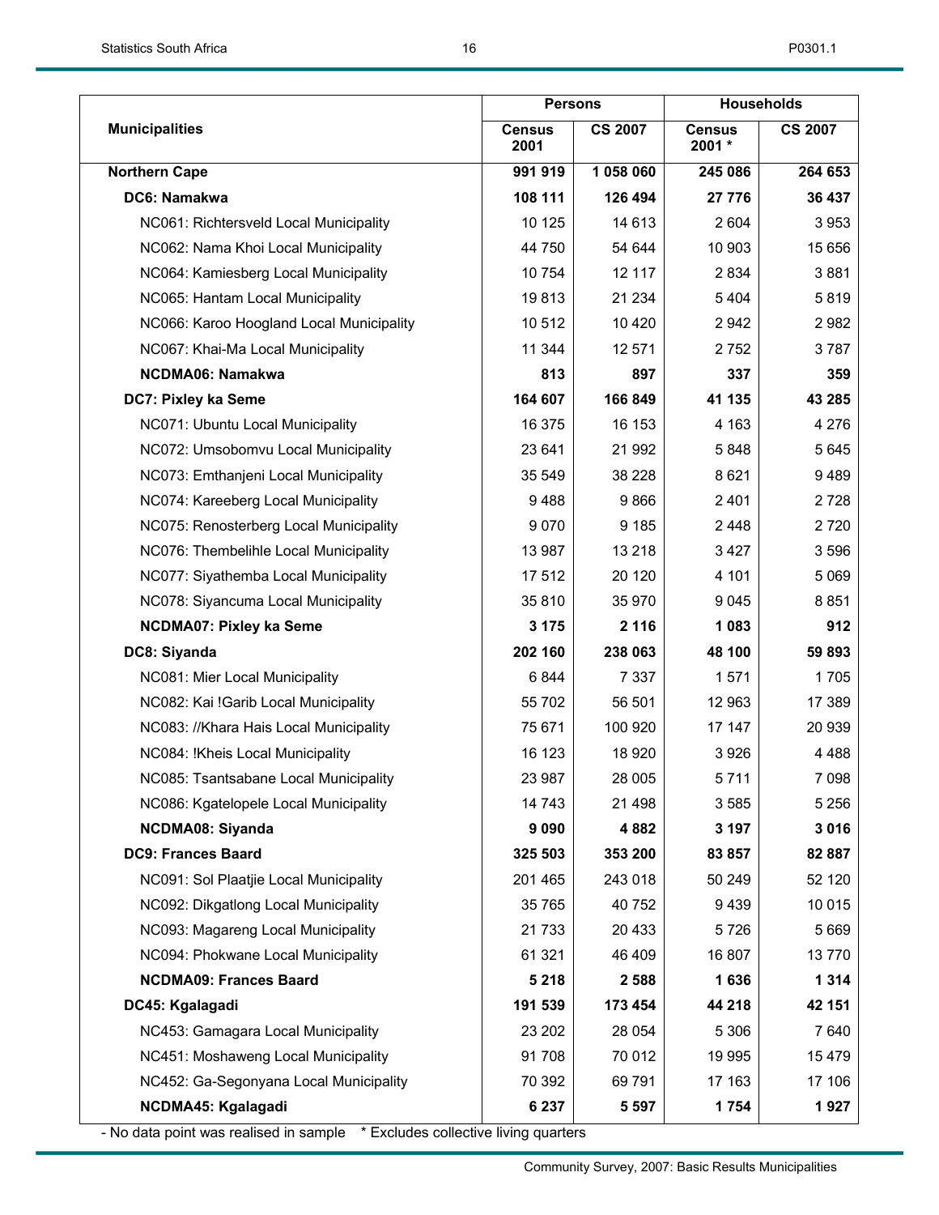| Municipalities | Persons | | Households | |
|---|---|---|---|---|
| | Census 2001 | CS 2007 | Census 2001 * | CS 2007 |
| **Northern Cape** | **991 919** | **1 058 060** | **245 086** | **264 653** |
| **DC6: Namakwa** | **108 111** | **126 494** | **27 776** | **36 437** |
| NC061: Richtersveld Local Municipality | 10 125 | 14 613 | 2 604 | 3 953 |
| NC062: Nama Khoi Local Municipality | 44 750 | 54 644 | 10 903 | 15 656 |
| NC064: Kamiesberg Local Municipality | 10 754 | 12 117 | 2 834 | 3 881 |
| NC065: Hantam Local Municipality | 19 813 | 21 234 | 5 404 | 5 819 |
| NC066: Karoo Hoogland Local Municipality | 10 512 | 10 420 | 2 942 | 2 982 |
| NC067: Khai-Ma Local Municipality | 11 344 | 12 571 | 2 752 | 3 787 |
| **NCDMA06: Namakwa** | **813** | **897** | **337** | **359** |
| **DC7: Pixley ka Seme** | **164 607** | **166 849** | **41 135** | **43 285** |
| NC071: Ubuntu Local Municipality | 16 375 | 16 153 | 4 163 | 4 276 |
| NC072: Umsobomvu Local Municipality | 23 641 | 21 992 | 5 848 | 5 645 |
| NC073: Emthanjeni Local Municipality | 35 549 | 38 228 | 8 621 | 9 489 |
| NC074: Kareeberg Local Municipality | 9 488 | 9 866 | 2 401 | 2 728 |
| NC075: Renosterberg Local Municipality | 9 070 | 9 185 | 2 448 | 2 720 |
| NC076: Thembelihle Local Municipality | 13 987 | 13 218 | 3 427 | 3 596 |
| NC077: Siyathemba Local Municipality | 17 512 | 20 120 | 4 101 | 5 069 |
| NC078: Siyancuma Local Municipality | 35 810 | 35 970 | 9 045 | 8 851 |
| **NCDMA07: Pixley ka Seme** | **3 175** | **2 116** | **1 083** | **912** |
| **DC8: Siyanda** | **202 160** | **238 063** | **48 100** | **59 893** |
| NC081: Mier Local Municipality | 6 844 | 7 337 | 1 571 | 1 705 |
| NC082: Kai !Garib Local Municipality | 55 702 | 56 501 | 12 963 | 17 389 |
| NC083: //Khara Hais Local Municipality | 75 671 | 100 920 | 17 147 | 20 939 |
| NC084: !Kheis Local Municipality | 16 123 | 18 920 | 3 926 | 4 488 |
| NC085: Tsantsabane Local Municipality | 23 987 | 28 005 | 5 711 | 7 098 |
| NC086: Kgatelopele Local Municipality | 14 743 | 21 498 | 3 585 | 5 256 |
| **NCDMA08: Siyanda** | **9 090** | **4 882** | **3 197** | **3 016** |
| **DC9: Frances Baard** | **325 503** | **353 200** | **83 857** | **82 887** |
| NC091: Sol Plaatjie Local Municipality | 201 465 | 243 018 | 50 249 | 52 120 |
| NC092: Dikgatlong Local Municipality | 35 765 | 40 752 | 9 439 | 10 015 |
| NC093: Magareng Local Municipality | 21 733 | 20 433 | 5 726 | 5 669 |
| NC094: Phokwane Local Municipality | 61 321 | 46 409 | 16 807 | 13 770 |
| **NCDMA09: Frances Baard** | **5 218** | **2 588** | **1 636** | **1 314** |
| **DC45: Kgalagadi** | **191 539** | **173 454** | **44 218** | **42 151** |
| NC453: Gamagara Local Municipality | 23 202 | 28 054 | 5 306 | 7 640 |
| NC451: Moshaweng Local Municipality | 91 708 | 70 012 | 19 995 | 15 479 |
| NC452: Ga-Segonyana Local Municipality | 70 392 | 69 791 | 17 163 | 17 106 |
| **NCDMA45: Kgalagadi** | **6 237** | **5 597** | **1 754** | **1 927** |

- No data point was realised in sample    * Excludes collective living quarters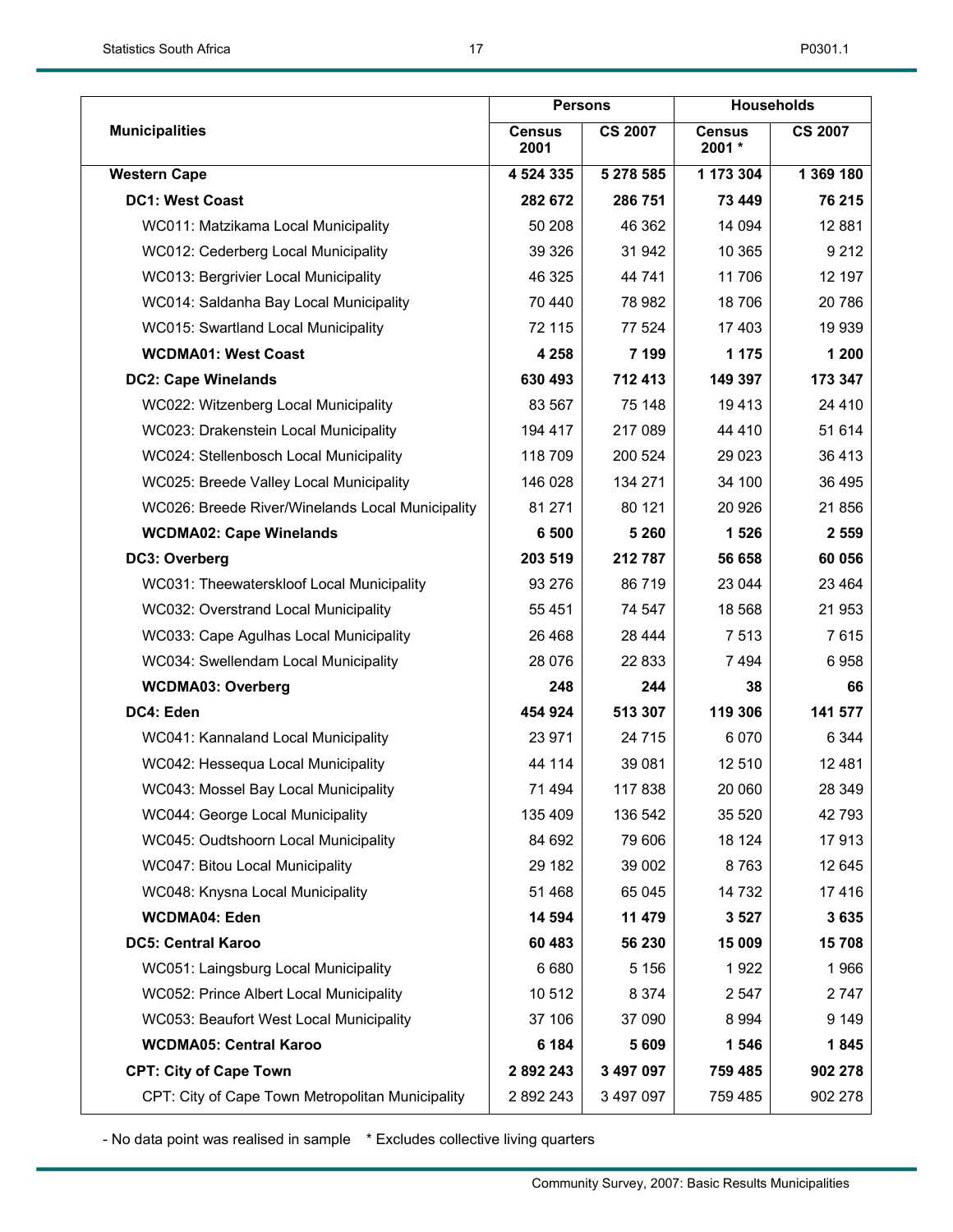| Municipalities | Persons | | Households | |
|---|---|---|---|---|
| | Census 2001 | CS 2007 | Census 2001 * | CS 2007 |
| **Western Cape** | **4 524 335** | **5 278 585** | **1 173 304** | **1 369 180** |
| **DC1: West Coast** | **282 672** | **286 751** | **73 449** | **76 215** |
| WC011: Matzikama Local Municipality | 50 208 | 46 362 | 14 094 | 12 881 |
| WC012: Cederberg Local Municipality | 39 326 | 31 942 | 10 365 | 9 212 |
| WC013: Bergrivier Local Municipality | 46 325 | 44 741 | 11 706 | 12 197 |
| WC014: Saldanha Bay Local Municipality | 70 440 | 78 982 | 18 706 | 20 786 |
| WC015: Swartland Local Municipality | 72 115 | 77 524 | 17 403 | 19 939 |
| **WCDMA01: West Coast** | **4 258** | **7 199** | **1 175** | **1 200** |
| **DC2: Cape Winelands** | **630 493** | **712 413** | **149 397** | **173 347** |
| WC022: Witzenberg Local Municipality | 83 567 | 75 148 | 19 413 | 24 410 |
| WC023: Drakenstein Local Municipality | 194 417 | 217 089 | 44 410 | 51 614 |
| WC024: Stellenbosch Local Municipality | 118 709 | 200 524 | 29 023 | 36 413 |
| WC025: Breede Valley Local Municipality | 146 028 | 134 271 | 34 100 | 36 495 |
| WC026: Breede River/Winelands Local Municipality | 81 271 | 80 121 | 20 926 | 21 856 |
| **WCDMA02: Cape Winelands** | **6 500** | **5 260** | **1 526** | **2 559** |
| **DC3: Overberg** | **203 519** | **212 787** | **56 658** | **60 056** |
| WC031: Theewaterskloof Local Municipality | 93 276 | 86 719 | 23 044 | 23 464 |
| WC032: Overstrand Local Municipality | 55 451 | 74 547 | 18 568 | 21 953 |
| WC033: Cape Agulhas Local Municipality | 26 468 | 28 444 | 7 513 | 7 615 |
| WC034: Swellendam Local Municipality | 28 076 | 22 833 | 7 494 | 6 958 |
| **WCDMA03: Overberg** | **248** | **244** | **38** | **66** |
| **DC4: Eden** | **454 924** | **513 307** | **119 306** | **141 577** |
| WC041: Kannaland Local Municipality | 23 971 | 24 715 | 6 070 | 6 344 |
| WC042: Hessequa Local Municipality | 44 114 | 39 081 | 12 510 | 12 481 |
| WC043: Mossel Bay Local Municipality | 71 494 | 117 838 | 20 060 | 28 349 |
| WC044: George Local Municipality | 135 409 | 136 542 | 35 520 | 42 793 |
| WC045: Oudtshoorn Local Municipality | 84 692 | 79 606 | 18 124 | 17 913 |
| WC047: Bitou Local Municipality | 29 182 | 39 002 | 8 763 | 12 645 |
| WC048: Knysna Local Municipality | 51 468 | 65 045 | 14 732 | 17 416 |
| **WCDMA04: Eden** | **14 594** | **11 479** | **3 527** | **3 635** |
| **DC5: Central Karoo** | **60 483** | **56 230** | **15 009** | **15 708** |
| WC051: Laingsburg Local Municipality | 6 680 | 5 156 | 1 922 | 1 966 |
| WC052: Prince Albert Local Municipality | 10 512 | 8 374 | 2 547 | 2 747 |
| WC053: Beaufort West Local Municipality | 37 106 | 37 090 | 8 994 | 9 149 |
| **WCDMA05: Central Karoo** | **6 184** | **5 609** | **1 546** | **1 845** |
| **CPT: City of Cape Town** | **2 892 243** | **3 497 097** | **759 485** | **902 278** |
| CPT: City of Cape Town Metropolitan Municipality | 2 892 243 | 3 497 097 | 759 485 | 902 278 |

- No data point was realised in sample &nbsp;&nbsp; * Excludes collective living quarters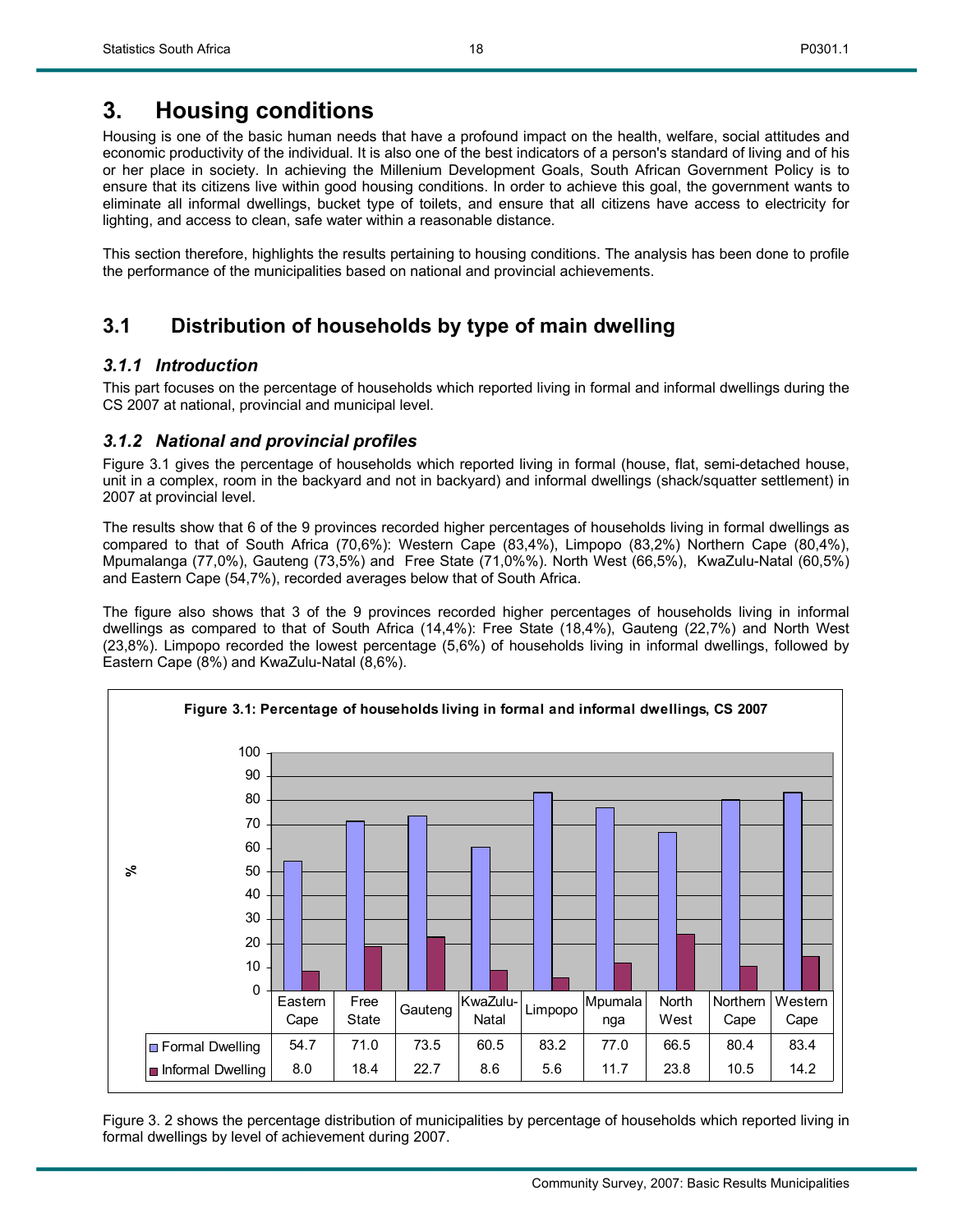# 3. Housing conditions

Housing is one of the basic human needs that have a profound impact on the health, welfare, social attitudes and economic productivity of the individual. It is also one of the best indicators of a person's standard of living and of his or her place in society. In achieving the Millenium Development Goals, South African Government Policy is to ensure that its citizens live within good housing conditions. In order to achieve this goal, the government wants to eliminate all informal dwellings, bucket type of toilets, and ensure that all citizens have access to electricity for lighting, and access to clean, safe water within a reasonable distance.

This section therefore, highlights the results pertaining to housing conditions. The analysis has been done to profile the performance of the municipalities based on national and provincial achievements.

## 3.1 Distribution of households by type of main dwelling

### *3.1.1 Introduction*

This part focuses on the percentage of households which reported living in formal and informal dwellings during the CS 2007 at national, provincial and municipal level.

### *3.1.2 National and provincial profiles*

Figure 3.1 gives the percentage of households which reported living in formal (house, flat, semi-detached house, unit in a complex, room in the backyard and not in backyard) and informal dwellings (shack/squatter settlement) in 2007 at provincial level.

The results show that 6 of the 9 provinces recorded higher percentages of households living in formal dwellings as compared to that of South Africa (70,6%): Western Cape (83,4%), Limpopo (83,2%) Northern Cape (80,4%), Mpumalanga (77,0%), Gauteng (73,5%) and Free State (71,0%%). North West (66,5%), KwaZulu-Natal (60,5%) and Eastern Cape (54,7%), recorded averages below that of South Africa.

The figure also shows that 3 of the 9 provinces recorded higher percentages of households living in informal dwellings as compared to that of South Africa (14,4%): Free State (18,4%), Gauteng (22,7%) and North West (23,8%). Limpopo recorded the lowest percentage (5,6%) of households living in informal dwellings, followed by Eastern Cape (8%) and KwaZulu-Natal (8,6%).

**Figure 3.1: Percentage of households living in formal and informal dwellings, CS 2007**

| | Eastern Cape | Free State | Gauteng | KwaZulu-Natal | Limpopo | Mpumalanga | North West | Northern Cape | Western Cape |
|---|---|---|---|---|---|---|---|---|---|
| Formal Dwelling | 54.7 | 71.0 | 73.5 | 60.5 | 83.2 | 77.0 | 66.5 | 80.4 | 83.4 |
| Informal Dwelling | 8.0 | 18.4 | 22.7 | 8.6 | 5.6 | 11.7 | 23.8 | 10.5 | 14.2 |

Figure 3. 2 shows the percentage distribution of municipalities by percentage of households which reported living in formal dwellings by level of achievement during 2007.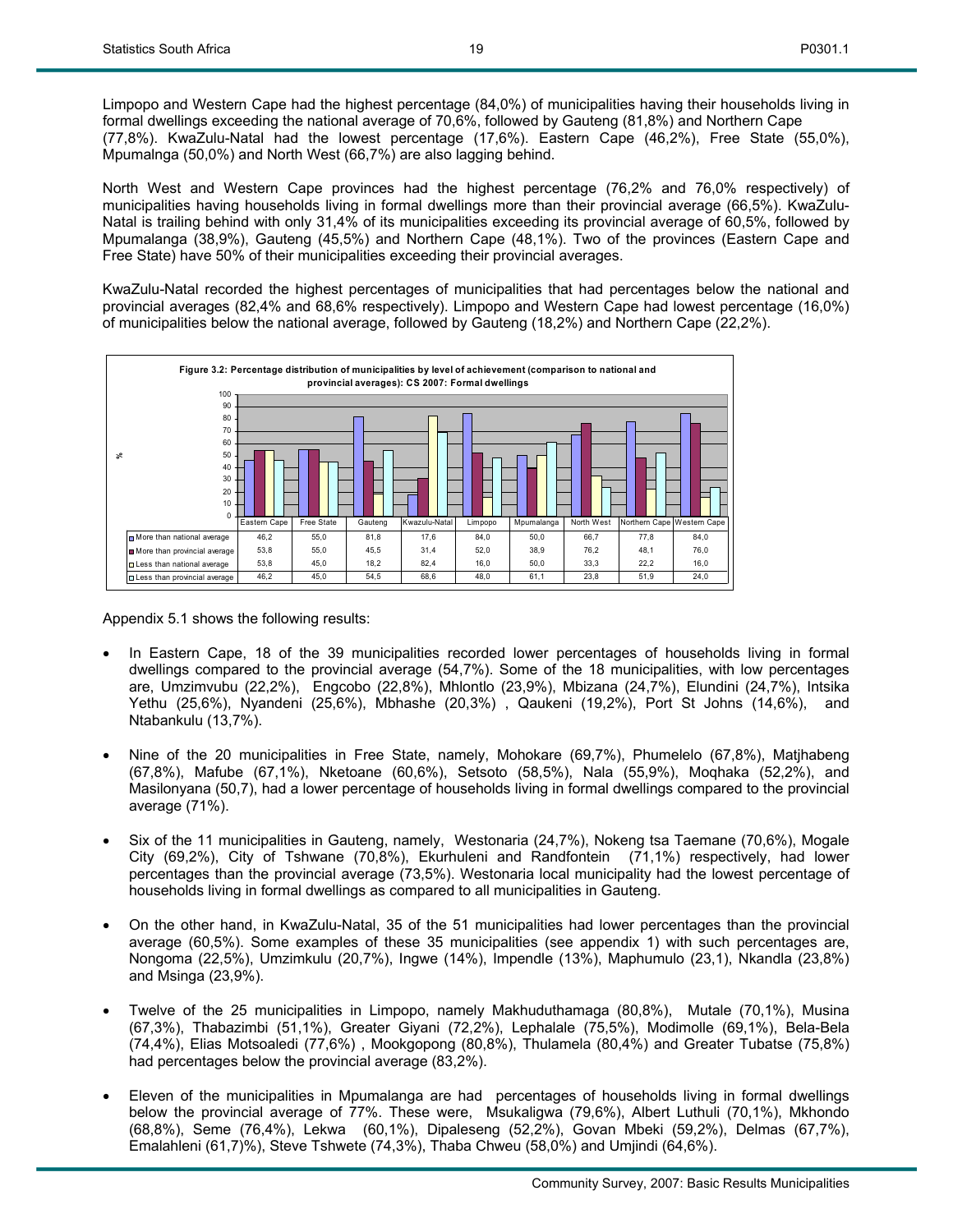Limpopo and Western Cape had the highest percentage (84,0%) of municipalities having their households living in formal dwellings exceeding the national average of 70,6%, followed by Gauteng (81,8%) and Northern Cape (77,8%). KwaZulu-Natal had the lowest percentage (17,6%). Eastern Cape (46,2%), Free State (55,0%), Mpumalnga (50,0%) and North West (66,7%) are also lagging behind.

North West and Western Cape provinces had the highest percentage (76,2% and 76,0% respectively) of municipalities having households living in formal dwellings more than their provincial average (66,5%). KwaZulu-Natal is trailing behind with only 31,4% of its municipalities exceeding its provincial average of 60,5%, followed by Mpumalanga (38,9%), Gauteng (45,5%) and Northern Cape (48,1%). Two of the provinces (Eastern Cape and Free State) have 50% of their municipalities exceeding their provincial averages.

KwaZulu-Natal recorded the highest percentages of municipalities that had percentages below the national and provincial averages (82,4% and 68,6% respectively). Limpopo and Western Cape had lowest percentage (16,0%) of municipalities below the national average, followed by Gauteng (18,2%) and Northern Cape (22,2%).

**Figure 3.2: Percentage distribution of municipalities by level of achievement (comparison to national and provincial averages): CS 2007: Formal dwellings**

| | Eastern Cape | Free State | Gauteng | Kwazulu-Natal | Limpopo | Mpumalanga | North West | Northern Cape | Western Cape |
|---|---|---|---|---|---|---|---|---|---|
| More than national average | 46,2 | 55,0 | 81,8 | 17,6 | 84,0 | 50,0 | 66,7 | 77,8 | 84,0 |
| More than provincial average | 53,8 | 55,0 | 45,5 | 31,4 | 52,0 | 38,9 | 76,2 | 48,1 | 76,0 |
| Less than national average | 53,8 | 45,0 | 18,2 | 82,4 | 16,0 | 50,0 | 33,3 | 22,2 | 16,0 |
| Less than provincial average | 46,2 | 45,0 | 54,5 | 68,6 | 48,0 | 61,1 | 23,8 | 51,9 | 24,0 |

Appendix 5.1 shows the following results:

- In Eastern Cape, 18 of the 39 municipalities recorded lower percentages of households living in formal dwellings compared to the provincial average (54,7%). Some of the 18 municipalities, with low percentages are, Umzimvubu (22,2%), Engcobo (22,8%), Mhlontlo (23,9%), Mbizana (24,7%), Elundini (24,7%), Intsika Yethu (25,6%), Nyandeni (25,6%), Mbhashe (20,3%) , Qaukeni (19,2%), Port St Johns (14,6%), and Ntabankulu (13,7%).

- Nine of the 20 municipalities in Free State, namely, Mohokare (69,7%), Phumelelo (67,8%), Matjhabeng (67,8%), Mafube (67,1%), Nketoane (60,6%), Setsoto (58,5%), Nala (55,9%), Moqhaka (52,2%), and Masilonyana (50,7), had a lower percentage of households living in formal dwellings compared to the provincial average (71%).

- Six of the 11 municipalities in Gauteng, namely, Westonaria (24,7%), Nokeng tsa Taemane (70,6%), Mogale City (69,2%), City of Tshwane (70,8%), Ekurhuleni and Randfontein (71,1%) respectively, had lower percentages than the provincial average (73,5%). Westonaria local municipality had the lowest percentage of households living in formal dwellings as compared to all municipalities in Gauteng.

- On the other hand, in KwaZulu-Natal, 35 of the 51 municipalities had lower percentages than the provincial average (60,5%). Some examples of these 35 municipalities (see appendix 1) with such percentages are, Nongoma (22,5%), Umzimkulu (20,7%), Ingwe (14%), Impendle (13%), Maphumulo (23,1), Nkandla (23,8%) and Msinga (23,9%).

- Twelve of the 25 municipalities in Limpopo, namely Makhuduthamaga (80,8%), Mutale (70,1%), Musina (67,3%), Thabazimbi (51,1%), Greater Giyani (72,2%), Lephalale (75,5%), Modimolle (69,1%), Bela-Bela (74,4%), Elias Motsoaledi (77,6%) , Mookgopong (80,8%), Thulamela (80,4%) and Greater Tubatse (75,8%) had percentages below the provincial average (83,2%).

- Eleven of the municipalities in Mpumalanga are had percentages of households living in formal dwellings below the provincial average of 77%. These were, Msukaligwa (79,6%), Albert Luthuli (70,1%), Mkhondo (68,8%), Seme (76,4%), Lekwa (60,1%), Dipaleseng (52,2%), Govan Mbeki (59,2%), Delmas (67,7%), Emalahleni (61,7)%), Steve Tshwete (74,3%), Thaba Chweu (58,0%) and Umjindi (64,6%).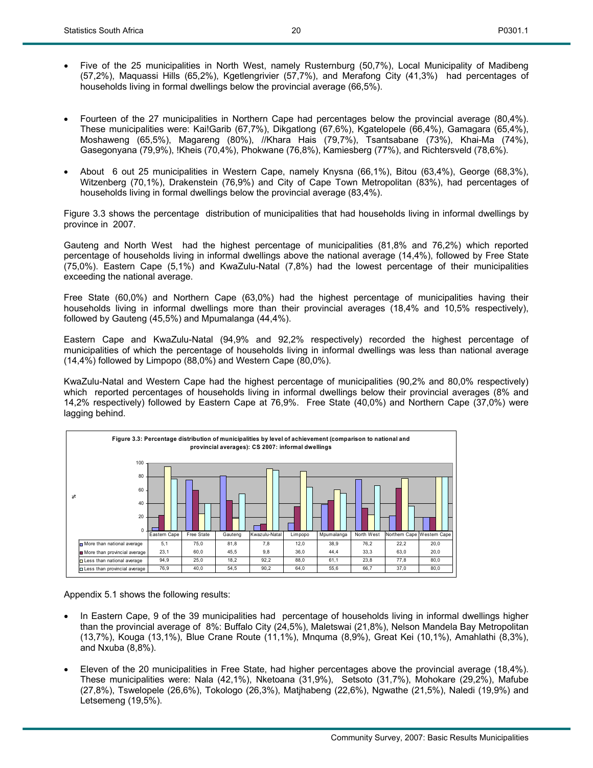- Five of the 25 municipalities in North West, namely Rusternburg (50,7%), Local Municipality of Madibeng (57,2%), Maquassi Hills (65,2%), Kgetlengrivier (57,7%), and Merafong City (41,3%) had percentages of households living in formal dwellings below the provincial average (66,5%).

- Fourteen of the 27 municipalities in Northern Cape had percentages below the provincial average (80,4%). These municipalities were: Kai!Garib (67,7%), Dikgatlong (67,6%), Kgatelopele (66,4%), Gamagara (65,4%), Moshaweng (65,5%), Magareng (80%), //Khara Hais (79,7%), Tsantsabane (73%), Khai-Ma (74%), Gasegonyana (79,9%), !Kheis (70,4%), Phokwane (76,8%), Kamiesberg (77%), and Richtersveld (78,6%).

- About 6 out 25 municipalities in Western Cape, namely Knysna (66,1%), Bitou (63,4%), George (68,3%), Witzenberg (70,1%), Drakenstein (76,9%) and City of Cape Town Metropolitan (83%), had percentages of households living in formal dwellings below the provincial average (83,4%).

Figure 3.3 shows the percentage distribution of municipalities that had households living in informal dwellings by province in 2007.

Gauteng and North West had the highest percentage of municipalities (81,8% and 76,2%) which reported percentage of households living in informal dwellings above the national average (14,4%), followed by Free State (75,0%). Eastern Cape (5,1%) and KwaZulu-Natal (7,8%) had the lowest percentage of their municipalities exceeding the national average.

Free State (60,0%) and Northern Cape (63,0%) had the highest percentage of municipalities having their households living in informal dwellings more than their provincial averages (18,4% and 10,5% respectively), followed by Gauteng (45,5%) and Mpumalanga (44,4%).

Eastern Cape and KwaZulu-Natal (94,9% and 92,2% respectively) recorded the highest percentage of municipalities of which the percentage of households living in informal dwellings was less than national average (14,4%) followed by Limpopo (88,0%) and Western Cape (80,0%).

KwaZulu-Natal and Western Cape had the highest percentage of municipalities (90,2% and 80,0% respectively) which reported percentages of households living in informal dwellings below their provincial averages (8% and 14,2% respectively) followed by Eastern Cape at 76,9%. Free State (40,0%) and Northern Cape (37,0%) were lagging behind.

**Figure 3.3: Percentage distribution of municipalities by level of achievement (comparison to national and provincial averages): CS 2007: informal dwellings**

| | Eastern Cape | Free State | Gauteng | Kwazulu-Natal | Limpopo | Mpumalanga | North West | Northern Cape | Western Cape |
|---|---|---|---|---|---|---|---|---|---|
| More than national average | 5,1 | 75,0 | 81,8 | 7,8 | 12,0 | 38,9 | 76,2 | 22,2 | 20,0 |
| More than provincial average | 23,1 | 60,0 | 45,5 | 9,8 | 36,0 | 44,4 | 33,3 | 63,0 | 20,0 |
| Less than national average | 94,9 | 25,0 | 18,2 | 92,2 | 88,0 | 61,1 | 23,8 | 77,8 | 80,0 |
| Less than provincial average | 76,9 | 40,0 | 54,5 | 90,2 | 64,0 | 55,6 | 66,7 | 37,0 | 80,0 |

Appendix 5.1 shows the following results:

- In Eastern Cape, 9 of the 39 municipalities had percentage of households living in informal dwellings higher than the provincial average of 8%: Buffalo City (24,5%), Maletswai (21,8%), Nelson Mandela Bay Metropolitan (13,7%), Kouga (13,1%), Blue Crane Route (11,1%), Mnquma (8,9%), Great Kei (10,1%), Amahlathi (8,3%), and Nxuba (8,8%).

- Eleven of the 20 municipalities in Free State, had higher percentages above the provincial average (18,4%). These municipalities were: Nala (42,1%), Nketoana (31,9%), Setsoto (31,7%), Mohokare (29,2%), Mafube (27,8%), Tswelopele (26,6%), Tokologo (26,3%), Matjhabeng (22,6%), Ngwathe (21,5%), Naledi (19,9%) and Letsemeng (19,5%).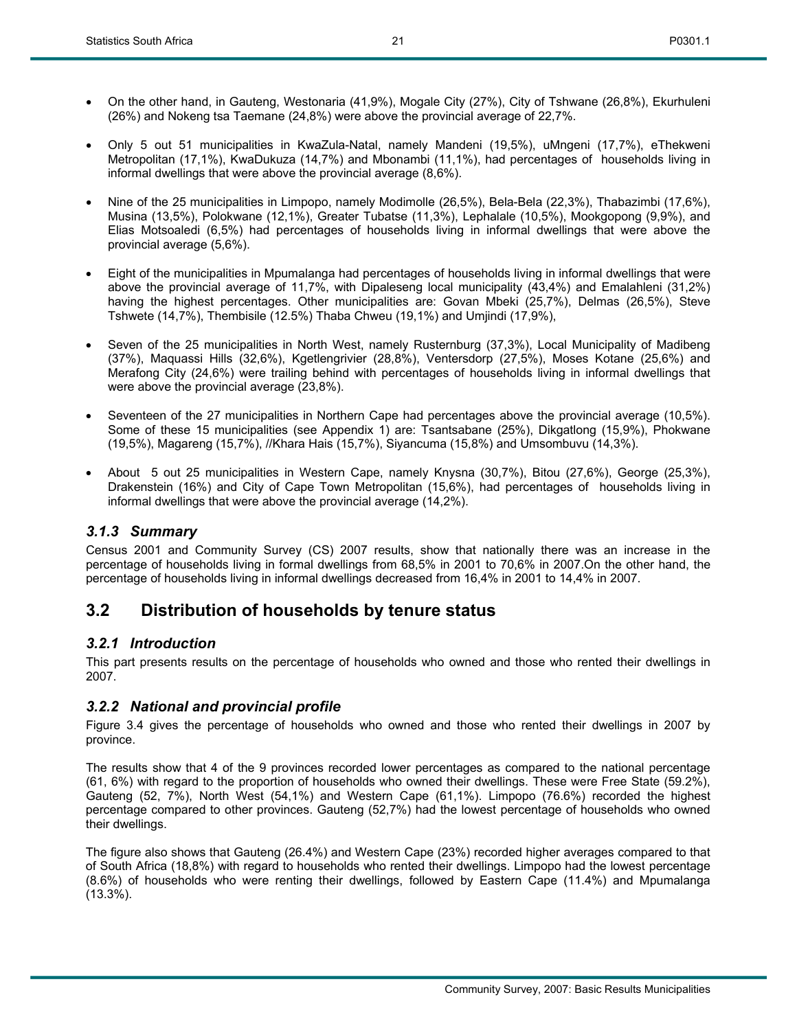- On the other hand, in Gauteng, Westonaria (41,9%), Mogale City (27%), City of Tshwane (26,8%), Ekurhuleni (26%) and Nokeng tsa Taemane (24,8%) were above the provincial average of 22,7%.

- Only 5 out 51 municipalities in KwaZula-Natal, namely Mandeni (19,5%), uMngeni (17,7%), eThekweni Metropolitan (17,1%), KwaDukuza (14,7%) and Mbonambi (11,1%), had percentages of households living in informal dwellings that were above the provincial average (8,6%).

- Nine of the 25 municipalities in Limpopo, namely Modimolle (26,5%), Bela-Bela (22,3%), Thabazimbi (17,6%), Musina (13,5%), Polokwane (12,1%), Greater Tubatse (11,3%), Lephalale (10,5%), Mookgopong (9,9%), and Elias Motsoaledi (6,5%) had percentages of households living in informal dwellings that were above the provincial average (5,6%).

- Eight of the municipalities in Mpumalanga had percentages of households living in informal dwellings that were above the provincial average of 11,7%, with Dipaleseng local municipality (43,4%) and Emalahleni (31,2%) having the highest percentages. Other municipalities are: Govan Mbeki (25,7%), Delmas (26,5%), Steve Tshwete (14,7%), Thembisile (12.5%) Thaba Chweu (19,1%) and Umjindi (17,9%),

- Seven of the 25 municipalities in North West, namely Rusternburg (37,3%), Local Municipality of Madibeng (37%), Maquassi Hills (32,6%), Kgetlengrivier (28,8%), Ventersdorp (27,5%), Moses Kotane (25,6%) and Merafong City (24,6%) were trailing behind with percentages of households living in informal dwellings that were above the provincial average (23,8%).

- Seventeen of the 27 municipalities in Northern Cape had percentages above the provincial average (10,5%). Some of these 15 municipalities (see Appendix 1) are: Tsantsabane (25%), Dikgatlong (15,9%), Phokwane (19,5%), Magareng (15,7%), //Khara Hais (15,7%), Siyancuma (15,8%) and Umsombuvu (14,3%).

- About 5 out 25 municipalities in Western Cape, namely Knysna (30,7%), Bitou (27,6%), George (25,3%), Drakenstein (16%) and City of Cape Town Metropolitan (15,6%), had percentages of households living in informal dwellings that were above the provincial average (14,2%).

### *3.1.3 Summary*

Census 2001 and Community Survey (CS) 2007 results, show that nationally there was an increase in the percentage of households living in formal dwellings from 68,5% in 2001 to 70,6% in 2007.On the other hand, the percentage of households living in informal dwellings decreased from 16,4% in 2001 to 14,4% in 2007.

## 3.2 Distribution of households by tenure status

### *3.2.1 Introduction*

This part presents results on the percentage of households who owned and those who rented their dwellings in 2007.

### *3.2.2 National and provincial profile*

Figure 3.4 gives the percentage of households who owned and those who rented their dwellings in 2007 by province.

The results show that 4 of the 9 provinces recorded lower percentages as compared to the national percentage (61, 6%) with regard to the proportion of households who owned their dwellings. These were Free State (59.2%), Gauteng (52, 7%), North West (54,1%) and Western Cape (61,1%). Limpopo (76.6%) recorded the highest percentage compared to other provinces. Gauteng (52,7%) had the lowest percentage of households who owned their dwellings.

The figure also shows that Gauteng (26.4%) and Western Cape (23%) recorded higher averages compared to that of South Africa (18,8%) with regard to households who rented their dwellings. Limpopo had the lowest percentage (8.6%) of households who were renting their dwellings, followed by Eastern Cape (11.4%) and Mpumalanga (13.3%).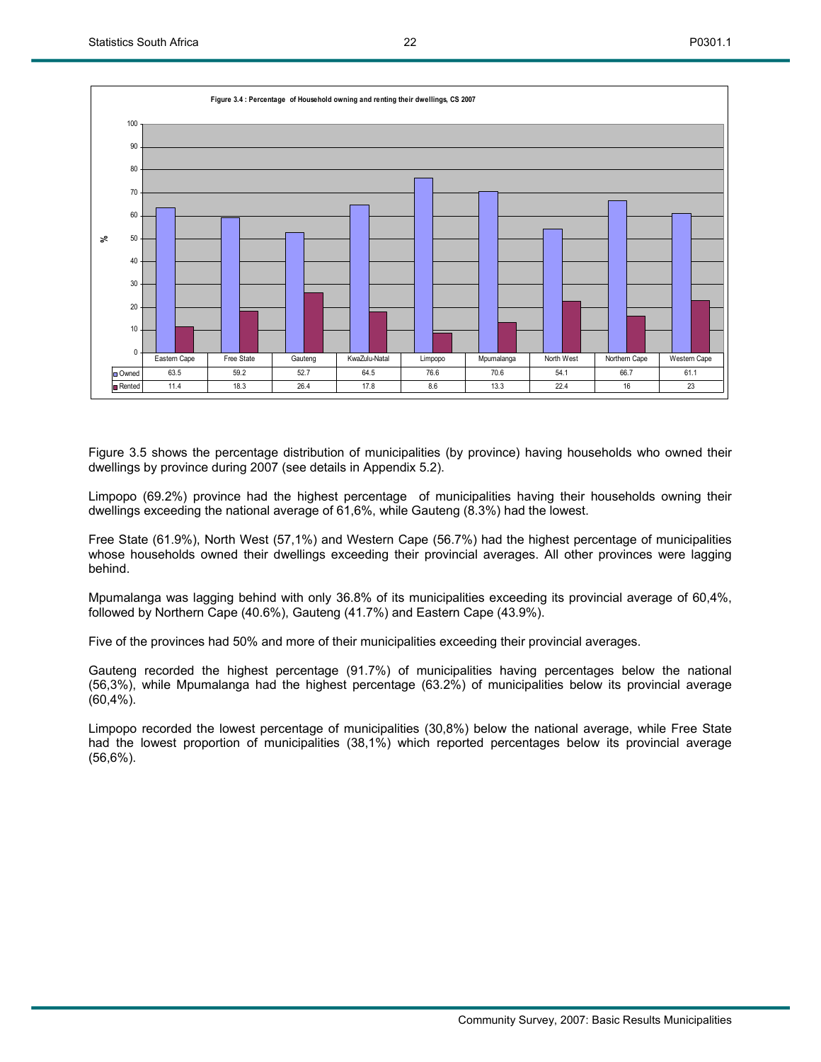**Figure 3.4 : Percentage of Household owning and renting their dwellings, CS 2007**

| | Eastern Cape | Free State | Gauteng | KwaZulu-Natal | Limpopo | Mpumalanga | North West | Northern Cape | Western Cape |
|---|---|---|---|---|---|---|---|---|---|
| Owned | 63.5 | 59.2 | 52.7 | 64.5 | 76.6 | 70.6 | 54.1 | 66.7 | 61.1 |
| Rented | 11.4 | 18.3 | 26.4 | 17.8 | 8.6 | 13.3 | 22.4 | 16 | 23 |

Figure 3.5 shows the percentage distribution of municipalities (by province) having households who owned their dwellings by province during 2007 (see details in Appendix 5.2).

Limpopo (69.2%) province had the highest percentage of municipalities having their households owning their dwellings exceeding the national average of 61,6%, while Gauteng (8.3%) had the lowest.

Free State (61.9%), North West (57,1%) and Western Cape (56.7%) had the highest percentage of municipalities whose households owned their dwellings exceeding their provincial averages. All other provinces were lagging behind.

Mpumalanga was lagging behind with only 36.8% of its municipalities exceeding its provincial average of 60,4%, followed by Northern Cape (40.6%), Gauteng (41.7%) and Eastern Cape (43.9%).

Five of the provinces had 50% and more of their municipalities exceeding their provincial averages.

Gauteng recorded the highest percentage (91.7%) of municipalities having percentages below the national (56,3%), while Mpumalanga had the highest percentage (63.2%) of municipalities below its provincial average (60,4%).

Limpopo recorded the lowest percentage of municipalities (30,8%) below the national average, while Free State had the lowest proportion of municipalities (38,1%) which reported percentages below its provincial average (56,6%).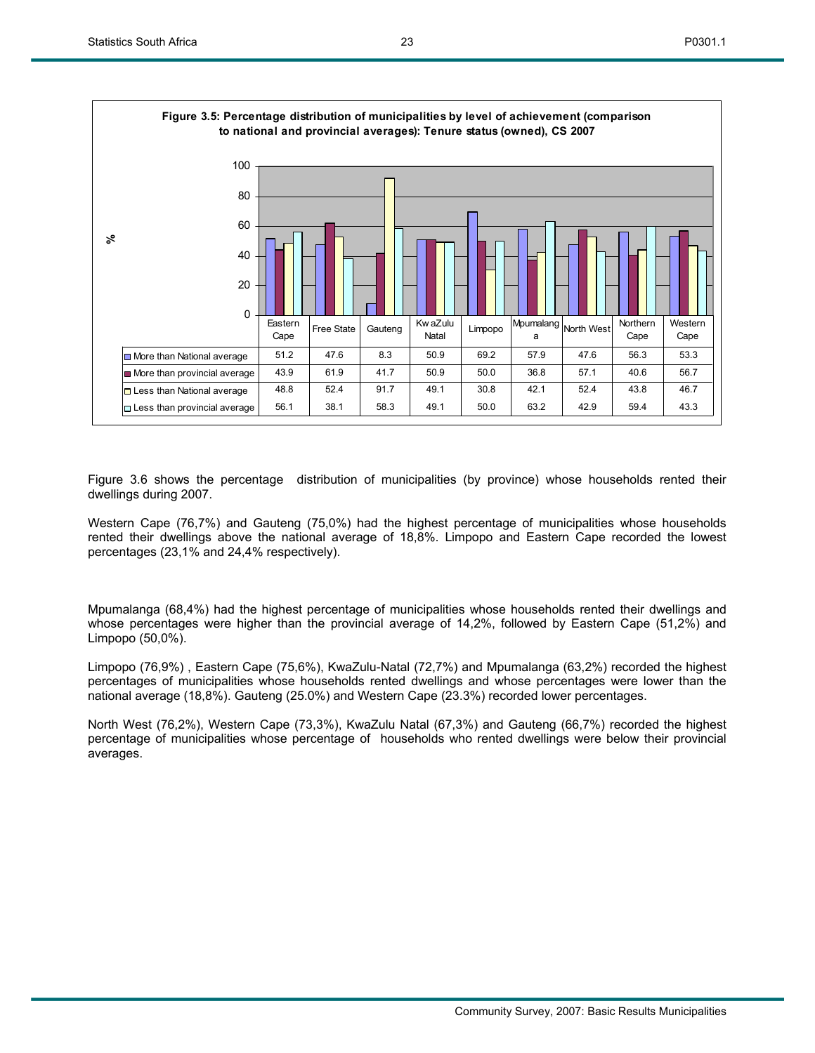**Figure 3.5: Percentage distribution of municipalities by level of achievement (comparison to national and provincial averages): Tenure status (owned), CS 2007**

| | Eastern Cape | Free State | Gauteng | KwaZulu Natal | Limpopo | Mpumalanga | North West | Northern Cape | Western Cape |
|---|---|---|---|---|---|---|---|---|---|
| More than National average | 51.2 | 47.6 | 8.3 | 50.9 | 69.2 | 57.9 | 47.6 | 56.3 | 53.3 |
| More than provincial average | 43.9 | 61.9 | 41.7 | 50.9 | 50.0 | 36.8 | 57.1 | 40.6 | 56.7 |
| Less than National average | 48.8 | 52.4 | 91.7 | 49.1 | 30.8 | 42.1 | 52.4 | 43.8 | 46.7 |
| Less than provincial average | 56.1 | 38.1 | 58.3 | 49.1 | 50.0 | 63.2 | 42.9 | 59.4 | 43.3 |

Figure 3.6 shows the percentage distribution of municipalities (by province) whose households rented their dwellings during 2007.

Western Cape (76,7%) and Gauteng (75,0%) had the highest percentage of municipalities whose households rented their dwellings above the national average of 18,8%. Limpopo and Eastern Cape recorded the lowest percentages (23,1% and 24,4% respectively).

Mpumalanga (68,4%) had the highest percentage of municipalities whose households rented their dwellings and whose percentages were higher than the provincial average of 14,2%, followed by Eastern Cape (51,2%) and Limpopo (50,0%).

Limpopo (76,9%) , Eastern Cape (75,6%), KwaZulu-Natal (72,7%) and Mpumalanga (63,2%) recorded the highest percentages of municipalities whose households rented dwellings and whose percentages were lower than the national average (18,8%). Gauteng (25.0%) and Western Cape (23.3%) recorded lower percentages.

North West (76,2%), Western Cape (73,3%), KwaZulu Natal (67,3%) and Gauteng (66,7%) recorded the highest percentage of municipalities whose percentage of households who rented dwellings were below their provincial averages.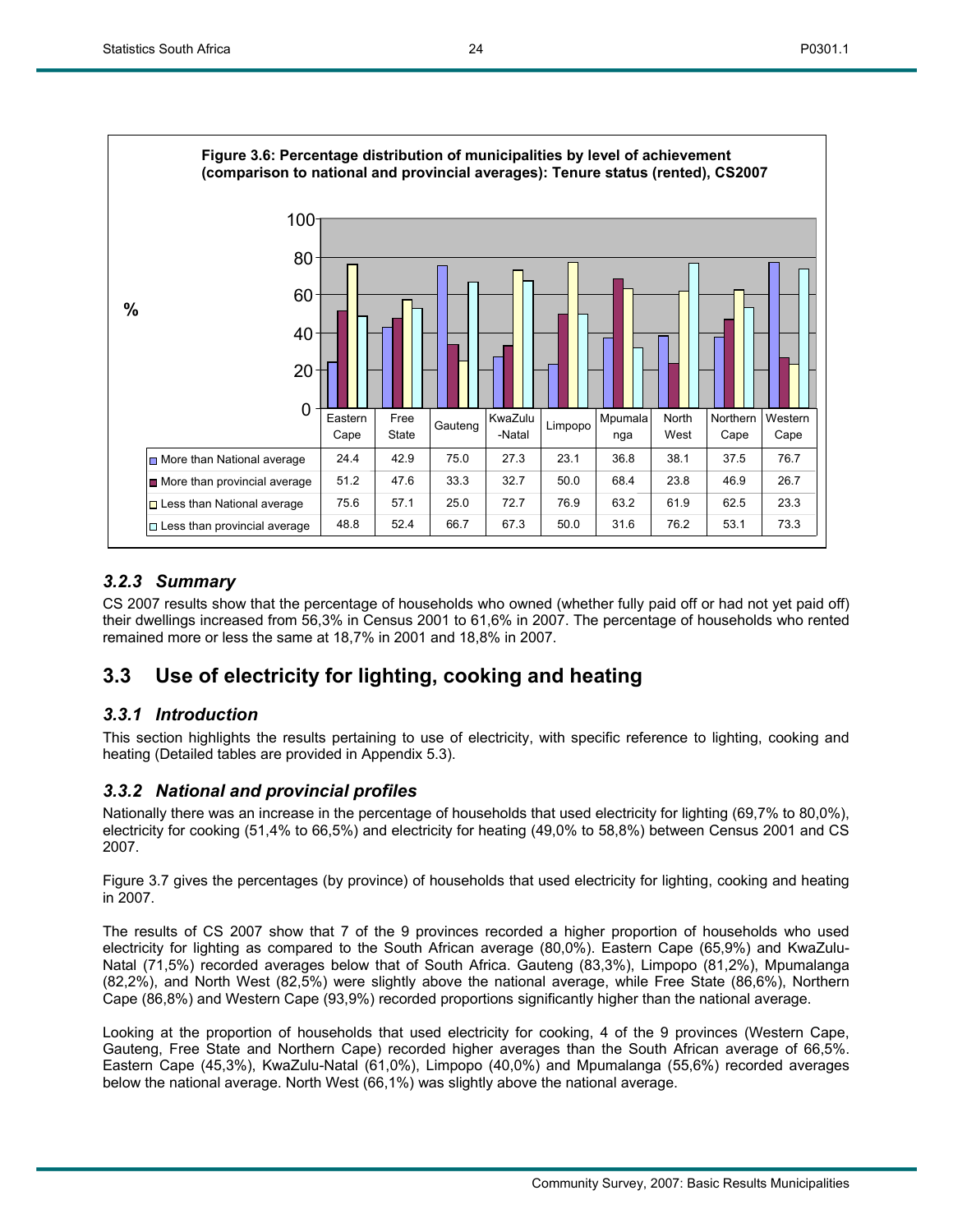**Figure 3.6: Percentage distribution of municipalities by level of achievement (comparison to national and provincial averages): Tenure status (rented), CS2007**

| | Eastern Cape | Free State | Gauteng | KwaZulu-Natal | Limpopo | Mpumalanga | North West | Northern Cape | Western Cape |
|---|---|---|---|---|---|---|---|---|---|
| More than National average | 24.4 | 42.9 | 75.0 | 27.3 | 23.1 | 36.8 | 38.1 | 37.5 | 76.7 |
| More than provincial average | 51.2 | 47.6 | 33.3 | 32.7 | 50.0 | 68.4 | 23.8 | 46.9 | 26.7 |
| Less than National average | 75.6 | 57.1 | 25.0 | 72.7 | 76.9 | 63.2 | 61.9 | 62.5 | 23.3 |
| Less than provincial average | 48.8 | 52.4 | 66.7 | 67.3 | 50.0 | 31.6 | 76.2 | 53.1 | 73.3 |

### *3.2.3 Summary*

CS 2007 results show that the percentage of households who owned (whether fully paid off or had not yet paid off) their dwellings increased from 56,3% in Census 2001 to 61,6% in 2007. The percentage of households who rented remained more or less the same at 18,7% in 2001 and 18,8% in 2007.

## 3.3 Use of electricity for lighting, cooking and heating

### *3.3.1 Introduction*

This section highlights the results pertaining to use of electricity, with specific reference to lighting, cooking and heating (Detailed tables are provided in Appendix 5.3).

### *3.3.2 National and provincial profiles*

Nationally there was an increase in the percentage of households that used electricity for lighting (69,7% to 80,0%), electricity for cooking (51,4% to 66,5%) and electricity for heating (49,0% to 58,8%) between Census 2001 and CS 2007.

Figure 3.7 gives the percentages (by province) of households that used electricity for lighting, cooking and heating in 2007.

The results of CS 2007 show that 7 of the 9 provinces recorded a higher proportion of households who used electricity for lighting as compared to the South African average (80,0%). Eastern Cape (65,9%) and KwaZulu-Natal (71,5%) recorded averages below that of South Africa. Gauteng (83,3%), Limpopo (81,2%), Mpumalanga (82,2%), and North West (82,5%) were slightly above the national average, while Free State (86,6%), Northern Cape (86,8%) and Western Cape (93,9%) recorded proportions significantly higher than the national average.

Looking at the proportion of households that used electricity for cooking, 4 of the 9 provinces (Western Cape, Gauteng, Free State and Northern Cape) recorded higher averages than the South African average of 66,5%. Eastern Cape (45,3%), KwaZulu-Natal (61,0%), Limpopo (40,0%) and Mpumalanga (55,6%) recorded averages below the national average. North West (66,1%) was slightly above the national average.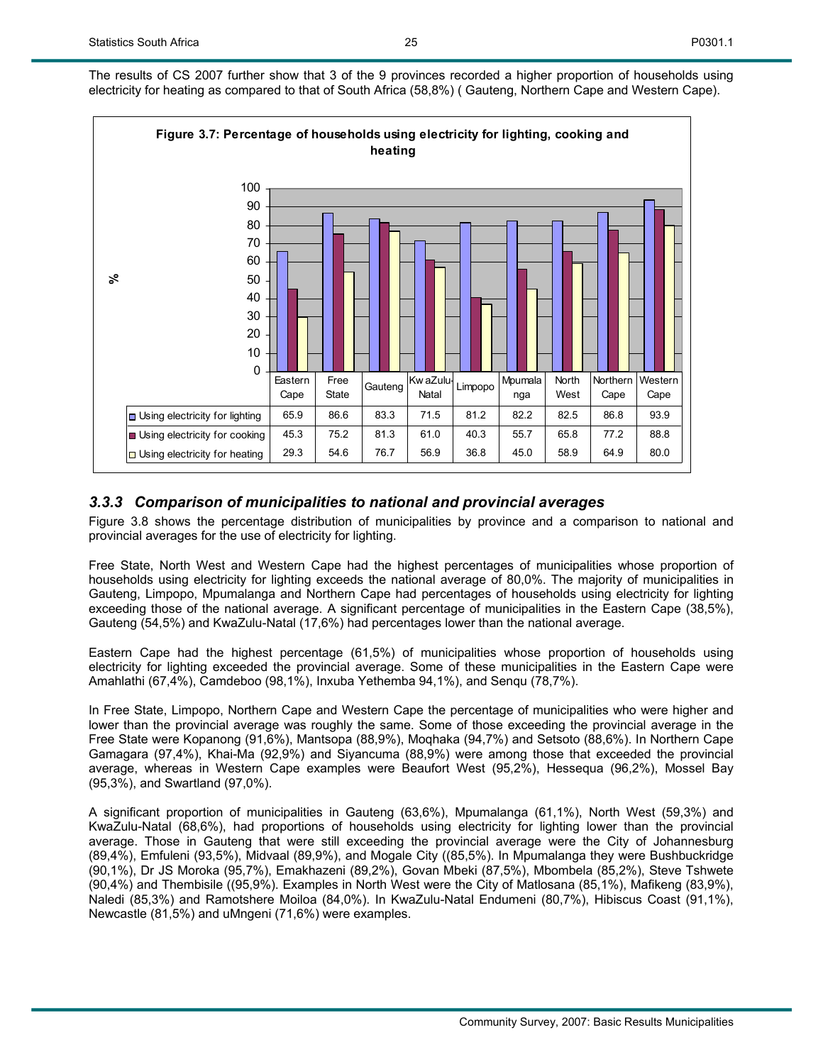The results of CS 2007 further show that 3 of the 9 provinces recorded a higher proportion of households using electricity for heating as compared to that of South Africa (58,8%) ( Gauteng, Northern Cape and Western Cape).

**Figure 3.7: Percentage of households using electricity for lighting, cooking and heating**

| | Eastern Cape | Free State | Gauteng | KwaZulu-Natal | Limpopo | Mpumalanga | North West | Northern Cape | Western Cape |
|---|---|---|---|---|---|---|---|---|---|
| Using electricity for lighting | 65.9 | 86.6 | 83.3 | 71.5 | 81.2 | 82.2 | 82.5 | 86.8 | 93.9 |
| Using electricity for cooking | 45.3 | 75.2 | 81.3 | 61.0 | 40.3 | 55.7 | 65.8 | 77.2 | 88.8 |
| Using electricity for heating | 29.3 | 54.6 | 76.7 | 56.9 | 36.8 | 45.0 | 58.9 | 64.9 | 80.0 |

### *3.3.3 Comparison of municipalities to national and provincial averages*

Figure 3.8 shows the percentage distribution of municipalities by province and a comparison to national and provincial averages for the use of electricity for lighting.

Free State, North West and Western Cape had the highest percentages of municipalities whose proportion of households using electricity for lighting exceeds the national average of 80,0%. The majority of municipalities in Gauteng, Limpopo, Mpumalanga and Northern Cape had percentages of households using electricity for lighting exceeding those of the national average. A significant percentage of municipalities in the Eastern Cape (38,5%), Gauteng (54,5%) and KwaZulu-Natal (17,6%) had percentages lower than the national average.

Eastern Cape had the highest percentage (61,5%) of municipalities whose proportion of households using electricity for lighting exceeded the provincial average. Some of these municipalities in the Eastern Cape were Amahlathi (67,4%), Camdeboo (98,1%), Inxuba Yethemba 94,1%), and Senqu (78,7%).

In Free State, Limpopo, Northern Cape and Western Cape the percentage of municipalities who were higher and lower than the provincial average was roughly the same. Some of those exceeding the provincial average in the Free State were Kopanong (91,6%), Mantsopa (88,9%), Moqhaka (94,7%) and Setsoto (88,6%). In Northern Cape Gamagara (97,4%), Khai-Ma (92,9%) and Siyancuma (88,9%) were among those that exceeded the provincial average, whereas in Western Cape examples were Beaufort West (95,2%), Hessequa (96,2%), Mossel Bay (95,3%), and Swartland (97,0%).

A significant proportion of municipalities in Gauteng (63,6%), Mpumalanga (61,1%), North West (59,3%) and KwaZulu-Natal (68,6%), had proportions of households using electricity for lighting lower than the provincial average. Those in Gauteng that were still exceeding the provincial average were the City of Johannesburg (89,4%), Emfuleni (93,5%), Midvaal (89,9%), and Mogale City ((85,5%). In Mpumalanga they were Bushbuckridge (90,1%), Dr JS Moroka (95,7%), Emakhazeni (89,2%), Govan Mbeki (87,5%), Mbombela (85,2%), Steve Tshwete (90,4%) and Thembisile ((95,9%). Examples in North West were the City of Matlosana (85,1%), Mafikeng (83,9%), Naledi (85,3%) and Ramotshere Moiloa (84,0%). In KwaZulu-Natal Endumeni (80,7%), Hibiscus Coast (91,1%), Newcastle (81,5%) and uMngeni (71,6%) were examples.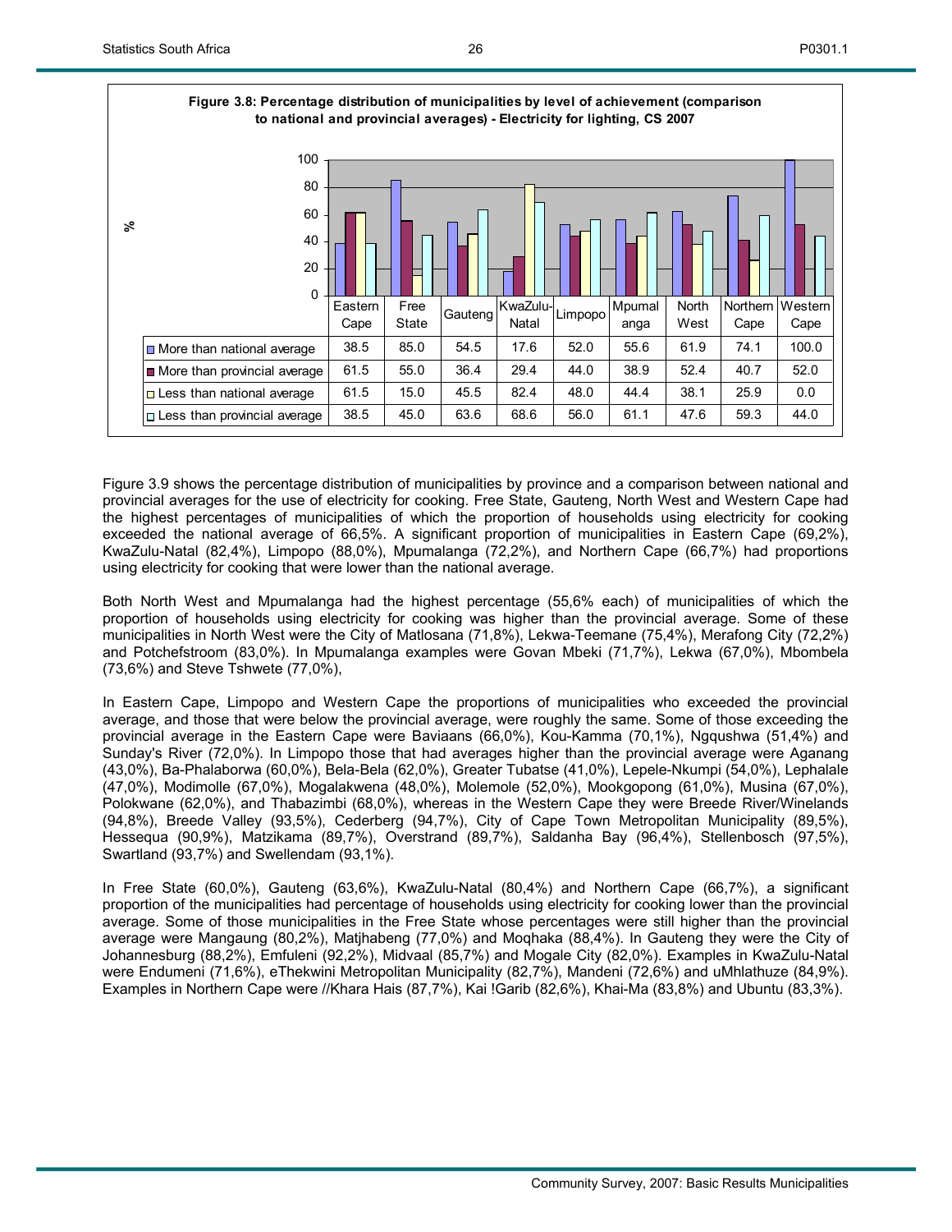**Figure 3.8: Percentage distribution of municipalities by level of achievement (comparison to national and provincial averages) - Electricity for lighting, CS 2007**

| | Eastern Cape | Free State | Gauteng | KwaZulu-Natal | Limpopo | Mpumalanga | North West | Northern Cape | Western Cape |
|---|---|---|---|---|---|---|---|---|---|
| More than national average | 38.5 | 85.0 | 54.5 | 17.6 | 52.0 | 55.6 | 61.9 | 74.1 | 100.0 |
| More than provincial average | 61.5 | 55.0 | 36.4 | 29.4 | 44.0 | 38.9 | 52.4 | 40.7 | 52.0 |
| Less than national average | 61.5 | 15.0 | 45.5 | 82.4 | 48.0 | 44.4 | 38.1 | 25.9 | 0.0 |
| Less than provincial average | 38.5 | 45.0 | 63.6 | 68.6 | 56.0 | 61.1 | 47.6 | 59.3 | 44.0 |

Figure 3.9 shows the percentage distribution of municipalities by province and a comparison between national and provincial averages for the use of electricity for cooking. Free State, Gauteng, North West and Western Cape had the highest percentages of municipalities of which the proportion of households using electricity for cooking exceeded the national average of 66,5%. A significant proportion of municipalities in Eastern Cape (69,2%), KwaZulu-Natal (82,4%), Limpopo (88,0%), Mpumalanga (72,2%), and Northern Cape (66,7%) had proportions using electricity for cooking that were lower than the national average.

Both North West and Mpumalanga had the highest percentage (55,6% each) of municipalities of which the proportion of households using electricity for cooking was higher than the provincial average. Some of these municipalities in North West were the City of Matlosana (71,8%), Lekwa-Teemane (75,4%), Merafong City (72,2%) and Potchefstroom (83,0%). In Mpumalanga examples were Govan Mbeki (71,7%), Lekwa (67,0%), Mbombela (73,6%) and Steve Tshwete (77,0%),

In Eastern Cape, Limpopo and Western Cape the proportions of municipalities who exceeded the provincial average, and those that were below the provincial average, were roughly the same. Some of those exceeding the provincial average in the Eastern Cape were Baviaans (66,0%), Kou-Kamma (70,1%), Ngqushwa (51,4%) and Sunday's River (72,0%). In Limpopo those that had averages higher than the provincial average were Aganang (43,0%), Ba-Phalaborwa (60,0%), Bela-Bela (62,0%), Greater Tubatse (41,0%), Lepele-Nkumpi (54,0%), Lephalale (47,0%), Modimolle (67,0%), Mogalakwena (48,0%), Molemole (52,0%), Mookgopong (61,0%), Musina (67,0%), Polokwane (62,0%), and Thabazimbi (68,0%), whereas in the Western Cape they were Breede River/Winelands (94,8%), Breede Valley (93,5%), Cederberg (94,7%), City of Cape Town Metropolitan Municipality (89,5%), Hessequa (90,9%), Matzikama (89,7%), Overstrand (89,7%), Saldanha Bay (96,4%), Stellenbosch (97,5%), Swartland (93,7%) and Swellendam (93,1%).

In Free State (60,0%), Gauteng (63,6%), KwaZulu-Natal (80,4%) and Northern Cape (66,7%), a significant proportion of the municipalities had percentage of households using electricity for cooking lower than the provincial average. Some of those municipalities in the Free State whose percentages were still higher than the provincial average were Mangaung (80,2%), Matjhabeng (77,0%) and Moqhaka (88,4%). In Gauteng they were the City of Johannesburg (88,2%), Emfuleni (92,2%), Midvaal (85,7%) and Mogale City (82,0%). Examples in KwaZulu-Natal were Endumeni (71,6%), eThekwini Metropolitan Municipality (82,7%), Mandeni (72,6%) and uMhlathuze (84,9%). Examples in Northern Cape were //Khara Hais (87,7%), Kai !Garib (82,6%), Khai-Ma (83,8%) and Ubuntu (83,3%).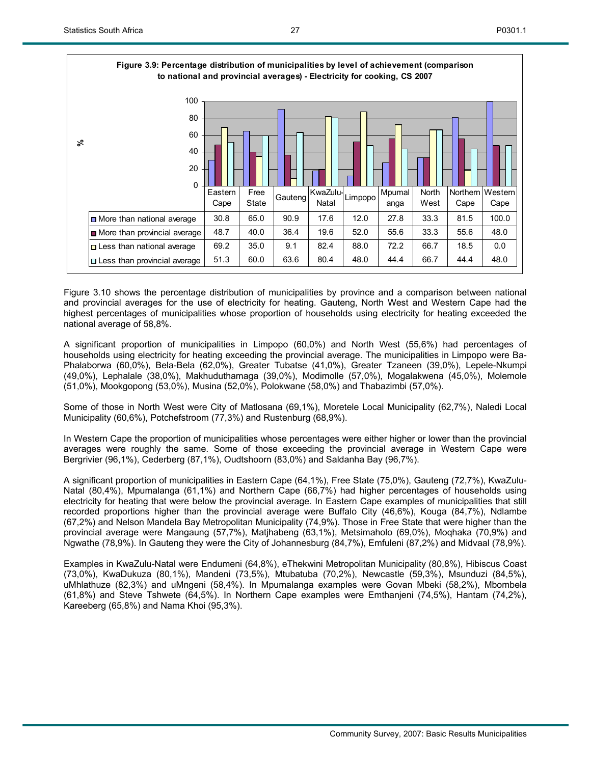**Figure 3.9: Percentage distribution of municipalities by level of achievement (comparison to national and provincial averages) - Electricity for cooking, CS 2007**

| | Eastern Cape | Free State | Gauteng | KwaZulu-Natal | Limpopo | Mpumalanga | North West | Northern Cape | Western Cape |
|---|---|---|---|---|---|---|---|---|---|
| More than national average | 30.8 | 65.0 | 90.9 | 17.6 | 12.0 | 27.8 | 33.3 | 81.5 | 100.0 |
| More than provincial average | 48.7 | 40.0 | 36.4 | 19.6 | 52.0 | 55.6 | 33.3 | 55.6 | 48.0 |
| Less than national average | 69.2 | 35.0 | 9.1 | 82.4 | 88.0 | 72.2 | 66.7 | 18.5 | 0.0 |
| Less than provincial average | 51.3 | 60.0 | 63.6 | 80.4 | 48.0 | 44.4 | 66.7 | 44.4 | 48.0 |

Figure 3.10 shows the percentage distribution of municipalities by province and a comparison between national and provincial averages for the use of electricity for heating. Gauteng, North West and Western Cape had the highest percentages of municipalities whose proportion of households using electricity for heating exceeded the national average of 58,8%.

A significant proportion of municipalities in Limpopo (60,0%) and North West (55,6%) had percentages of households using electricity for heating exceeding the provincial average. The municipalities in Limpopo were Ba-Phalaborwa (60,0%), Bela-Bela (62,0%), Greater Tubatse (41,0%), Greater Tzaneen (39,0%), Lepele-Nkumpi (49,0%), Lephalale (38,0%), Makhuduthamaga (39,0%), Modimolle (57,0%), Mogalakwena (45,0%), Molemole (51,0%), Mookgopong (53,0%), Musina (52,0%), Polokwane (58,0%) and Thabazimbi (57,0%).

Some of those in North West were City of Matlosana (69,1%), Moretele Local Municipality (62,7%), Naledi Local Municipality (60,6%), Potchefstroom (77,3%) and Rustenburg (68,9%).

In Western Cape the proportion of municipalities whose percentages were either higher or lower than the provincial averages were roughly the same. Some of those exceeding the provincial average in Western Cape were Bergrivier (96,1%), Cederberg (87,1%), Oudtshoorn (83,0%) and Saldanha Bay (96,7%).

A significant proportion of municipalities in Eastern Cape (64,1%), Free State (75,0%), Gauteng (72,7%), KwaZulu-Natal (80,4%), Mpumalanga (61,1%) and Northern Cape (66,7%) had higher percentages of households using electricity for heating that were below the provincial average. In Eastern Cape examples of municipalities that still recorded proportions higher than the provincial average were Buffalo City (46,6%), Kouga (84,7%), Ndlambe (67,2%) and Nelson Mandela Bay Metropolitan Municipality (74,9%). Those in Free State that were higher than the provincial average were Mangaung (57,7%), Matjhabeng (63,1%), Metsimaholo (69,0%), Moqhaka (70,9%) and Ngwathe (78,9%). In Gauteng they were the City of Johannesburg (84,7%), Emfuleni (87,2%) and Midvaal (78,9%).

Examples in KwaZulu-Natal were Endumeni (64,8%), eThekwini Metropolitan Municipality (80,8%), Hibiscus Coast (73,0%), KwaDukuza (80,1%), Mandeni (73,5%), Mtubatuba (70,2%), Newcastle (59,3%), Msunduzi (84,5%), uMhlathuze (82,3%) and uMngeni (58,4%). In Mpumalanga examples were Govan Mbeki (58,2%), Mbombela (61,8%) and Steve Tshwete (64,5%). In Northern Cape examples were Emthanjeni (74,5%), Hantam (74,2%), Kareeberg (65,8%) and Nama Khoi (95,3%).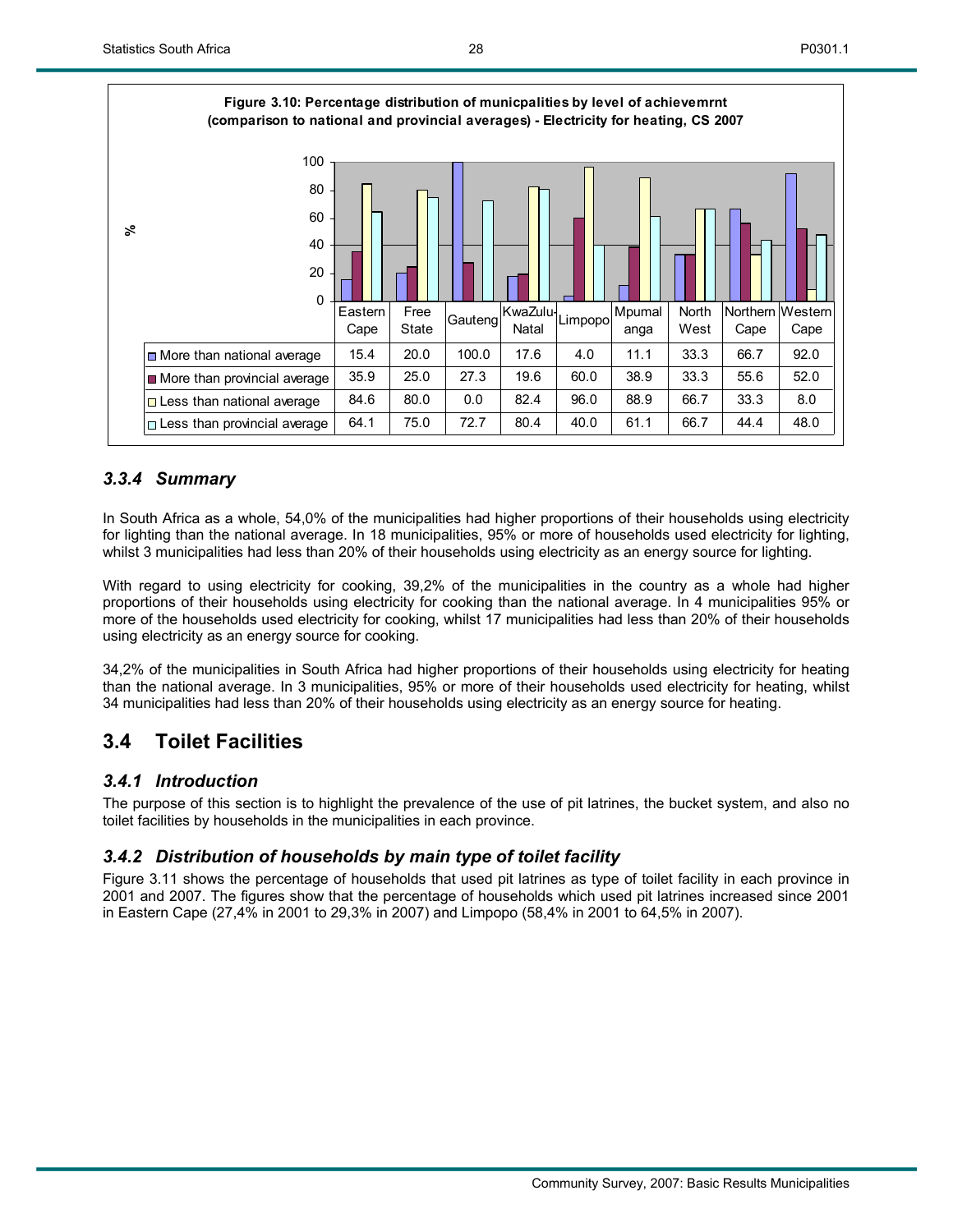**Figure 3.10: Percentage distribution of municpalities by level of achievemrnt (comparison to national and provincial averages) - Electricity for heating, CS 2007**

| | Eastern Cape | Free State | Gauteng | KwaZulu-Natal | Limpopo | Mpumalanga | North West | Northern Cape | Western Cape |
|---|---|---|---|---|---|---|---|---|---|
| More than national average | 15.4 | 20.0 | 100.0 | 17.6 | 4.0 | 11.1 | 33.3 | 66.7 | 92.0 |
| More than provincial average | 35.9 | 25.0 | 27.3 | 19.6 | 60.0 | 38.9 | 33.3 | 55.6 | 52.0 |
| Less than national average | 84.6 | 80.0 | 0.0 | 82.4 | 96.0 | 88.9 | 66.7 | 33.3 | 8.0 |
| Less than provincial average | 64.1 | 75.0 | 72.7 | 80.4 | 40.0 | 61.1 | 66.7 | 44.4 | 48.0 |

### *3.3.4 Summary*

In South Africa as a whole, 54,0% of the municipalities had higher proportions of their households using electricity for lighting than the national average. In 18 municipalities, 95% or more of households used electricity for lighting, whilst 3 municipalities had less than 20% of their households using electricity as an energy source for lighting.

With regard to using electricity for cooking, 39,2% of the municipalities in the country as a whole had higher proportions of their households using electricity for cooking than the national average. In 4 municipalities 95% or more of the households used electricity for cooking, whilst 17 municipalities had less than 20% of their households using electricity as an energy source for cooking.

34,2% of the municipalities in South Africa had higher proportions of their households using electricity for heating than the national average. In 3 municipalities, 95% or more of their households used electricity for heating, whilst 34 municipalities had less than 20% of their households using electricity as an energy source for heating.

## 3.4 Toilet Facilities

### *3.4.1 Introduction*

The purpose of this section is to highlight the prevalence of the use of pit latrines, the bucket system, and also no toilet facilities by households in the municipalities in each province.

### *3.4.2 Distribution of households by main type of toilet facility*

Figure 3.11 shows the percentage of households that used pit latrines as type of toilet facility in each province in 2001 and 2007. The figures show that the percentage of households which used pit latrines increased since 2001 in Eastern Cape (27,4% in 2001 to 29,3% in 2007) and Limpopo (58,4% in 2001 to 64,5% in 2007).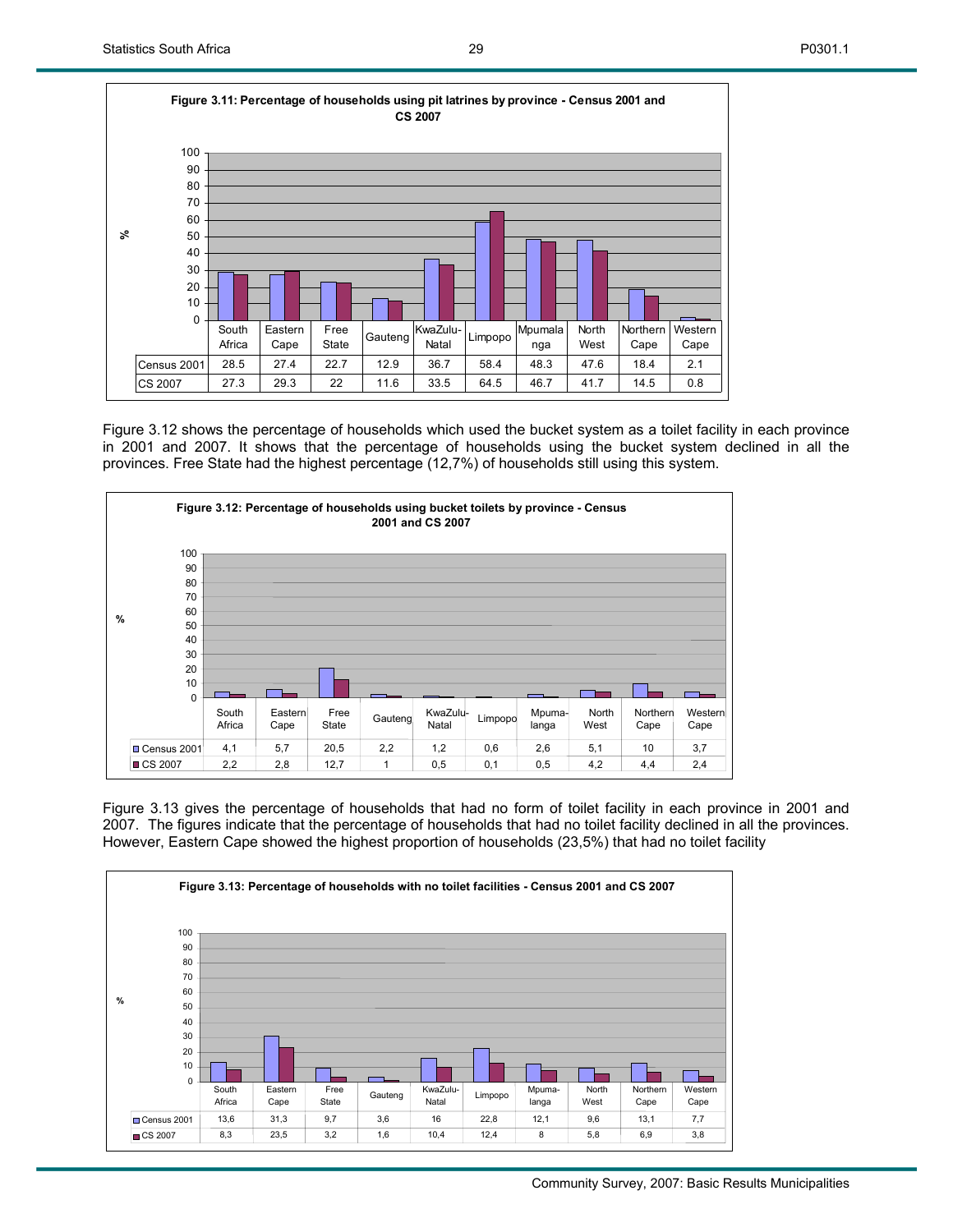**Figure 3.11: Percentage of households using pit latrines by province - Census 2001 and CS 2007**

| | South Africa | Eastern Cape | Free State | Gauteng | KwaZulu-Natal | Limpopo | Mpumalanga | North West | Northern Cape | Western Cape |
|---|---|---|---|---|---|---|---|---|---|---|
| Census 2001 | 28.5 | 27.4 | 22.7 | 12.9 | 36.7 | 58.4 | 48.3 | 47.6 | 18.4 | 2.1 |
| CS 2007 | 27.3 | 29.3 | 22 | 11.6 | 33.5 | 64.5 | 46.7 | 41.7 | 14.5 | 0.8 |

Figure 3.12 shows the percentage of households which used the bucket system as a toilet facility in each province in 2001 and 2007. It shows that the percentage of households using the bucket system declined in all the provinces. Free State had the highest percentage (12,7%) of households still using this system.

**Figure 3.12: Percentage of households using bucket toilets by province - Census 2001 and CS 2007**

| | South Africa | Eastern Cape | Free State | Gauteng | KwaZulu-Natal | Limpopo | Mpumalanga | North West | Northern Cape | Western Cape |
|---|---|---|---|---|---|---|---|---|---|---|
| Census 2001 | 4,1 | 5,7 | 20,5 | 2,2 | 1,2 | 0,6 | 2,6 | 5,1 | 10 | 3,7 |
| CS 2007 | 2,2 | 2,8 | 12,7 | 1 | 0,5 | 0,1 | 0,5 | 4,2 | 4,4 | 2,4 |

Figure 3.13 gives the percentage of households that had no form of toilet facility in each province in 2001 and 2007. The figures indicate that the percentage of households that had no toilet facility declined in all the provinces. However, Eastern Cape showed the highest proportion of households (23,5%) that had no toilet facility

**Figure 3.13: Percentage of households with no toilet facilities - Census 2001 and CS 2007**

| | South Africa | Eastern Cape | Free State | Gauteng | KwaZulu-Natal | Limpopo | Mpumalanga | North West | Northern Cape | Western Cape |
|---|---|---|---|---|---|---|---|---|---|---|
| Census 2001 | 13,6 | 31,3 | 9,7 | 3,6 | 16 | 22,8 | 12,1 | 9,6 | 13,1 | 7,7 |
| CS 2007 | 8,3 | 23,5 | 3,2 | 1,6 | 10,4 | 12,4 | 8 | 5,8 | 6,9 | 3,8 |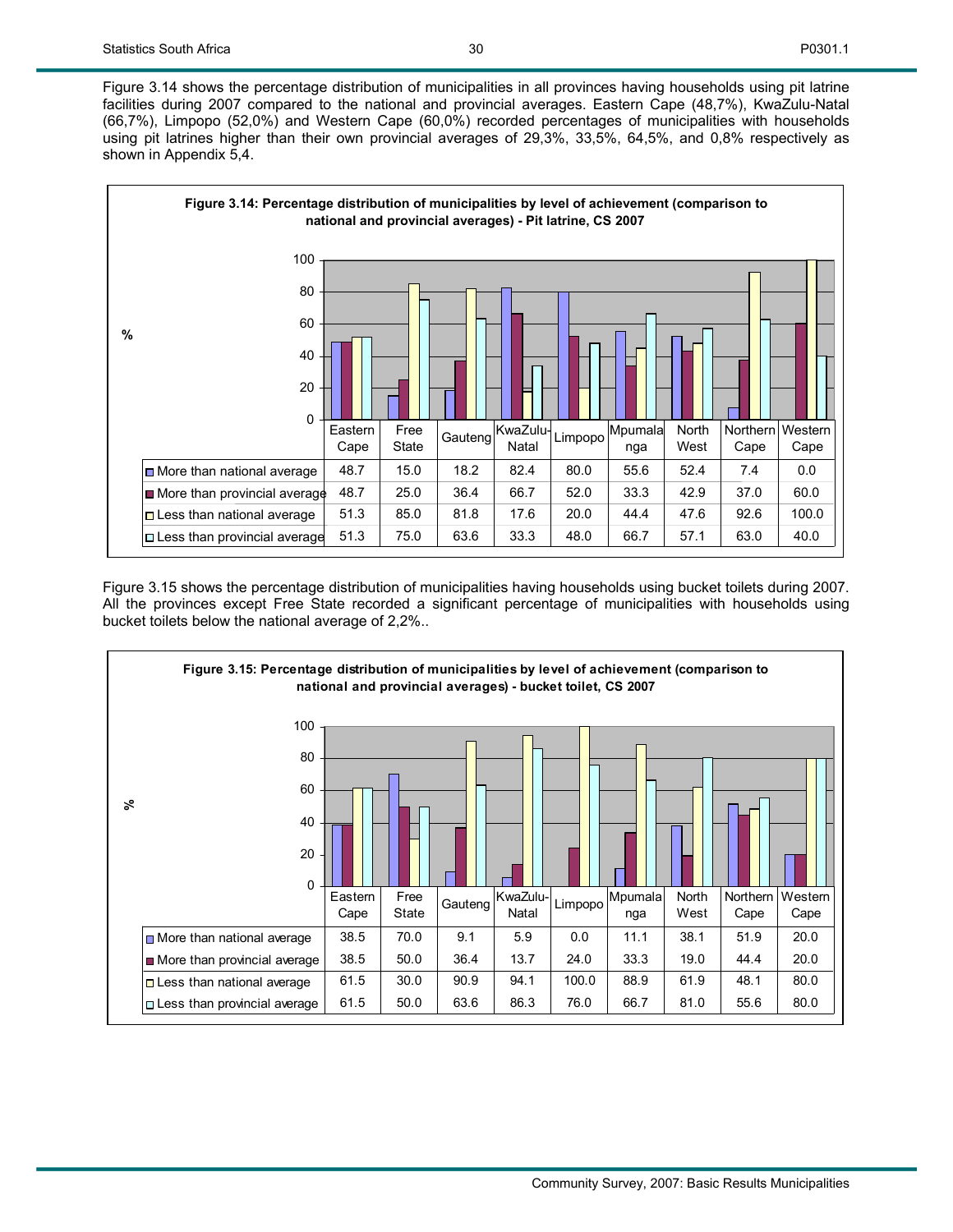Figure 3.14 shows the percentage distribution of municipalities in all provinces having households using pit latrine facilities during 2007 compared to the national and provincial averages. Eastern Cape (48,7%), KwaZulu-Natal (66,7%), Limpopo (52,0%) and Western Cape (60,0%) recorded percentages of municipalities with households using pit latrines higher than their own provincial averages of 29,3%, 33,5%, 64,5%, and 0,8% respectively as shown in Appendix 5,4.

**Figure 3.14: Percentage distribution of municipalities by level of achievement (comparison to national and provincial averages) - Pit latrine, CS 2007**

| | Eastern Cape | Free State | Gauteng | KwaZulu-Natal | Limpopo | Mpumalanga | North West | Northern Cape | Western Cape |
|---|---|---|---|---|---|---|---|---|---|
| More than national average | 48.7 | 15.0 | 18.2 | 82.4 | 80.0 | 55.6 | 52.4 | 7.4 | 0.0 |
| More than provincial average | 48.7 | 25.0 | 36.4 | 66.7 | 52.0 | 33.3 | 42.9 | 37.0 | 60.0 |
| Less than national average | 51.3 | 85.0 | 81.8 | 17.6 | 20.0 | 44.4 | 47.6 | 92.6 | 100.0 |
| Less than provincial average | 51.3 | 75.0 | 63.6 | 33.3 | 48.0 | 66.7 | 57.1 | 63.0 | 40.0 |

Figure 3.15 shows the percentage distribution of municipalities having households using bucket toilets during 2007. All the provinces except Free State recorded a significant percentage of municipalities with households using bucket toilets below the national average of 2,2%..

**Figure 3.15: Percentage distribution of municipalities by level of achievement (comparison to national and provincial averages) - bucket toilet, CS 2007**

| | Eastern Cape | Free State | Gauteng | KwaZulu-Natal | Limpopo | Mpumalanga | North West | Northern Cape | Western Cape |
|---|---|---|---|---|---|---|---|---|---|
| More than national average | 38.5 | 70.0 | 9.1 | 5.9 | 0.0 | 11.1 | 38.1 | 51.9 | 20.0 |
| More than provincial average | 38.5 | 50.0 | 36.4 | 13.7 | 24.0 | 33.3 | 19.0 | 44.4 | 20.0 |
| Less than national average | 61.5 | 30.0 | 90.9 | 94.1 | 100.0 | 88.9 | 61.9 | 48.1 | 80.0 |
| Less than provincial average | 61.5 | 50.0 | 63.6 | 86.3 | 76.0 | 66.7 | 81.0 | 55.6 | 80.0 |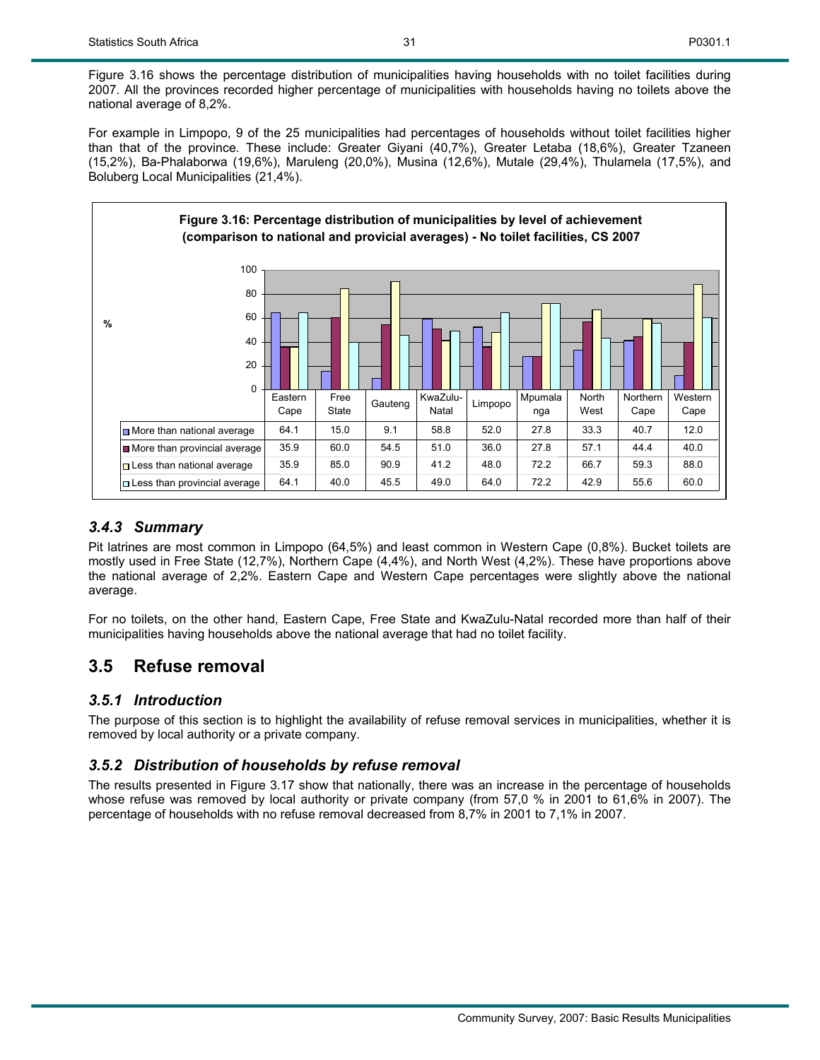Figure 3.16 shows the percentage distribution of municipalities having households with no toilet facilities during 2007. All the provinces recorded higher percentage of municipalities with households having no toilets above the national average of 8,2%.

For example in Limpopo, 9 of the 25 municipalities had percentages of households without toilet facilities higher than that of the province. These include: Greater Giyani (40,7%), Greater Letaba (18,6%), Greater Tzaneen (15,2%), Ba-Phalaborwa (19,6%), Maruleng (20,0%), Musina (12,6%), Mutale (29,4%), Thulamela (17,5%), and Boluberg Local Municipalities (21,4%).

**Figure 3.16: Percentage distribution of municipalities by level of achievement (comparison to national and provicial averages) - No toilet facilities, CS 2007**

| | Eastern Cape | Free State | Gauteng | KwaZulu-Natal | Limpopo | Mpumalanga | North West | Northern Cape | Western Cape |
|---|---|---|---|---|---|---|---|---|---|
| More than national average | 64.1 | 15.0 | 9.1 | 58.8 | 52.0 | 27.8 | 33.3 | 40.7 | 12.0 |
| More than provincial average | 35.9 | 60.0 | 54.5 | 51.0 | 36.0 | 27.8 | 57.1 | 44.4 | 40.0 |
| Less than national average | 35.9 | 85.0 | 90.9 | 41.2 | 48.0 | 72.2 | 66.7 | 59.3 | 88.0 |
| Less than provincial average | 64.1 | 40.0 | 45.5 | 49.0 | 64.0 | 72.2 | 42.9 | 55.6 | 60.0 |

### *3.4.3 Summary*

Pit latrines are most common in Limpopo (64,5%) and least common in Western Cape (0,8%). Bucket toilets are mostly used in Free State (12,7%), Northern Cape (4,4%), and North West (4,2%). These have proportions above the national average of 2,2%. Eastern Cape and Western Cape percentages were slightly above the national average.

For no toilets, on the other hand, Eastern Cape, Free State and KwaZulu-Natal recorded more than half of their municipalities having households above the national average that had no toilet facility.

## 3.5 Refuse removal

### *3.5.1 Introduction*

The purpose of this section is to highlight the availability of refuse removal services in municipalities, whether it is removed by local authority or a private company.

### *3.5.2 Distribution of households by refuse removal*

The results presented in Figure 3.17 show that nationally, there was an increase in the percentage of households whose refuse was removed by local authority or private company (from 57,0 % in 2001 to 61,6% in 2007). The percentage of households with no refuse removal decreased from 8,7% in 2001 to 7,1% in 2007.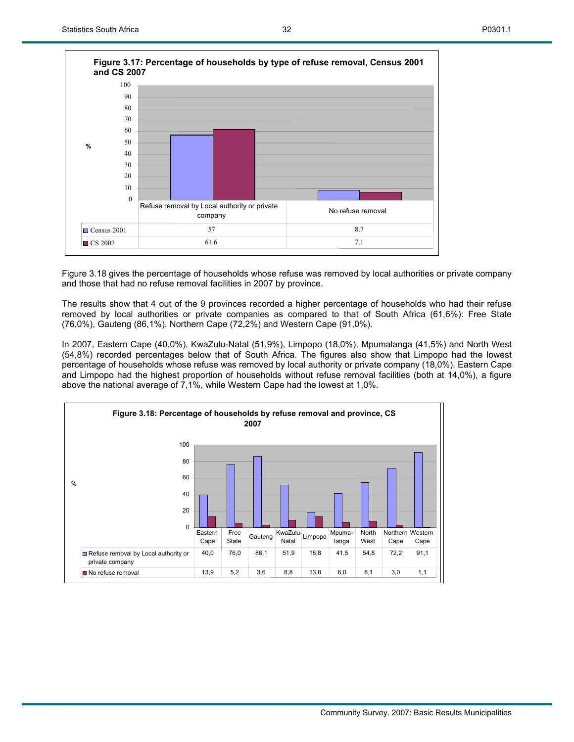**Figure 3.17: Percentage of households by type of refuse removal, Census 2001 and CS 2007**

| | Refuse removal by Local authority or private company | No refuse removal |
|---|---|---|
| Census 2001 | 57 | 8.7 |
| CS 2007 | 61.6 | 7.1 |

Figure 3.18 gives the percentage of households whose refuse was removed by local authorities or private company and those that had no refuse removal facilities in 2007 by province.

The results show that 4 out of the 9 provinces recorded a higher percentage of households who had their refuse removed by local authorities or private companies as compared to that of South Africa (61,6%): Free State (76,0%), Gauteng (86,1%), Northern Cape (72,2%) and Western Cape (91,0%).

In 2007, Eastern Cape (40,0%), KwaZulu-Natal (51,9%), Limpopo (18,0%), Mpumalanga (41,5%) and North West (54,8%) recorded percentages below that of South Africa. The figures also show that Limpopo had the lowest percentage of households whose refuse was removed by local authority or private company (18,0%). Eastern Cape and Limpopo had the highest proportion of households without refuse removal facilities (both at 14,0%), a figure above the national average of 7,1%, while Western Cape had the lowest at 1,0%.

**Figure 3.18: Percentage of households by refuse removal and province, CS 2007**

| | Eastern Cape | Free State | Gauteng | KwaZulu-Natal | Limpopo | Mpuma-langa | North West | Northern Cape | Western Cape |
|---|---|---|---|---|---|---|---|---|---|
| Refuse removal by Local authority or private company | 40,0 | 76,0 | 86,1 | 51,9 | 18,8 | 41,5 | 54,8 | 72,2 | 91,1 |
| No refuse removal | 13,9 | 5,2 | 3,6 | 8,8 | 13,8 | 6,0 | 8,1 | 3,0 | 1,1 |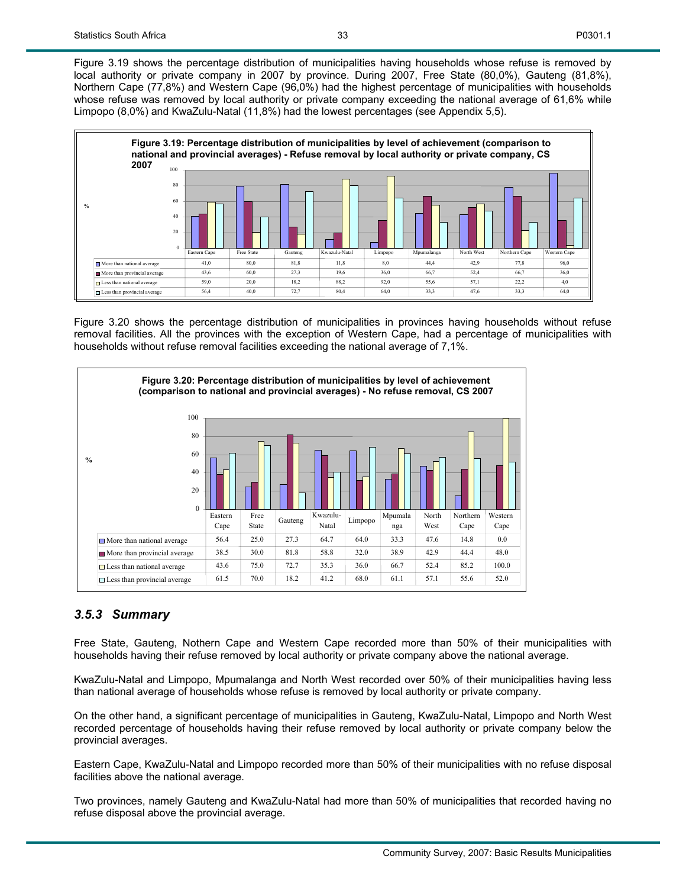Figure 3.19 shows the percentage distribution of municipalities having households whose refuse is removed by local authority or private company in 2007 by province. During 2007, Free State (80,0%), Gauteng (81,8%), Northern Cape (77,8%) and Western Cape (96,0%) had the highest percentage of municipalities with households whose refuse was removed by local authority or private company exceeding the national average of 61,6% while Limpopo (8,0%) and KwaZulu-Natal (11,8%) had the lowest percentages (see Appendix 5,5).

**Figure 3.19: Percentage distribution of municipalities by level of achievement (comparison to national and provincial averages) - Refuse removal by local authority or private company, CS 2007**

| | Eastern Cape | Free State | Gauteng | Kwazulu-Natal | Limpopo | Mpumalanga | North West | Northern Cape | Western Cape |
|---|---|---|---|---|---|---|---|---|---|
| More than national average | 41,0 | 80,0 | 81,8 | 11,8 | 8,0 | 44,4 | 42,9 | 77,8 | 96,0 |
| More than provincial average | 43,6 | 60,0 | 27,3 | 19,6 | 36,0 | 66,7 | 52,4 | 66,7 | 36,0 |
| Less than national average | 59,0 | 20,0 | 18,2 | 88,2 | 92,0 | 55,6 | 57,1 | 22,2 | 4,0 |
| Less than provincial average | 56,4 | 40,0 | 72,7 | 80,4 | 64,0 | 33,3 | 47,6 | 33,3 | 64,0 |

Figure 3.20 shows the percentage distribution of municipalities in provinces having households without refuse removal facilities. All the provinces with the exception of Western Cape, had a percentage of municipalities with households without refuse removal facilities exceeding the national average of 7,1%.

**Figure 3.20: Percentage distribution of municipalities by level of achievement (comparison to national and provincial averages) - No refuse removal, CS 2007**

| | Eastern Cape | Free State | Gauteng | Kwazulu-Natal | Limpopo | Mpumalanga | North West | Northern Cape | Western Cape |
|---|---|---|---|---|---|---|---|---|---|
| More than national average | 56.4 | 25.0 | 27.3 | 64.7 | 64.0 | 33.3 | 47.6 | 14.8 | 0.0 |
| More than provincial average | 38.5 | 30.0 | 81.8 | 58.8 | 32.0 | 38.9 | 42.9 | 44.4 | 48.0 |
| Less than national average | 43.6 | 75.0 | 72.7 | 35.3 | 36.0 | 66.7 | 52.4 | 85.2 | 100.0 |
| Less than provincial average | 61.5 | 70.0 | 18.2 | 41.2 | 68.0 | 61.1 | 57.1 | 55.6 | 52.0 |

### *3.5.3 Summary*

Free State, Gauteng, Nothern Cape and Western Cape recorded more than 50% of their municipalities with households having their refuse removed by local authority or private company above the national average.

KwaZulu-Natal and Limpopo, Mpumalanga and North West recorded over 50% of their municipalities having less than national average of households whose refuse is removed by local authority or private company.

On the other hand, a significant percentage of municipalities in Gauteng, KwaZulu-Natal, Limpopo and North West recorded percentage of households having their refuse removed by local authority or private company below the provincial averages.

Eastern Cape, KwaZulu-Natal and Limpopo recorded more than 50% of their municipalities with no refuse disposal facilities above the national average.

Two provinces, namely Gauteng and KwaZulu-Natal had more than 50% of municipalities that recorded having no refuse disposal above the provincial average.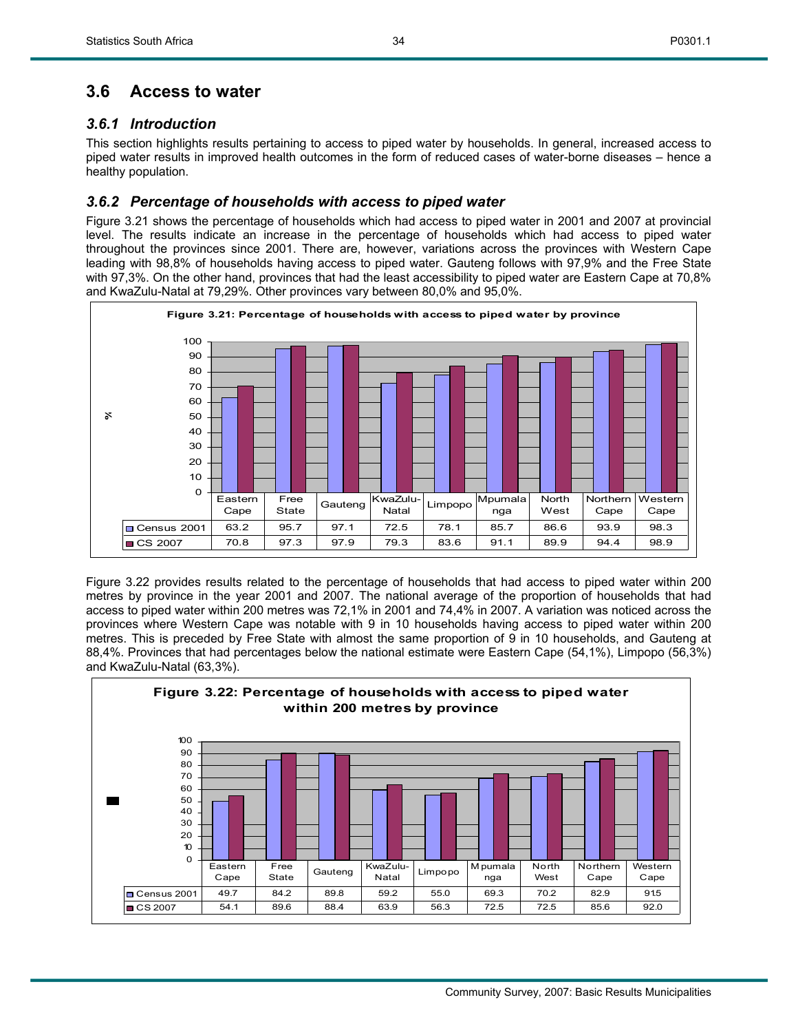## 3.6 Access to water

### *3.6.1 Introduction*

This section highlights results pertaining to access to piped water by households. In general, increased access to piped water results in improved health outcomes in the form of reduced cases of water-borne diseases – hence a healthy population.

### *3.6.2 Percentage of households with access to piped water*

Figure 3.21 shows the percentage of households which had access to piped water in 2001 and 2007 at provincial level. The results indicate an increase in the percentage of households which had access to piped water throughout the provinces since 2001. There are, however, variations across the provinces with Western Cape leading with 98,8% of households having access to piped water. Gauteng follows with 97,9% and the Free State with 97,3%. On the other hand, provinces that had the least accessibility to piped water are Eastern Cape at 70,8% and KwaZulu-Natal at 79,29%. Other provinces vary between 80,0% and 95,0%.

**Figure 3.21: Percentage of households with access to piped water by province**

| | Eastern Cape | Free State | Gauteng | KwaZulu-Natal | Limpopo | Mpumalanga | North West | Northern Cape | Western Cape |
|---|---|---|---|---|---|---|---|---|---|
| Census 2001 | 63.2 | 95.7 | 97.1 | 72.5 | 78.1 | 85.7 | 86.6 | 93.9 | 98.3 |
| CS 2007 | 70.8 | 97.3 | 97.9 | 79.3 | 83.6 | 91.1 | 89.9 | 94.4 | 98.9 |

Figure 3.22 provides results related to the percentage of households that had access to piped water within 200 metres by province in the year 2001 and 2007. The national average of the proportion of households that had access to piped water within 200 metres was 72,1% in 2001 and 74,4% in 2007. A variation was noticed across the provinces where Western Cape was notable with 9 in 10 households having access to piped water within 200 metres. This is preceded by Free State with almost the same proportion of 9 in 10 households, and Gauteng at 88,4%. Provinces that had percentages below the national estimate were Eastern Cape (54,1%), Limpopo (56,3%) and KwaZulu-Natal (63,3%).

**Figure 3.22: Percentage of households with access to piped water within 200 metres by province**

| | Eastern Cape | Free State | Gauteng | KwaZulu-Natal | Limpopo | Mpumalanga | North West | Northern Cape | Western Cape |
|---|---|---|---|---|---|---|---|---|---|
| Census 2001 | 49.7 | 84.2 | 89.8 | 59.2 | 55.0 | 69.3 | 70.2 | 82.9 | 91.5 |
| CS 2007 | 54.1 | 89.6 | 88.4 | 63.9 | 56.3 | 72.5 | 72.5 | 85.6 | 92.0 |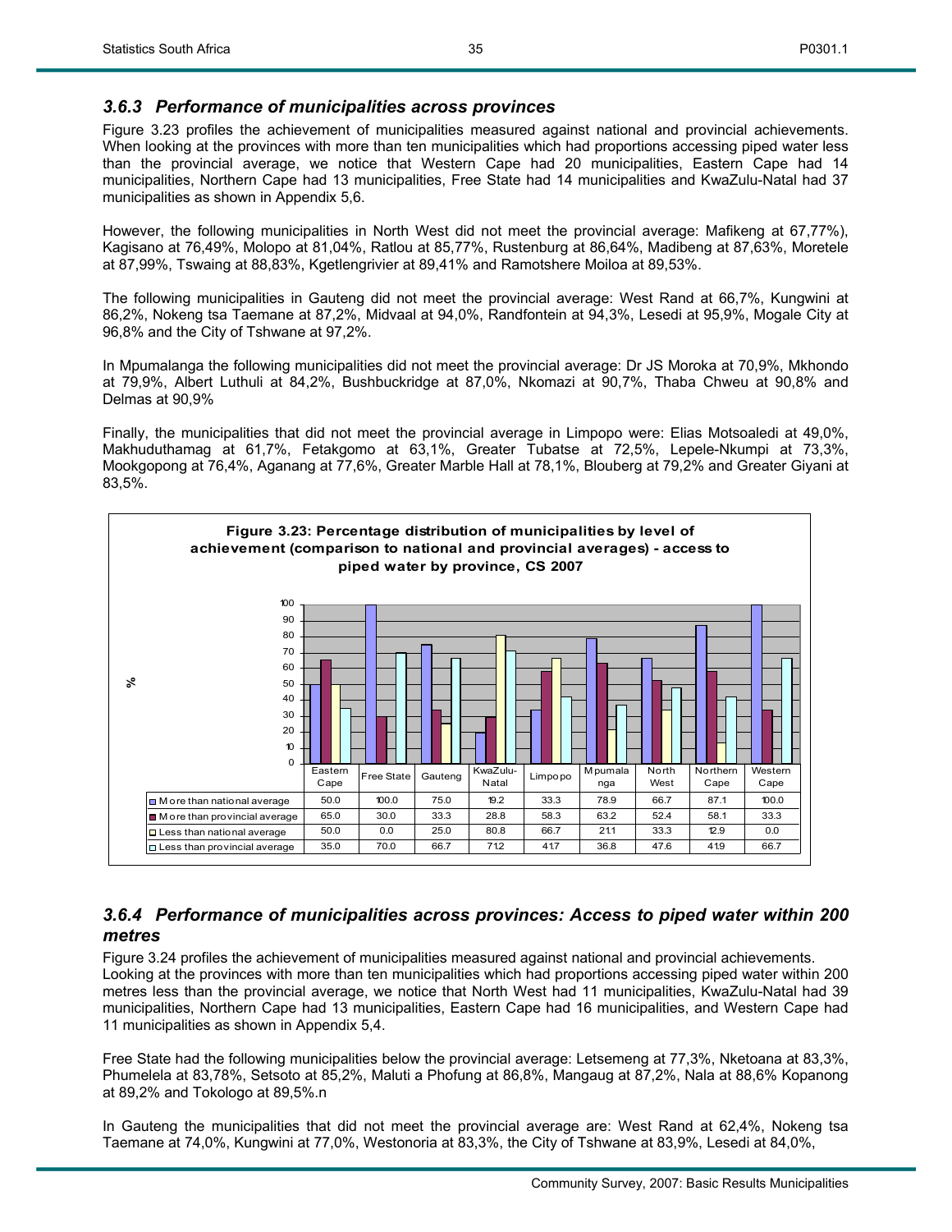### *3.6.3 Performance of municipalities across provinces*

Figure 3.23 profiles the achievement of municipalities measured against national and provincial achievements. When looking at the provinces with more than ten municipalities which had proportions accessing piped water less than the provincial average, we notice that Western Cape had 20 municipalities, Eastern Cape had 14 municipalities, Northern Cape had 13 municipalities, Free State had 14 municipalities and KwaZulu-Natal had 37 municipalities as shown in Appendix 5,6.

However, the following municipalities in North West did not meet the provincial average: Mafikeng at 67,77%), Kagisano at 76,49%, Molopo at 81,04%, Ratlou at 85,77%, Rustenburg at 86,64%, Madibeng at 87,63%, Moretele at 87,99%, Tswaing at 88,83%, Kgetlengrivier at 89,41% and Ramotshere Moiloa at 89,53%.

The following municipalities in Gauteng did not meet the provincial average: West Rand at 66,7%, Kungwini at 86,2%, Nokeng tsa Taemane at 87,2%, Midvaal at 94,0%, Randfontein at 94,3%, Lesedi at 95,9%, Mogale City at 96,8% and the City of Tshwane at 97,2%.

In Mpumalanga the following municipalities did not meet the provincial average: Dr JS Moroka at 70,9%, Mkhondo at 79,9%, Albert Luthuli at 84,2%, Bushbuckridge at 87,0%, Nkomazi at 90,7%, Thaba Chweu at 90,8% and Delmas at 90,9%

Finally, the municipalities that did not meet the provincial average in Limpopo were: Elias Motsoaledi at 49,0%, Makhuduthamag at 61,7%, Fetakgomo at 63,1%, Greater Tubatse at 72,5%, Lepele-Nkumpi at 73,3%, Mookgopong at 76,4%, Aganang at 77,6%, Greater Marble Hall at 78,1%, Blouberg at 79,2% and Greater Giyani at 83,5%.

**Figure 3.23: Percentage distribution of municipalities by level of achievement (comparison to national and provincial averages) - access to piped water by province, CS 2007**

| | Eastern Cape | Free State | Gauteng | KwaZulu-Natal | Limpopo | Mpumalanga | North West | Northern Cape | Western Cape |
|---|---|---|---|---|---|---|---|---|---|
| More than national average | 50.0 | 100.0 | 75.0 | 19.2 | 33.3 | 78.9 | 66.7 | 87.1 | 100.0 |
| More than provincial average | 65.0 | 30.0 | 33.3 | 28.8 | 58.3 | 63.2 | 52.4 | 58.1 | 33.3 |
| Less than national average | 50.0 | 0.0 | 25.0 | 80.8 | 66.7 | 21.1 | 33.3 | 12.9 | 0.0 |
| Less than provincial average | 35.0 | 70.0 | 66.7 | 71.2 | 41.7 | 36.8 | 47.6 | 41.9 | 66.7 |

### *3.6.4 Performance of municipalities across provinces: Access to piped water within 200 metres*

Figure 3.24 profiles the achievement of municipalities measured against national and provincial achievements. Looking at the provinces with more than ten municipalities which had proportions accessing piped water within 200 metres less than the provincial average, we notice that North West had 11 municipalities, KwaZulu-Natal had 39 municipalities, Northern Cape had 13 municipalities, Eastern Cape had 16 municipalities, and Western Cape had 11 municipalities as shown in Appendix 5,4.

Free State had the following municipalities below the provincial average: Letsemeng at 77,3%, Nketoana at 83,3%, Phumelela at 83,78%, Setsoto at 85,2%, Maluti a Phofung at 86,8%, Mangaug at 87,2%, Nala at 88,6% Kopanong at 89,2% and Tokologo at 89,5%.n

In Gauteng the municipalities that did not meet the provincial average are: West Rand at 62,4%, Nokeng tsa Taemane at 74,0%, Kungwini at 77,0%, Westonoria at 83,3%, the City of Tshwane at 83,9%, Lesedi at 84,0%,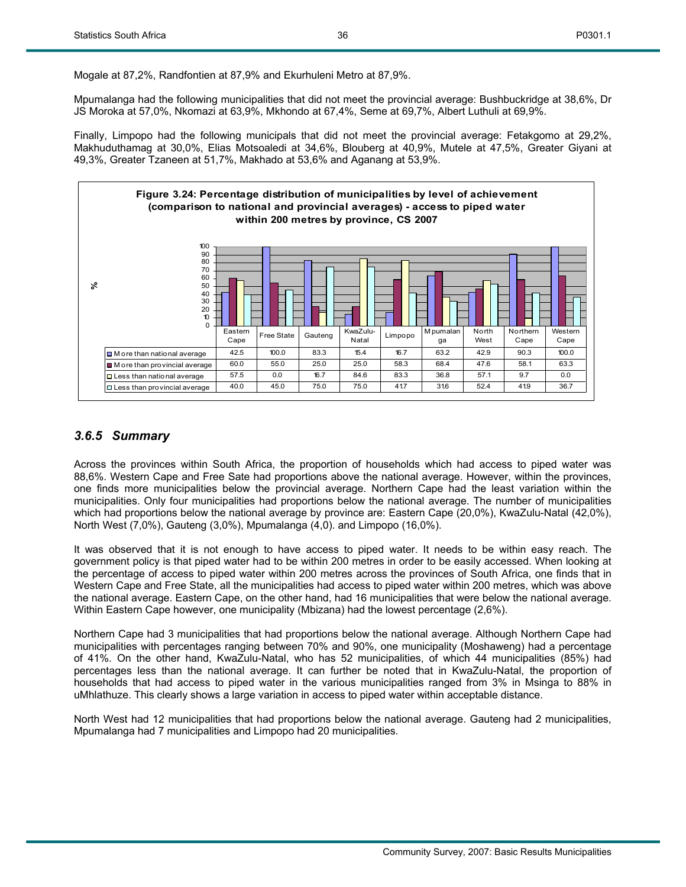Mogale at 87,2%, Randfontien at 87,9% and Ekurhuleni Metro at 87,9%.

Mpumalanga had the following municipalities that did not meet the provincial average: Bushbuckridge at 38,6%, Dr JS Moroka at 57,0%, Nkomazi at 63,9%, Mkhondo at 67,4%, Seme at 69,7%, Albert Luthuli at 69,9%.

Finally, Limpopo had the following municipals that did not meet the provincial average: Fetakgomo at 29,2%, Makhuduthamag at 30,0%, Elias Motsoaledi at 34,6%, Blouberg at 40,9%, Mutele at 47,5%, Greater Giyani at 49,3%, Greater Tzaneen at 51,7%, Makhado at 53,6% and Aganang at 53,9%.

**Figure 3.24: Percentage distribution of municipalities by level of achievement (comparison to national and provincial averages) - access to piped water within 200 metres by province, CS 2007**

| | Eastern Cape | Free State | Gauteng | KwaZulu-Natal | Limpopo | Mpumalanga | North West | Northern Cape | Western Cape |
|---|---|---|---|---|---|---|---|---|---|
| More than national average | 42.5 | 100.0 | 83.3 | 15.4 | 16.7 | 63.2 | 42.9 | 90.3 | 100.0 |
| More than provincial average | 60.0 | 55.0 | 25.0 | 25.0 | 58.3 | 68.4 | 47.6 | 58.1 | 63.3 |
| Less than national average | 57.5 | 0.0 | 16.7 | 84.6 | 83.3 | 36.8 | 57.1 | 9.7 | 0.0 |
| Less than provincial average | 40.0 | 45.0 | 75.0 | 75.0 | 41.7 | 31.6 | 52.4 | 41.9 | 36.7 |

### *3.6.5 Summary*

Across the provinces within South Africa, the proportion of households which had access to piped water was 88,6%. Western Cape and Free Sate had proportions above the national average. However, within the provinces, one finds more municipalities below the provincial average. Northern Cape had the least variation within the municipalities. Only four municipalities had proportions below the national average. The number of municipalities which had proportions below the national average by province are: Eastern Cape (20,0%), KwaZulu-Natal (42,0%), North West (7,0%), Gauteng (3,0%), Mpumalanga (4,0). and Limpopo (16,0%).

It was observed that it is not enough to have access to piped water. It needs to be within easy reach. The government policy is that piped water had to be within 200 metres in order to be easily accessed. When looking at the percentage of access to piped water within 200 metres across the provinces of South Africa, one finds that in Western Cape and Free State, all the municipalities had access to piped water within 200 metres, which was above the national average. Eastern Cape, on the other hand, had 16 municipalities that were below the national average. Within Eastern Cape however, one municipality (Mbizana) had the lowest percentage (2,6%).

Northern Cape had 3 municipalities that had proportions below the national average. Although Northern Cape had municipalities with percentages ranging between 70% and 90%, one municipality (Moshaweng) had a percentage of 41%. On the other hand, KwaZulu-Natal, who has 52 municipalities, of which 44 municipalities (85%) had percentages less than the national average. It can further be noted that in KwaZulu-Natal, the proportion of households that had access to piped water in the various municipalities ranged from 3% in Msinga to 88% in uMhlathuze. This clearly shows a large variation in access to piped water within acceptable distance.

North West had 12 municipalities that had proportions below the national average. Gauteng had 2 municipalities, Mpumalanga had 7 municipalities and Limpopo had 20 municipalities.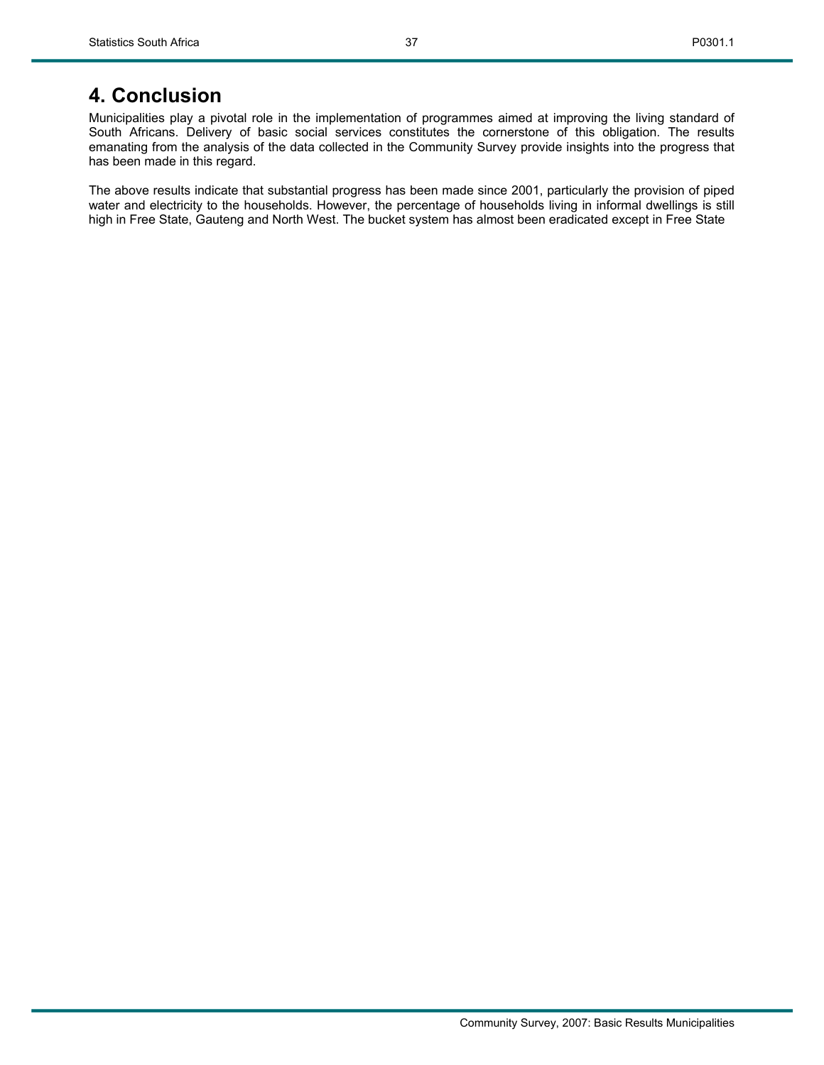# 4. Conclusion

Municipalities play a pivotal role in the implementation of programmes aimed at improving the living standard of South Africans. Delivery of basic social services constitutes the cornerstone of this obligation. The results emanating from the analysis of the data collected in the Community Survey provide insights into the progress that has been made in this regard.

The above results indicate that substantial progress has been made since 2001, particularly the provision of piped water and electricity to the households. However, the percentage of households living in informal dwellings is still high in Free State, Gauteng and North West. The bucket system has almost been eradicated except in Free State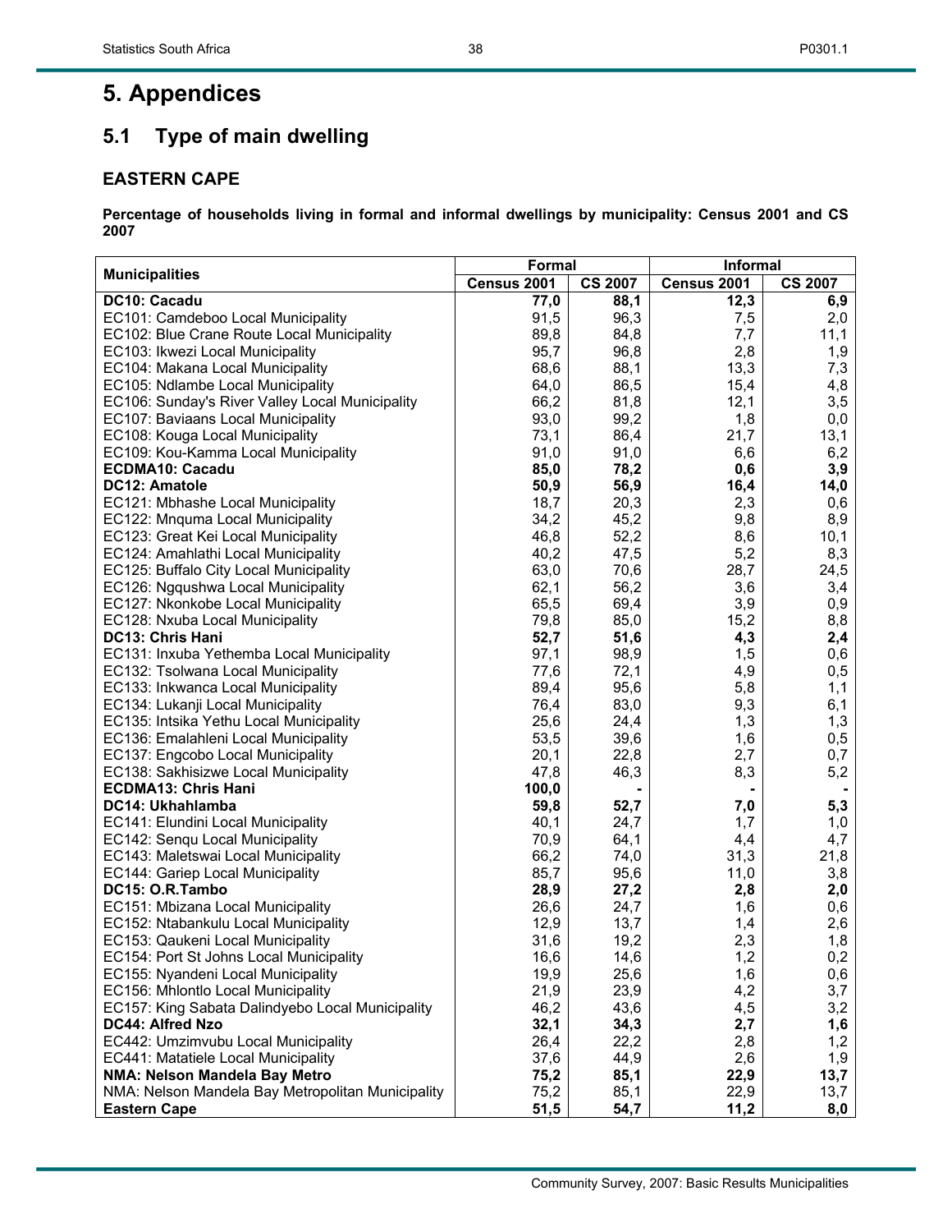# 5. Appendices

## 5.1 Type of main dwelling

### EASTERN CAPE

**Percentage of households living in formal and informal dwellings by municipality: Census 2001 and CS 2007**

| Municipalities | Formal | | Informal | |
|---|---|---|---|---|
| | Census 2001 | CS 2007 | Census 2001 | CS 2007 |
| **DC10: Cacadu** | **77,0** | **88,1** | **12,3** | **6,9** |
| EC101: Camdeboo Local Municipality | 91,5 | 96,3 | 7,5 | 2,0 |
| EC102: Blue Crane Route Local Municipality | 89,8 | 84,8 | 7,7 | 11,1 |
| EC103: Ikwezi Local Municipality | 95,7 | 96,8 | 2,8 | 1,9 |
| EC104: Makana Local Municipality | 68,6 | 88,1 | 13,3 | 7,3 |
| EC105: Ndlambe Local Municipality | 64,0 | 86,5 | 15,4 | 4,8 |
| EC106: Sunday's River Valley Local Municipality | 66,2 | 81,8 | 12,1 | 3,5 |
| EC107: Baviaans Local Municipality | 93,0 | 99,2 | 1,8 | 0,0 |
| EC108: Kouga Local Municipality | 73,1 | 86,4 | 21,7 | 13,1 |
| EC109: Kou-Kamma Local Municipality | 91,0 | 91,0 | 6,6 | 6,2 |
| **ECDMA10: Cacadu** | **85,0** | **78,2** | **0,6** | **3,9** |
| **DC12: Amatole** | **50,9** | **56,9** | **16,4** | **14,0** |
| EC121: Mbhashe Local Municipality | 18,7 | 20,3 | 2,3 | 0,6 |
| EC122: Mnquma Local Municipality | 34,2 | 45,2 | 9,8 | 8,9 |
| EC123: Great Kei Local Municipality | 46,8 | 52,2 | 8,6 | 10,1 |
| EC124: Amahlathi Local Municipality | 40,2 | 47,5 | 5,2 | 8,3 |
| EC125: Buffalo City Local Municipality | 63,0 | 70,6 | 28,7 | 24,5 |
| EC126: Ngqushwa Local Municipality | 62,1 | 56,2 | 3,6 | 3,4 |
| EC127: Nkonkobe Local Municipality | 65,5 | 69,4 | 3,9 | 0,9 |
| EC128: Nxuba Local Municipality | 79,8 | 85,0 | 15,2 | 8,8 |
| **DC13: Chris Hani** | **52,7** | **51,6** | **4,3** | **2,4** |
| EC131: Inxuba Yethemba Local Municipality | 97,1 | 98,9 | 1,5 | 0,6 |
| EC132: Tsolwana Local Municipality | 77,6 | 72,1 | 4,9 | 0,5 |
| EC133: Inkwanca Local Municipality | 89,4 | 95,6 | 5,8 | 1,1 |
| EC134: Lukanji Local Municipality | 76,4 | 83,0 | 9,3 | 6,1 |
| EC135: Intsika Yethu Local Municipality | 25,6 | 24,4 | 1,3 | 1,3 |
| EC136: Emalahleni Local Municipality | 53,5 | 39,6 | 1,6 | 0,5 |
| EC137: Engcobo Local Municipality | 20,1 | 22,8 | 2,7 | 0,7 |
| EC138: Sakhisizwe Local Municipality | 47,8 | 46,3 | 8,3 | 5,2 |
| **ECDMA13: Chris Hani** | **100,0** | **-** | **-** | **-** |
| **DC14: Ukhahlamba** | **59,8** | **52,7** | **7,0** | **5,3** |
| EC141: Elundini Local Municipality | 40,1 | 24,7 | 1,7 | 1,0 |
| EC142: Senqu Local Municipality | 70,9 | 64,1 | 4,4 | 4,7 |
| EC143: Maletswai Local Municipality | 66,2 | 74,0 | 31,3 | 21,8 |
| EC144: Gariep Local Municipality | 85,7 | 95,6 | 11,0 | 3,8 |
| **DC15: O.R.Tambo** | **28,9** | **27,2** | **2,8** | **2,0** |
| EC151: Mbizana Local Municipality | 26,6 | 24,7 | 1,6 | 0,6 |
| EC152: Ntabankulu Local Municipality | 12,9 | 13,7 | 1,4 | 2,6 |
| EC153: Qaukeni Local Municipality | 31,6 | 19,2 | 2,3 | 1,8 |
| EC154: Port St Johns Local Municipality | 16,6 | 14,6 | 1,2 | 0,2 |
| EC155: Nyandeni Local Municipality | 19,9 | 25,6 | 1,6 | 0,6 |
| EC156: Mhlontlo Local Municipality | 21,9 | 23,9 | 4,2 | 3,7 |
| EC157: King Sabata Dalindyebo Local Municipality | 46,2 | 43,6 | 4,5 | 3,2 |
| **DC44: Alfred Nzo** | **32,1** | **34,3** | **2,7** | **1,6** |
| EC442: Umzimvubu Local Municipality | 26,4 | 22,2 | 2,8 | 1,2 |
| EC441: Matatiele Local Municipality | 37,6 | 44,9 | 2,6 | 1,9 |
| **NMA: Nelson Mandela Bay Metro** | **75,2** | **85,1** | **22,9** | **13,7** |
| NMA: Nelson Mandela Bay Metropolitan Municipality | 75,2 | 85,1 | 22,9 | 13,7 |
| **Eastern Cape** | **51,5** | **54,7** | **11,2** | **8,0** |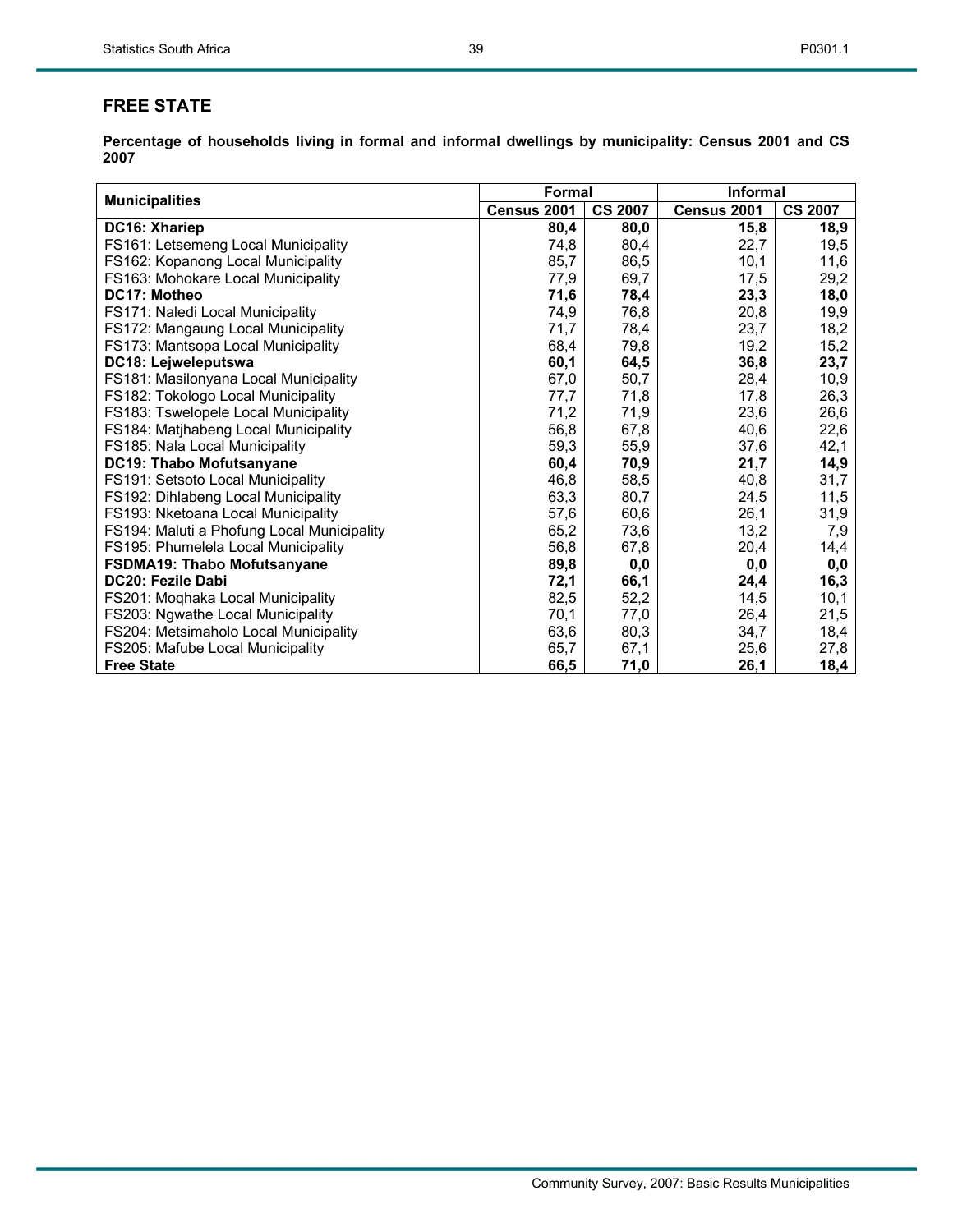## FREE STATE

**Percentage of households living in formal and informal dwellings by municipality: Census 2001 and CS 2007**

| Municipalities | Formal | | Informal | |
|---|---|---|---|---|
| | Census 2001 | CS 2007 | Census 2001 | CS 2007 |
| **DC16: Xhariep** | **80,4** | **80,0** | **15,8** | **18,9** |
| FS161: Letsemeng Local Municipality | 74,8 | 80,4 | 22,7 | 19,5 |
| FS162: Kopanong Local Municipality | 85,7 | 86,5 | 10,1 | 11,6 |
| FS163: Mohokare Local Municipality | 77,9 | 69,7 | 17,5 | 29,2 |
| **DC17: Motheo** | **71,6** | **78,4** | **23,3** | **18,0** |
| FS171: Naledi Local Municipality | 74,9 | 76,8 | 20,8 | 19,9 |
| FS172: Mangaung Local Municipality | 71,7 | 78,4 | 23,7 | 18,2 |
| FS173: Mantsopa Local Municipality | 68,4 | 79,8 | 19,2 | 15,2 |
| **DC18: Lejweleputswa** | **60,1** | **64,5** | **36,8** | **23,7** |
| FS181: Masilonyana Local Municipality | 67,0 | 50,7 | 28,4 | 10,9 |
| FS182: Tokologo Local Municipality | 77,7 | 71,8 | 17,8 | 26,3 |
| FS183: Tswelopele Local Municipality | 71,2 | 71,9 | 23,6 | 26,6 |
| FS184: Matjhabeng Local Municipality | 56,8 | 67,8 | 40,6 | 22,6 |
| FS185: Nala Local Municipality | 59,3 | 55,9 | 37,6 | 42,1 |
| **DC19: Thabo Mofutsanyane** | **60,4** | **70,9** | **21,7** | **14,9** |
| FS191: Setsoto Local Municipality | 46,8 | 58,5 | 40,8 | 31,7 |
| FS192: Dihlabeng Local Municipality | 63,3 | 80,7 | 24,5 | 11,5 |
| FS193: Nketoana Local Municipality | 57,6 | 60,6 | 26,1 | 31,9 |
| FS194: Maluti a Phofung Local Municipality | 65,2 | 73,6 | 13,2 | 7,9 |
| FS195: Phumelela Local Municipality | 56,8 | 67,8 | 20,4 | 14,4 |
| **FSDMA19: Thabo Mofutsanyane** | **89,8** | **0,0** | **0,0** | **0,0** |
| **DC20: Fezile Dabi** | **72,1** | **66,1** | **24,4** | **16,3** |
| FS201: Moqhaka Local Municipality | 82,5 | 52,2 | 14,5 | 10,1 |
| FS203: Ngwathe Local Municipality | 70,1 | 77,0 | 26,4 | 21,5 |
| FS204: Metsimaholo Local Municipality | 63,6 | 80,3 | 34,7 | 18,4 |
| FS205: Mafube Local Municipality | 65,7 | 67,1 | 25,6 | 27,8 |
| **Free State** | **66,5** | **71,0** | **26,1** | **18,4** |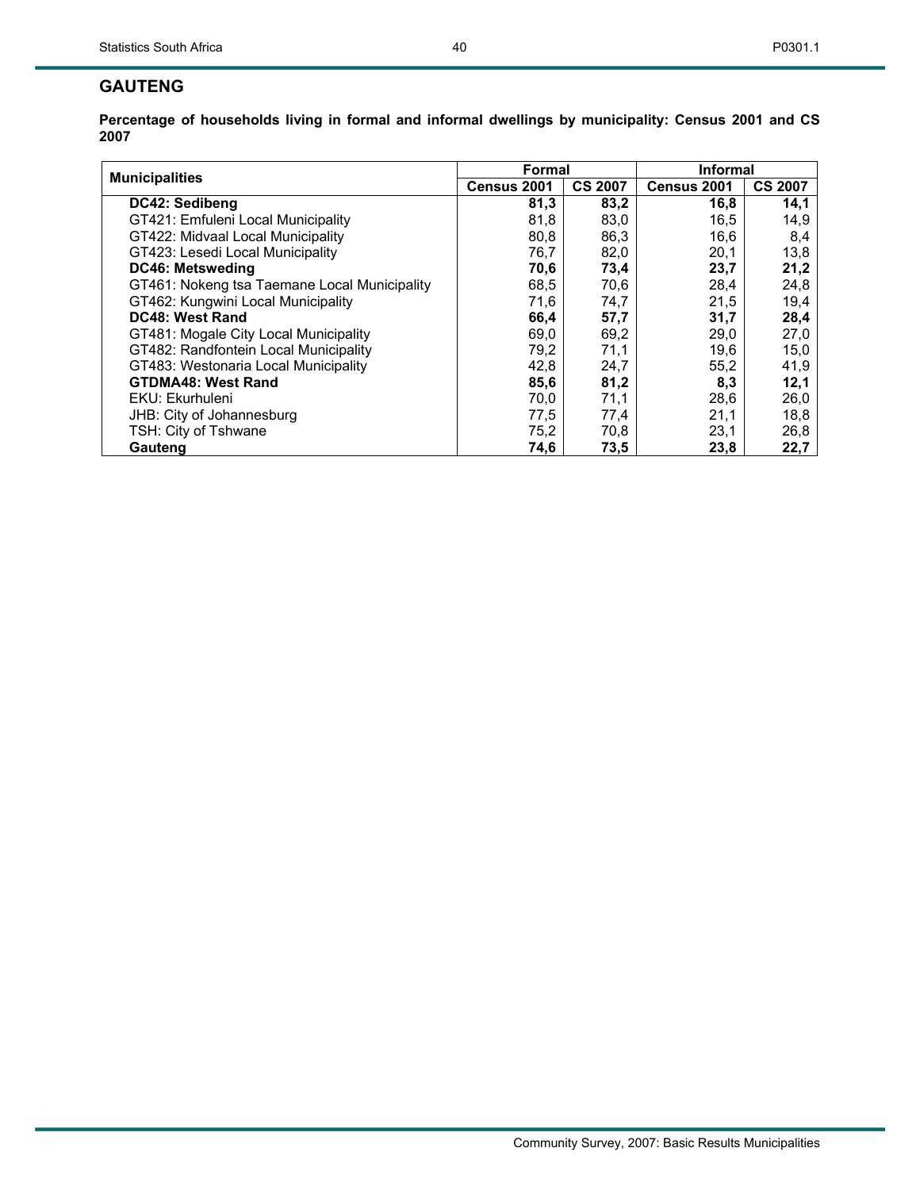## GAUTENG

**Percentage of households living in formal and informal dwellings by municipality: Census 2001 and CS 2007**

| Municipalities | Formal | | Informal | |
|---|---|---|---|---|
| | Census 2001 | CS 2007 | Census 2001 | CS 2007 |
| **DC42: Sedibeng** | **81,3** | **83,2** | **16,8** | **14,1** |
| GT421: Emfuleni Local Municipality | 81,8 | 83,0 | 16,5 | 14,9 |
| GT422: Midvaal Local Municipality | 80,8 | 86,3 | 16,6 | 8,4 |
| GT423: Lesedi Local Municipality | 76,7 | 82,0 | 20,1 | 13,8 |
| **DC46: Metsweding** | **70,6** | **73,4** | **23,7** | **21,2** |
| GT461: Nokeng tsa Taemane Local Municipality | 68,5 | 70,6 | 28,4 | 24,8 |
| GT462: Kungwini Local Municipality | 71,6 | 74,7 | 21,5 | 19,4 |
| **DC48: West Rand** | **66,4** | **57,7** | **31,7** | **28,4** |
| GT481: Mogale City Local Municipality | 69,0 | 69,2 | 29,0 | 27,0 |
| GT482: Randfontein Local Municipality | 79,2 | 71,1 | 19,6 | 15,0 |
| GT483: Westonaria Local Municipality | 42,8 | 24,7 | 55,2 | 41,9 |
| **GTDMA48: West Rand** | **85,6** | **81,2** | **8,3** | **12,1** |
| EKU: Ekurhuleni | 70,0 | 71,1 | 28,6 | 26,0 |
| JHB: City of Johannesburg | 77,5 | 77,4 | 21,1 | 18,8 |
| TSH: City of Tshwane | 75,2 | 70,8 | 23,1 | 26,8 |
| **Gauteng** | **74,6** | **73,5** | **23,8** | **22,7** |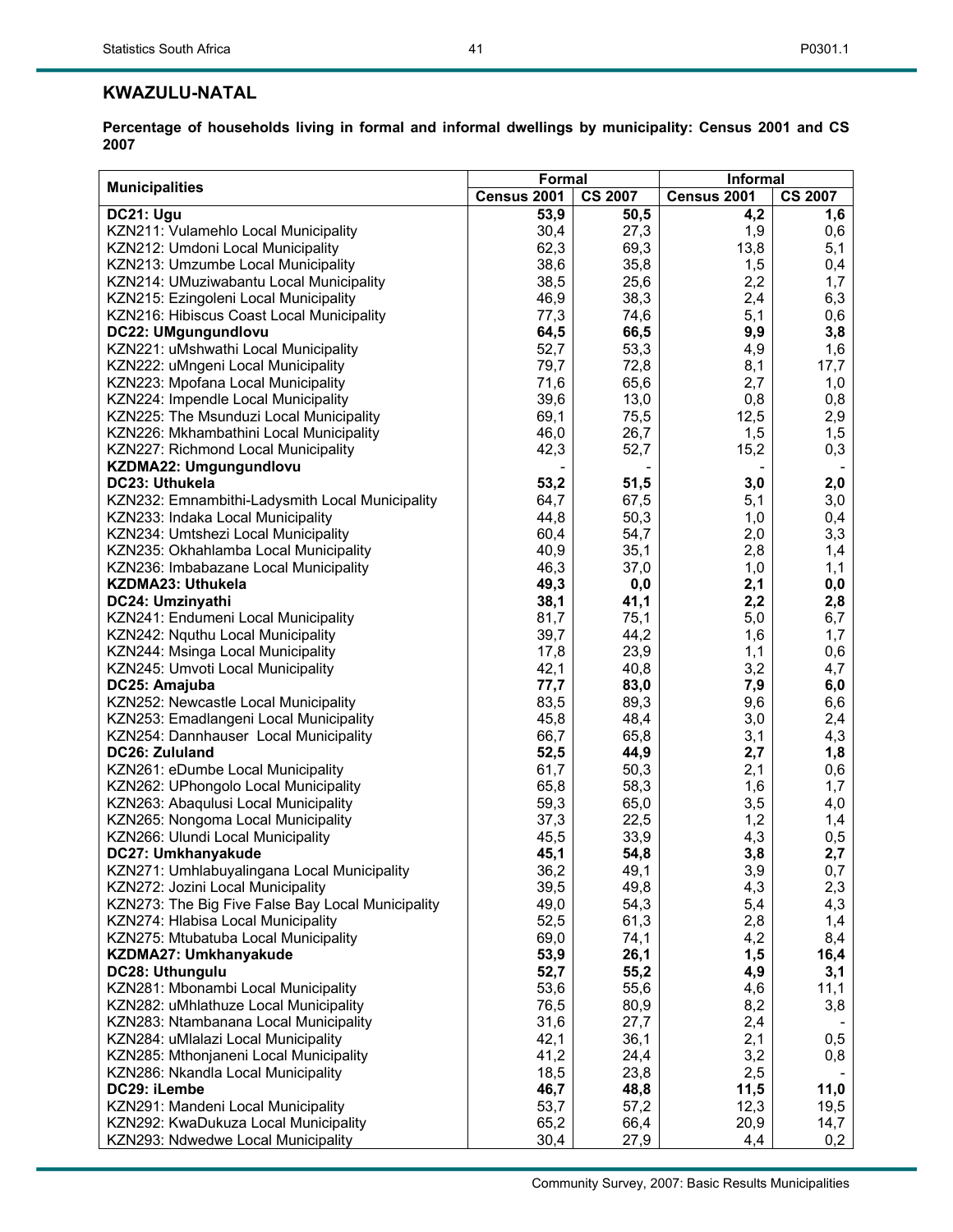## KWAZULU-NATAL

**Percentage of households living in formal and informal dwellings by municipality: Census 2001 and CS 2007**

| Municipalities | Formal | | Informal | |
|---|---|---|---|---|
| | Census 2001 | CS 2007 | Census 2001 | CS 2007 |
| **DC21: Ugu** | **53,9** | **50,5** | **4,2** | **1,6** |
| KZN211: Vulamehlo Local Municipality | 30,4 | 27,3 | 1,9 | 0,6 |
| KZN212: Umdoni Local Municipality | 62,3 | 69,3 | 13,8 | 5,1 |
| KZN213: Umzumbe Local Municipality | 38,6 | 35,8 | 1,5 | 0,4 |
| KZN214: UMuziwabantu Local Municipality | 38,5 | 25,6 | 2,2 | 1,7 |
| KZN215: Ezingoleni Local Municipality | 46,9 | 38,3 | 2,4 | 6,3 |
| KZN216: Hibiscus Coast Local Municipality | 77,3 | 74,6 | 5,1 | 0,6 |
| **DC22: UMgungundlovu** | **64,5** | **66,5** | **9,9** | **3,8** |
| KZN221: uMshwathi Local Municipality | 52,7 | 53,3 | 4,9 | 1,6 |
| KZN222: uMngeni Local Municipality | 79,7 | 72,8 | 8,1 | 17,7 |
| KZN223: Mpofana Local Municipality | 71,6 | 65,6 | 2,7 | 1,0 |
| KZN224: Impendle Local Municipality | 39,6 | 13,0 | 0,8 | 0,8 |
| KZN225: The Msunduzi Local Municipality | 69,1 | 75,5 | 12,5 | 2,9 |
| KZN226: Mkhambathini Local Municipality | 46,0 | 26,7 | 1,5 | 1,5 |
| KZN227: Richmond Local Municipality | 42,3 | 52,7 | 15,2 | 0,3 |
| **KZDMA22: Umgungundlovu** | - | - | - | - |
| **DC23: Uthukela** | **53,2** | **51,5** | **3,0** | **2,0** |
| KZN232: Emnambithi-Ladysmith Local Municipality | 64,7 | 67,5 | 5,1 | 3,0 |
| KZN233: Indaka Local Municipality | 44,8 | 50,3 | 1,0 | 0,4 |
| KZN234: Umtshezi Local Municipality | 60,4 | 54,7 | 2,0 | 3,3 |
| KZN235: Okhahlamba Local Municipality | 40,9 | 35,1 | 2,8 | 1,4 |
| KZN236: Imbabazane Local Municipality | 46,3 | 37,0 | 1,0 | 1,1 |
| **KZDMA23: Uthukela** | **49,3** | **0,0** | **2,1** | **0,0** |
| **DC24: Umzinyathi** | **38,1** | **41,1** | **2,2** | **2,8** |
| KZN241: Endumeni Local Municipality | 81,7 | 75,1 | 5,0 | 6,7 |
| KZN242: Nquthu Local Municipality | 39,7 | 44,2 | 1,6 | 1,7 |
| KZN244: Msinga Local Municipality | 17,8 | 23,9 | 1,1 | 0,6 |
| KZN245: Umvoti Local Municipality | 42,1 | 40,8 | 3,2 | 4,7 |
| **DC25: Amajuba** | **77,7** | **83,0** | **7,9** | **6,0** |
| KZN252: Newcastle Local Municipality | 83,5 | 89,3 | 9,6 | 6,6 |
| KZN253: Emadlangeni Local Municipality | 45,8 | 48,4 | 3,0 | 2,4 |
| KZN254: Dannhauser Local Municipality | 66,7 | 65,8 | 3,1 | 4,3 |
| **DC26: Zululand** | **52,5** | **44,9** | **2,7** | **1,8** |
| KZN261: eDumbe Local Municipality | 61,7 | 50,3 | 2,1 | 0,6 |
| KZN262: UPhongolo Local Municipality | 65,8 | 58,3 | 1,6 | 1,7 |
| KZN263: Abaqulusi Local Municipality | 59,3 | 65,0 | 3,5 | 4,0 |
| KZN265: Nongoma Local Municipality | 37,3 | 22,5 | 1,2 | 1,4 |
| KZN266: Ulundi Local Municipality | 45,5 | 33,9 | 4,3 | 0,5 |
| **DC27: Umkhanyakude** | **45,1** | **54,8** | **3,8** | **2,7** |
| KZN271: Umhlabuyalingana Local Municipality | 36,2 | 49,1 | 3,9 | 0,7 |
| KZN272: Jozini Local Municipality | 39,5 | 49,8 | 4,3 | 2,3 |
| KZN273: The Big Five False Bay Local Municipality | 49,0 | 54,3 | 5,4 | 4,3 |
| KZN274: Hlabisa Local Municipality | 52,5 | 61,3 | 2,8 | 1,4 |
| KZN275: Mtubatuba Local Municipality | 69,0 | 74,1 | 4,2 | 8,4 |
| **KZDMA27: Umkhanyakude** | **53,9** | **26,1** | **1,5** | **16,4** |
| **DC28: Uthungulu** | **52,7** | **55,2** | **4,9** | **3,1** |
| KZN281: Mbonambi Local Municipality | 53,6 | 55,6 | 4,6 | 11,1 |
| KZN282: uMhlathuze Local Municipality | 76,5 | 80,9 | 8,2 | 3,8 |
| KZN283: Ntambanana Local Municipality | 31,6 | 27,7 | 2,4 | - |
| KZN284: uMlalazi Local Municipality | 42,1 | 36,1 | 2,1 | 0,5 |
| KZN285: Mthonjaneni Local Municipality | 41,2 | 24,4 | 3,2 | 0,8 |
| KZN286: Nkandla Local Municipality | 18,5 | 23,8 | 2,5 | - |
| **DC29: iLembe** | **46,7** | **48,8** | **11,5** | **11,0** |
| KZN291: Mandeni Local Municipality | 53,7 | 57,2 | 12,3 | 19,5 |
| KZN292: KwaDukuza Local Municipality | 65,2 | 66,4 | 20,9 | 14,7 |
| KZN293: Ndwedwe Local Municipality | 30,4 | 27,9 | 4,4 | 0,2 |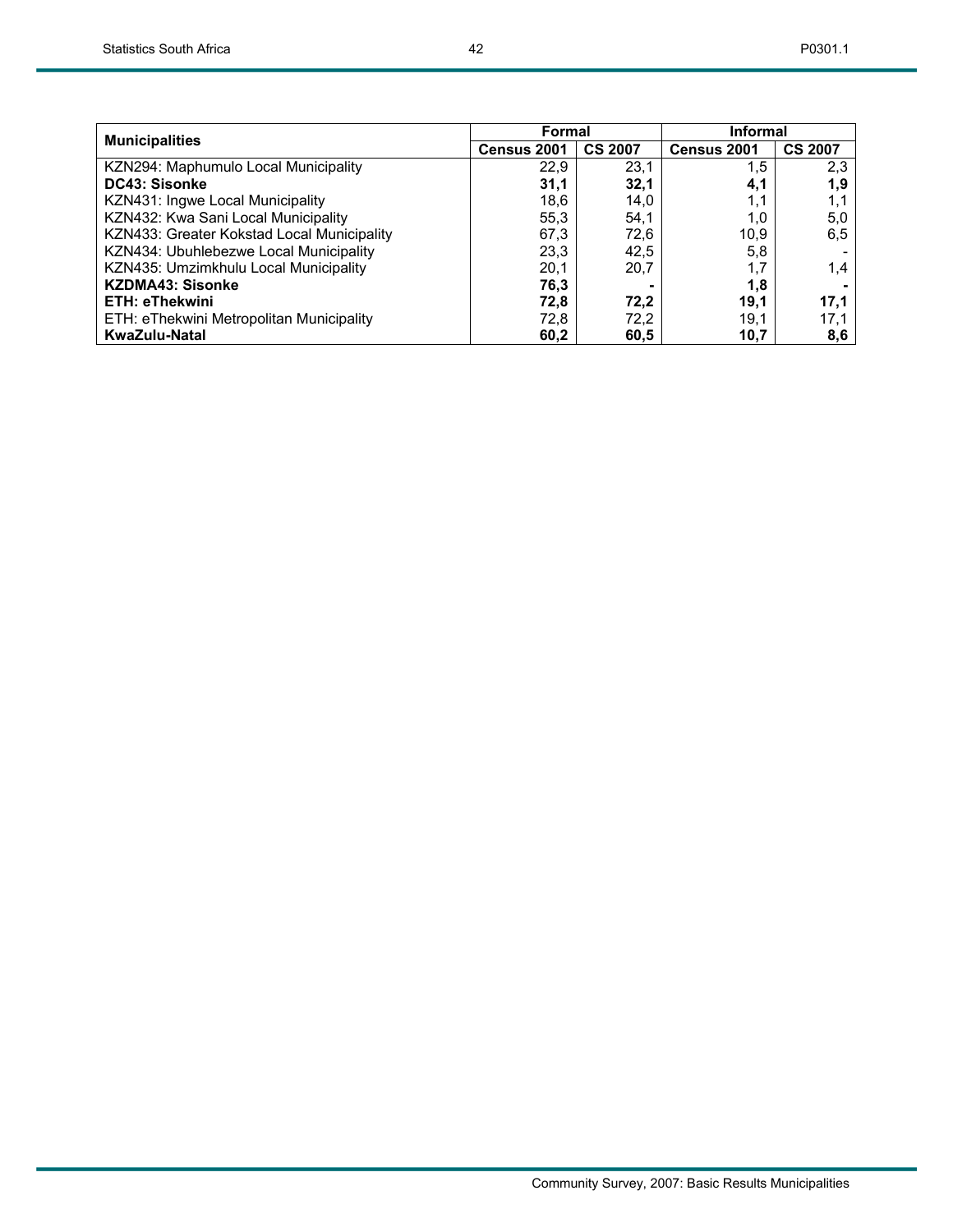| Municipalities | Formal | | Informal | |
|---|---|---|---|---|
| | Census 2001 | CS 2007 | Census 2001 | CS 2007 |
| KZN294: Maphumulo Local Municipality | 22,9 | 23,1 | 1,5 | 2,3 |
| **DC43: Sisonke** | **31,1** | **32,1** | **4,1** | **1,9** |
| KZN431: Ingwe Local Municipality | 18,6 | 14,0 | 1,1 | 1,1 |
| KZN432: Kwa Sani Local Municipality | 55,3 | 54,1 | 1,0 | 5,0 |
| KZN433: Greater Kokstad Local Municipality | 67,3 | 72,6 | 10,9 | 6,5 |
| KZN434: Ubuhlebezwe Local Municipality | 23,3 | 42,5 | 5,8 | - |
| KZN435: Umzimkhulu Local Municipality | 20,1 | 20,7 | 1,7 | 1,4 |
| **KZDMA43: Sisonke** | **76,3** | **-** | **1,8** | **-** |
| **ETH: eThekwini** | **72,8** | **72,2** | **19,1** | **17,1** |
| ETH: eThekwini Metropolitan Municipality | 72,8 | 72,2 | 19,1 | 17,1 |
| **KwaZulu-Natal** | **60,2** | **60,5** | **10,7** | **8,6** |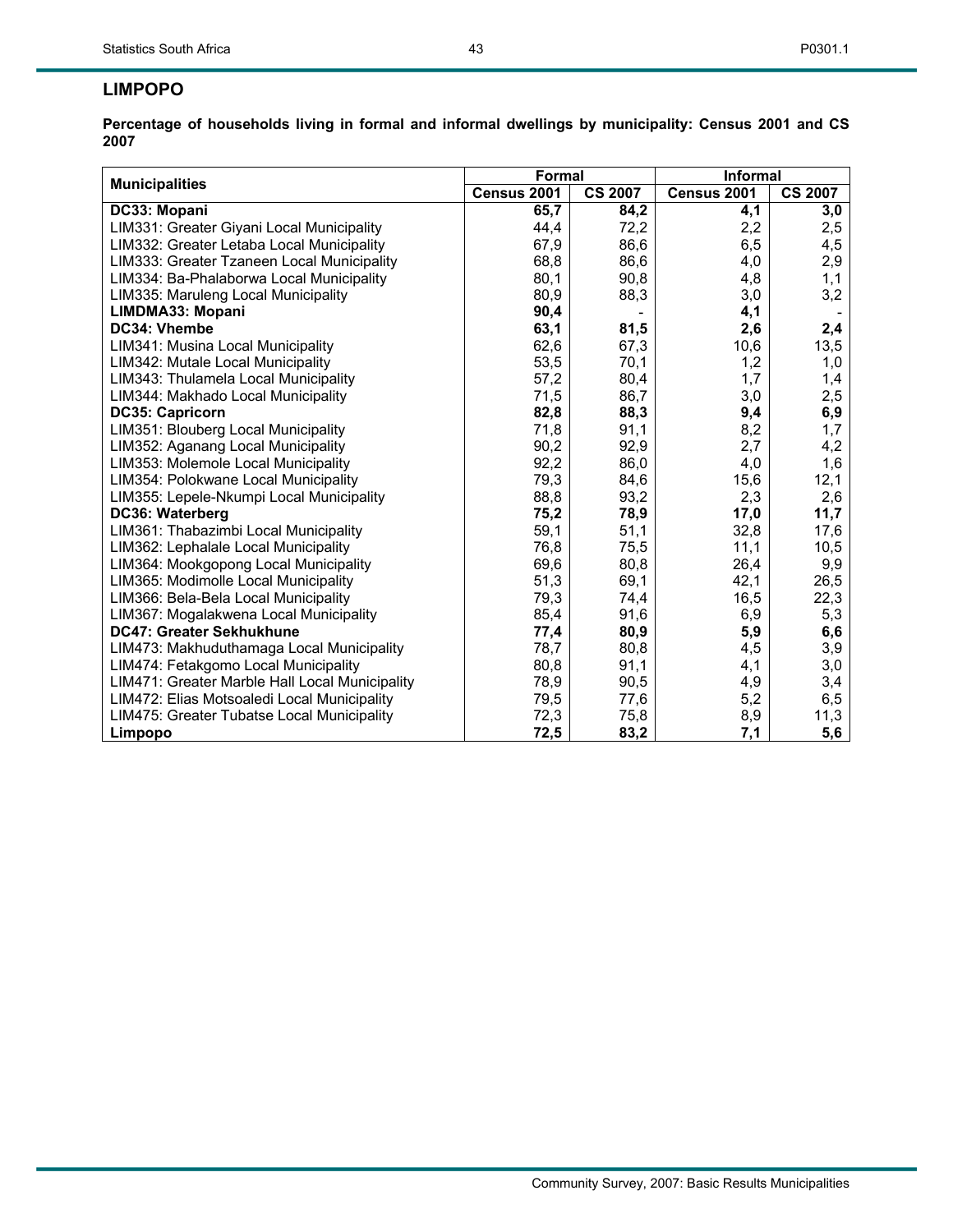## LIMPOPO

**Percentage of households living in formal and informal dwellings by municipality: Census 2001 and CS 2007**

| Municipalities | Formal | | Informal | |
|---|---|---|---|---|
| | Census 2001 | CS 2007 | Census 2001 | CS 2007 |
| **DC33: Mopani** | **65,7** | **84,2** | **4,1** | **3,0** |
| LIM331: Greater Giyani Local Municipality | 44,4 | 72,2 | 2,2 | 2,5 |
| LIM332: Greater Letaba Local Municipality | 67,9 | 86,6 | 6,5 | 4,5 |
| LIM333: Greater Tzaneen Local Municipality | 68,8 | 86,6 | 4,0 | 2,9 |
| LIM334: Ba-Phalaborwa Local Municipality | 80,1 | 90,8 | 4,8 | 1,1 |
| LIM335: Maruleng Local Municipality | 80,9 | 88,3 | 3,0 | 3,2 |
| **LIMDMA33: Mopani** | **90,4** | - | **4,1** | - |
| **DC34: Vhembe** | **63,1** | **81,5** | **2,6** | **2,4** |
| LIM341: Musina Local Municipality | 62,6 | 67,3 | 10,6 | 13,5 |
| LIM342: Mutale Local Municipality | 53,5 | 70,1 | 1,2 | 1,0 |
| LIM343: Thulamela Local Municipality | 57,2 | 80,4 | 1,7 | 1,4 |
| LIM344: Makhado Local Municipality | 71,5 | 86,7 | 3,0 | 2,5 |
| **DC35: Capricorn** | **82,8** | **88,3** | **9,4** | **6,9** |
| LIM351: Blouberg Local Municipality | 71,8 | 91,1 | 8,2 | 1,7 |
| LIM352: Aganang Local Municipality | 90,2 | 92,9 | 2,7 | 4,2 |
| LIM353: Molemole Local Municipality | 92,2 | 86,0 | 4,0 | 1,6 |
| LIM354: Polokwane Local Municipality | 79,3 | 84,6 | 15,6 | 12,1 |
| LIM355: Lepele-Nkumpi Local Municipality | 88,8 | 93,2 | 2,3 | 2,6 |
| **DC36: Waterberg** | **75,2** | **78,9** | **17,0** | **11,7** |
| LIM361: Thabazimbi Local Municipality | 59,1 | 51,1 | 32,8 | 17,6 |
| LIM362: Lephalale Local Municipality | 76,8 | 75,5 | 11,1 | 10,5 |
| LIM364: Mookgopong Local Municipality | 69,6 | 80,8 | 26,4 | 9,9 |
| LIM365: Modimolle Local Municipality | 51,3 | 69,1 | 42,1 | 26,5 |
| LIM366: Bela-Bela Local Municipality | 79,3 | 74,4 | 16,5 | 22,3 |
| LIM367: Mogalakwena Local Municipality | 85,4 | 91,6 | 6,9 | 5,3 |
| **DC47: Greater Sekhukhune** | **77,4** | **80,9** | **5,9** | **6,6** |
| LIM473: Makhuduthamaga Local Municipality | 78,7 | 80,8 | 4,5 | 3,9 |
| LIM474: Fetakgomo Local Municipality | 80,8 | 91,1 | 4,1 | 3,0 |
| LIM471: Greater Marble Hall Local Municipality | 78,9 | 90,5 | 4,9 | 3,4 |
| LIM472: Elias Motsoaledi Local Municipality | 79,5 | 77,6 | 5,2 | 6,5 |
| LIM475: Greater Tubatse Local Municipality | 72,3 | 75,8 | 8,9 | 11,3 |
| **Limpopo** | **72,5** | **83,2** | **7,1** | **5,6** |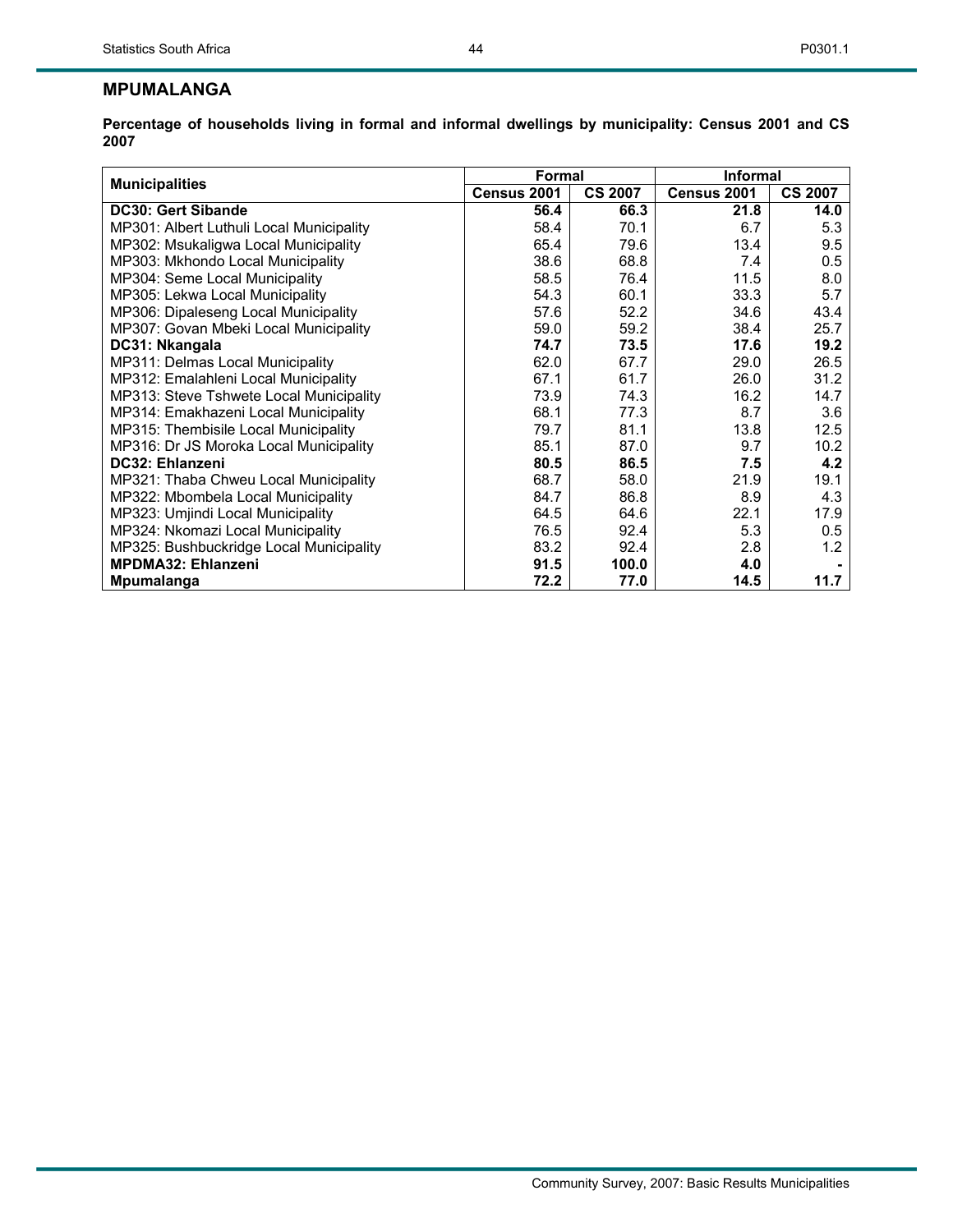## MPUMALANGA

**Percentage of households living in formal and informal dwellings by municipality: Census 2001 and CS 2007**

| Municipalities | Formal | | Informal | |
|---|---|---|---|---|
| | Census 2001 | CS 2007 | Census 2001 | CS 2007 |
| **DC30: Gert Sibande** | **56.4** | **66.3** | **21.8** | **14.0** |
| MP301: Albert Luthuli Local Municipality | 58.4 | 70.1 | 6.7 | 5.3 |
| MP302: Msukaligwa Local Municipality | 65.4 | 79.6 | 13.4 | 9.5 |
| MP303: Mkhondo Local Municipality | 38.6 | 68.8 | 7.4 | 0.5 |
| MP304: Seme Local Municipality | 58.5 | 76.4 | 11.5 | 8.0 |
| MP305: Lekwa Local Municipality | 54.3 | 60.1 | 33.3 | 5.7 |
| MP306: Dipaleseng Local Municipality | 57.6 | 52.2 | 34.6 | 43.4 |
| MP307: Govan Mbeki Local Municipality | 59.0 | 59.2 | 38.4 | 25.7 |
| **DC31: Nkangala** | **74.7** | **73.5** | **17.6** | **19.2** |
| MP311: Delmas Local Municipality | 62.0 | 67.7 | 29.0 | 26.5 |
| MP312: Emalahleni Local Municipality | 67.1 | 61.7 | 26.0 | 31.2 |
| MP313: Steve Tshwete Local Municipality | 73.9 | 74.3 | 16.2 | 14.7 |
| MP314: Emakhazeni Local Municipality | 68.1 | 77.3 | 8.7 | 3.6 |
| MP315: Thembisile Local Municipality | 79.7 | 81.1 | 13.8 | 12.5 |
| MP316: Dr JS Moroka Local Municipality | 85.1 | 87.0 | 9.7 | 10.2 |
| **DC32: Ehlanzeni** | **80.5** | **86.5** | **7.5** | **4.2** |
| MP321: Thaba Chweu Local Municipality | 68.7 | 58.0 | 21.9 | 19.1 |
| MP322: Mbombela Local Municipality | 84.7 | 86.8 | 8.9 | 4.3 |
| MP323: Umjindi Local Municipality | 64.5 | 64.6 | 22.1 | 17.9 |
| MP324: Nkomazi Local Municipality | 76.5 | 92.4 | 5.3 | 0.5 |
| MP325: Bushbuckridge Local Municipality | 83.2 | 92.4 | 2.8 | 1.2 |
| **MPDMA32: Ehlanzeni** | **91.5** | **100.0** | **4.0** | **-** |
| **Mpumalanga** | **72.2** | **77.0** | **14.5** | **11.7** |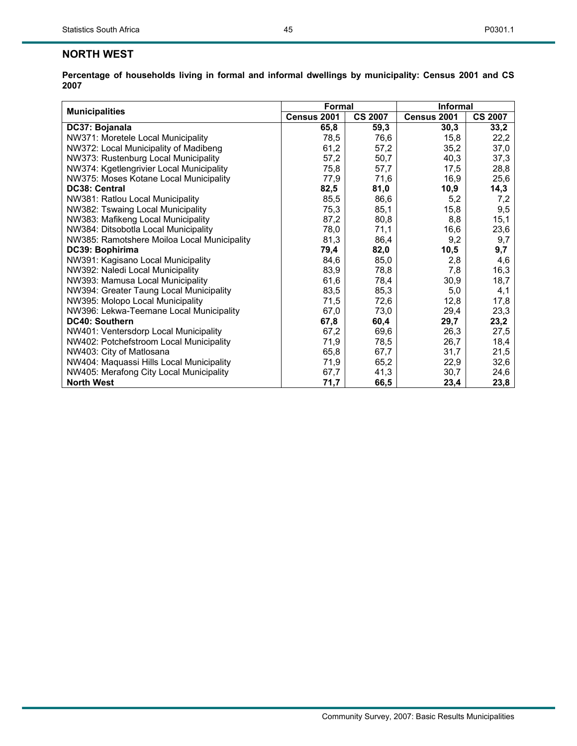## NORTH WEST

**Percentage of households living in formal and informal dwellings by municipality: Census 2001 and CS 2007**

| Municipalities | Formal | | Informal | |
|---|---|---|---|---|
| | Census 2001 | CS 2007 | Census 2001 | CS 2007 |
| **DC37: Bojanala** | **65,8** | **59,3** | **30,3** | **33,2** |
| NW371: Moretele Local Municipality | 78,5 | 76,6 | 15,8 | 22,2 |
| NW372: Local Municipality of Madibeng | 61,2 | 57,2 | 35,2 | 37,0 |
| NW373: Rustenburg Local Municipality | 57,2 | 50,7 | 40,3 | 37,3 |
| NW374: Kgetlengrivier Local Municipality | 75,8 | 57,7 | 17,5 | 28,8 |
| NW375: Moses Kotane Local Municipality | 77,9 | 71,6 | 16,9 | 25,6 |
| **DC38: Central** | **82,5** | **81,0** | **10,9** | **14,3** |
| NW381: Ratlou Local Municipality | 85,5 | 86,6 | 5,2 | 7,2 |
| NW382: Tswaing Local Municipality | 75,3 | 85,1 | 15,8 | 9,5 |
| NW383: Mafikeng Local Municipality | 87,2 | 80,8 | 8,8 | 15,1 |
| NW384: Ditsobotla Local Municipality | 78,0 | 71,1 | 16,6 | 23,6 |
| NW385: Ramotshere Moiloa Local Municipality | 81,3 | 86,4 | 9,2 | 9,7 |
| **DC39: Bophirima** | **79,4** | **82,0** | **10,5** | **9,7** |
| NW391: Kagisano Local Municipality | 84,6 | 85,0 | 2,8 | 4,6 |
| NW392: Naledi Local Municipality | 83,9 | 78,8 | 7,8 | 16,3 |
| NW393: Mamusa Local Municipality | 61,6 | 78,4 | 30,9 | 18,7 |
| NW394: Greater Taung Local Municipality | 83,5 | 85,3 | 5,0 | 4,1 |
| NW395: Molopo Local Municipality | 71,5 | 72,6 | 12,8 | 17,8 |
| NW396: Lekwa-Teemane Local Municipality | 67,0 | 73,0 | 29,4 | 23,3 |
| **DC40: Southern** | **67,8** | **60,4** | **29,7** | **23,2** |
| NW401: Ventersdorp Local Municipality | 67,2 | 69,6 | 26,3 | 27,5 |
| NW402: Potchefstroom Local Municipality | 71,9 | 78,5 | 26,7 | 18,4 |
| NW403: City of Matlosana | 65,8 | 67,7 | 31,7 | 21,5 |
| NW404: Maquassi Hills Local Municipality | 71,9 | 65,2 | 22,9 | 32,6 |
| NW405: Merafong City Local Municipality | 67,7 | 41,3 | 30,7 | 24,6 |
| **North West** | **71,7** | **66,5** | **23,4** | **23,8** |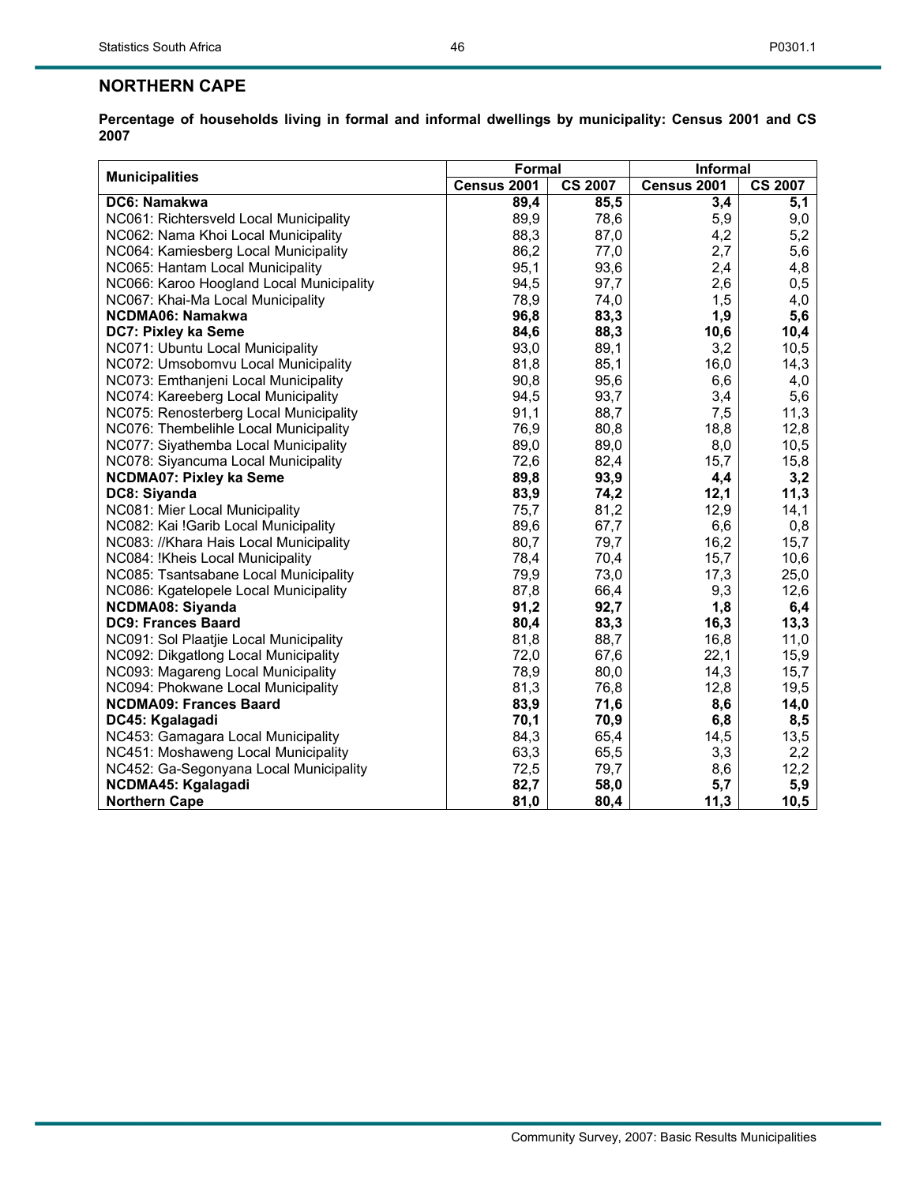## NORTHERN CAPE

**Percentage of households living in formal and informal dwellings by municipality: Census 2001 and CS 2007**

| Municipalities | Formal | | Informal | |
|---|---|---|---|---|
| | Census 2001 | CS 2007 | Census 2001 | CS 2007 |
| **DC6: Namakwa** | **89,4** | **85,5** | **3,4** | **5,1** |
| NC061: Richtersveld Local Municipality | 89,9 | 78,6 | 5,9 | 9,0 |
| NC062: Nama Khoi Local Municipality | 88,3 | 87,0 | 4,2 | 5,2 |
| NC064: Kamiesberg Local Municipality | 86,2 | 77,0 | 2,7 | 5,6 |
| NC065: Hantam Local Municipality | 95,1 | 93,6 | 2,4 | 4,8 |
| NC066: Karoo Hoogland Local Municipality | 94,5 | 97,7 | 2,6 | 0,5 |
| NC067: Khai-Ma Local Municipality | 78,9 | 74,0 | 1,5 | 4,0 |
| **NCDMA06: Namakwa** | **96,8** | **83,3** | **1,9** | **5,6** |
| **DC7: Pixley ka Seme** | **84,6** | **88,3** | **10,6** | **10,4** |
| NC071: Ubuntu Local Municipality | 93,0 | 89,1 | 3,2 | 10,5 |
| NC072: Umsobomvu Local Municipality | 81,8 | 85,1 | 16,0 | 14,3 |
| NC073: Emthanjeni Local Municipality | 90,8 | 95,6 | 6,6 | 4,0 |
| NC074: Kareeberg Local Municipality | 94,5 | 93,7 | 3,4 | 5,6 |
| NC075: Renosterberg Local Municipality | 91,1 | 88,7 | 7,5 | 11,3 |
| NC076: Thembelihle Local Municipality | 76,9 | 80,8 | 18,8 | 12,8 |
| NC077: Siyathemba Local Municipality | 89,0 | 89,0 | 8,0 | 10,5 |
| NC078: Siyancuma Local Municipality | 72,6 | 82,4 | 15,7 | 15,8 |
| **NCDMA07: Pixley ka Seme** | **89,8** | **93,9** | **4,4** | **3,2** |
| **DC8: Siyanda** | **83,9** | **74,2** | **12,1** | **11,3** |
| NC081: Mier Local Municipality | 75,7 | 81,2 | 12,9 | 14,1 |
| NC082: Kai !Garib Local Municipality | 89,6 | 67,7 | 6,6 | 0,8 |
| NC083: //Khara Hais Local Municipality | 80,7 | 79,7 | 16,2 | 15,7 |
| NC084: !Kheis Local Municipality | 78,4 | 70,4 | 15,7 | 10,6 |
| NC085: Tsantsabane Local Municipality | 79,9 | 73,0 | 17,3 | 25,0 |
| NC086: Kgatelopele Local Municipality | 87,8 | 66,4 | 9,3 | 12,6 |
| **NCDMA08: Siyanda** | **91,2** | **92,7** | **1,8** | **6,4** |
| **DC9: Frances Baard** | **80,4** | **83,3** | **16,3** | **13,3** |
| NC091: Sol Plaatjie Local Municipality | 81,8 | 88,7 | 16,8 | 11,0 |
| NC092: Dikgatlong Local Municipality | 72,0 | 67,6 | 22,1 | 15,9 |
| NC093: Magareng Local Municipality | 78,9 | 80,0 | 14,3 | 15,7 |
| NC094: Phokwane Local Municipality | 81,3 | 76,8 | 12,8 | 19,5 |
| **NCDMA09: Frances Baard** | **83,9** | **71,6** | **8,6** | **14,0** |
| **DC45: Kgalagadi** | **70,1** | **70,9** | **6,8** | **8,5** |
| NC453: Gamagara Local Municipality | 84,3 | 65,4 | 14,5 | 13,5 |
| NC451: Moshaweng Local Municipality | 63,3 | 65,5 | 3,3 | 2,2 |
| NC452: Ga-Segonyana Local Municipality | 72,5 | 79,7 | 8,6 | 12,2 |
| **NCDMA45: Kgalagadi** | **82,7** | **58,0** | **5,7** | **5,9** |
| **Northern Cape** | **81,0** | **80,4** | **11,3** | **10,5** |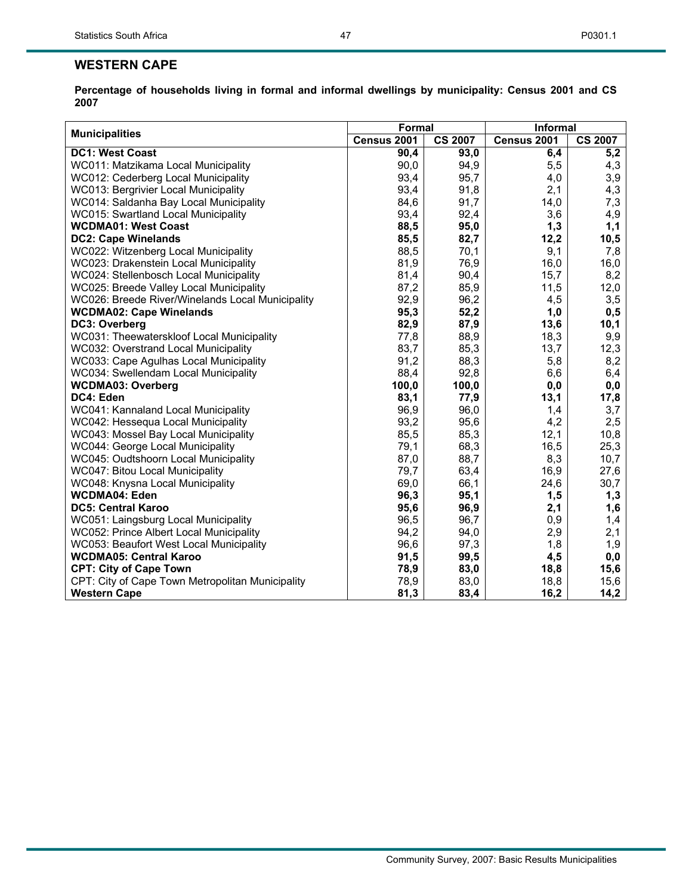## WESTERN CAPE

**Percentage of households living in formal and informal dwellings by municipality: Census 2001 and CS 2007**

| Municipalities | Formal | | Informal | |
|---|---|---|---|---|
| | Census 2001 | CS 2007 | Census 2001 | CS 2007 |
| **DC1: West Coast** | **90,4** | **93,0** | **6,4** | **5,2** |
| WC011: Matzikama Local Municipality | 90,0 | 94,9 | 5,5 | 4,3 |
| WC012: Cederberg Local Municipality | 93,4 | 95,7 | 4,0 | 3,9 |
| WC013: Bergrivier Local Municipality | 93,4 | 91,8 | 2,1 | 4,3 |
| WC014: Saldanha Bay Local Municipality | 84,6 | 91,7 | 14,0 | 7,3 |
| WC015: Swartland Local Municipality | 93,4 | 92,4 | 3,6 | 4,9 |
| **WCDMA01: West Coast** | **88,5** | **95,0** | **1,3** | **1,1** |
| **DC2: Cape Winelands** | **85,5** | **82,7** | **12,2** | **10,5** |
| WC022: Witzenberg Local Municipality | 88,5 | 70,1 | 9,1 | 7,8 |
| WC023: Drakenstein Local Municipality | 81,9 | 76,9 | 16,0 | 16,0 |
| WC024: Stellenbosch Local Municipality | 81,4 | 90,4 | 15,7 | 8,2 |
| WC025: Breede Valley Local Municipality | 87,2 | 85,9 | 11,5 | 12,0 |
| WC026: Breede River/Winelands Local Municipality | 92,9 | 96,2 | 4,5 | 3,5 |
| **WCDMA02: Cape Winelands** | **95,3** | **52,2** | **1,0** | **0,5** |
| **DC3: Overberg** | **82,9** | **87,9** | **13,6** | **10,1** |
| WC031: Theewaterskloof Local Municipality | 77,8 | 88,9 | 18,3 | 9,9 |
| WC032: Overstrand Local Municipality | 83,7 | 85,3 | 13,7 | 12,3 |
| WC033: Cape Agulhas Local Municipality | 91,2 | 88,3 | 5,8 | 8,2 |
| WC034: Swellendam Local Municipality | 88,4 | 92,8 | 6,6 | 6,4 |
| **WCDMA03: Overberg** | **100,0** | **100,0** | **0,0** | **0,0** |
| **DC4: Eden** | **83,1** | **77,9** | **13,1** | **17,8** |
| WC041: Kannaland Local Municipality | 96,9 | 96,0 | 1,4 | 3,7 |
| WC042: Hessequa Local Municipality | 93,2 | 95,6 | 4,2 | 2,5 |
| WC043: Mossel Bay Local Municipality | 85,5 | 85,3 | 12,1 | 10,8 |
| WC044: George Local Municipality | 79,1 | 68,3 | 16,5 | 25,3 |
| WC045: Oudtshoorn Local Municipality | 87,0 | 88,7 | 8,3 | 10,7 |
| WC047: Bitou Local Municipality | 79,7 | 63,4 | 16,9 | 27,6 |
| WC048: Knysna Local Municipality | 69,0 | 66,1 | 24,6 | 30,7 |
| **WCDMA04: Eden** | **96,3** | **95,1** | **1,5** | **1,3** |
| **DC5: Central Karoo** | **95,6** | **96,9** | **2,1** | **1,6** |
| WC051: Laingsburg Local Municipality | 96,5 | 96,7 | 0,9 | 1,4 |
| WC052: Prince Albert Local Municipality | 94,2 | 94,0 | 2,9 | 2,1 |
| WC053: Beaufort West Local Municipality | 96,6 | 97,3 | 1,8 | 1,9 |
| **WCDMA05: Central Karoo** | **91,5** | **99,5** | **4,5** | **0,0** |
| **CPT: City of Cape Town** | **78,9** | **83,0** | **18,8** | **15,6** |
| CPT: City of Cape Town Metropolitan Municipality | 78,9 | 83,0 | 18,8 | 15,6 |
| **Western Cape** | **81,3** | **83,4** | **16,2** | **14,2** |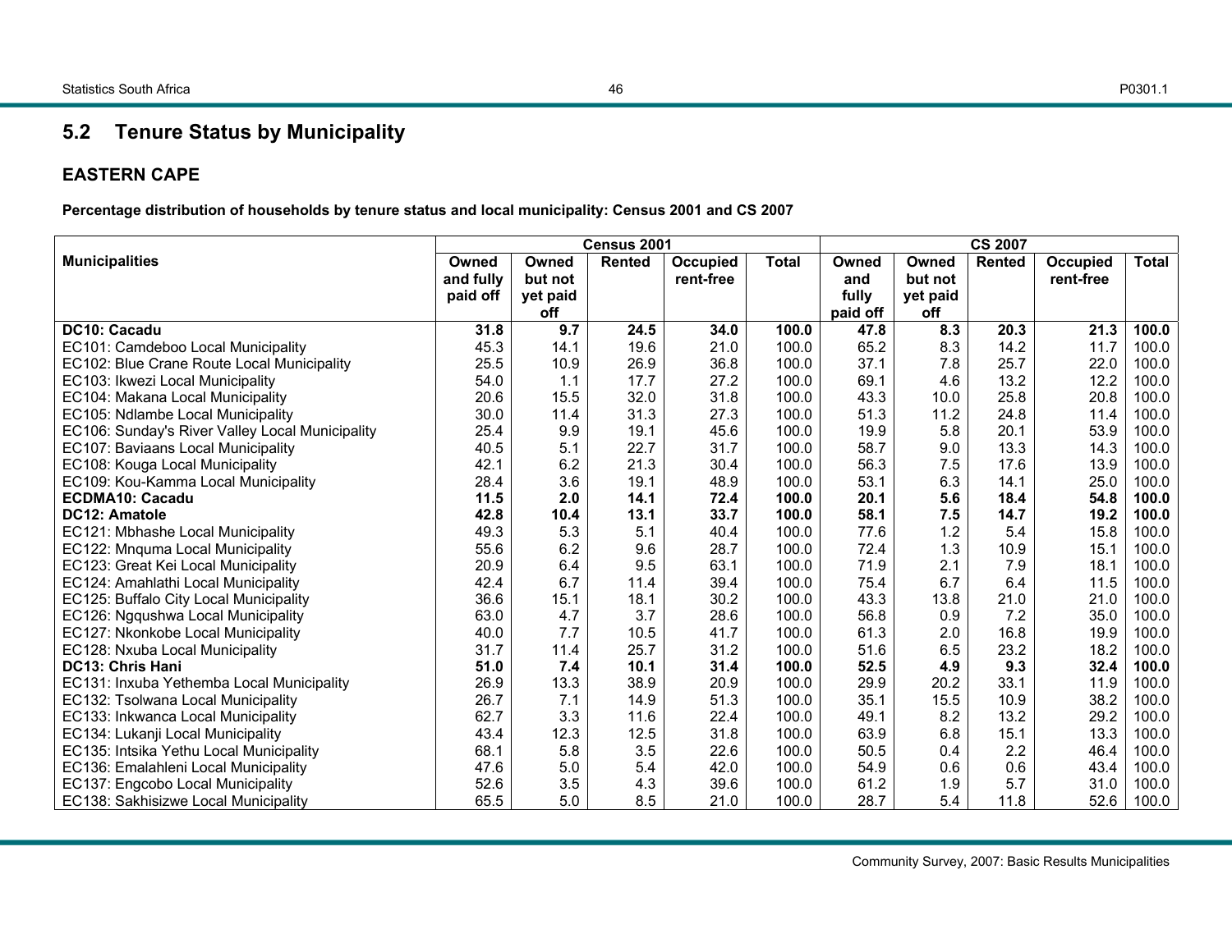## 5.2 Tenure Status by Municipality

### EASTERN CAPE

**Percentage distribution of households by tenure status and local municipality: Census 2001 and CS 2007**

| Municipalities | Census 2001 | | | | | CS 2007 | | | | |
|---|---|---|---|---|---|---|---|---|---|---|
| | Owned and fully paid off | Owned but not yet paid off | Rented | Occupied rent-free | Total | Owned and fully paid off | Owned but not yet paid off | Rented | Occupied rent-free | Total |
| **DC10: Cacadu** | **31.8** | **9.7** | **24.5** | **34.0** | **100.0** | **47.8** | **8.3** | **20.3** | **21.3** | **100.0** |
| EC101: Camdeboo Local Municipality | 45.3 | 14.1 | 19.6 | 21.0 | 100.0 | 65.2 | 8.3 | 14.2 | 11.7 | 100.0 |
| EC102: Blue Crane Route Local Municipality | 25.5 | 10.9 | 26.9 | 36.8 | 100.0 | 37.1 | 7.8 | 25.7 | 22.0 | 100.0 |
| EC103: Ikwezi Local Municipality | 54.0 | 1.1 | 17.7 | 27.2 | 100.0 | 69.1 | 4.6 | 13.2 | 12.2 | 100.0 |
| EC104: Makana Local Municipality | 20.6 | 15.5 | 32.0 | 31.8 | 100.0 | 43.3 | 10.0 | 25.8 | 20.8 | 100.0 |
| EC105: Ndlambe Local Municipality | 30.0 | 11.4 | 31.3 | 27.3 | 100.0 | 51.3 | 11.2 | 24.8 | 11.4 | 100.0 |
| EC106: Sunday's River Valley Local Municipality | 25.4 | 9.9 | 19.1 | 45.6 | 100.0 | 19.9 | 5.8 | 20.1 | 53.9 | 100.0 |
| EC107: Baviaans Local Municipality | 40.5 | 5.1 | 22.7 | 31.7 | 100.0 | 58.7 | 9.0 | 13.3 | 14.3 | 100.0 |
| EC108: Kouga Local Municipality | 42.1 | 6.2 | 21.3 | 30.4 | 100.0 | 56.3 | 7.5 | 17.6 | 13.9 | 100.0 |
| EC109: Kou-Kamma Local Municipality | 28.4 | 3.6 | 19.1 | 48.9 | 100.0 | 53.1 | 6.3 | 14.1 | 25.0 | 100.0 |
| **ECDMA10: Cacadu** | **11.5** | **2.0** | **14.1** | **72.4** | **100.0** | **20.1** | **5.6** | **18.4** | **54.8** | **100.0** |
| **DC12: Amatole** | **42.8** | **10.4** | **13.1** | **33.7** | **100.0** | **58.1** | **7.5** | **14.7** | **19.2** | **100.0** |
| EC121: Mbhashe Local Municipality | 49.3 | 5.3 | 5.1 | 40.4 | 100.0 | 77.6 | 1.2 | 5.4 | 15.8 | 100.0 |
| EC122: Mnquma Local Municipality | 55.6 | 6.2 | 9.6 | 28.7 | 100.0 | 72.4 | 1.3 | 10.9 | 15.1 | 100.0 |
| EC123: Great Kei Local Municipality | 20.9 | 6.4 | 9.5 | 63.1 | 100.0 | 71.9 | 2.1 | 7.9 | 18.1 | 100.0 |
| EC124: Amahlathi Local Municipality | 42.4 | 6.7 | 11.4 | 39.4 | 100.0 | 75.4 | 6.7 | 6.4 | 11.5 | 100.0 |
| EC125: Buffalo City Local Municipality | 36.6 | 15.1 | 18.1 | 30.2 | 100.0 | 43.3 | 13.8 | 21.0 | 21.0 | 100.0 |
| EC126: Ngqushwa Local Municipality | 63.0 | 4.7 | 3.7 | 28.6 | 100.0 | 56.8 | 0.9 | 7.2 | 35.0 | 100.0 |
| EC127: Nkonkobe Local Municipality | 40.0 | 7.7 | 10.5 | 41.7 | 100.0 | 61.3 | 2.0 | 16.8 | 19.9 | 100.0 |
| EC128: Nxuba Local Municipality | 31.7 | 11.4 | 25.7 | 31.2 | 100.0 | 51.6 | 6.5 | 23.2 | 18.2 | 100.0 |
| **DC13: Chris Hani** | **51.0** | **7.4** | **10.1** | **31.4** | **100.0** | **52.5** | **4.9** | **9.3** | **32.4** | **100.0** |
| EC131: Inxuba Yethemba Local Municipality | 26.9 | 13.3 | 38.9 | 20.9 | 100.0 | 29.9 | 20.2 | 33.1 | 11.9 | 100.0 |
| EC132: Tsolwana Local Municipality | 26.7 | 7.1 | 14.9 | 51.3 | 100.0 | 35.1 | 15.5 | 10.9 | 38.2 | 100.0 |
| EC133: Inkwanca Local Municipality | 62.7 | 3.3 | 11.6 | 22.4 | 100.0 | 49.1 | 8.2 | 13.2 | 29.2 | 100.0 |
| EC134: Lukanji Local Municipality | 43.4 | 12.3 | 12.5 | 31.8 | 100.0 | 63.9 | 6.8 | 15.1 | 13.3 | 100.0 |
| EC135: Intsika Yethu Local Municipality | 68.1 | 5.8 | 3.5 | 22.6 | 100.0 | 50.5 | 0.4 | 2.2 | 46.4 | 100.0 |
| EC136: Emalahleni Local Municipality | 47.6 | 5.0 | 5.4 | 42.0 | 100.0 | 54.9 | 0.6 | 0.6 | 43.4 | 100.0 |
| EC137: Engcobo Local Municipality | 52.6 | 3.5 | 4.3 | 39.6 | 100.0 | 61.2 | 1.9 | 5.7 | 31.0 | 100.0 |
| EC138: Sakhisizwe Local Municipality | 65.5 | 5.0 | 8.5 | 21.0 | 100.0 | 28.7 | 5.4 | 11.8 | 52.6 | 100.0 |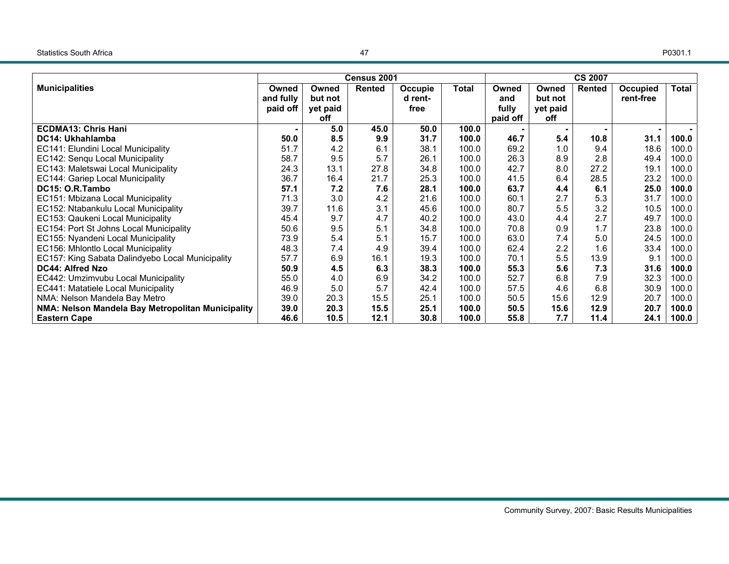| Municipalities | Census 2001 | | | | | CS 2007 | | | | |
|---|---|---|---|---|---|---|---|---|---|---|
| | Owned and fully paid off | Owned but not yet paid off | Rented | Occupied rent-free | Total | Owned and fully paid off | Owned but not yet paid off | Rented | Occupied rent-free | Total |
| **ECDMA13: Chris Hani** | **-** | **5.0** | **45.0** | **50.0** | **100.0** | **-** | **-** | **-** | **-** | **-** |
| **DC14: Ukhahlamba** | **50.0** | **8.5** | **9.9** | **31.7** | **100.0** | **46.7** | **5.4** | **10.8** | **31.1** | **100.0** |
| EC141: Elundini Local Municipality | 51.7 | 4.2 | 6.1 | 38.1 | 100.0 | 69.2 | 1.0 | 9.4 | 18.6 | 100.0 |
| EC142: Senqu Local Municipality | 58.7 | 9.5 | 5.7 | 26.1 | 100.0 | 26.3 | 8.9 | 2.8 | 49.4 | 100.0 |
| EC143: Maletswai Local Municipality | 24.3 | 13.1 | 27.8 | 34.8 | 100.0 | 42.7 | 8.0 | 27.2 | 19.1 | 100.0 |
| EC144: Gariep Local Municipality | 36.7 | 16.4 | 21.7 | 25.3 | 100.0 | 41.5 | 6.4 | 28.5 | 23.2 | 100.0 |
| **DC15: O.R.Tambo** | **57.1** | **7.2** | **7.6** | **28.1** | **100.0** | **63.7** | **4.4** | **6.1** | **25.0** | **100.0** |
| EC151: Mbizana Local Municipality | 71.3 | 3.0 | 4.2 | 21.6 | 100.0 | 60.1 | 2.7 | 5.3 | 31.7 | 100.0 |
| EC152: Ntabankulu Local Municipality | 39.7 | 11.6 | 3.1 | 45.6 | 100.0 | 80.7 | 5.5 | 3.2 | 10.5 | 100.0 |
| EC153: Qaukeni Local Municipality | 45.4 | 9.7 | 4.7 | 40.2 | 100.0 | 43.0 | 4.4 | 2.7 | 49.7 | 100.0 |
| EC154: Port St Johns Local Municipality | 50.6 | 9.5 | 5.1 | 34.8 | 100.0 | 70.8 | 0.9 | 1.7 | 23.8 | 100.0 |
| EC155: Nyandeni Local Municipality | 73.9 | 5.4 | 5.1 | 15.7 | 100.0 | 63.0 | 7.4 | 5.0 | 24.5 | 100.0 |
| EC156: Mhlontlo Local Municipality | 48.3 | 7.4 | 4.9 | 39.4 | 100.0 | 62.4 | 2.2 | 1.6 | 33.4 | 100.0 |
| EC157: King Sabata Dalindyebo Local Municipality | 57.7 | 6.9 | 16.1 | 19.3 | 100.0 | 70.1 | 5.5 | 13.9 | 9.1 | 100.0 |
| **DC44: Alfred Nzo** | **50.9** | **4.5** | **6.3** | **38.3** | **100.0** | **55.3** | **5.6** | **7.3** | **31.6** | **100.0** |
| EC442: Umzimvubu Local Municipality | 55.0 | 4.0 | 6.9 | 34.2 | 100.0 | 52.7 | 6.8 | 7.9 | 32.3 | 100.0 |
| EC441: Matatiele Local Municipality | 46.9 | 5.0 | 5.7 | 42.4 | 100.0 | 57.5 | 4.6 | 6.8 | 30.9 | 100.0 |
| NMA: Nelson Mandela Bay Metro | 39.0 | 20.3 | 15.5 | 25.1 | 100.0 | 50.5 | 15.6 | 12.9 | 20.7 | 100.0 |
| **NMA: Nelson Mandela Bay Metropolitan Municipality** | **39.0** | **20.3** | **15.5** | **25.1** | **100.0** | **50.5** | **15.6** | **12.9** | **20.7** | **100.0** |
| **Eastern Cape** | **46.6** | **10.5** | **12.1** | **30.8** | **100.0** | **55.8** | **7.7** | **11.4** | **24.1** | **100.0** |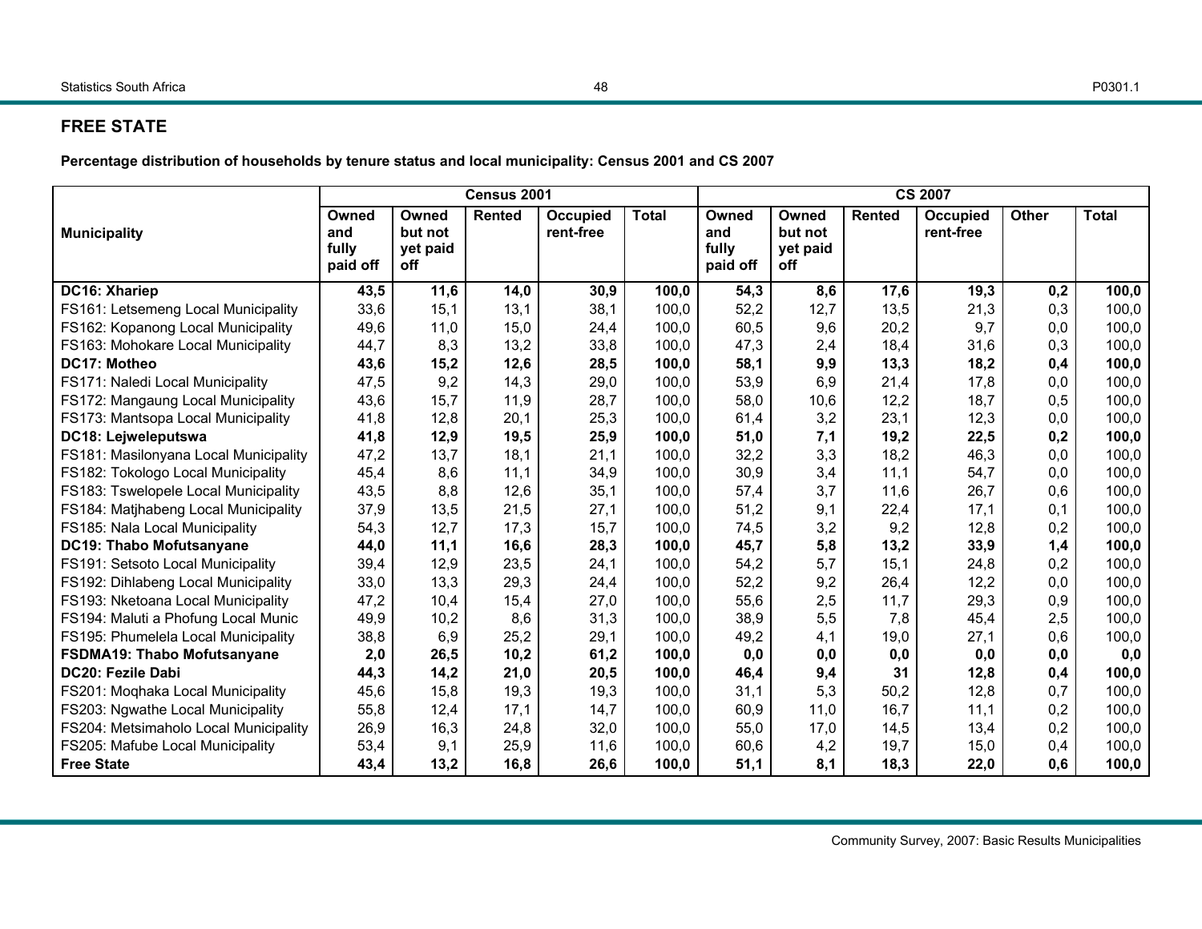## FREE STATE

**Percentage distribution of households by tenure status and local municipality: Census 2001 and CS 2007**

| Municipality | Census 2001 | | | | | CS 2007 | | | | | |
|---|---|---|---|---|---|---|---|---|---|---|---|
| | Owned and fully paid off | Owned but not yet paid off | Rented | Occupied rent-free | Total | Owned and fully paid off | Owned but not yet paid off | Rented | Occupied rent-free | Other | Total |
| **DC16: Xhariep** | **43,5** | **11,6** | **14,0** | **30,9** | **100,0** | **54,3** | **8,6** | **17,6** | **19,3** | **0,2** | **100,0** |
| FS161: Letsemeng Local Municipality | 33,6 | 15,1 | 13,1 | 38,1 | 100,0 | 52,2 | 12,7 | 13,5 | 21,3 | 0,3 | 100,0 |
| FS162: Kopanong Local Municipality | 49,6 | 11,0 | 15,0 | 24,4 | 100,0 | 60,5 | 9,6 | 20,2 | 9,7 | 0,0 | 100,0 |
| FS163: Mohokare Local Municipality | 44,7 | 8,3 | 13,2 | 33,8 | 100,0 | 47,3 | 2,4 | 18,4 | 31,6 | 0,3 | 100,0 |
| **DC17: Motheo** | **43,6** | **15,2** | **12,6** | **28,5** | **100,0** | **58,1** | **9,9** | **13,3** | **18,2** | **0,4** | **100,0** |
| FS171: Naledi Local Municipality | 47,5 | 9,2 | 14,3 | 29,0 | 100,0 | 53,9 | 6,9 | 21,4 | 17,8 | 0,0 | 100,0 |
| FS172: Mangaung Local Municipality | 43,6 | 15,7 | 11,9 | 28,7 | 100,0 | 58,0 | 10,6 | 12,2 | 18,7 | 0,5 | 100,0 |
| FS173: Mantsopa Local Municipality | 41,8 | 12,8 | 20,1 | 25,3 | 100,0 | 61,4 | 3,2 | 23,1 | 12,3 | 0,0 | 100,0 |
| **DC18: Lejweleputswa** | **41,8** | **12,9** | **19,5** | **25,9** | **100,0** | **51,0** | **7,1** | **19,2** | **22,5** | **0,2** | **100,0** |
| FS181: Masilonyana Local Municipality | 47,2 | 13,7 | 18,1 | 21,1 | 100,0 | 32,2 | 3,3 | 18,2 | 46,3 | 0,0 | 100,0 |
| FS182: Tokologo Local Municipality | 45,4 | 8,6 | 11,1 | 34,9 | 100,0 | 30,9 | 3,4 | 11,1 | 54,7 | 0,0 | 100,0 |
| FS183: Tswelopele Local Municipality | 43,5 | 8,8 | 12,6 | 35,1 | 100,0 | 57,4 | 3,7 | 11,6 | 26,7 | 0,6 | 100,0 |
| FS184: Matjhabeng Local Municipality | 37,9 | 13,5 | 21,5 | 27,1 | 100,0 | 51,2 | 9,1 | 22,4 | 17,1 | 0,1 | 100,0 |
| FS185: Nala Local Municipality | 54,3 | 12,7 | 17,3 | 15,7 | 100,0 | 74,5 | 3,2 | 9,2 | 12,8 | 0,2 | 100,0 |
| **DC19: Thabo Mofutsanyane** | **44,0** | **11,1** | **16,6** | **28,3** | **100,0** | **45,7** | **5,8** | **13,2** | **33,9** | **1,4** | **100,0** |
| FS191: Setsoto Local Municipality | 39,4 | 12,9 | 23,5 | 24,1 | 100,0 | 54,2 | 5,7 | 15,1 | 24,8 | 0,2 | 100,0 |
| FS192: Dihlabeng Local Municipality | 33,0 | 13,3 | 29,3 | 24,4 | 100,0 | 52,2 | 9,2 | 26,4 | 12,2 | 0,0 | 100,0 |
| FS193: Nketoana Local Municipality | 47,2 | 10,4 | 15,4 | 27,0 | 100,0 | 55,6 | 2,5 | 11,7 | 29,3 | 0,9 | 100,0 |
| FS194: Maluti a Phofung Local Munic | 49,9 | 10,2 | 8,6 | 31,3 | 100,0 | 38,9 | 5,5 | 7,8 | 45,4 | 2,5 | 100,0 |
| FS195: Phumelela Local Municipality | 38,8 | 6,9 | 25,2 | 29,1 | 100,0 | 49,2 | 4,1 | 19,0 | 27,1 | 0,6 | 100,0 |
| **FSDMA19: Thabo Mofutsanyane** | **2,0** | **26,5** | **10,2** | **61,2** | **100,0** | **0,0** | **0,0** | **0,0** | **0,0** | **0,0** | **0,0** |
| **DC20: Fezile Dabi** | **44,3** | **14,2** | **21,0** | **20,5** | **100,0** | **46,4** | **9,4** | **31** | **12,8** | **0,4** | **100,0** |
| FS201: Moqhaka Local Municipality | 45,6 | 15,8 | 19,3 | 19,3 | 100,0 | 31,1 | 5,3 | 50,2 | 12,8 | 0,7 | 100,0 |
| FS203: Ngwathe Local Municipality | 55,8 | 12,4 | 17,1 | 14,7 | 100,0 | 60,9 | 11,0 | 16,7 | 11,1 | 0,2 | 100,0 |
| FS204: Metsimaholo Local Municipality | 26,9 | 16,3 | 24,8 | 32,0 | 100,0 | 55,0 | 17,0 | 14,5 | 13,4 | 0,2 | 100,0 |
| FS205: Mafube Local Municipality | 53,4 | 9,1 | 25,9 | 11,6 | 100,0 | 60,6 | 4,2 | 19,7 | 15,0 | 0,4 | 100,0 |
| **Free State** | **43,4** | **13,2** | **16,8** | **26,6** | **100,0** | **51,1** | **8,1** | **18,3** | **22,0** | **0,6** | **100,0** |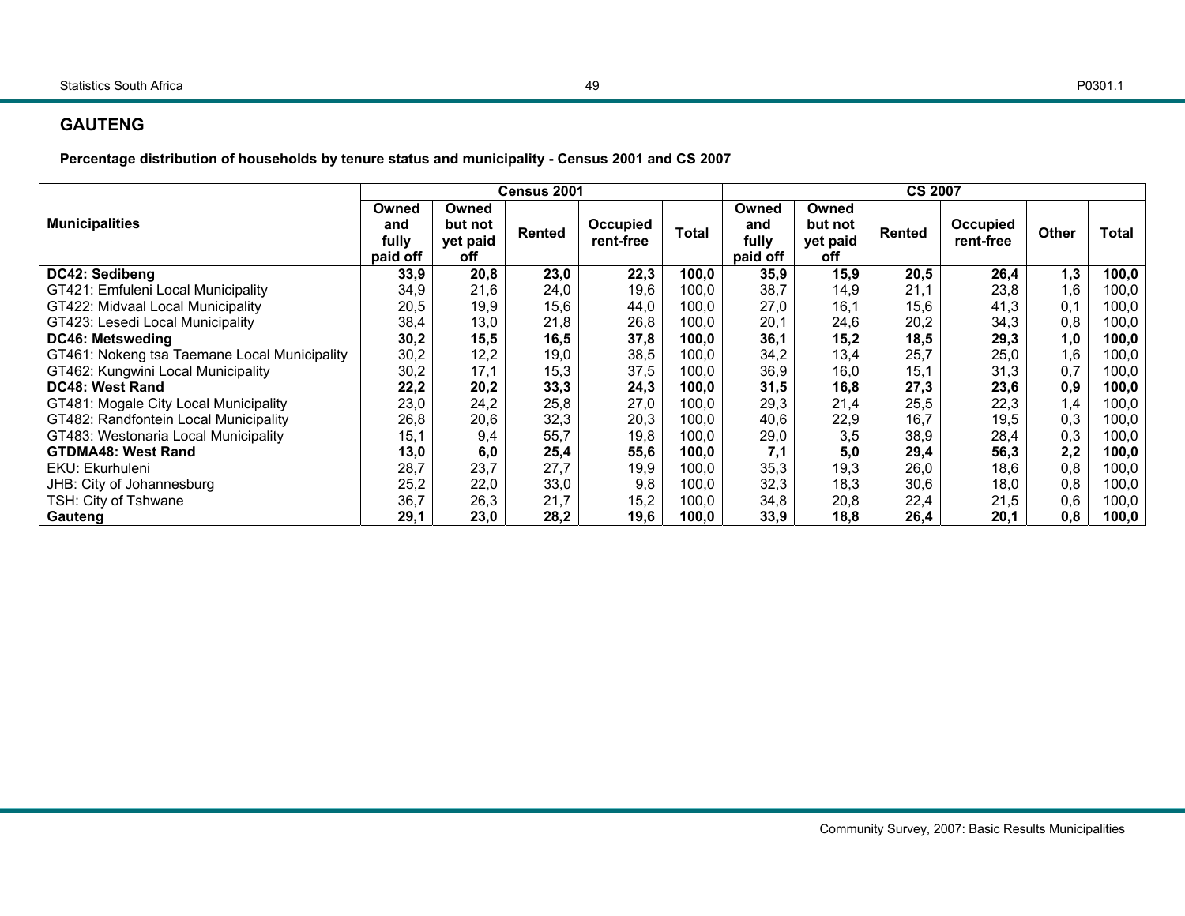## GAUTENG

**Percentage distribution of households by tenure status and municipality - Census 2001 and CS 2007**

| Municipalities | Census 2001 | | | | | CS 2007 | | | | | |
|---|---|---|---|---|---|---|---|---|---|---|---|
| | Owned and fully paid off | Owned but not yet paid off | Rented | Occupied rent-free | Total | Owned and fully paid off | Owned but not yet paid off | Rented | Occupied rent-free | Other | Total |
| **DC42: Sedibeng** | **33,9** | **20,8** | **23,0** | **22,3** | **100,0** | **35,9** | **15,9** | **20,5** | **26,4** | **1,3** | **100,0** |
| GT421: Emfuleni Local Municipality | 34,9 | 21,6 | 24,0 | 19,6 | 100,0 | 38,7 | 14,9 | 21,1 | 23,8 | 1,6 | 100,0 |
| GT422: Midvaal Local Municipality | 20,5 | 19,9 | 15,6 | 44,0 | 100,0 | 27,0 | 16,1 | 15,6 | 41,3 | 0,1 | 100,0 |
| GT423: Lesedi Local Municipality | 38,4 | 13,0 | 21,8 | 26,8 | 100,0 | 20,1 | 24,6 | 20,2 | 34,3 | 0,8 | 100,0 |
| **DC46: Metsweding** | **30,2** | **15,5** | **16,5** | **37,8** | **100,0** | **36,1** | **15,2** | **18,5** | **29,3** | **1,0** | **100,0** |
| GT461: Nokeng tsa Taemane Local Municipality | 30,2 | 12,2 | 19,0 | 38,5 | 100,0 | 34,2 | 13,4 | 25,7 | 25,0 | 1,6 | 100,0 |
| GT462: Kungwini Local Municipality | 30,2 | 17,1 | 15,3 | 37,5 | 100,0 | 36,9 | 16,0 | 15,1 | 31,3 | 0,7 | 100,0 |
| **DC48: West Rand** | **22,2** | **20,2** | **33,3** | **24,3** | **100,0** | **31,5** | **16,8** | **27,3** | **23,6** | **0,9** | **100,0** |
| GT481: Mogale City Local Municipality | 23,0 | 24,2 | 25,8 | 27,0 | 100,0 | 29,3 | 21,4 | 25,5 | 22,3 | 1,4 | 100,0 |
| GT482: Randfontein Local Municipality | 26,8 | 20,6 | 32,3 | 20,3 | 100,0 | 40,6 | 22,9 | 16,7 | 19,5 | 0,3 | 100,0 |
| GT483: Westonaria Local Municipality | 15,1 | 9,4 | 55,7 | 19,8 | 100,0 | 29,0 | 3,5 | 38,9 | 28,4 | 0,3 | 100,0 |
| **GTDMA48: West Rand** | **13,0** | **6,0** | **25,4** | **55,6** | **100,0** | **7,1** | **5,0** | **29,4** | **56,3** | **2,2** | **100,0** |
| EKU: Ekurhuleni | 28,7 | 23,7 | 27,7 | 19,9 | 100,0 | 35,3 | 19,3 | 26,0 | 18,6 | 0,8 | 100,0 |
| JHB: City of Johannesburg | 25,2 | 22,0 | 33,0 | 9,8 | 100,0 | 32,3 | 18,3 | 30,6 | 18,0 | 0,8 | 100,0 |
| TSH: City of Tshwane | 36,7 | 26,3 | 21,7 | 15,2 | 100,0 | 34,8 | 20,8 | 22,4 | 21,5 | 0,6 | 100,0 |
| **Gauteng** | **29,1** | **23,0** | **28,2** | **19,6** | **100,0** | **33,9** | **18,8** | **26,4** | **20,1** | **0,8** | **100,0** |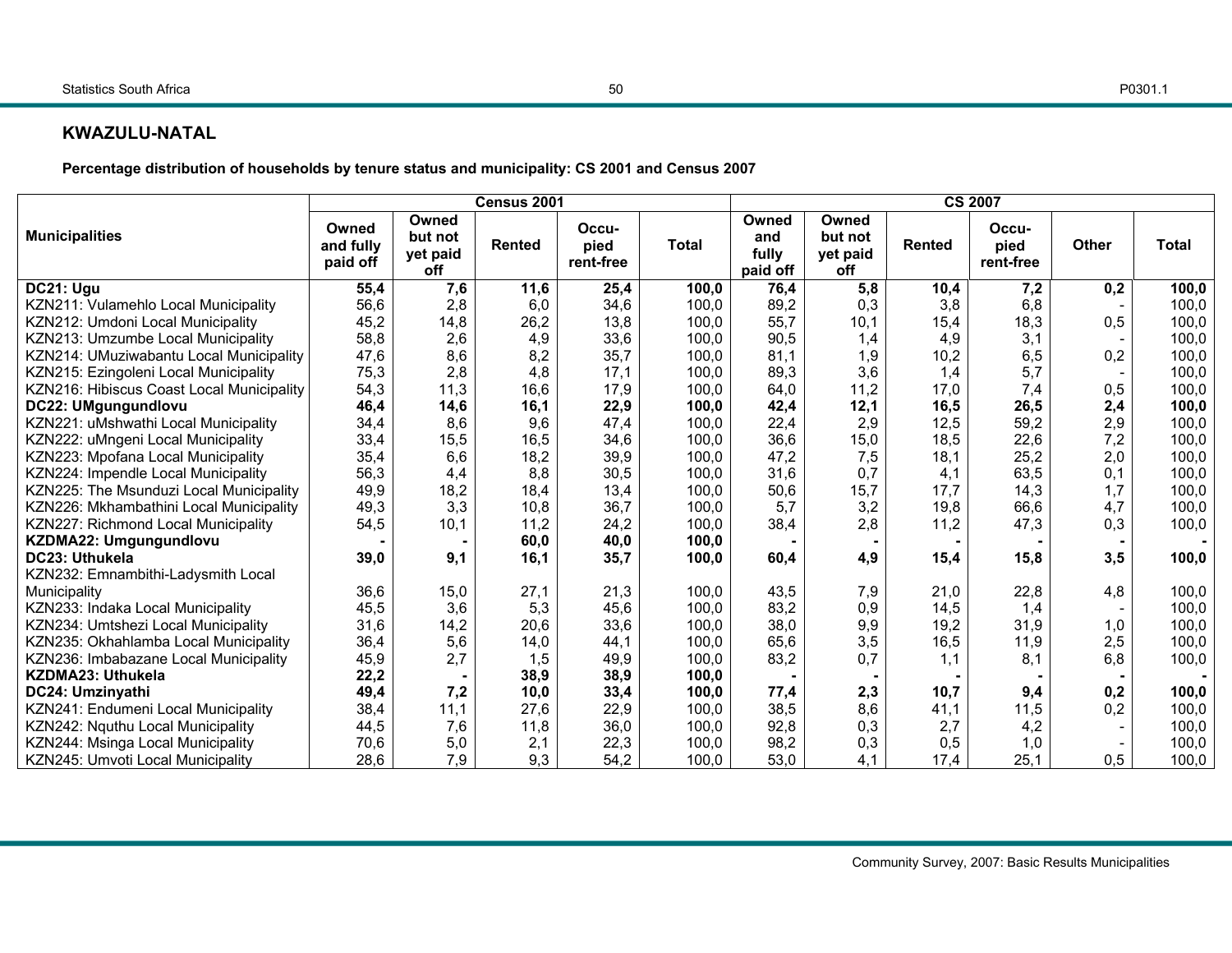## KWAZULU-NATAL

**Percentage distribution of households by tenure status and municipality: CS 2001 and Census 2007**

| Municipalities | Census 2001 | | | | | CS 2007 | | | | | |
|---|---|---|---|---|---|---|---|---|---|---|---|
| | Owned and fully paid off | Owned but not yet paid off | Rented | Occu-pied rent-free | Total | Owned and fully paid off | Owned but not yet paid off | Rented | Occu-pied rent-free | Other | Total |
| **DC21: Ugu** | **55,4** | **7,6** | **11,6** | **25,4** | **100,0** | **76,4** | **5,8** | **10,4** | **7,2** | **0,2** | **100,0** |
| KZN211: Vulamehlo Local Municipality | 56,6 | 2,8 | 6,0 | 34,6 | 100,0 | 89,2 | 0,3 | 3,8 | 6,8 | - | 100,0 |
| KZN212: Umdoni Local Municipality | 45,2 | 14,8 | 26,2 | 13,8 | 100,0 | 55,7 | 10,1 | 15,4 | 18,3 | 0,5 | 100,0 |
| KZN213: Umzumbe Local Municipality | 58,8 | 2,6 | 4,9 | 33,6 | 100,0 | 90,5 | 1,4 | 4,9 | 3,1 | - | 100,0 |
| KZN214: UMuziwabantu Local Municipality | 47,6 | 8,6 | 8,2 | 35,7 | 100,0 | 81,1 | 1,9 | 10,2 | 6,5 | 0,2 | 100,0 |
| KZN215: Ezingoleni Local Municipality | 75,3 | 2,8 | 4,8 | 17,1 | 100,0 | 89,3 | 3,6 | 1,4 | 5,7 | - | 100,0 |
| KZN216: Hibiscus Coast Local Municipality | 54,3 | 11,3 | 16,6 | 17,9 | 100,0 | 64,0 | 11,2 | 17,0 | 7,4 | 0,5 | 100,0 |
| **DC22: UMgungundlovu** | **46,4** | **14,6** | **16,1** | **22,9** | **100,0** | **42,4** | **12,1** | **16,5** | **26,5** | **2,4** | **100,0** |
| KZN221: uMshwathi Local Municipality | 34,4 | 8,6 | 9,6 | 47,4 | 100,0 | 22,4 | 2,9 | 12,5 | 59,2 | 2,9 | 100,0 |
| KZN222: uMngeni Local Municipality | 33,4 | 15,5 | 16,5 | 34,6 | 100,0 | 36,6 | 15,0 | 18,5 | 22,6 | 7,2 | 100,0 |
| KZN223: Mpofana Local Municipality | 35,4 | 6,6 | 18,2 | 39,9 | 100,0 | 47,2 | 7,5 | 18,1 | 25,2 | 2,0 | 100,0 |
| KZN224: Impendle Local Municipality | 56,3 | 4,4 | 8,8 | 30,5 | 100,0 | 31,6 | 0,7 | 4,1 | 63,5 | 0,1 | 100,0 |
| KZN225: The Msunduzi Local Municipality | 49,9 | 18,2 | 18,4 | 13,4 | 100,0 | 50,6 | 15,7 | 17,7 | 14,3 | 1,7 | 100,0 |
| KZN226: Mkhambathini Local Municipality | 49,3 | 3,3 | 10,8 | 36,7 | 100,0 | 5,7 | 3,2 | 19,8 | 66,6 | 4,7 | 100,0 |
| KZN227: Richmond Local Municipality | 54,5 | 10,1 | 11,2 | 24,2 | 100,0 | 38,4 | 2,8 | 11,2 | 47,3 | 0,3 | 100,0 |
| **KZDMA22: Umgungundlovu** | **-** | **-** | **60,0** | **40,0** | **100,0** | **-** | **-** | **-** | **-** | **-** | **-** |
| **DC23: Uthukela** | **39,0** | **9,1** | **16,1** | **35,7** | **100,0** | **60,4** | **4,9** | **15,4** | **15,8** | **3,5** | **100,0** |
| KZN232: Emnambithi-Ladysmith Local Municipality | 36,6 | 15,0 | 27,1 | 21,3 | 100,0 | 43,5 | 7,9 | 21,0 | 22,8 | 4,8 | 100,0 |
| KZN233: Indaka Local Municipality | 45,5 | 3,6 | 5,3 | 45,6 | 100,0 | 83,2 | 0,9 | 14,5 | 1,4 | - | 100,0 |
| KZN234: Umtshezi Local Municipality | 31,6 | 14,2 | 20,6 | 33,6 | 100,0 | 38,0 | 9,9 | 19,2 | 31,9 | 1,0 | 100,0 |
| KZN235: Okhahlamba Local Municipality | 36,4 | 5,6 | 14,0 | 44,1 | 100,0 | 65,6 | 3,5 | 16,5 | 11,9 | 2,5 | 100,0 |
| KZN236: Imbabazane Local Municipality | 45,9 | 2,7 | 1,5 | 49,9 | 100,0 | 83,2 | 0,7 | 1,1 | 8,1 | 6,8 | 100,0 |
| **KZDMA23: Uthukela** | **22,2** | **-** | **38,9** | **38,9** | **100,0** | **-** | **-** | **-** | **-** | **-** | **-** |
| **DC24: Umzinyathi** | **49,4** | **7,2** | **10,0** | **33,4** | **100,0** | **77,4** | **2,3** | **10,7** | **9,4** | **0,2** | **100,0** |
| KZN241: Endumeni Local Municipality | 38,4 | 11,1 | 27,6 | 22,9 | 100,0 | 38,5 | 8,6 | 41,1 | 11,5 | 0,2 | 100,0 |
| KZN242: Nquthu Local Municipality | 44,5 | 7,6 | 11,8 | 36,0 | 100,0 | 92,8 | 0,3 | 2,7 | 4,2 | - | 100,0 |
| KZN244: Msinga Local Municipality | 70,6 | 5,0 | 2,1 | 22,3 | 100,0 | 98,2 | 0,3 | 0,5 | 1,0 | - | 100,0 |
| KZN245: Umvoti Local Municipality | 28,6 | 7,9 | 9,3 | 54,2 | 100,0 | 53,0 | 4,1 | 17,4 | 25,1 | 0,5 | 100,0 |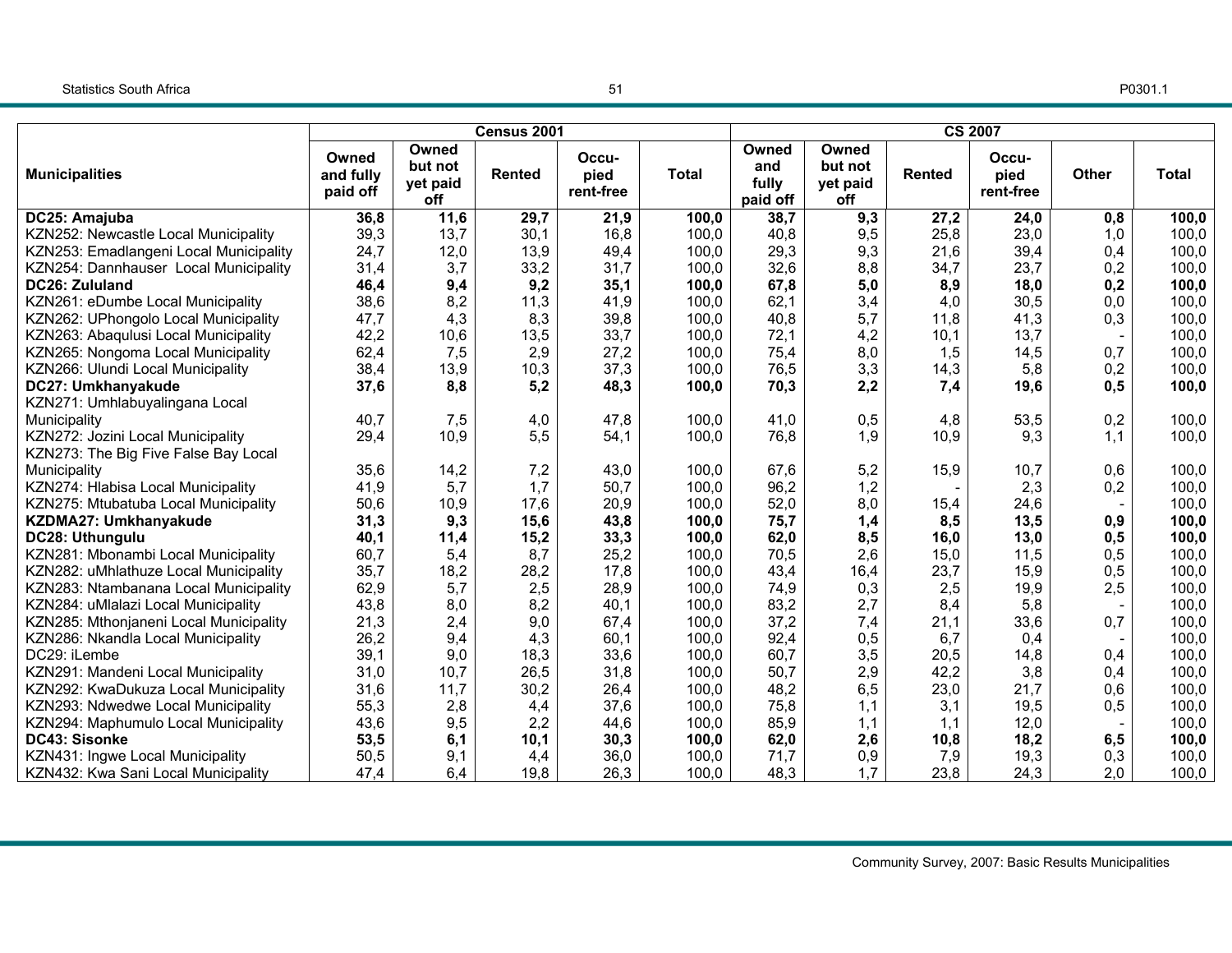| Municipalities | Census 2001 | | | | | CS 2007 | | | | | |
|---|---|---|---|---|---|---|---|---|---|---|---|
| | Owned and fully paid off | Owned but not yet paid off | Rented | Occu-pied rent-free | Total | Owned and fully paid off | Owned but not yet paid off | Rented | Occu-pied rent-free | Other | Total |
| **DC25: Amajuba** | **36,8** | **11,6** | **29,7** | **21,9** | **100,0** | **38,7** | **9,3** | **27,2** | **24,0** | **0,8** | **100,0** |
| KZN252: Newcastle Local Municipality | 39,3 | 13,7 | 30,1 | 16,8 | 100,0 | 40,8 | 9,5 | 25,8 | 23,0 | 1,0 | 100,0 |
| KZN253: Emadlangeni Local Municipality | 24,7 | 12,0 | 13,9 | 49,4 | 100,0 | 29,3 | 9,3 | 21,6 | 39,4 | 0,4 | 100,0 |
| KZN254: Dannhauser Local Municipality | 31,4 | 3,7 | 33,2 | 31,7 | 100,0 | 32,6 | 8,8 | 34,7 | 23,7 | 0,2 | 100,0 |
| **DC26: Zululand** | **46,4** | **9,4** | **9,2** | **35,1** | **100,0** | **67,8** | **5,0** | **8,9** | **18,0** | **0,2** | **100,0** |
| KZN261: eDumbe Local Municipality | 38,6 | 8,2 | 11,3 | 41,9 | 100,0 | 62,1 | 3,4 | 4,0 | 30,5 | 0,0 | 100,0 |
| KZN262: UPhongolo Local Municipality | 47,7 | 4,3 | 8,3 | 39,8 | 100,0 | 40,8 | 5,7 | 11,8 | 41,3 | 0,3 | 100,0 |
| KZN263: Abaqulusi Local Municipality | 42,2 | 10,6 | 13,5 | 33,7 | 100,0 | 72,1 | 4,2 | 10,1 | 13,7 | - | 100,0 |
| KZN265: Nongoma Local Municipality | 62,4 | 7,5 | 2,9 | 27,2 | 100,0 | 75,4 | 8,0 | 1,5 | 14,5 | 0,7 | 100,0 |
| KZN266: Ulundi Local Municipality | 38,4 | 13,9 | 10,3 | 37,3 | 100,0 | 76,5 | 3,3 | 14,3 | 5,8 | 0,2 | 100,0 |
| **DC27: Umkhanyakude** | **37,6** | **8,8** | **5,2** | **48,3** | **100,0** | **70,3** | **2,2** | **7,4** | **19,6** | **0,5** | **100,0** |
| KZN271: Umhlabuyalingana Local Municipality | 40,7 | 7,5 | 4,0 | 47,8 | 100,0 | 41,0 | 0,5 | 4,8 | 53,5 | 0,2 | 100,0 |
| KZN272: Jozini Local Municipality | 29,4 | 10,9 | 5,5 | 54,1 | 100,0 | 76,8 | 1,9 | 10,9 | 9,3 | 1,1 | 100,0 |
| KZN273: The Big Five False Bay Local Municipality | 35,6 | 14,2 | 7,2 | 43,0 | 100,0 | 67,6 | 5,2 | 15,9 | 10,7 | 0,6 | 100,0 |
| KZN274: Hlabisa Local Municipality | 41,9 | 5,7 | 1,7 | 50,7 | 100,0 | 96,2 | 1,2 | - | 2,3 | 0,2 | 100,0 |
| KZN275: Mtubatuba Local Municipality | 50,6 | 10,9 | 17,6 | 20,9 | 100,0 | 52,0 | 8,0 | 15,4 | 24,6 | - | 100,0 |
| **KZDMA27: Umkhanyakude** | **31,3** | **9,3** | **15,6** | **43,8** | **100,0** | **75,7** | **1,4** | **8,5** | **13,5** | **0,9** | **100,0** |
| **DC28: Uthungulu** | **40,1** | **11,4** | **15,2** | **33,3** | **100,0** | **62,0** | **8,5** | **16,0** | **13,0** | **0,5** | **100,0** |
| KZN281: Mbonambi Local Municipality | 60,7 | 5,4 | 8,7 | 25,2 | 100,0 | 70,5 | 2,6 | 15,0 | 11,5 | 0,5 | 100,0 |
| KZN282: uMhlathuze Local Municipality | 35,7 | 18,2 | 28,2 | 17,8 | 100,0 | 43,4 | 16,4 | 23,7 | 15,9 | 0,5 | 100,0 |
| KZN283: Ntambanana Local Municipality | 62,9 | 5,7 | 2,5 | 28,9 | 100,0 | 74,9 | 0,3 | 2,5 | 19,9 | 2,5 | 100,0 |
| KZN284: uMlalazi Local Municipality | 43,8 | 8,0 | 8,2 | 40,1 | 100,0 | 83,2 | 2,7 | 8,4 | 5,8 | - | 100,0 |
| KZN285: Mthonjaneni Local Municipality | 21,3 | 2,4 | 9,0 | 67,4 | 100,0 | 37,2 | 7,4 | 21,1 | 33,6 | 0,7 | 100,0 |
| KZN286: Nkandla Local Municipality | 26,2 | 9,4 | 4,3 | 60,1 | 100,0 | 92,4 | 0,5 | 6,7 | 0,4 | - | 100,0 |
| DC29: iLembe | 39,1 | 9,0 | 18,3 | 33,6 | 100,0 | 60,7 | 3,5 | 20,5 | 14,8 | 0,4 | 100,0 |
| KZN291: Mandeni Local Municipality | 31,0 | 10,7 | 26,5 | 31,8 | 100,0 | 50,7 | 2,9 | 42,2 | 3,8 | 0,4 | 100,0 |
| KZN292: KwaDukuza Local Municipality | 31,6 | 11,7 | 30,2 | 26,4 | 100,0 | 48,2 | 6,5 | 23,0 | 21,7 | 0,6 | 100,0 |
| KZN293: Ndwedwe Local Municipality | 55,3 | 2,8 | 4,4 | 37,6 | 100,0 | 75,8 | 1,1 | 3,1 | 19,5 | 0,5 | 100,0 |
| KZN294: Maphumulo Local Municipality | 43,6 | 9,5 | 2,2 | 44,6 | 100,0 | 85,9 | 1,1 | 1,1 | 12,0 | - | 100,0 |
| **DC43: Sisonke** | **53,5** | **6,1** | **10,1** | **30,3** | **100,0** | **62,0** | **2,6** | **10,8** | **18,2** | **6,5** | **100,0** |
| KZN431: Ingwe Local Municipality | 50,5 | 9,1 | 4,4 | 36,0 | 100,0 | 71,7 | 0,9 | 7,9 | 19,3 | 0,3 | 100,0 |
| KZN432: Kwa Sani Local Municipality | 47,4 | 6,4 | 19,8 | 26,3 | 100,0 | 48,3 | 1,7 | 23,8 | 24,3 | 2,0 | 100,0 |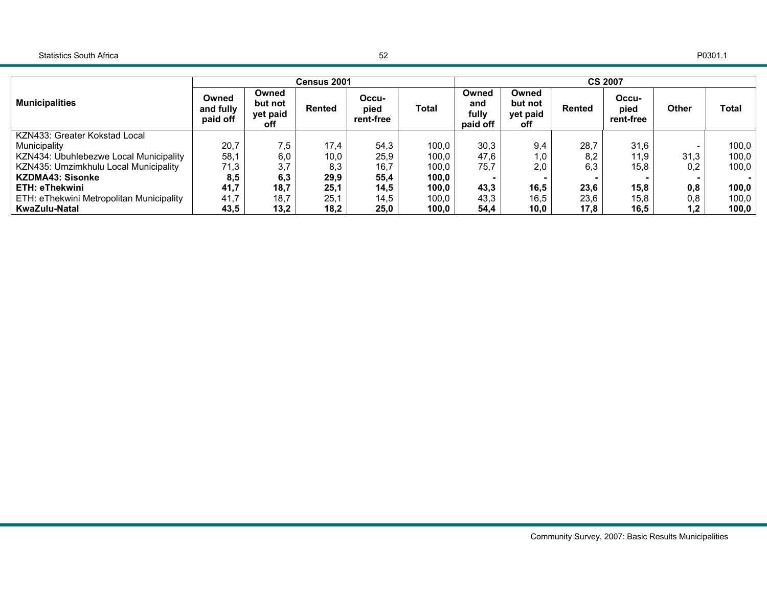| Municipalities | Census 2001 | | | | | CS 2007 | | | | | |
|---|---|---|---|---|---|---|---|---|---|---|---|
| | Owned and fully paid off | Owned but not yet paid off | Rented | Occu-pied rent-free | Total | Owned and fully paid off | Owned but not yet paid off | Rented | Occu-pied rent-free | Other | Total |
| KZN433: Greater Kokstad Local Municipality | 20,7 | 7,5 | 17,4 | 54,3 | 100,0 | 30,3 | 9,4 | 28,7 | 31,6 | - | 100,0 |
| KZN434: Ubuhlebezwe Local Municipality | 58,1 | 6,0 | 10,0 | 25,9 | 100,0 | 47,6 | 1,0 | 8,2 | 11,9 | 31,3 | 100,0 |
| KZN435: Umzimkhulu Local Municipality | 71,3 | 3,7 | 8,3 | 16,7 | 100,0 | 75,7 | 2,0 | 6,3 | 15,8 | 0,2 | 100,0 |
| **KZDMA43: Sisonke** | **8,5** | **6,3** | **29,9** | **55,4** | **100,0** | **-** | **-** | **-** | **-** | **-** | **-** |
| **ETH: eThekwini** | **41,7** | **18,7** | **25,1** | **14,5** | **100,0** | **43,3** | **16,5** | **23,6** | **15,8** | **0,8** | **100,0** |
| ETH: eThekwini Metropolitan Municipality | 41,7 | 18,7 | 25,1 | 14,5 | 100,0 | 43,3 | 16,5 | 23,6 | 15,8 | 0,8 | 100,0 |
| **KwaZulu-Natal** | **43,5** | **13,2** | **18,2** | **25,0** | **100,0** | **54,4** | **10,0** | **17,8** | **16,5** | **1,2** | **100,0** |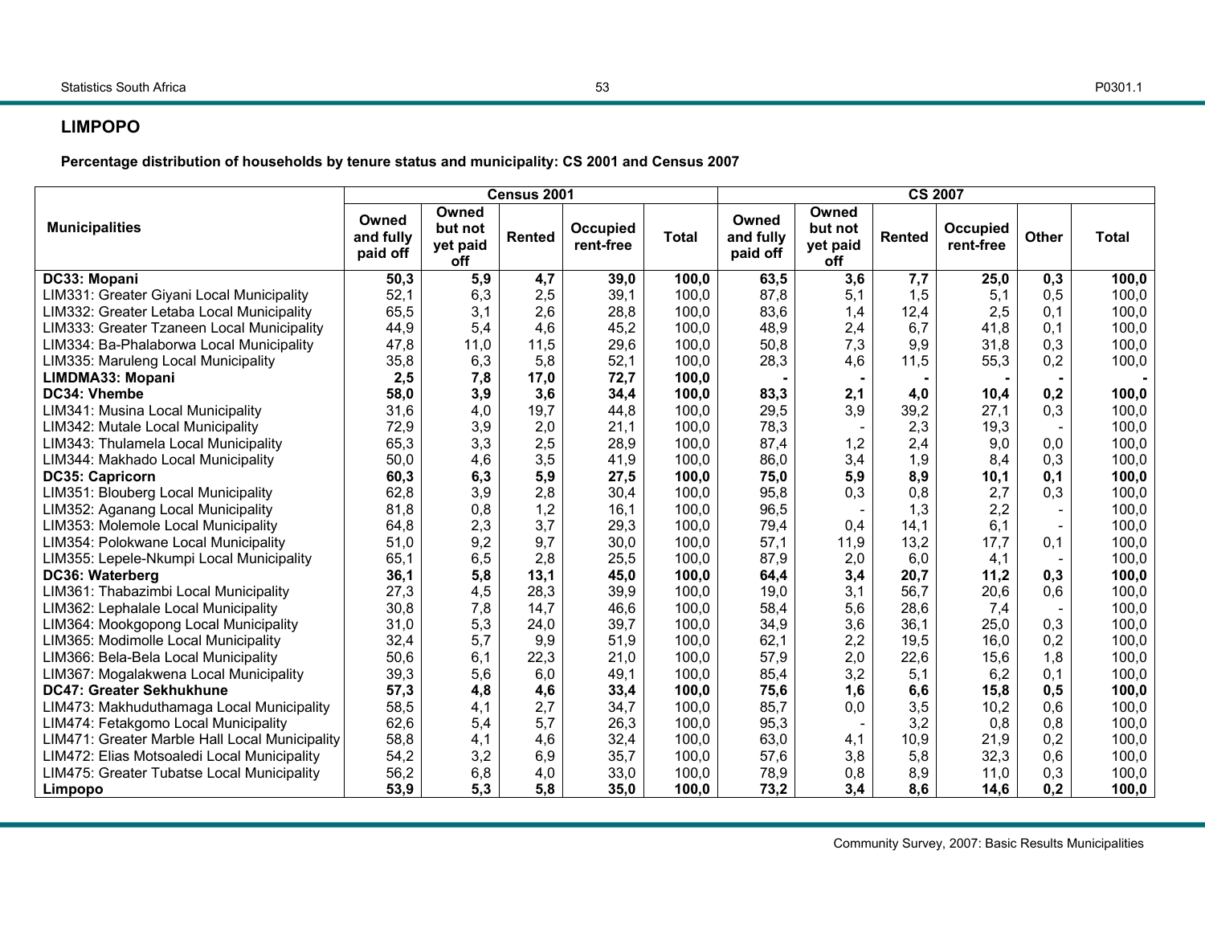## LIMPOPO

**Percentage distribution of households by tenure status and municipality: CS 2001 and Census 2007**

| Municipalities | Census 2001 | | | | | CS 2007 | | | | | |
|---|---|---|---|---|---|---|---|---|---|---|---|
| | Owned and fully paid off | Owned but not yet paid off | Rented | Occupied rent-free | Total | Owned and fully paid off | Owned but not yet paid off | Rented | Occupied rent-free | Other | Total |
| **DC33: Mopani** | **50,3** | **5,9** | **4,7** | **39,0** | **100,0** | **63,5** | **3,6** | **7,7** | **25,0** | **0,3** | **100,0** |
| LIM331: Greater Giyani Local Municipality | 52,1 | 6,3 | 2,5 | 39,1 | 100,0 | 87,8 | 5,1 | 1,5 | 5,1 | 0,5 | 100,0 |
| LIM332: Greater Letaba Local Municipality | 65,5 | 3,1 | 2,6 | 28,8 | 100,0 | 83,6 | 1,4 | 12,4 | 2,5 | 0,1 | 100,0 |
| LIM333: Greater Tzaneen Local Municipality | 44,9 | 5,4 | 4,6 | 45,2 | 100,0 | 48,9 | 2,4 | 6,7 | 41,8 | 0,1 | 100,0 |
| LIM334: Ba-Phalaborwa Local Municipality | 47,8 | 11,0 | 11,5 | 29,6 | 100,0 | 50,8 | 7,3 | 9,9 | 31,8 | 0,3 | 100,0 |
| LIM335: Maruleng Local Municipality | 35,8 | 6,3 | 5,8 | 52,1 | 100,0 | 28,3 | 4,6 | 11,5 | 55,3 | 0,2 | 100,0 |
| **LIMDMA33: Mopani** | **2,5** | **7,8** | **17,0** | **72,7** | **100,0** | **-** | **-** | **-** | **-** | **-** | **-** |
| **DC34: Vhembe** | **58,0** | **3,9** | **3,6** | **34,4** | **100,0** | **83,3** | **2,1** | **4,0** | **10,4** | **0,2** | **100,0** |
| LIM341: Musina Local Municipality | 31,6 | 4,0 | 19,7 | 44,8 | 100,0 | 29,5 | 3,9 | 39,2 | 27,1 | 0,3 | 100,0 |
| LIM342: Mutale Local Municipality | 72,9 | 3,9 | 2,0 | 21,1 | 100,0 | 78,3 | - | 2,3 | 19,3 | - | 100,0 |
| LIM343: Thulamela Local Municipality | 65,3 | 3,3 | 2,5 | 28,9 | 100,0 | 87,4 | 1,2 | 2,4 | 9,0 | 0,0 | 100,0 |
| LIM344: Makhado Local Municipality | 50,0 | 4,6 | 3,5 | 41,9 | 100,0 | 86,0 | 3,4 | 1,9 | 8,4 | 0,3 | 100,0 |
| **DC35: Capricorn** | **60,3** | **6,3** | **5,9** | **27,5** | **100,0** | **75,0** | **5,9** | **8,9** | **10,1** | **0,1** | **100,0** |
| LIM351: Blouberg Local Municipality | 62,8 | 3,9 | 2,8 | 30,4 | 100,0 | 95,8 | 0,3 | 0,8 | 2,7 | 0,3 | 100,0 |
| LIM352: Aganang Local Municipality | 81,8 | 0,8 | 1,2 | 16,1 | 100,0 | 96,5 | - | 1,3 | 2,2 | - | 100,0 |
| LIM353: Molemole Local Municipality | 64,8 | 2,3 | 3,7 | 29,3 | 100,0 | 79,4 | 0,4 | 14,1 | 6,1 | - | 100,0 |
| LIM354: Polokwane Local Municipality | 51,0 | 9,2 | 9,7 | 30,0 | 100,0 | 57,1 | 11,9 | 13,2 | 17,7 | 0,1 | 100,0 |
| LIM355: Lepele-Nkumpi Local Municipality | 65,1 | 6,5 | 2,8 | 25,5 | 100,0 | 87,9 | 2,0 | 6,0 | 4,1 | - | 100,0 |
| **DC36: Waterberg** | **36,1** | **5,8** | **13,1** | **45,0** | **100,0** | **64,4** | **3,4** | **20,7** | **11,2** | **0,3** | **100,0** |
| LIM361: Thabazimbi Local Municipality | 27,3 | 4,5 | 28,3 | 39,9 | 100,0 | 19,0 | 3,1 | 56,7 | 20,6 | 0,6 | 100,0 |
| LIM362: Lephalale Local Municipality | 30,8 | 7,8 | 14,7 | 46,6 | 100,0 | 58,4 | 5,6 | 28,6 | 7,4 | - | 100,0 |
| LIM364: Mookgopong Local Municipality | 31,0 | 5,3 | 24,0 | 39,7 | 100,0 | 34,9 | 3,6 | 36,1 | 25,0 | 0,3 | 100,0 |
| LIM365: Modimolle Local Municipality | 32,4 | 5,7 | 9,9 | 51,9 | 100,0 | 62,1 | 2,2 | 19,5 | 16,0 | 0,2 | 100,0 |
| LIM366: Bela-Bela Local Municipality | 50,6 | 6,1 | 22,3 | 21,0 | 100,0 | 57,9 | 2,0 | 22,6 | 15,6 | 1,8 | 100,0 |
| LIM367: Mogalakwena Local Municipality | 39,3 | 5,6 | 6,0 | 49,1 | 100,0 | 85,4 | 3,2 | 5,1 | 6,2 | 0,1 | 100,0 |
| **DC47: Greater Sekhukhune** | **57,3** | **4,8** | **4,6** | **33,4** | **100,0** | **75,6** | **1,6** | **6,6** | **15,8** | **0,5** | **100,0** |
| LIM473: Makhuduthamaga Local Municipality | 58,5 | 4,1 | 2,7 | 34,7 | 100,0 | 85,7 | 0,0 | 3,5 | 10,2 | 0,6 | 100,0 |
| LIM474: Fetakgomo Local Municipality | 62,6 | 5,4 | 5,7 | 26,3 | 100,0 | 95,3 | - | 3,2 | 0,8 | 0,8 | 100,0 |
| LIM471: Greater Marble Hall Local Municipality | 58,8 | 4,1 | 4,6 | 32,4 | 100,0 | 63,0 | 4,1 | 10,9 | 21,9 | 0,2 | 100,0 |
| LIM472: Elias Motsoaledi Local Municipality | 54,2 | 3,2 | 6,9 | 35,7 | 100,0 | 57,6 | 3,8 | 5,8 | 32,3 | 0,6 | 100,0 |
| LIM475: Greater Tubatse Local Municipality | 56,2 | 6,8 | 4,0 | 33,0 | 100,0 | 78,9 | 0,8 | 8,9 | 11,0 | 0,3 | 100,0 |
| **Limpopo** | **53,9** | **5,3** | **5,8** | **35,0** | **100,0** | **73,2** | **3,4** | **8,6** | **14,6** | **0,2** | **100,0** |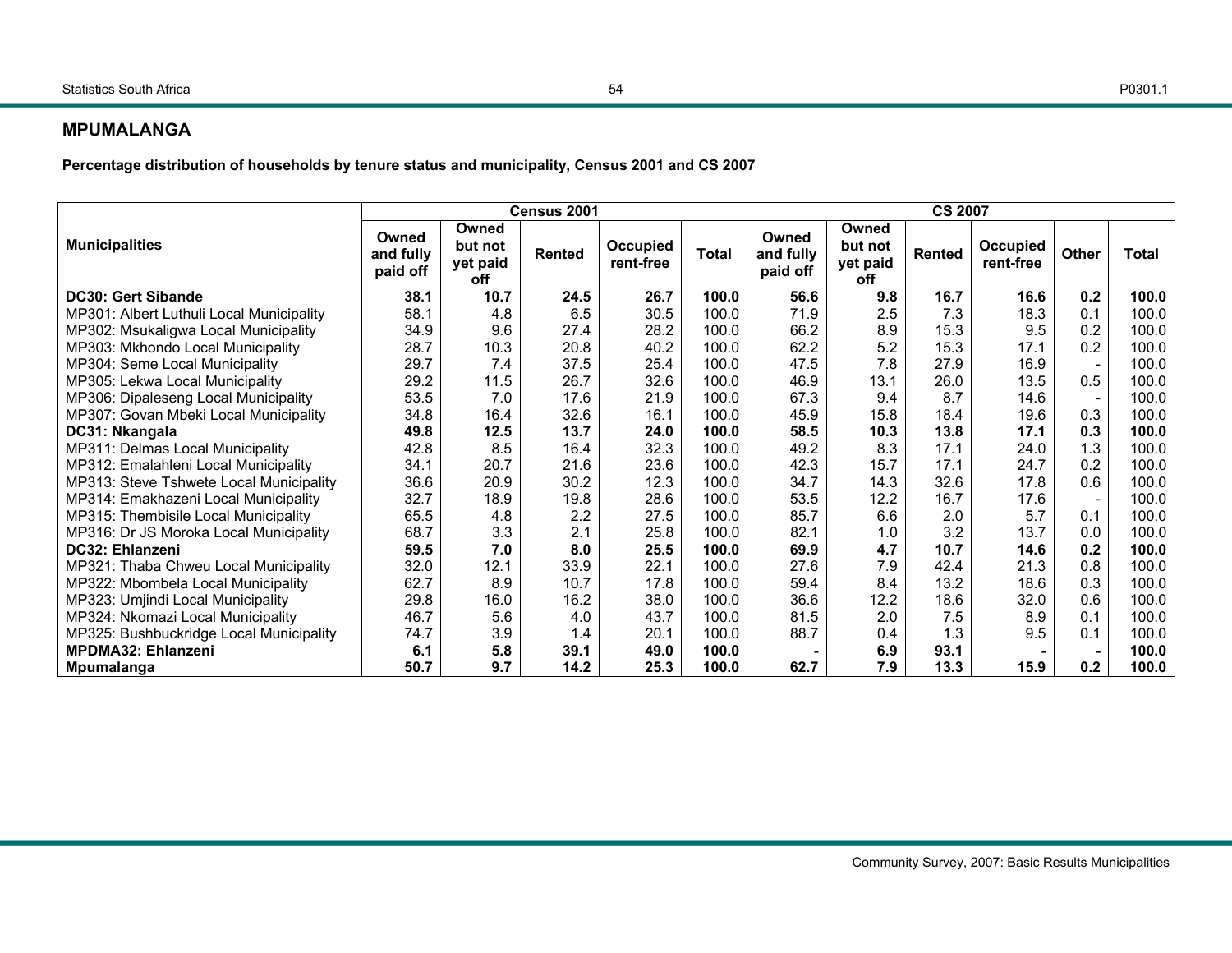## MPUMALANGA

**Percentage distribution of households by tenure status and municipality, Census 2001 and CS 2007**

| Municipalities | Census 2001 | | | | | CS 2007 | | | | | |
|---|---|---|---|---|---|---|---|---|---|---|---|
| | Owned and fully paid off | Owned but not yet paid off | Rented | Occupied rent-free | Total | Owned and fully paid off | Owned but not yet paid off | Rented | Occupied rent-free | Other | Total |
| **DC30: Gert Sibande** | **38.1** | **10.7** | **24.5** | **26.7** | **100.0** | **56.6** | **9.8** | **16.7** | **16.6** | **0.2** | **100.0** |
| MP301: Albert Luthuli Local Municipality | 58.1 | 4.8 | 6.5 | 30.5 | 100.0 | 71.9 | 2.5 | 7.3 | 18.3 | 0.1 | 100.0 |
| MP302: Msukaligwa Local Municipality | 34.9 | 9.6 | 27.4 | 28.2 | 100.0 | 66.2 | 8.9 | 15.3 | 9.5 | 0.2 | 100.0 |
| MP303: Mkhondo Local Municipality | 28.7 | 10.3 | 20.8 | 40.2 | 100.0 | 62.2 | 5.2 | 15.3 | 17.1 | 0.2 | 100.0 |
| MP304: Seme Local Municipality | 29.7 | 7.4 | 37.5 | 25.4 | 100.0 | 47.5 | 7.8 | 27.9 | 16.9 | - | 100.0 |
| MP305: Lekwa Local Municipality | 29.2 | 11.5 | 26.7 | 32.6 | 100.0 | 46.9 | 13.1 | 26.0 | 13.5 | 0.5 | 100.0 |
| MP306: Dipaleseng Local Municipality | 53.5 | 7.0 | 17.6 | 21.9 | 100.0 | 67.3 | 9.4 | 8.7 | 14.6 | - | 100.0 |
| MP307: Govan Mbeki Local Municipality | 34.8 | 16.4 | 32.6 | 16.1 | 100.0 | 45.9 | 15.8 | 18.4 | 19.6 | 0.3 | 100.0 |
| **DC31: Nkangala** | **49.8** | **12.5** | **13.7** | **24.0** | **100.0** | **58.5** | **10.3** | **13.8** | **17.1** | **0.3** | **100.0** |
| MP311: Delmas Local Municipality | 42.8 | 8.5 | 16.4 | 32.3 | 100.0 | 49.2 | 8.3 | 17.1 | 24.0 | 1.3 | 100.0 |
| MP312: Emalahleni Local Municipality | 34.1 | 20.7 | 21.6 | 23.6 | 100.0 | 42.3 | 15.7 | 17.1 | 24.7 | 0.2 | 100.0 |
| MP313: Steve Tshwete Local Municipality | 36.6 | 20.9 | 30.2 | 12.3 | 100.0 | 34.7 | 14.3 | 32.6 | 17.8 | 0.6 | 100.0 |
| MP314: Emakhazeni Local Municipality | 32.7 | 18.9 | 19.8 | 28.6 | 100.0 | 53.5 | 12.2 | 16.7 | 17.6 | - | 100.0 |
| MP315: Thembisile Local Municipality | 65.5 | 4.8 | 2.2 | 27.5 | 100.0 | 85.7 | 6.6 | 2.0 | 5.7 | 0.1 | 100.0 |
| MP316: Dr JS Moroka Local Municipality | 68.7 | 3.3 | 2.1 | 25.8 | 100.0 | 82.1 | 1.0 | 3.2 | 13.7 | 0.0 | 100.0 |
| **DC32: Ehlanzeni** | **59.5** | **7.0** | **8.0** | **25.5** | **100.0** | **69.9** | **4.7** | **10.7** | **14.6** | **0.2** | **100.0** |
| MP321: Thaba Chweu Local Municipality | 32.0 | 12.1 | 33.9 | 22.1 | 100.0 | 27.6 | 7.9 | 42.4 | 21.3 | 0.8 | 100.0 |
| MP322: Mbombela Local Municipality | 62.7 | 8.9 | 10.7 | 17.8 | 100.0 | 59.4 | 8.4 | 13.2 | 18.6 | 0.3 | 100.0 |
| MP323: Umjindi Local Municipality | 29.8 | 16.0 | 16.2 | 38.0 | 100.0 | 36.6 | 12.2 | 18.6 | 32.0 | 0.6 | 100.0 |
| MP324: Nkomazi Local Municipality | 46.7 | 5.6 | 4.0 | 43.7 | 100.0 | 81.5 | 2.0 | 7.5 | 8.9 | 0.1 | 100.0 |
| MP325: Bushbuckridge Local Municipality | 74.7 | 3.9 | 1.4 | 20.1 | 100.0 | 88.7 | 0.4 | 1.3 | 9.5 | 0.1 | 100.0 |
| **MPDMA32: Ehlanzeni** | **6.1** | **5.8** | **39.1** | **49.0** | **100.0** | **-** | **6.9** | **93.1** | **-** | **-** | **100.0** |
| **Mpumalanga** | **50.7** | **9.7** | **14.2** | **25.3** | **100.0** | **62.7** | **7.9** | **13.3** | **15.9** | **0.2** | **100.0** |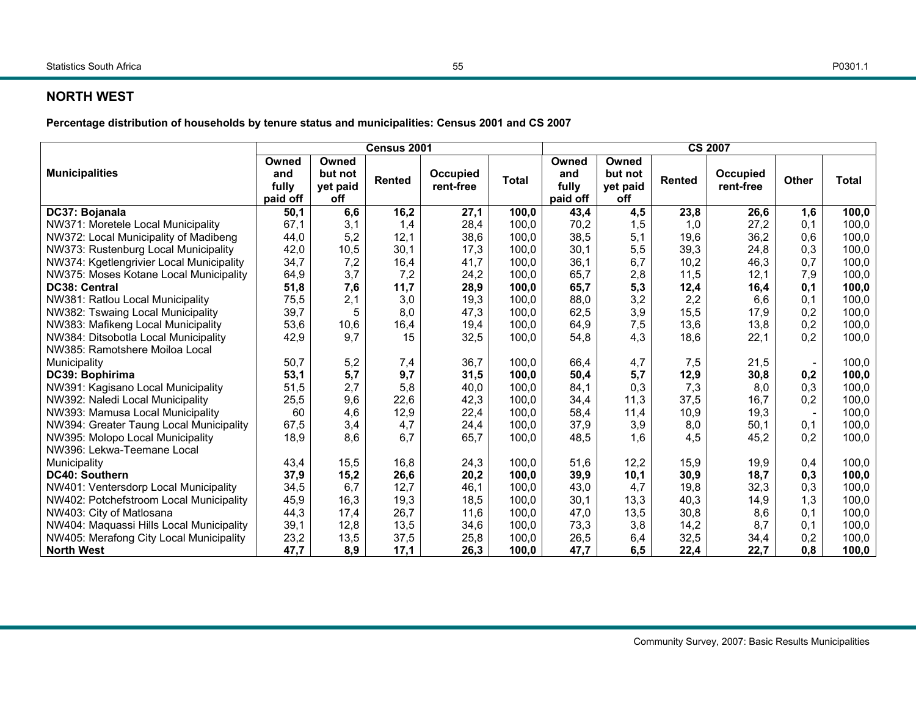## NORTH WEST

**Percentage distribution of households by tenure status and municipalities: Census 2001 and CS 2007**

| Municipalities | Census 2001 | | | | | CS 2007 | | | | | |
|---|---|---|---|---|---|---|---|---|---|---|---|
| | Owned and fully paid off | Owned but not yet paid off | Rented | Occupied rent-free | Total | Owned and fully paid off | Owned but not yet paid off | Rented | Occupied rent-free | Other | Total |
| **DC37: Bojanala** | **50,1** | **6,6** | **16,2** | **27,1** | **100,0** | **43,4** | **4,5** | **23,8** | **26,6** | **1,6** | **100,0** |
| NW371: Moretele Local Municipality | 67,1 | 3,1 | 1,4 | 28,4 | 100,0 | 70,2 | 1,5 | 1,0 | 27,2 | 0,1 | 100,0 |
| NW372: Local Municipality of Madibeng | 44,0 | 5,2 | 12,1 | 38,6 | 100,0 | 38,5 | 5,1 | 19,6 | 36,2 | 0,6 | 100,0 |
| NW373: Rustenburg Local Municipality | 42,0 | 10,5 | 30,1 | 17,3 | 100,0 | 30,1 | 5,5 | 39,3 | 24,8 | 0,3 | 100,0 |
| NW374: Kgetlengrivier Local Municipality | 34,7 | 7,2 | 16,4 | 41,7 | 100,0 | 36,1 | 6,7 | 10,2 | 46,3 | 0,7 | 100,0 |
| NW375: Moses Kotane Local Municipality | 64,9 | 3,7 | 7,2 | 24,2 | 100,0 | 65,7 | 2,8 | 11,5 | 12,1 | 7,9 | 100,0 |
| **DC38: Central** | **51,8** | **7,6** | **11,7** | **28,9** | **100,0** | **65,7** | **5,3** | **12,4** | **16,4** | **0,1** | **100,0** |
| NW381: Ratlou Local Municipality | 75,5 | 2,1 | 3,0 | 19,3 | 100,0 | 88,0 | 3,2 | 2,2 | 6,6 | 0,1 | 100,0 |
| NW382: Tswaing Local Municipality | 39,7 | 5 | 8,0 | 47,3 | 100,0 | 62,5 | 3,9 | 15,5 | 17,9 | 0,2 | 100,0 |
| NW383: Mafikeng Local Municipality | 53,6 | 10,6 | 16,4 | 19,4 | 100,0 | 64,9 | 7,5 | 13,6 | 13,8 | 0,2 | 100,0 |
| NW384: Ditsobotla Local Municipality | 42,9 | 9,7 | 15 | 32,5 | 100,0 | 54,8 | 4,3 | 18,6 | 22,1 | 0,2 | 100,0 |
| NW385: Ramotshere Moiloa Local Municipality | 50,7 | 5,2 | 7,4 | 36,7 | 100,0 | 66,4 | 4,7 | 7,5 | 21,5 | - | 100,0 |
| **DC39: Bophirima** | **53,1** | **5,7** | **9,7** | **31,5** | **100,0** | **50,4** | **5,7** | **12,9** | **30,8** | **0,2** | **100,0** |
| NW391: Kagisano Local Municipality | 51,5 | 2,7 | 5,8 | 40,0 | 100,0 | 84,1 | 0,3 | 7,3 | 8,0 | 0,3 | 100,0 |
| NW392: Naledi Local Municipality | 25,5 | 9,6 | 22,6 | 42,3 | 100,0 | 34,4 | 11,3 | 37,5 | 16,7 | 0,2 | 100,0 |
| NW393: Mamusa Local Municipality | 60 | 4,6 | 12,9 | 22,4 | 100,0 | 58,4 | 11,4 | 10,9 | 19,3 | - | 100,0 |
| NW394: Greater Taung Local Municipality | 67,5 | 3,4 | 4,7 | 24,4 | 100,0 | 37,9 | 3,9 | 8,0 | 50,1 | 0,1 | 100,0 |
| NW395: Molopo Local Municipality | 18,9 | 8,6 | 6,7 | 65,7 | 100,0 | 48,5 | 1,6 | 4,5 | 45,2 | 0,2 | 100,0 |
| NW396: Lekwa-Teemane Local Municipality | 43,4 | 15,5 | 16,8 | 24,3 | 100,0 | 51,6 | 12,2 | 15,9 | 19,9 | 0,4 | 100,0 |
| **DC40: Southern** | **37,9** | **15,2** | **26,6** | **20,2** | **100,0** | **39,9** | **10,1** | **30,9** | **18,7** | **0,3** | **100,0** |
| NW401: Ventersdorp Local Municipality | 34,5 | 6,7 | 12,7 | 46,1 | 100,0 | 43,0 | 4,7 | 19,8 | 32,3 | 0,3 | 100,0 |
| NW402: Potchefstroom Local Municipality | 45,9 | 16,3 | 19,3 | 18,5 | 100,0 | 30,1 | 13,3 | 40,3 | 14,9 | 1,3 | 100,0 |
| NW403: City of Matlosana | 44,3 | 17,4 | 26,7 | 11,6 | 100,0 | 47,0 | 13,5 | 30,8 | 8,6 | 0,1 | 100,0 |
| NW404: Maquassi Hills Local Municipality | 39,1 | 12,8 | 13,5 | 34,6 | 100,0 | 73,3 | 3,8 | 14,2 | 8,7 | 0,1 | 100,0 |
| NW405: Merafong City Local Municipality | 23,2 | 13,5 | 37,5 | 25,8 | 100,0 | 26,5 | 6,4 | 32,5 | 34,4 | 0,2 | 100,0 |
| **North West** | **47,7** | **8,9** | **17,1** | **26,3** | **100,0** | **47,7** | **6,5** | **22,4** | **22,7** | **0,8** | **100,0** |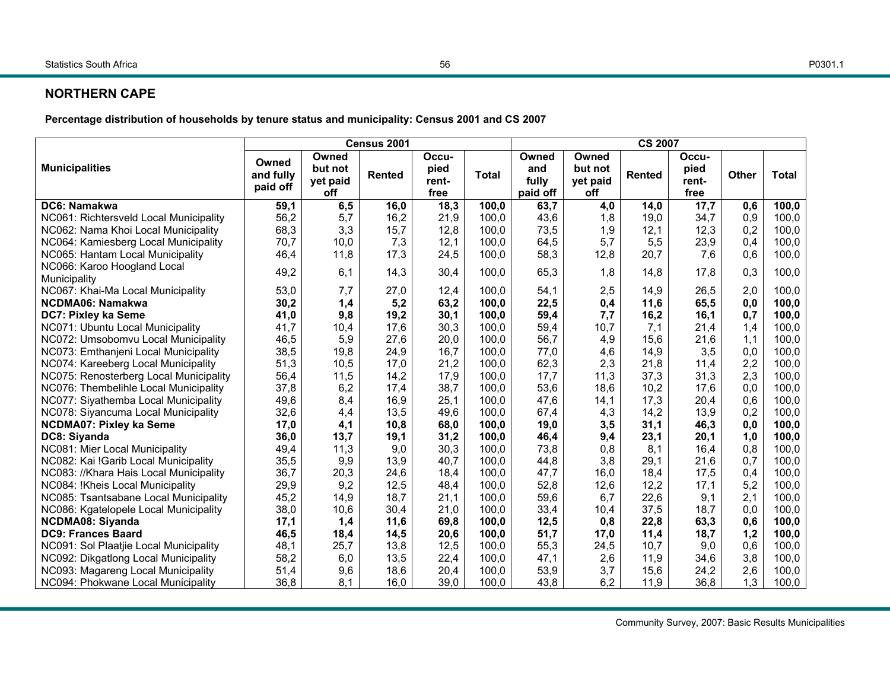## NORTHERN CAPE

**Percentage distribution of households by tenure status and municipality: Census 2001 and CS 2007**

| Municipalities | Census 2001 | | | | | CS 2007 | | | | | |
|---|---|---|---|---|---|---|---|---|---|---|---|
| | Owned and fully paid off | Owned but not yet paid off | Rented | Occu-pied rent-free | Total | Owned and fully paid off | Owned but not yet paid off | Rented | Occu-pied rent-free | Other | Total |
| **DC6: Namakwa** | **59,1** | **6,5** | **16,0** | **18,3** | **100,0** | **63,7** | **4,0** | **14,0** | **17,7** | **0,6** | **100,0** |
| NC061: Richtersveld Local Municipality | 56,2 | 5,7 | 16,2 | 21,9 | 100,0 | 43,6 | 1,8 | 19,0 | 34,7 | 0,9 | 100,0 |
| NC062: Nama Khoi Local Municipality | 68,3 | 3,3 | 15,7 | 12,8 | 100,0 | 73,5 | 1,9 | 12,1 | 12,3 | 0,2 | 100,0 |
| NC064: Kamiesberg Local Municipality | 70,7 | 10,0 | 7,3 | 12,1 | 100,0 | 64,5 | 5,7 | 5,5 | 23,9 | 0,4 | 100,0 |
| NC065: Hantam Local Municipality | 46,4 | 11,8 | 17,3 | 24,5 | 100,0 | 58,3 | 12,8 | 20,7 | 7,6 | 0,6 | 100,0 |
| NC066: Karoo Hoogland Local Municipality | 49,2 | 6,1 | 14,3 | 30,4 | 100,0 | 65,3 | 1,8 | 14,8 | 17,8 | 0,3 | 100,0 |
| NC067: Khai-Ma Local Municipality | 53,0 | 7,7 | 27,0 | 12,4 | 100,0 | 54,1 | 2,5 | 14,9 | 26,5 | 2,0 | 100,0 |
| **NCDMA06: Namakwa** | **30,2** | **1,4** | **5,2** | **63,2** | **100,0** | **22,5** | **0,4** | **11,6** | **65,5** | **0,0** | **100,0** |
| **DC7: Pixley ka Seme** | **41,0** | **9,8** | **19,2** | **30,1** | **100,0** | **59,4** | **7,7** | **16,2** | **16,1** | **0,7** | **100,0** |
| NC071: Ubuntu Local Municipality | 41,7 | 10,4 | 17,6 | 30,3 | 100,0 | 59,4 | 10,7 | 7,1 | 21,4 | 1,4 | 100,0 |
| NC072: Umsobomvu Local Municipality | 46,5 | 5,9 | 27,6 | 20,0 | 100,0 | 56,7 | 4,9 | 15,6 | 21,6 | 1,1 | 100,0 |
| NC073: Emthanjeni Local Municipality | 38,5 | 19,8 | 24,9 | 16,7 | 100,0 | 77,0 | 4,6 | 14,9 | 3,5 | 0,0 | 100,0 |
| NC074: Kareeberg Local Municipality | 51,3 | 10,5 | 17,0 | 21,2 | 100,0 | 62,3 | 2,3 | 21,8 | 11,4 | 2,2 | 100,0 |
| NC075: Renosterberg Local Municipality | 56,4 | 11,5 | 14,2 | 17,9 | 100,0 | 17,7 | 11,3 | 37,3 | 31,3 | 2,3 | 100,0 |
| NC076: Thembelihle Local Municipality | 37,8 | 6,2 | 17,4 | 38,7 | 100,0 | 53,6 | 18,6 | 10,2 | 17,6 | 0,0 | 100,0 |
| NC077: Siyathemba Local Municipality | 49,6 | 8,4 | 16,9 | 25,1 | 100,0 | 47,6 | 14,1 | 17,3 | 20,4 | 0,6 | 100,0 |
| NC078: Siyancuma Local Municipality | 32,6 | 4,4 | 13,5 | 49,6 | 100,0 | 67,4 | 4,3 | 14,2 | 13,9 | 0,2 | 100,0 |
| **NCDMA07: Pixley ka Seme** | **17,0** | **4,1** | **10,8** | **68,0** | **100,0** | **19,0** | **3,5** | **31,1** | **46,3** | **0,0** | **100,0** |
| **DC8: Siyanda** | **36,0** | **13,7** | **19,1** | **31,2** | **100,0** | **46,4** | **9,4** | **23,1** | **20,1** | **1,0** | **100,0** |
| NC081: Mier Local Municipality | 49,4 | 11,3 | 9,0 | 30,3 | 100,0 | 73,8 | 0,8 | 8,1 | 16,4 | 0,8 | 100,0 |
| NC082: Kai !Garib Local Municipality | 35,5 | 9,9 | 13,9 | 40,7 | 100,0 | 44,8 | 3,8 | 29,1 | 21,6 | 0,7 | 100,0 |
| NC083: //Khara Hais Local Municipality | 36,7 | 20,3 | 24,6 | 18,4 | 100,0 | 47,7 | 16,0 | 18,4 | 17,5 | 0,4 | 100,0 |
| NC084: !Kheis Local Municipality | 29,9 | 9,2 | 12,5 | 48,4 | 100,0 | 52,8 | 12,6 | 12,2 | 17,1 | 5,2 | 100,0 |
| NC085: Tsantsabane Local Municipality | 45,2 | 14,9 | 18,7 | 21,1 | 100,0 | 59,6 | 6,7 | 22,6 | 9,1 | 2,1 | 100,0 |
| NC086: Kgatelopele Local Municipality | 38,0 | 10,6 | 30,4 | 21,0 | 100,0 | 33,4 | 10,4 | 37,5 | 18,7 | 0,0 | 100,0 |
| **NCDMA08: Siyanda** | **17,1** | **1,4** | **11,6** | **69,8** | **100,0** | **12,5** | **0,8** | **22,8** | **63,3** | **0,6** | **100,0** |
| **DC9: Frances Baard** | **46,5** | **18,4** | **14,5** | **20,6** | **100,0** | **51,7** | **17,0** | **11,4** | **18,7** | **1,2** | **100,0** |
| NC091: Sol Plaatjie Local Municipality | 48,1 | 25,7 | 13,8 | 12,5 | 100,0 | 55,3 | 24,5 | 10,7 | 9,0 | 0,6 | 100,0 |
| NC092: Dikgatlong Local Municipality | 58,2 | 6,0 | 13,5 | 22,4 | 100,0 | 47,1 | 2,6 | 11,9 | 34,6 | 3,8 | 100,0 |
| NC093: Magareng Local Municipality | 51,4 | 9,6 | 18,6 | 20,4 | 100,0 | 53,9 | 3,7 | 15,6 | 24,2 | 2,6 | 100,0 |
| NC094: Phokwane Local Municipality | 36,8 | 8,1 | 16,0 | 39,0 | 100,0 | 43,8 | 6,2 | 11,9 | 36,8 | 1,3 | 100,0 |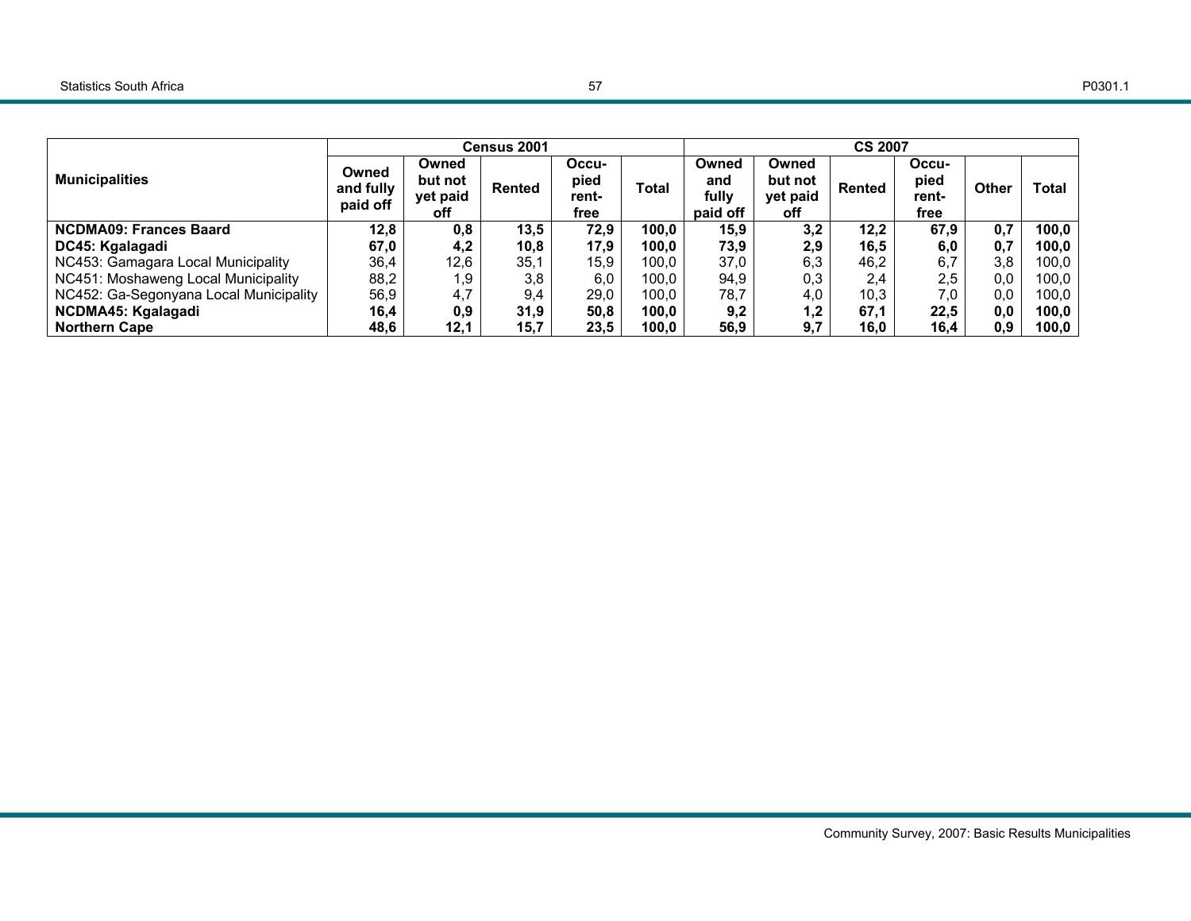| Municipalities | Census 2001 | | | | | CS 2007 | | | | | |
|---|---|---|---|---|---|---|---|---|---|---|---|
| | Owned and fully paid off | Owned but not yet paid off | Rented | Occu-pied rent-free | Total | Owned and fully paid off | Owned but not yet paid off | Rented | Occu-pied rent-free | Other | Total |
| **NCDMA09: Frances Baard** | **12,8** | **0,8** | **13,5** | **72,9** | **100,0** | **15,9** | **3,2** | **12,2** | **67,9** | **0,7** | **100,0** |
| **DC45: Kgalagadi** | **67,0** | **4,2** | **10,8** | **17,9** | **100,0** | **73,9** | **2,9** | **16,5** | **6,0** | **0,7** | **100,0** |
| NC453: Gamagara Local Municipality | 36,4 | 12,6 | 35,1 | 15,9 | 100,0 | 37,0 | 6,3 | 46,2 | 6,7 | 3,8 | 100,0 |
| NC451: Moshaweng Local Municipality | 88,2 | 1,9 | 3,8 | 6,0 | 100,0 | 94,9 | 0,3 | 2,4 | 2,5 | 0,0 | 100,0 |
| NC452: Ga-Segonyana Local Municipality | 56,9 | 4,7 | 9,4 | 29,0 | 100,0 | 78,7 | 4,0 | 10,3 | 7,0 | 0,0 | 100,0 |
| **NCDMA45: Kgalagadi** | **16,4** | **0,9** | **31,9** | **50,8** | **100,0** | **9,2** | **1,2** | **67,1** | **22,5** | **0,0** | **100,0** |
| **Northern Cape** | **48,6** | **12,1** | **15,7** | **23,5** | **100,0** | **56,9** | **9,7** | **16,0** | **16,4** | **0,9** | **100,0** |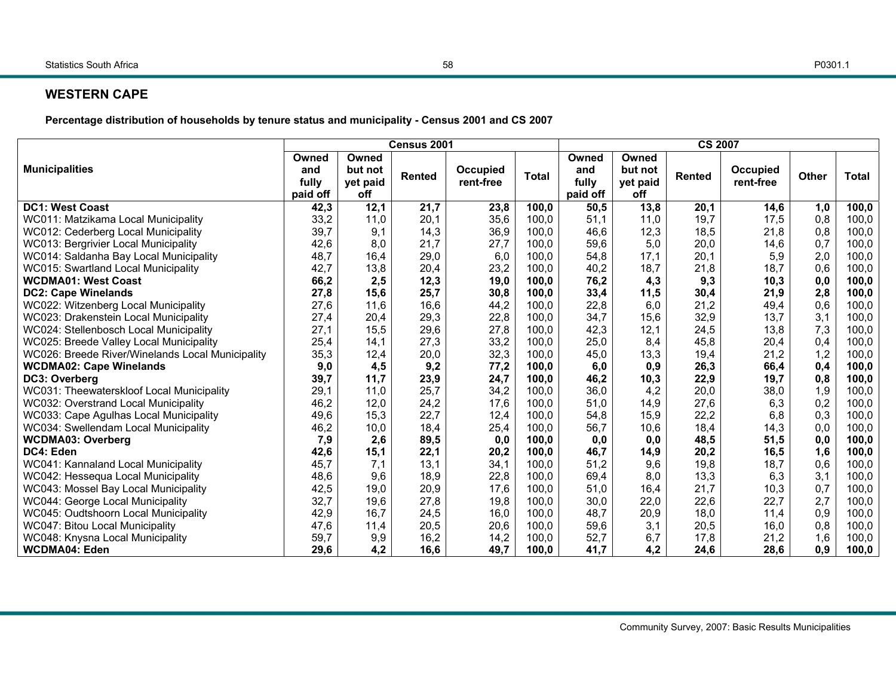## WESTERN CAPE

**Percentage distribution of households by tenure status and municipality - Census 2001 and CS 2007**

| Municipalities | Census 2001 | | | | | CS 2007 | | | | | |
|---|---|---|---|---|---|---|---|---|---|---|---|
| | Owned and fully paid off | Owned but not yet paid off | Rented | Occupied rent-free | Total | Owned and fully paid off | Owned but not yet paid off | Rented | Occupied rent-free | Other | Total |
| **DC1: West Coast** | **42,3** | **12,1** | **21,7** | **23,8** | **100,0** | **50,5** | **13,8** | **20,1** | **14,6** | **1,0** | **100,0** |
| WC011: Matzikama Local Municipality | 33,2 | 11,0 | 20,1 | 35,6 | 100,0 | 51,1 | 11,0 | 19,7 | 17,5 | 0,8 | 100,0 |
| WC012: Cederberg Local Municipality | 39,7 | 9,1 | 14,3 | 36,9 | 100,0 | 46,6 | 12,3 | 18,5 | 21,8 | 0,8 | 100,0 |
| WC013: Bergrivier Local Municipality | 42,6 | 8,0 | 21,7 | 27,7 | 100,0 | 59,6 | 5,0 | 20,0 | 14,6 | 0,7 | 100,0 |
| WC014: Saldanha Bay Local Municipality | 48,7 | 16,4 | 29,0 | 6,0 | 100,0 | 54,8 | 17,1 | 20,1 | 5,9 | 2,0 | 100,0 |
| WC015: Swartland Local Municipality | 42,7 | 13,8 | 20,4 | 23,2 | 100,0 | 40,2 | 18,7 | 21,8 | 18,7 | 0,6 | 100,0 |
| **WCDMA01: West Coast** | **66,2** | **2,5** | **12,3** | **19,0** | **100,0** | **76,2** | **4,3** | **9,3** | **10,3** | **0,0** | **100,0** |
| **DC2: Cape Winelands** | **27,8** | **15,6** | **25,7** | **30,8** | **100,0** | **33,4** | **11,5** | **30,4** | **21,9** | **2,8** | **100,0** |
| WC022: Witzenberg Local Municipality | 27,6 | 11,6 | 16,6 | 44,2 | 100,0 | 22,8 | 6,0 | 21,2 | 49,4 | 0,6 | 100,0 |
| WC023: Drakenstein Local Municipality | 27,4 | 20,4 | 29,3 | 22,8 | 100,0 | 34,7 | 15,6 | 32,9 | 13,7 | 3,1 | 100,0 |
| WC024: Stellenbosch Local Municipality | 27,1 | 15,5 | 29,6 | 27,8 | 100,0 | 42,3 | 12,1 | 24,5 | 13,8 | 7,3 | 100,0 |
| WC025: Breede Valley Local Municipality | 25,4 | 14,1 | 27,3 | 33,2 | 100,0 | 25,0 | 8,4 | 45,8 | 20,4 | 0,4 | 100,0 |
| WC026: Breede River/Winelands Local Municipality | 35,3 | 12,4 | 20,0 | 32,3 | 100,0 | 45,0 | 13,3 | 19,4 | 21,2 | 1,2 | 100,0 |
| **WCDMA02: Cape Winelands** | **9,0** | **4,5** | **9,2** | **77,2** | **100,0** | **6,0** | **0,9** | **26,3** | **66,4** | **0,4** | **100,0** |
| **DC3: Overberg** | **39,7** | **11,7** | **23,9** | **24,7** | **100,0** | **46,2** | **10,3** | **22,9** | **19,7** | **0,8** | **100,0** |
| WC031: Theewaterskloof Local Municipality | 29,1 | 11,0 | 25,7 | 34,2 | 100,0 | 36,0 | 4,2 | 20,0 | 38,0 | 1,9 | 100,0 |
| WC032: Overstrand Local Municipality | 46,2 | 12,0 | 24,2 | 17,6 | 100,0 | 51,0 | 14,9 | 27,6 | 6,3 | 0,2 | 100,0 |
| WC033: Cape Agulhas Local Municipality | 49,6 | 15,3 | 22,7 | 12,4 | 100,0 | 54,8 | 15,9 | 22,2 | 6,8 | 0,3 | 100,0 |
| WC034: Swellendam Local Municipality | 46,2 | 10,0 | 18,4 | 25,4 | 100,0 | 56,7 | 10,6 | 18,4 | 14,3 | 0,0 | 100,0 |
| **WCDMA03: Overberg** | **7,9** | **2,6** | **89,5** | **0,0** | **100,0** | **0,0** | **0,0** | **48,5** | **51,5** | **0,0** | **100,0** |
| **DC4: Eden** | **42,6** | **15,1** | **22,1** | **20,2** | **100,0** | **46,7** | **14,9** | **20,2** | **16,5** | **1,6** | **100,0** |
| WC041: Kannaland Local Municipality | 45,7 | 7,1 | 13,1 | 34,1 | 100,0 | 51,2 | 9,6 | 19,8 | 18,7 | 0,6 | 100,0 |
| WC042: Hessequa Local Municipality | 48,6 | 9,6 | 18,9 | 22,8 | 100,0 | 69,4 | 8,0 | 13,3 | 6,3 | 3,1 | 100,0 |
| WC043: Mossel Bay Local Municipality | 42,5 | 19,0 | 20,9 | 17,6 | 100,0 | 51,0 | 16,4 | 21,7 | 10,3 | 0,7 | 100,0 |
| WC044: George Local Municipality | 32,7 | 19,6 | 27,8 | 19,8 | 100,0 | 30,0 | 22,0 | 22,6 | 22,7 | 2,7 | 100,0 |
| WC045: Oudtshoorn Local Municipality | 42,9 | 16,7 | 24,5 | 16,0 | 100,0 | 48,7 | 20,9 | 18,0 | 11,4 | 0,9 | 100,0 |
| WC047: Bitou Local Municipality | 47,6 | 11,4 | 20,5 | 20,6 | 100,0 | 59,6 | 3,1 | 20,5 | 16,0 | 0,8 | 100,0 |
| WC048: Knysna Local Municipality | 59,7 | 9,9 | 16,2 | 14,2 | 100,0 | 52,7 | 6,7 | 17,8 | 21,2 | 1,6 | 100,0 |
| **WCDMA04: Eden** | **29,6** | **4,2** | **16,6** | **49,7** | **100,0** | **41,7** | **4,2** | **24,6** | **28,6** | **0,9** | **100,0** |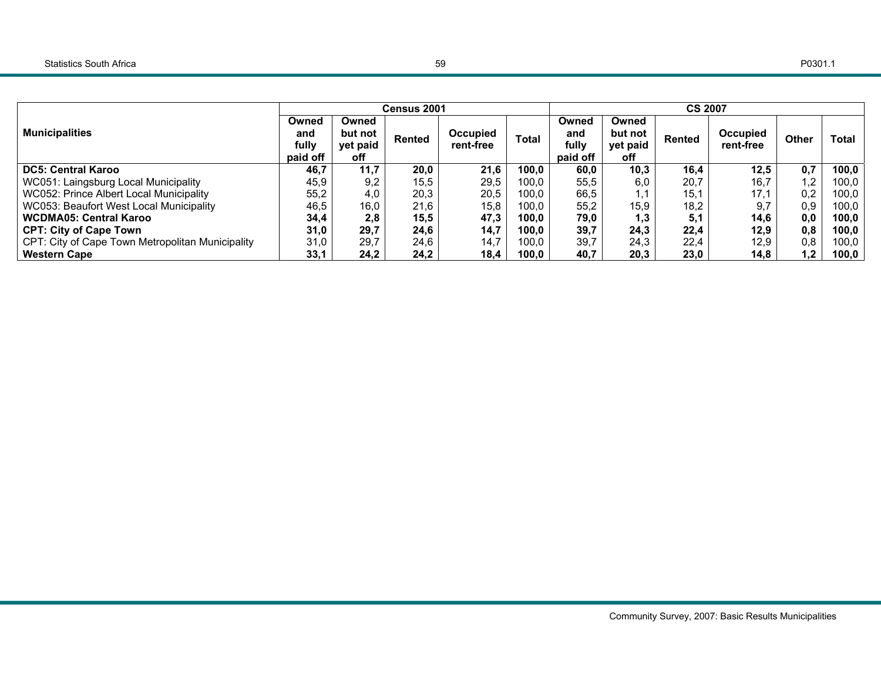| Municipalities | Census 2001 | | | | | CS 2007 | | | | | |
|---|---|---|---|---|---|---|---|---|---|---|---|
| | Owned and fully paid off | Owned but not yet paid off | Rented | Occupied rent-free | Total | Owned and fully paid off | Owned but not yet paid off | Rented | Occupied rent-free | Other | Total |
| **DC5: Central Karoo** | **46,7** | **11,7** | **20,0** | **21,6** | **100,0** | **60,0** | **10,3** | **16,4** | **12,5** | **0,7** | **100,0** |
| WC051: Laingsburg Local Municipality | 45,9 | 9,2 | 15,5 | 29,5 | 100,0 | 55,5 | 6,0 | 20,7 | 16,7 | 1,2 | 100,0 |
| WC052: Prince Albert Local Municipality | 55,2 | 4,0 | 20,3 | 20,5 | 100,0 | 66,5 | 1,1 | 15,1 | 17,1 | 0,2 | 100,0 |
| WC053: Beaufort West Local Municipality | 46,5 | 16,0 | 21,6 | 15,8 | 100,0 | 55,2 | 15,9 | 18,2 | 9,7 | 0,9 | 100,0 |
| **WCDMA05: Central Karoo** | **34,4** | **2,8** | **15,5** | **47,3** | **100,0** | **79,0** | **1,3** | **5,1** | **14,6** | **0,0** | **100,0** |
| **CPT: City of Cape Town** | **31,0** | **29,7** | **24,6** | **14,7** | **100,0** | **39,7** | **24,3** | **22,4** | **12,9** | **0,8** | **100,0** |
| CPT: City of Cape Town Metropolitan Municipality | 31,0 | 29,7 | 24,6 | 14,7 | 100,0 | 39,7 | 24,3 | 22,4 | 12,9 | 0,8 | 100,0 |
| **Western Cape** | **33,1** | **24,2** | **24,2** | **18,4** | **100,0** | **40,7** | **20,3** | **23,0** | **14,8** | **1,2** | **100,0** |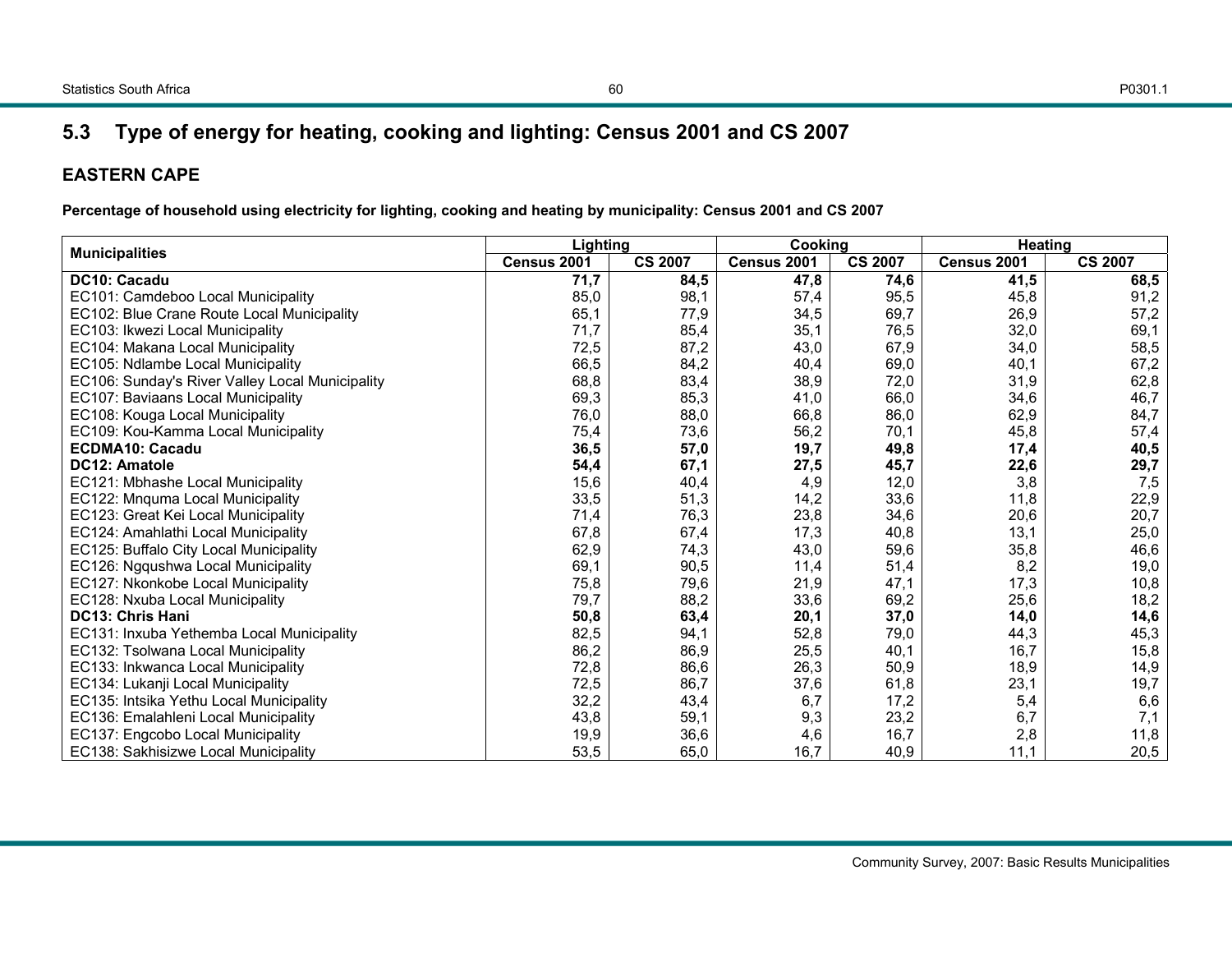## 5.3 Type of energy for heating, cooking and lighting: Census 2001 and CS 2007

### EASTERN CAPE

**Percentage of household using electricity for lighting, cooking and heating by municipality: Census 2001 and CS 2007**

| Municipalities | Lighting | | Cooking | | Heating | |
|---|---|---|---|---|---|---|
| | Census 2001 | CS 2007 | Census 2001 | CS 2007 | Census 2001 | CS 2007 |
| **DC10: Cacadu** | **71,7** | **84,5** | **47,8** | **74,6** | **41,5** | **68,5** |
| EC101: Camdeboo Local Municipality | 85,0 | 98,1 | 57,4 | 95,5 | 45,8 | 91,2 |
| EC102: Blue Crane Route Local Municipality | 65,1 | 77,9 | 34,5 | 69,7 | 26,9 | 57,2 |
| EC103: Ikwezi Local Municipality | 71,7 | 85,4 | 35,1 | 76,5 | 32,0 | 69,1 |
| EC104: Makana Local Municipality | 72,5 | 87,2 | 43,0 | 67,9 | 34,0 | 58,5 |
| EC105: Ndlambe Local Municipality | 66,5 | 84,2 | 40,4 | 69,0 | 40,1 | 67,2 |
| EC106: Sunday's River Valley Local Municipality | 68,8 | 83,4 | 38,9 | 72,0 | 31,9 | 62,8 |
| EC107: Baviaans Local Municipality | 69,3 | 85,3 | 41,0 | 66,0 | 34,6 | 46,7 |
| EC108: Kouga Local Municipality | 76,0 | 88,0 | 66,8 | 86,0 | 62,9 | 84,7 |
| EC109: Kou-Kamma Local Municipality | 75,4 | 73,6 | 56,2 | 70,1 | 45,8 | 57,4 |
| **ECDMA10: Cacadu** | **36,5** | **57,0** | **19,7** | **49,8** | **17,4** | **40,5** |
| **DC12: Amatole** | **54,4** | **67,1** | **27,5** | **45,7** | **22,6** | **29,7** |
| EC121: Mbhashe Local Municipality | 15,6 | 40,4 | 4,9 | 12,0 | 3,8 | 7,5 |
| EC122: Mnquma Local Municipality | 33,5 | 51,3 | 14,2 | 33,6 | 11,8 | 22,9 |
| EC123: Great Kei Local Municipality | 71,4 | 76,3 | 23,8 | 34,6 | 20,6 | 20,7 |
| EC124: Amahlathi Local Municipality | 67,8 | 67,4 | 17,3 | 40,8 | 13,1 | 25,0 |
| EC125: Buffalo City Local Municipality | 62,9 | 74,3 | 43,0 | 59,6 | 35,8 | 46,6 |
| EC126: Ngqushwa Local Municipality | 69,1 | 90,5 | 11,4 | 51,4 | 8,2 | 19,0 |
| EC127: Nkonkobe Local Municipality | 75,8 | 79,6 | 21,9 | 47,1 | 17,3 | 10,8 |
| EC128: Nxuba Local Municipality | 79,7 | 88,2 | 33,6 | 69,2 | 25,6 | 18,2 |
| **DC13: Chris Hani** | **50,8** | **63,4** | **20,1** | **37,0** | **14,0** | **14,6** |
| EC131: Inxuba Yethemba Local Municipality | 82,5 | 94,1 | 52,8 | 79,0 | 44,3 | 45,3 |
| EC132: Tsolwana Local Municipality | 86,2 | 86,9 | 25,5 | 40,1 | 16,7 | 15,8 |
| EC133: Inkwanca Local Municipality | 72,8 | 86,6 | 26,3 | 50,9 | 18,9 | 14,9 |
| EC134: Lukanji Local Municipality | 72,5 | 86,7 | 37,6 | 61,8 | 23,1 | 19,7 |
| EC135: Intsika Yethu Local Municipality | 32,2 | 43,4 | 6,7 | 17,2 | 5,4 | 6,6 |
| EC136: Emalahleni Local Municipality | 43,8 | 59,1 | 9,3 | 23,2 | 6,7 | 7,1 |
| EC137: Engcobo Local Municipality | 19,9 | 36,6 | 4,6 | 16,7 | 2,8 | 11,8 |
| EC138: Sakhisizwe Local Municipality | 53,5 | 65,0 | 16,7 | 40,9 | 11,1 | 20,5 |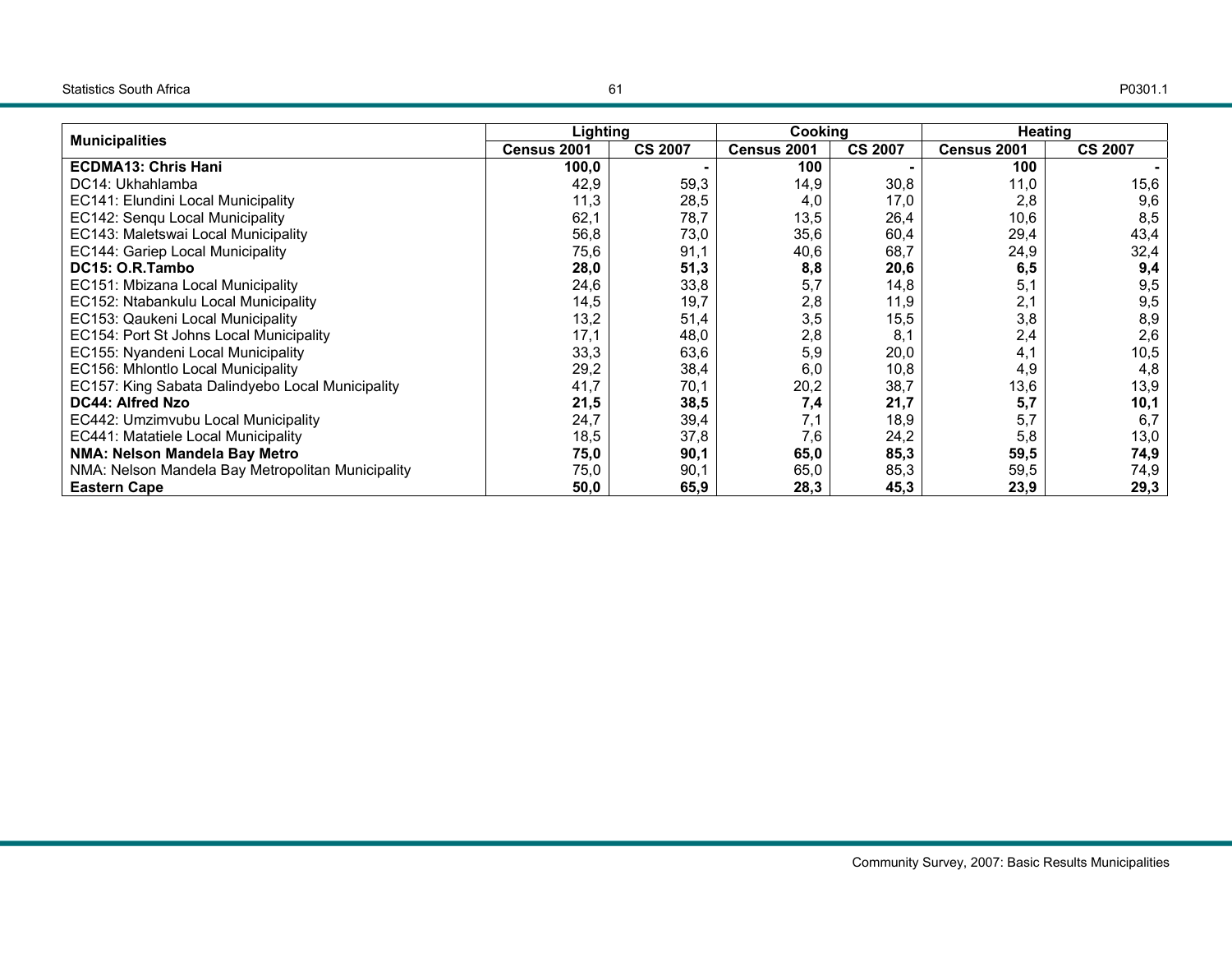| Municipalities | Lighting | | Cooking | | Heating | |
|---|---|---|---|---|---|---|
| | Census 2001 | CS 2007 | Census 2001 | CS 2007 | Census 2001 | CS 2007 |
| **ECDMA13: Chris Hani** | **100,0** | **-** | **100** | **-** | **100** | **-** |
| DC14: Ukhahlamba | 42,9 | 59,3 | 14,9 | 30,8 | 11,0 | 15,6 |
| EC141: Elundini Local Municipality | 11,3 | 28,5 | 4,0 | 17,0 | 2,8 | 9,6 |
| EC142: Senqu Local Municipality | 62,1 | 78,7 | 13,5 | 26,4 | 10,6 | 8,5 |
| EC143: Maletswai Local Municipality | 56,8 | 73,0 | 35,6 | 60,4 | 29,4 | 43,4 |
| EC144: Gariep Local Municipality | 75,6 | 91,1 | 40,6 | 68,7 | 24,9 | 32,4 |
| **DC15: O.R.Tambo** | **28,0** | **51,3** | **8,8** | **20,6** | **6,5** | **9,4** |
| EC151: Mbizana Local Municipality | 24,6 | 33,8 | 5,7 | 14,8 | 5,1 | 9,5 |
| EC152: Ntabankulu Local Municipality | 14,5 | 19,7 | 2,8 | 11,9 | 2,1 | 9,5 |
| EC153: Qaukeni Local Municipality | 13,2 | 51,4 | 3,5 | 15,5 | 3,8 | 8,9 |
| EC154: Port St Johns Local Municipality | 17,1 | 48,0 | 2,8 | 8,1 | 2,4 | 2,6 |
| EC155: Nyandeni Local Municipality | 33,3 | 63,6 | 5,9 | 20,0 | 4,1 | 10,5 |
| EC156: Mhlontlo Local Municipality | 29,2 | 38,4 | 6,0 | 10,8 | 4,9 | 4,8 |
| EC157: King Sabata Dalindyebo Local Municipality | 41,7 | 70,1 | 20,2 | 38,7 | 13,6 | 13,9 |
| **DC44: Alfred Nzo** | **21,5** | **38,5** | **7,4** | **21,7** | **5,7** | **10,1** |
| EC442: Umzimvubu Local Municipality | 24,7 | 39,4 | 7,1 | 18,9 | 5,7 | 6,7 |
| EC441: Matatiele Local Municipality | 18,5 | 37,8 | 7,6 | 24,2 | 5,8 | 13,0 |
| **NMA: Nelson Mandela Bay Metro** | **75,0** | **90,1** | **65,0** | **85,3** | **59,5** | **74,9** |
| NMA: Nelson Mandela Bay Metropolitan Municipality | 75,0 | 90,1 | 65,0 | 85,3 | 59,5 | 74,9 |
| **Eastern Cape** | **50,0** | **65,9** | **28,3** | **45,3** | **23,9** | **29,3** |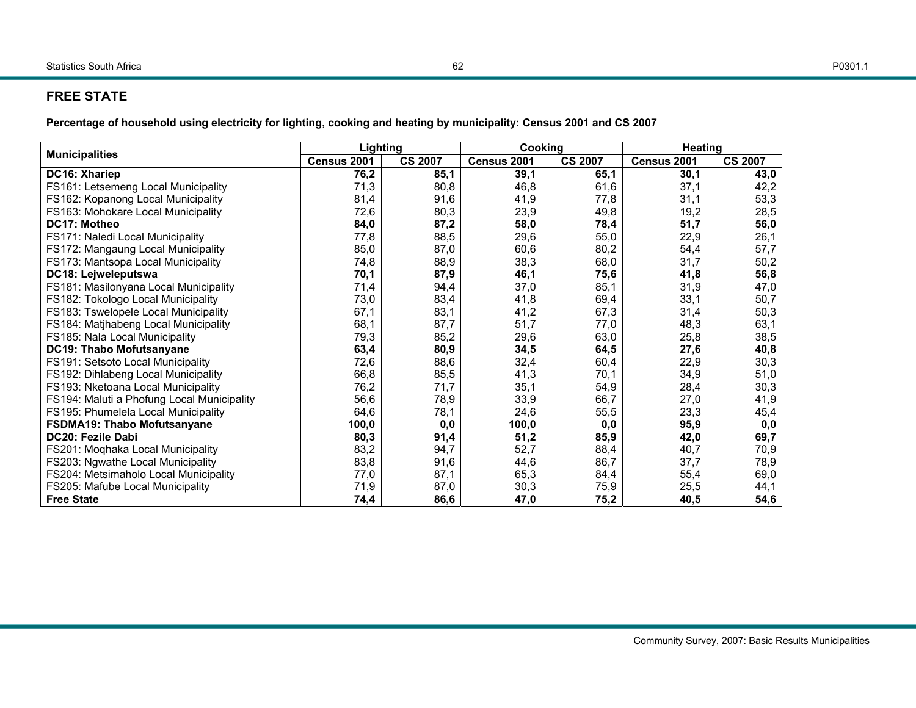## FREE STATE

**Percentage of household using electricity for lighting, cooking and heating by municipality: Census 2001 and CS 2007**

| Municipalities | Lighting | | Cooking | | Heating | |
|---|---|---|---|---|---|---|
| | Census 2001 | CS 2007 | Census 2001 | CS 2007 | Census 2001 | CS 2007 |
| **DC16: Xhariep** | **76,2** | **85,1** | **39,1** | **65,1** | **30,1** | **43,0** |
| FS161: Letsemeng Local Municipality | 71,3 | 80,8 | 46,8 | 61,6 | 37,1 | 42,2 |
| FS162: Kopanong Local Municipality | 81,4 | 91,6 | 41,9 | 77,8 | 31,1 | 53,3 |
| FS163: Mohokare Local Municipality | 72,6 | 80,3 | 23,9 | 49,8 | 19,2 | 28,5 |
| **DC17: Motheo** | **84,0** | **87,2** | **58,0** | **78,4** | **51,7** | **56,0** |
| FS171: Naledi Local Municipality | 77,8 | 88,5 | 29,6 | 55,0 | 22,9 | 26,1 |
| FS172: Mangaung Local Municipality | 85,0 | 87,0 | 60,6 | 80,2 | 54,4 | 57,7 |
| FS173: Mantsopa Local Municipality | 74,8 | 88,9 | 38,3 | 68,0 | 31,7 | 50,2 |
| **DC18: Lejweleputswa** | **70,1** | **87,9** | **46,1** | **75,6** | **41,8** | **56,8** |
| FS181: Masilonyana Local Municipality | 71,4 | 94,4 | 37,0 | 85,1 | 31,9 | 47,0 |
| FS182: Tokologo Local Municipality | 73,0 | 83,4 | 41,8 | 69,4 | 33,1 | 50,7 |
| FS183: Tswelopele Local Municipality | 67,1 | 83,1 | 41,2 | 67,3 | 31,4 | 50,3 |
| FS184: Matjhabeng Local Municipality | 68,1 | 87,7 | 51,7 | 77,0 | 48,3 | 63,1 |
| FS185: Nala Local Municipality | 79,3 | 85,2 | 29,6 | 63,0 | 25,8 | 38,5 |
| **DC19: Thabo Mofutsanyane** | **63,4** | **80,9** | **34,5** | **64,5** | **27,6** | **40,8** |
| FS191: Setsoto Local Municipality | 72,6 | 88,6 | 32,4 | 60,4 | 22,9 | 30,3 |
| FS192: Dihlabeng Local Municipality | 66,8 | 85,5 | 41,3 | 70,1 | 34,9 | 51,0 |
| FS193: Nketoana Local Municipality | 76,2 | 71,7 | 35,1 | 54,9 | 28,4 | 30,3 |
| FS194: Maluti a Phofung Local Municipality | 56,6 | 78,9 | 33,9 | 66,7 | 27,0 | 41,9 |
| FS195: Phumelela Local Municipality | 64,6 | 78,1 | 24,6 | 55,5 | 23,3 | 45,4 |
| **FSDMA19: Thabo Mofutsanyane** | **100,0** | **0,0** | **100,0** | **0,0** | **95,9** | **0,0** |
| **DC20: Fezile Dabi** | **80,3** | **91,4** | **51,2** | **85,9** | **42,0** | **69,7** |
| FS201: Moqhaka Local Municipality | 83,2 | 94,7 | 52,7 | 88,4 | 40,7 | 70,9 |
| FS203: Ngwathe Local Municipality | 83,8 | 91,6 | 44,6 | 86,7 | 37,7 | 78,9 |
| FS204: Metsimaholo Local Municipality | 77,0 | 87,1 | 65,3 | 84,4 | 55,4 | 69,0 |
| FS205: Mafube Local Municipality | 71,9 | 87,0 | 30,3 | 75,9 | 25,5 | 44,1 |
| **Free State** | **74,4** | **86,6** | **47,0** | **75,2** | **40,5** | **54,6** |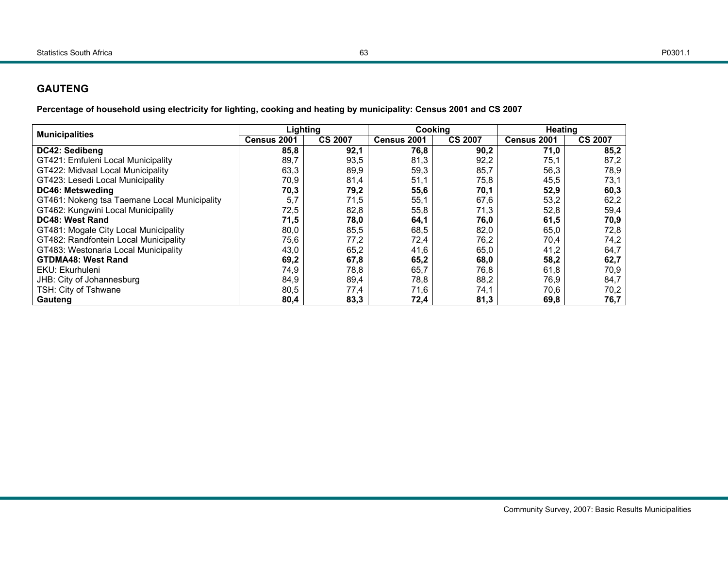## GAUTENG

**Percentage of household using electricity for lighting, cooking and heating by municipality: Census 2001 and CS 2007**

| Municipalities | Lighting | | Cooking | | Heating | |
|---|---|---|---|---|---|---|
| | Census 2001 | CS 2007 | Census 2001 | CS 2007 | Census 2001 | CS 2007 |
| **DC42: Sedibeng** | **85,8** | **92,1** | **76,8** | **90,2** | **71,0** | **85,2** |
| GT421: Emfuleni Local Municipality | 89,7 | 93,5 | 81,3 | 92,2 | 75,1 | 87,2 |
| GT422: Midvaal Local Municipality | 63,3 | 89,9 | 59,3 | 85,7 | 56,3 | 78,9 |
| GT423: Lesedi Local Municipality | 70,9 | 81,4 | 51,1 | 75,8 | 45,5 | 73,1 |
| **DC46: Metsweding** | **70,3** | **79,2** | **55,6** | **70,1** | **52,9** | **60,3** |
| GT461: Nokeng tsa Taemane Local Municipality | 5,7 | 71,5 | 55,1 | 67,6 | 53,2 | 62,2 |
| GT462: Kungwini Local Municipality | 72,5 | 82,8 | 55,8 | 71,3 | 52,8 | 59,4 |
| **DC48: West Rand** | **71,5** | **78,0** | **64,1** | **76,0** | **61,5** | **70,9** |
| GT481: Mogale City Local Municipality | 80,0 | 85,5 | 68,5 | 82,0 | 65,0 | 72,8 |
| GT482: Randfontein Local Municipality | 75,6 | 77,2 | 72,4 | 76,2 | 70,4 | 74,2 |
| GT483: Westonaria Local Municipality | 43,0 | 65,2 | 41,6 | 65,0 | 41,2 | 64,7 |
| **GTDMA48: West Rand** | **69,2** | **67,8** | **65,2** | **68,0** | **58,2** | **62,7** |
| EKU: Ekurhuleni | 74,9 | 78,8 | 65,7 | 76,8 | 61,8 | 70,9 |
| JHB: City of Johannesburg | 84,9 | 89,4 | 78,8 | 88,2 | 76,9 | 84,7 |
| TSH: City of Tshwane | 80,5 | 77,4 | 71,6 | 74,1 | 70,6 | 70,2 |
| **Gauteng** | **80,4** | **83,3** | **72,4** | **81,3** | **69,8** | **76,7** |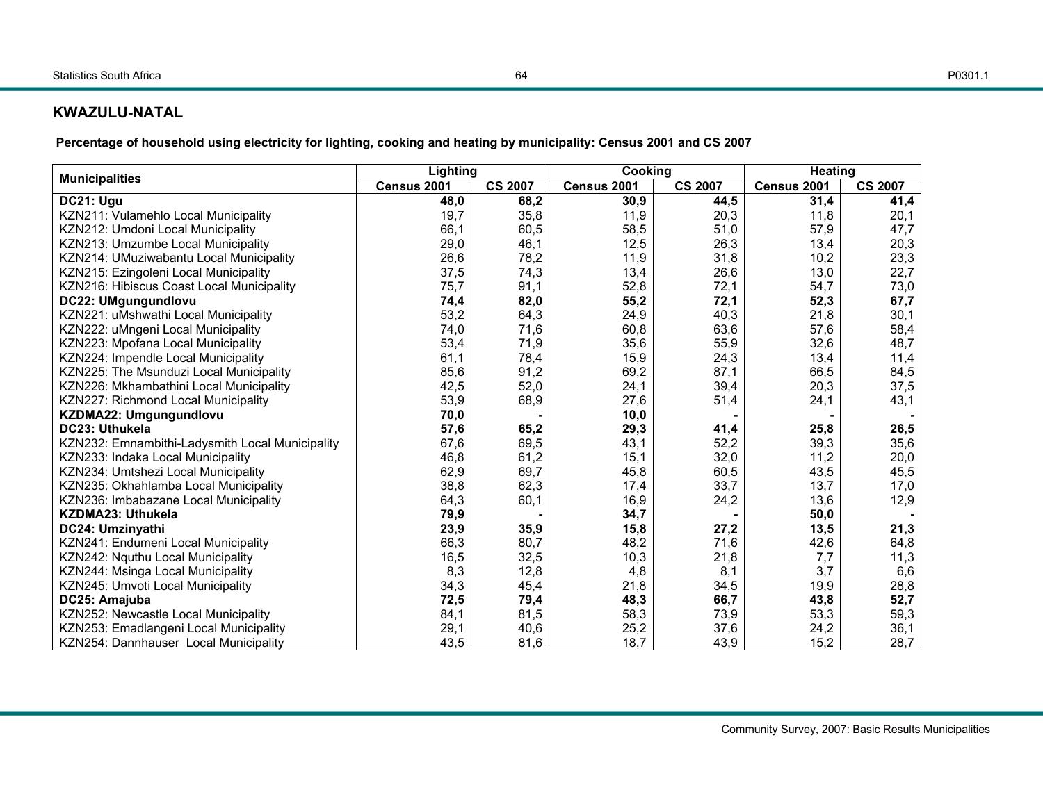## KWAZULU-NATAL

**Percentage of household using electricity for lighting, cooking and heating by municipality: Census 2001 and CS 2007**

| Municipalities | Lighting | | Cooking | | Heating | |
|---|---|---|---|---|---|---|
| | Census 2001 | CS 2007 | Census 2001 | CS 2007 | Census 2001 | CS 2007 |
| **DC21: Ugu** | **48,0** | **68,2** | **30,9** | **44,5** | **31,4** | **41,4** |
| KZN211: Vulamehlo Local Municipality | 19,7 | 35,8 | 11,9 | 20,3 | 11,8 | 20,1 |
| KZN212: Umdoni Local Municipality | 66,1 | 60,5 | 58,5 | 51,0 | 57,9 | 47,7 |
| KZN213: Umzumbe Local Municipality | 29,0 | 46,1 | 12,5 | 26,3 | 13,4 | 20,3 |
| KZN214: UMuziwabantu Local Municipality | 26,6 | 78,2 | 11,9 | 31,8 | 10,2 | 23,3 |
| KZN215: Ezingoleni Local Municipality | 37,5 | 74,3 | 13,4 | 26,6 | 13,0 | 22,7 |
| KZN216: Hibiscus Coast Local Municipality | 75,7 | 91,1 | 52,8 | 72,1 | 54,7 | 73,0 |
| **DC22: UMgungundlovu** | **74,4** | **82,0** | **55,2** | **72,1** | **52,3** | **67,7** |
| KZN221: uMshwathi Local Municipality | 53,2 | 64,3 | 24,9 | 40,3 | 21,8 | 30,1 |
| KZN222: uMngeni Local Municipality | 74,0 | 71,6 | 60,8 | 63,6 | 57,6 | 58,4 |
| KZN223: Mpofana Local Municipality | 53,4 | 71,9 | 35,6 | 55,9 | 32,6 | 48,7 |
| KZN224: Impendle Local Municipality | 61,1 | 78,4 | 15,9 | 24,3 | 13,4 | 11,4 |
| KZN225: The Msunduzi Local Municipality | 85,6 | 91,2 | 69,2 | 87,1 | 66,5 | 84,5 |
| KZN226: Mkhambathini Local Municipality | 42,5 | 52,0 | 24,1 | 39,4 | 20,3 | 37,5 |
| KZN227: Richmond Local Municipality | 53,9 | 68,9 | 27,6 | 51,4 | 24,1 | 43,1 |
| **KZDMA22: Umgungundlovu** | **70,0** | **-** | **10,0** | **-** | **-** | **-** |
| **DC23: Uthukela** | **57,6** | **65,2** | **29,3** | **41,4** | **25,8** | **26,5** |
| KZN232: Emnambithi-Ladysmith Local Municipality | 67,6 | 69,5 | 43,1 | 52,2 | 39,3 | 35,6 |
| KZN233: Indaka Local Municipality | 46,8 | 61,2 | 15,1 | 32,0 | 11,2 | 20,0 |
| KZN234: Umtshezi Local Municipality | 62,9 | 69,7 | 45,8 | 60,5 | 43,5 | 45,5 |
| KZN235: Okhahlamba Local Municipality | 38,8 | 62,3 | 17,4 | 33,7 | 13,7 | 17,0 |
| KZN236: Imbabazane Local Municipality | 64,3 | 60,1 | 16,9 | 24,2 | 13,6 | 12,9 |
| **KZDMA23: Uthukela** | **79,9** | **-** | **34,7** | **-** | **50,0** | **-** |
| **DC24: Umzinyathi** | **23,9** | **35,9** | **15,8** | **27,2** | **13,5** | **21,3** |
| KZN241: Endumeni Local Municipality | 66,3 | 80,7 | 48,2 | 71,6 | 42,6 | 64,8 |
| KZN242: Nquthu Local Municipality | 16,5 | 32,5 | 10,3 | 21,8 | 7,7 | 11,3 |
| KZN244: Msinga Local Municipality | 8,3 | 12,8 | 4,8 | 8,1 | 3,7 | 6,6 |
| KZN245: Umvoti Local Municipality | 34,3 | 45,4 | 21,8 | 34,5 | 19,9 | 28,8 |
| **DC25: Amajuba** | **72,5** | **79,4** | **48,3** | **66,7** | **43,8** | **52,7** |
| KZN252: Newcastle Local Municipality | 84,1 | 81,5 | 58,3 | 73,9 | 53,3 | 59,3 |
| KZN253: Emadlangeni Local Municipality | 29,1 | 40,6 | 25,2 | 37,6 | 24,2 | 36,1 |
| KZN254: Dannhauser Local Municipality | 43,5 | 81,6 | 18,7 | 43,9 | 15,2 | 28,7 |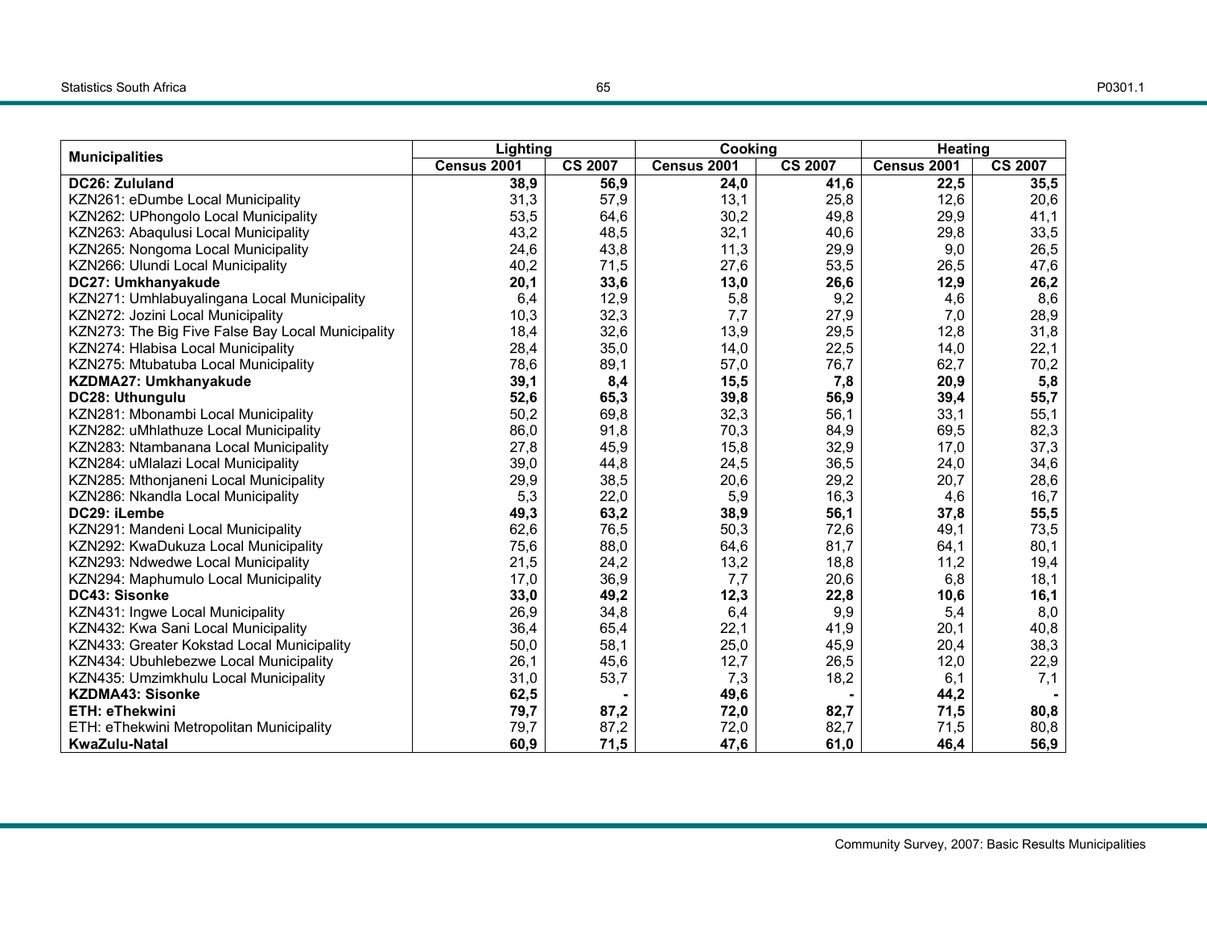| Municipalities | Lighting | | Cooking | | Heating | |
|---|---|---|---|---|---|---|
| | Census 2001 | CS 2007 | Census 2001 | CS 2007 | Census 2001 | CS 2007 |
| **DC26: Zululand** | **38,9** | **56,9** | **24,0** | **41,6** | **22,5** | **35,5** |
| KZN261: eDumbe Local Municipality | 31,3 | 57,9 | 13,1 | 25,8 | 12,6 | 20,6 |
| KZN262: UPhongolo Local Municipality | 53,5 | 64,6 | 30,2 | 49,8 | 29,9 | 41,1 |
| KZN263: Abaqulusi Local Municipality | 43,2 | 48,5 | 32,1 | 40,6 | 29,8 | 33,5 |
| KZN265: Nongoma Local Municipality | 24,6 | 43,8 | 11,3 | 29,9 | 9,0 | 26,5 |
| KZN266: Ulundi Local Municipality | 40,2 | 71,5 | 27,6 | 53,5 | 26,5 | 47,6 |
| **DC27: Umkhanyakude** | **20,1** | **33,6** | **13,0** | **26,6** | **12,9** | **26,2** |
| KZN271: Umhlabuyalingana Local Municipality | 6,4 | 12,9 | 5,8 | 9,2 | 4,6 | 8,6 |
| KZN272: Jozini Local Municipality | 10,3 | 32,3 | 7,7 | 27,9 | 7,0 | 28,9 |
| KZN273: The Big Five False Bay Local Municipality | 18,4 | 32,6 | 13,9 | 29,5 | 12,8 | 31,8 |
| KZN274: Hlabisa Local Municipality | 28,4 | 35,0 | 14,0 | 22,5 | 14,0 | 22,1 |
| KZN275: Mtubatuba Local Municipality | 78,6 | 89,1 | 57,0 | 76,7 | 62,7 | 70,2 |
| **KZDMA27: Umkhanyakude** | **39,1** | **8,4** | **15,5** | **7,8** | **20,9** | **5,8** |
| **DC28: Uthungulu** | **52,6** | **65,3** | **39,8** | **56,9** | **39,4** | **55,7** |
| KZN281: Mbonambi Local Municipality | 50,2 | 69,8 | 32,3 | 56,1 | 33,1 | 55,1 |
| KZN282: uMhlathuze Local Municipality | 86,0 | 91,8 | 70,3 | 84,9 | 69,5 | 82,3 |
| KZN283: Ntambanana Local Municipality | 27,8 | 45,9 | 15,8 | 32,9 | 17,0 | 37,3 |
| KZN284: uMlalazi Local Municipality | 39,0 | 44,8 | 24,5 | 36,5 | 24,0 | 34,6 |
| KZN285: Mthonjaneni Local Municipality | 29,9 | 38,5 | 20,6 | 29,2 | 20,7 | 28,6 |
| KZN286: Nkandla Local Municipality | 5,3 | 22,0 | 5,9 | 16,3 | 4,6 | 16,7 |
| **DC29: iLembe** | **49,3** | **63,2** | **38,9** | **56,1** | **37,8** | **55,5** |
| KZN291: Mandeni Local Municipality | 62,6 | 76,5 | 50,3 | 72,6 | 49,1 | 73,5 |
| KZN292: KwaDukuza Local Municipality | 75,6 | 88,0 | 64,6 | 81,7 | 64,1 | 80,1 |
| KZN293: Ndwedwe Local Municipality | 21,5 | 24,2 | 13,2 | 18,8 | 11,2 | 19,4 |
| KZN294: Maphumulo Local Municipality | 17,0 | 36,9 | 7,7 | 20,6 | 6,8 | 18,1 |
| **DC43: Sisonke** | **33,0** | **49,2** | **12,3** | **22,8** | **10,6** | **16,1** |
| KZN431: Ingwe Local Municipality | 26,9 | 34,8 | 6,4 | 9,9 | 5,4 | 8,0 |
| KZN432: Kwa Sani Local Municipality | 36,4 | 65,4 | 22,1 | 41,9 | 20,1 | 40,8 |
| KZN433: Greater Kokstad Local Municipality | 50,0 | 58,1 | 25,0 | 45,9 | 20,4 | 38,3 |
| KZN434: Ubuhlebezwe Local Municipality | 26,1 | 45,6 | 12,7 | 26,5 | 12,0 | 22,9 |
| KZN435: Umzimkhulu Local Municipality | 31,0 | 53,7 | 7,3 | 18,2 | 6,1 | 7,1 |
| **KZDMA43: Sisonke** | **62,5** | **-** | **49,6** | **-** | **44,2** | **-** |
| **ETH: eThekwini** | **79,7** | **87,2** | **72,0** | **82,7** | **71,5** | **80,8** |
| ETH: eThekwini Metropolitan Municipality | 79,7 | 87,2 | 72,0 | 82,7 | 71,5 | 80,8 |
| **KwaZulu-Natal** | **60,9** | **71,5** | **47,6** | **61,0** | **46,4** | **56,9** |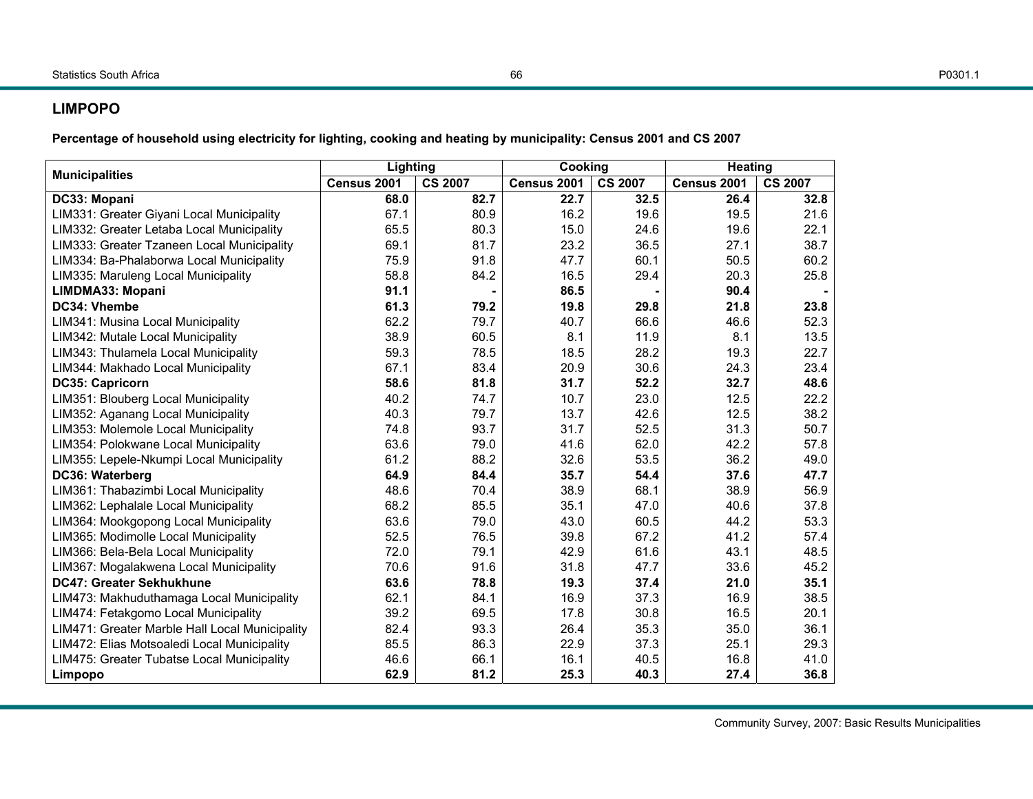## LIMPOPO

**Percentage of household using electricity for lighting, cooking and heating by municipality: Census 2001 and CS 2007**

| Municipalities | Lighting | | Cooking | | Heating | |
|---|---|---|---|---|---|---|
| | Census 2001 | CS 2007 | Census 2001 | CS 2007 | Census 2001 | CS 2007 |
| **DC33: Mopani** | **68.0** | **82.7** | **22.7** | **32.5** | **26.4** | **32.8** |
| LIM331: Greater Giyani Local Municipality | 67.1 | 80.9 | 16.2 | 19.6 | 19.5 | 21.6 |
| LIM332: Greater Letaba Local Municipality | 65.5 | 80.3 | 15.0 | 24.6 | 19.6 | 22.1 |
| LIM333: Greater Tzaneen Local Municipality | 69.1 | 81.7 | 23.2 | 36.5 | 27.1 | 38.7 |
| LIM334: Ba-Phalaborwa Local Municipality | 75.9 | 91.8 | 47.7 | 60.1 | 50.5 | 60.2 |
| LIM335: Maruleng Local Municipality | 58.8 | 84.2 | 16.5 | 29.4 | 20.3 | 25.8 |
| **LIMDMA33: Mopani** | **91.1** | **-** | **86.5** | **-** | **90.4** | **-** |
| **DC34: Vhembe** | **61.3** | **79.2** | **19.8** | **29.8** | **21.8** | **23.8** |
| LIM341: Musina Local Municipality | 62.2 | 79.7 | 40.7 | 66.6 | 46.6 | 52.3 |
| LIM342: Mutale Local Municipality | 38.9 | 60.5 | 8.1 | 11.9 | 8.1 | 13.5 |
| LIM343: Thulamela Local Municipality | 59.3 | 78.5 | 18.5 | 28.2 | 19.3 | 22.7 |
| LIM344: Makhado Local Municipality | 67.1 | 83.4 | 20.9 | 30.6 | 24.3 | 23.4 |
| **DC35: Capricorn** | **58.6** | **81.8** | **31.7** | **52.2** | **32.7** | **48.6** |
| LIM351: Blouberg Local Municipality | 40.2 | 74.7 | 10.7 | 23.0 | 12.5 | 22.2 |
| LIM352: Aganang Local Municipality | 40.3 | 79.7 | 13.7 | 42.6 | 12.5 | 38.2 |
| LIM353: Molemole Local Municipality | 74.8 | 93.7 | 31.7 | 52.5 | 31.3 | 50.7 |
| LIM354: Polokwane Local Municipality | 63.6 | 79.0 | 41.6 | 62.0 | 42.2 | 57.8 |
| LIM355: Lepele-Nkumpi Local Municipality | 61.2 | 88.2 | 32.6 | 53.5 | 36.2 | 49.0 |
| **DC36: Waterberg** | **64.9** | **84.4** | **35.7** | **54.4** | **37.6** | **47.7** |
| LIM361: Thabazimbi Local Municipality | 48.6 | 70.4 | 38.9 | 68.1 | 38.9 | 56.9 |
| LIM362: Lephalale Local Municipality | 68.2 | 85.5 | 35.1 | 47.0 | 40.6 | 37.8 |
| LIM364: Mookgopong Local Municipality | 63.6 | 79.0 | 43.0 | 60.5 | 44.2 | 53.3 |
| LIM365: Modimolle Local Municipality | 52.5 | 76.5 | 39.8 | 67.2 | 41.2 | 57.4 |
| LIM366: Bela-Bela Local Municipality | 72.0 | 79.1 | 42.9 | 61.6 | 43.1 | 48.5 |
| LIM367: Mogalakwena Local Municipality | 70.6 | 91.6 | 31.8 | 47.7 | 33.6 | 45.2 |
| **DC47: Greater Sekhukhune** | **63.6** | **78.8** | **19.3** | **37.4** | **21.0** | **35.1** |
| LIM473: Makhuduthamaga Local Municipality | 62.1 | 84.1 | 16.9 | 37.3 | 16.9 | 38.5 |
| LIM474: Fetakgomo Local Municipality | 39.2 | 69.5 | 17.8 | 30.8 | 16.5 | 20.1 |
| LIM471: Greater Marble Hall Local Municipality | 82.4 | 93.3 | 26.4 | 35.3 | 35.0 | 36.1 |
| LIM472: Elias Motsoaledi Local Municipality | 85.5 | 86.3 | 22.9 | 37.3 | 25.1 | 29.3 |
| LIM475: Greater Tubatse Local Municipality | 46.6 | 66.1 | 16.1 | 40.5 | 16.8 | 41.0 |
| **Limpopo** | **62.9** | **81.2** | **25.3** | **40.3** | **27.4** | **36.8** |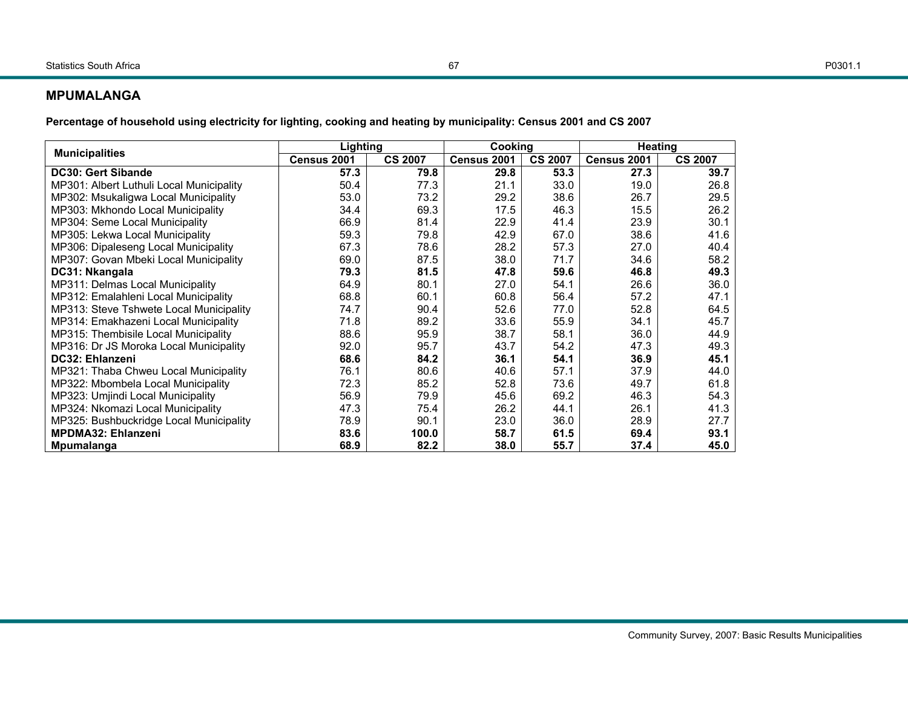## MPUMALANGA

**Percentage of household using electricity for lighting, cooking and heating by municipality: Census 2001 and CS 2007**

| Municipalities | Lighting | | Cooking | | Heating | |
|---|---|---|---|---|---|---|
| | Census 2001 | CS 2007 | Census 2001 | CS 2007 | Census 2001 | CS 2007 |
| **DC30: Gert Sibande** | **57.3** | **79.8** | **29.8** | **53.3** | **27.3** | **39.7** |
| MP301: Albert Luthuli Local Municipality | 50.4 | 77.3 | 21.1 | 33.0 | 19.0 | 26.8 |
| MP302: Msukaligwa Local Municipality | 53.0 | 73.2 | 29.2 | 38.6 | 26.7 | 29.5 |
| MP303: Mkhondo Local Municipality | 34.4 | 69.3 | 17.5 | 46.3 | 15.5 | 26.2 |
| MP304: Seme Local Municipality | 66.9 | 81.4 | 22.9 | 41.4 | 23.9 | 30.1 |
| MP305: Lekwa Local Municipality | 59.3 | 79.8 | 42.9 | 67.0 | 38.6 | 41.6 |
| MP306: Dipaleseng Local Municipality | 67.3 | 78.6 | 28.2 | 57.3 | 27.0 | 40.4 |
| MP307: Govan Mbeki Local Municipality | 69.0 | 87.5 | 38.0 | 71.7 | 34.6 | 58.2 |
| **DC31: Nkangala** | **79.3** | **81.5** | **47.8** | **59.6** | **46.8** | **49.3** |
| MP311: Delmas Local Municipality | 64.9 | 80.1 | 27.0 | 54.1 | 26.6 | 36.0 |
| MP312: Emalahleni Local Municipality | 68.8 | 60.1 | 60.8 | 56.4 | 57.2 | 47.1 |
| MP313: Steve Tshwete Local Municipality | 74.7 | 90.4 | 52.6 | 77.0 | 52.8 | 64.5 |
| MP314: Emakhazeni Local Municipality | 71.8 | 89.2 | 33.6 | 55.9 | 34.1 | 45.7 |
| MP315: Thembisile Local Municipality | 88.6 | 95.9 | 38.7 | 58.1 | 36.0 | 44.9 |
| MP316: Dr JS Moroka Local Municipality | 92.0 | 95.7 | 43.7 | 54.2 | 47.3 | 49.3 |
| **DC32: Ehlanzeni** | **68.6** | **84.2** | **36.1** | **54.1** | **36.9** | **45.1** |
| MP321: Thaba Chweu Local Municipality | 76.1 | 80.6 | 40.6 | 57.1 | 37.9 | 44.0 |
| MP322: Mbombela Local Municipality | 72.3 | 85.2 | 52.8 | 73.6 | 49.7 | 61.8 |
| MP323: Umjindi Local Municipality | 56.9 | 79.9 | 45.6 | 69.2 | 46.3 | 54.3 |
| MP324: Nkomazi Local Municipality | 47.3 | 75.4 | 26.2 | 44.1 | 26.1 | 41.3 |
| MP325: Bushbuckridge Local Municipality | 78.9 | 90.1 | 23.0 | 36.0 | 28.9 | 27.7 |
| **MPDMA32: Ehlanzeni** | **83.6** | **100.0** | **58.7** | **61.5** | **69.4** | **93.1** |
| **Mpumalanga** | **68.9** | **82.2** | **38.0** | **55.7** | **37.4** | **45.0** |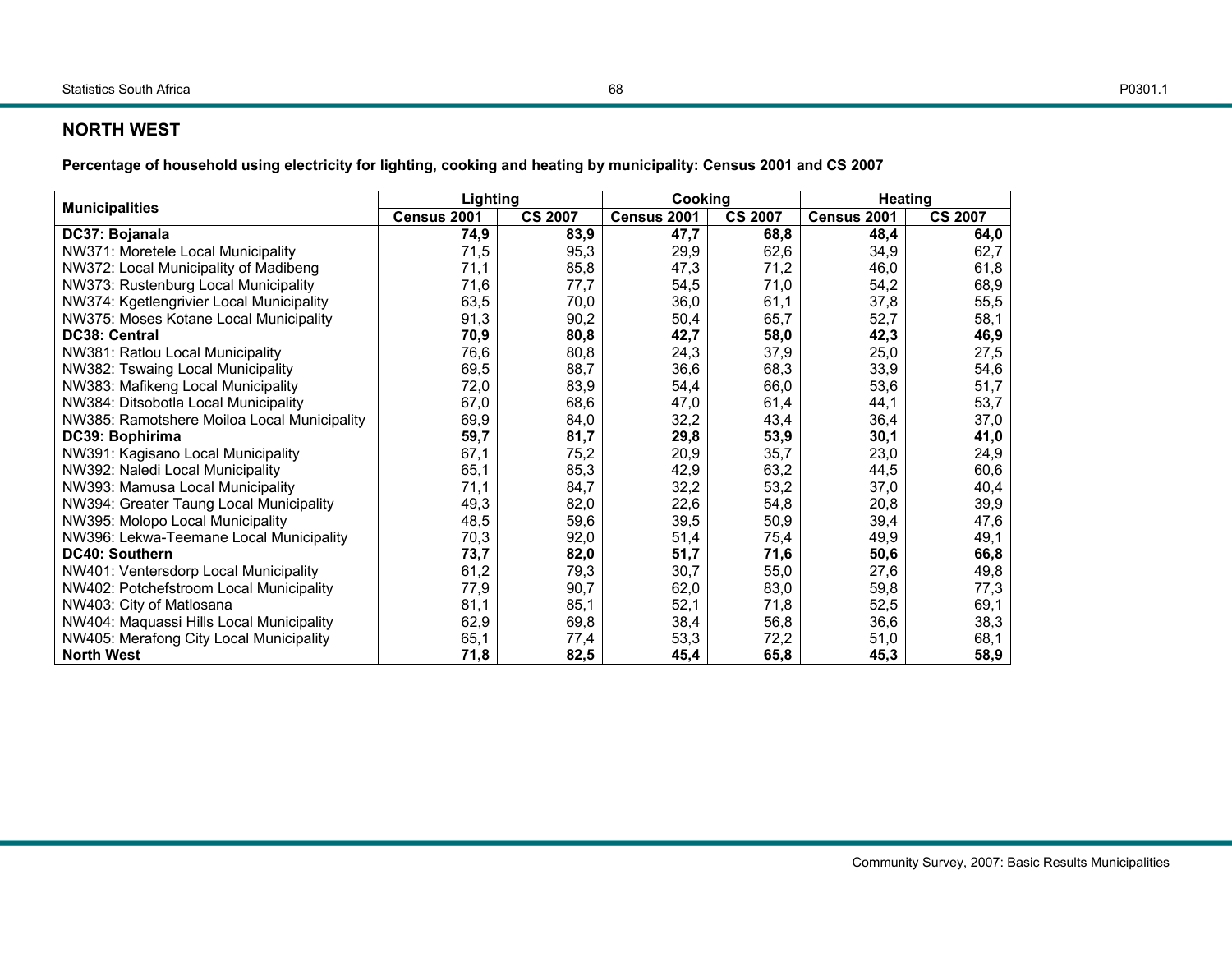## NORTH WEST

**Percentage of household using electricity for lighting, cooking and heating by municipality: Census 2001 and CS 2007**

| Municipalities | Lighting | | Cooking | | Heating | |
|---|---|---|---|---|---|---|
| | Census 2001 | CS 2007 | Census 2001 | CS 2007 | Census 2001 | CS 2007 |
| **DC37: Bojanala** | **74,9** | **83,9** | **47,7** | **68,8** | **48,4** | **64,0** |
| NW371: Moretele Local Municipality | 71,5 | 95,3 | 29,9 | 62,6 | 34,9 | 62,7 |
| NW372: Local Municipality of Madibeng | 71,1 | 85,8 | 47,3 | 71,2 | 46,0 | 61,8 |
| NW373: Rustenburg Local Municipality | 71,6 | 77,7 | 54,5 | 71,0 | 54,2 | 68,9 |
| NW374: Kgetlengrivier Local Municipality | 63,5 | 70,0 | 36,0 | 61,1 | 37,8 | 55,5 |
| NW375: Moses Kotane Local Municipality | 91,3 | 90,2 | 50,4 | 65,7 | 52,7 | 58,1 |
| **DC38: Central** | **70,9** | **80,8** | **42,7** | **58,0** | **42,3** | **46,9** |
| NW381: Ratlou Local Municipality | 76,6 | 80,8 | 24,3 | 37,9 | 25,0 | 27,5 |
| NW382: Tswaing Local Municipality | 69,5 | 88,7 | 36,6 | 68,3 | 33,9 | 54,6 |
| NW383: Mafikeng Local Municipality | 72,0 | 83,9 | 54,4 | 66,0 | 53,6 | 51,7 |
| NW384: Ditsobotla Local Municipality | 67,0 | 68,6 | 47,0 | 61,4 | 44,1 | 53,7 |
| NW385: Ramotshere Moiloa Local Municipality | 69,9 | 84,0 | 32,2 | 43,4 | 36,4 | 37,0 |
| **DC39: Bophirima** | **59,7** | **81,7** | **29,8** | **53,9** | **30,1** | **41,0** |
| NW391: Kagisano Local Municipality | 67,1 | 75,2 | 20,9 | 35,7 | 23,0 | 24,9 |
| NW392: Naledi Local Municipality | 65,1 | 85,3 | 42,9 | 63,2 | 44,5 | 60,6 |
| NW393: Mamusa Local Municipality | 71,1 | 84,7 | 32,2 | 53,2 | 37,0 | 40,4 |
| NW394: Greater Taung Local Municipality | 49,3 | 82,0 | 22,6 | 54,8 | 20,8 | 39,9 |
| NW395: Molopo Local Municipality | 48,5 | 59,6 | 39,5 | 50,9 | 39,4 | 47,6 |
| NW396: Lekwa-Teemane Local Municipality | 70,3 | 92,0 | 51,4 | 75,4 | 49,9 | 49,1 |
| **DC40: Southern** | **73,7** | **82,0** | **51,7** | **71,6** | **50,6** | **66,8** |
| NW401: Ventersdorp Local Municipality | 61,2 | 79,3 | 30,7 | 55,0 | 27,6 | 49,8 |
| NW402: Potchefstroom Local Municipality | 77,9 | 90,7 | 62,0 | 83,0 | 59,8 | 77,3 |
| NW403: City of Matlosana | 81,1 | 85,1 | 52,1 | 71,8 | 52,5 | 69,1 |
| NW404: Maquassi Hills Local Municipality | 62,9 | 69,8 | 38,4 | 56,8 | 36,6 | 38,3 |
| NW405: Merafong City Local Municipality | 65,1 | 77,4 | 53,3 | 72,2 | 51,0 | 68,1 |
| **North West** | **71,8** | **82,5** | **45,4** | **65,8** | **45,3** | **58,9** |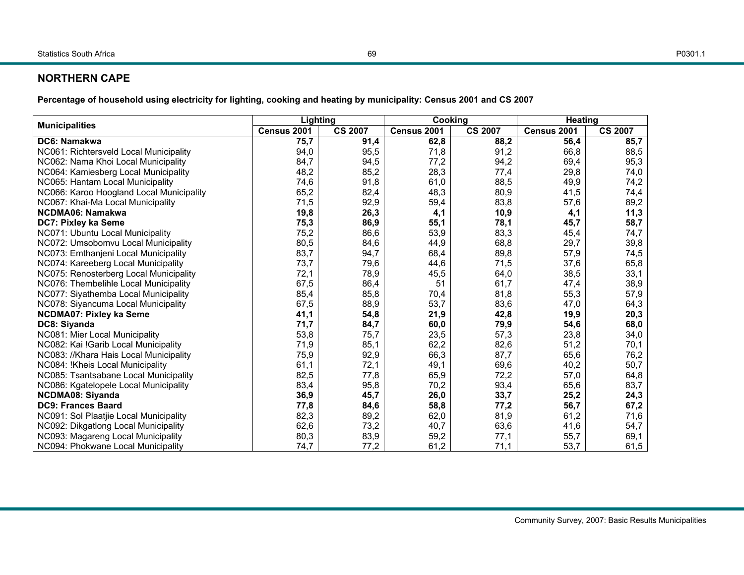## NORTHERN CAPE

**Percentage of household using electricity for lighting, cooking and heating by municipality: Census 2001 and CS 2007**

| Municipalities | Lighting | | Cooking | | Heating | |
|---|---|---|---|---|---|---|
| | Census 2001 | CS 2007 | Census 2001 | CS 2007 | Census 2001 | CS 2007 |
| **DC6: Namakwa** | **75,7** | **91,4** | **62,8** | **88,2** | **56,4** | **85,7** |
| NC061: Richtersveld Local Municipality | 94,0 | 95,5 | 71,8 | 91,2 | 66,8 | 88,5 |
| NC062: Nama Khoi Local Municipality | 84,7 | 94,5 | 77,2 | 94,2 | 69,4 | 95,3 |
| NC064: Kamiesberg Local Municipality | 48,2 | 85,2 | 28,3 | 77,4 | 29,8 | 74,0 |
| NC065: Hantam Local Municipality | 74,6 | 91,8 | 61,0 | 88,5 | 49,9 | 74,2 |
| NC066: Karoo Hoogland Local Municipality | 65,2 | 82,4 | 48,3 | 80,9 | 41,5 | 74,4 |
| NC067: Khai-Ma Local Municipality | 71,5 | 92,9 | 59,4 | 83,8 | 57,6 | 89,2 |
| **NCDMA06: Namakwa** | **19,8** | **26,3** | **4,1** | **10,9** | **4,1** | **11,3** |
| **DC7: Pixley ka Seme** | **75,3** | **86,9** | **55,1** | **78,1** | **45,7** | **58,7** |
| NC071: Ubuntu Local Municipality | 75,2 | 86,6 | 53,9 | 83,3 | 45,4 | 74,7 |
| NC072: Umsobomvu Local Municipality | 80,5 | 84,6 | 44,9 | 68,8 | 29,7 | 39,8 |
| NC073: Emthanjeni Local Municipality | 83,7 | 94,7 | 68,4 | 89,8 | 57,9 | 74,5 |
| NC074: Kareeberg Local Municipality | 73,7 | 79,6 | 44,6 | 71,5 | 37,6 | 65,8 |
| NC075: Renosterberg Local Municipality | 72,1 | 78,9 | 45,5 | 64,0 | 38,5 | 33,1 |
| NC076: Thembelihle Local Municipality | 67,5 | 86,4 | 51 | 61,7 | 47,4 | 38,9 |
| NC077: Siyathemba Local Municipality | 85,4 | 85,8 | 70,4 | 81,8 | 55,3 | 57,9 |
| NC078: Siyancuma Local Municipality | 67,5 | 88,9 | 53,7 | 83,6 | 47,0 | 64,3 |
| **NCDMA07: Pixley ka Seme** | **41,1** | **54,8** | **21,9** | **42,8** | **19,9** | **20,3** |
| **DC8: Siyanda** | **71,7** | **84,7** | **60,0** | **79,9** | **54,6** | **68,0** |
| NC081: Mier Local Municipality | 53,8 | 75,7 | 23,5 | 57,3 | 23,8 | 34,0 |
| NC082: Kai !Garib Local Municipality | 71,9 | 85,1 | 62,2 | 82,6 | 51,2 | 70,1 |
| NC083: //Khara Hais Local Municipality | 75,9 | 92,9 | 66,3 | 87,7 | 65,6 | 76,2 |
| NC084: !Kheis Local Municipality | 61,1 | 72,1 | 49,1 | 69,6 | 40,2 | 50,7 |
| NC085: Tsantsabane Local Municipality | 82,5 | 77,8 | 65,9 | 72,2 | 57,0 | 64,8 |
| NC086: Kgatelopele Local Municipality | 83,4 | 95,8 | 70,2 | 93,4 | 65,6 | 83,7 |
| **NCDMA08: Siyanda** | **36,9** | **45,7** | **26,0** | **33,7** | **25,2** | **24,3** |
| **DC9: Frances Baard** | **77,8** | **84,6** | **58,8** | **77,2** | **56,7** | **67,2** |
| NC091: Sol Plaatjie Local Municipality | 82,3 | 89,2 | 62,0 | 81,9 | 61,2 | 71,6 |
| NC092: Dikgatlong Local Municipality | 62,6 | 73,2 | 40,7 | 63,6 | 41,6 | 54,7 |
| NC093: Magareng Local Municipality | 80,3 | 83,9 | 59,2 | 77,1 | 55,7 | 69,1 |
| NC094: Phokwane Local Municipality | 74,7 | 77,2 | 61,2 | 71,1 | 53,7 | 61,5 |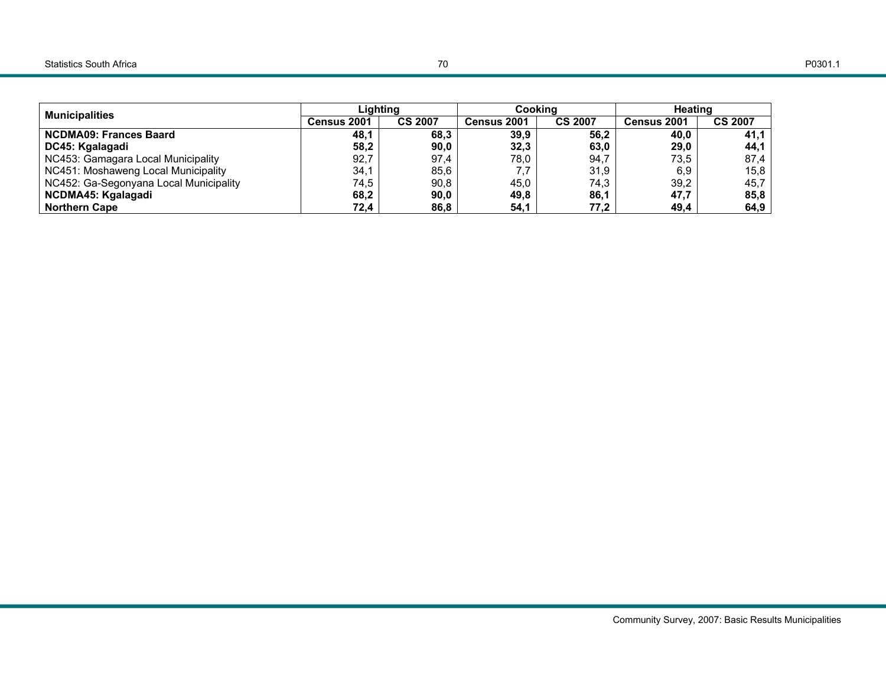| Municipalities | Lighting | | Cooking | | Heating | |
|---|---|---|---|---|---|---|
| | Census 2001 | CS 2007 | Census 2001 | CS 2007 | Census 2001 | CS 2007 |
| **NCDMA09: Frances Baard** | **48,1** | **68,3** | **39,9** | **56,2** | **40,0** | **41,1** |
| **DC45: Kgalagadi** | **58,2** | **90,0** | **32,3** | **63,0** | **29,0** | **44,1** |
| NC453: Gamagara Local Municipality | 92,7 | 97,4 | 78,0 | 94,7 | 73,5 | 87,4 |
| NC451: Moshaweng Local Municipality | 34,1 | 85,6 | 7,7 | 31,9 | 6,9 | 15,8 |
| NC452: Ga-Segonyana Local Municipality | 74,5 | 90,8 | 45,0 | 74,3 | 39,2 | 45,7 |
| **NCDMA45: Kgalagadi** | **68,2** | **90,0** | **49,8** | **86,1** | **47,7** | **85,8** |
| **Northern Cape** | **72,4** | **86,8** | **54,1** | **77,2** | **49,4** | **64,9** |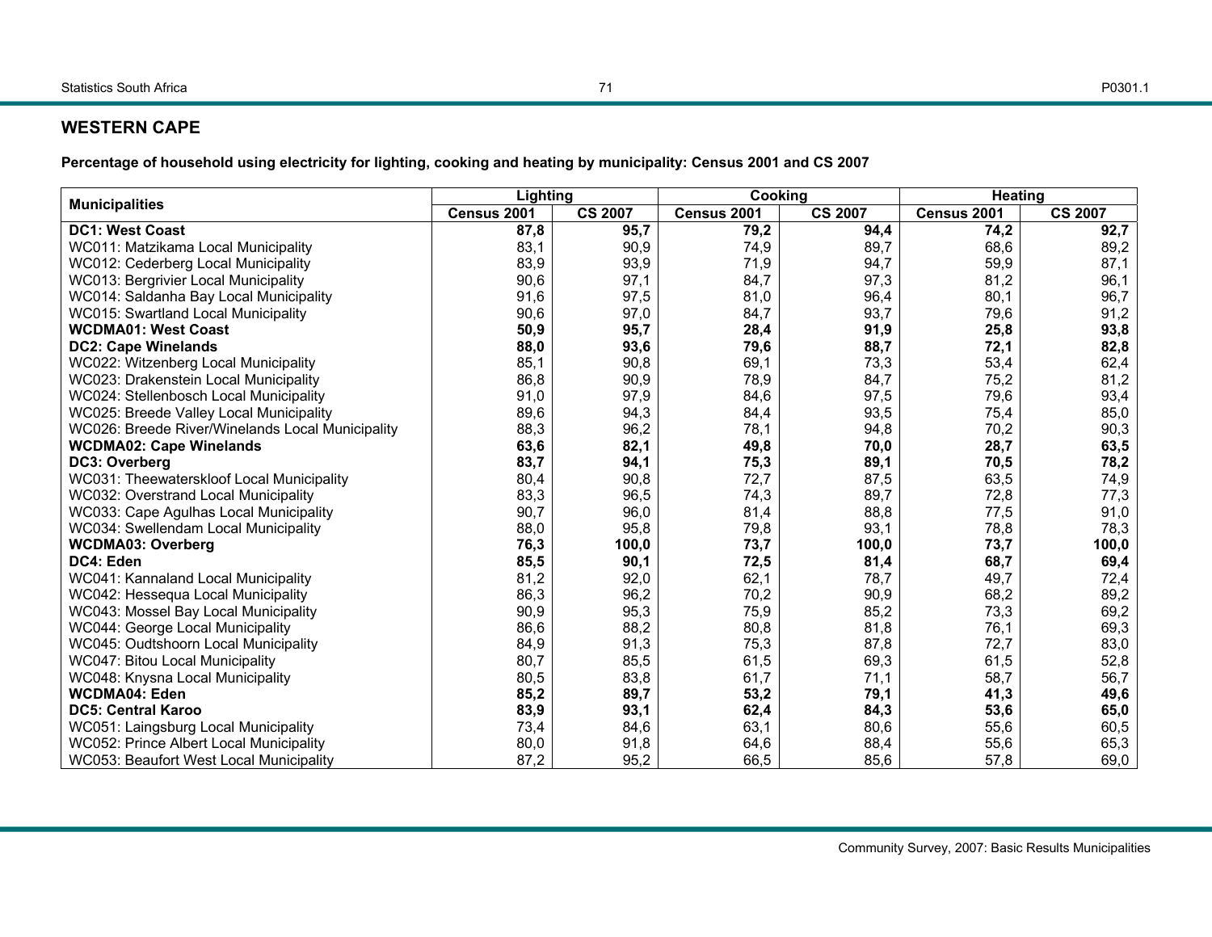## WESTERN CAPE

**Percentage of household using electricity for lighting, cooking and heating by municipality: Census 2001 and CS 2007**

| Municipalities | Lighting | | Cooking | | Heating | |
|---|---|---|---|---|---|---|
| | Census 2001 | CS 2007 | Census 2001 | CS 2007 | Census 2001 | CS 2007 |
| **DC1: West Coast** | **87,8** | **95,7** | **79,2** | **94,4** | **74,2** | **92,7** |
| WC011: Matzikama Local Municipality | 83,1 | 90,9 | 74,9 | 89,7 | 68,6 | 89,2 |
| WC012: Cederberg Local Municipality | 83,9 | 93,9 | 71,9 | 94,7 | 59,9 | 87,1 |
| WC013: Bergrivier Local Municipality | 90,6 | 97,1 | 84,7 | 97,3 | 81,2 | 96,1 |
| WC014: Saldanha Bay Local Municipality | 91,6 | 97,5 | 81,0 | 96,4 | 80,1 | 96,7 |
| WC015: Swartland Local Municipality | 90,6 | 97,0 | 84,7 | 93,7 | 79,6 | 91,2 |
| **WCDMA01: West Coast** | **50,9** | **95,7** | **28,4** | **91,9** | **25,8** | **93,8** |
| **DC2: Cape Winelands** | **88,0** | **93,6** | **79,6** | **88,7** | **72,1** | **82,8** |
| WC022: Witzenberg Local Municipality | 85,1 | 90,8 | 69,1 | 73,3 | 53,4 | 62,4 |
| WC023: Drakenstein Local Municipality | 86,8 | 90,9 | 78,9 | 84,7 | 75,2 | 81,2 |
| WC024: Stellenbosch Local Municipality | 91,0 | 97,9 | 84,6 | 97,5 | 79,6 | 93,4 |
| WC025: Breede Valley Local Municipality | 89,6 | 94,3 | 84,4 | 93,5 | 75,4 | 85,0 |
| WC026: Breede River/Winelands Local Municipality | 88,3 | 96,2 | 78,1 | 94,8 | 70,2 | 90,3 |
| **WCDMA02: Cape Winelands** | **63,6** | **82,1** | **49,8** | **70,0** | **28,7** | **63,5** |
| **DC3: Overberg** | **83,7** | **94,1** | **75,3** | **89,1** | **70,5** | **78,2** |
| WC031: Theewaterskloof Local Municipality | 80,4 | 90,8 | 72,7 | 87,5 | 63,5 | 74,9 |
| WC032: Overstrand Local Municipality | 83,3 | 96,5 | 74,3 | 89,7 | 72,8 | 77,3 |
| WC033: Cape Agulhas Local Municipality | 90,7 | 96,0 | 81,4 | 88,8 | 77,5 | 91,0 |
| WC034: Swellendam Local Municipality | 88,0 | 95,8 | 79,8 | 93,1 | 78,8 | 78,3 |
| **WCDMA03: Overberg** | **76,3** | **100,0** | **73,7** | **100,0** | **73,7** | **100,0** |
| **DC4: Eden** | **85,5** | **90,1** | **72,5** | **81,4** | **68,7** | **69,4** |
| WC041: Kannaland Local Municipality | 81,2 | 92,0 | 62,1 | 78,7 | 49,7 | 72,4 |
| WC042: Hessequa Local Municipality | 86,3 | 96,2 | 70,2 | 90,9 | 68,2 | 89,2 |
| WC043: Mossel Bay Local Municipality | 90,9 | 95,3 | 75,9 | 85,2 | 73,3 | 69,2 |
| WC044: George Local Municipality | 86,6 | 88,2 | 80,8 | 81,8 | 76,1 | 69,3 |
| WC045: Oudtshoorn Local Municipality | 84,9 | 91,3 | 75,3 | 87,8 | 72,7 | 83,0 |
| WC047: Bitou Local Municipality | 80,7 | 85,5 | 61,5 | 69,3 | 61,5 | 52,8 |
| WC048: Knysna Local Municipality | 80,5 | 83,8 | 61,7 | 71,1 | 58,7 | 56,7 |
| **WCDMA04: Eden** | **85,2** | **89,7** | **53,2** | **79,1** | **41,3** | **49,6** |
| **DC5: Central Karoo** | **83,9** | **93,1** | **62,4** | **84,3** | **53,6** | **65,0** |
| WC051: Laingsburg Local Municipality | 73,4 | 84,6 | 63,1 | 80,6 | 55,6 | 60,5 |
| WC052: Prince Albert Local Municipality | 80,0 | 91,8 | 64,6 | 88,4 | 55,6 | 65,3 |
| WC053: Beaufort West Local Municipality | 87,2 | 95,2 | 66,5 | 85,6 | 57,8 | 69,0 |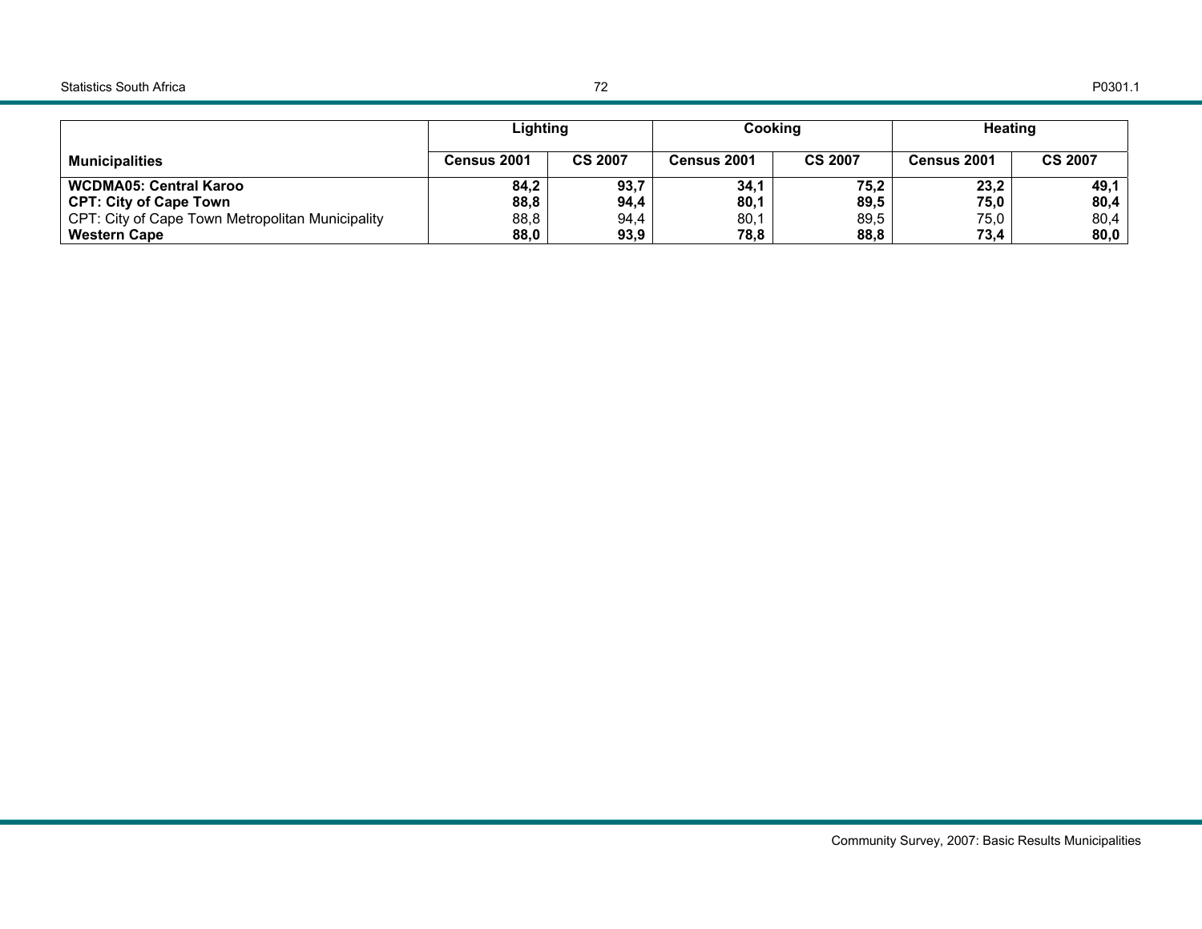| Municipalities | Lighting | | Cooking | | Heating | |
|---|---|---|---|---|---|---|
| | Census 2001 | CS 2007 | Census 2001 | CS 2007 | Census 2001 | CS 2007 |
| **WCDMA05: Central Karoo** | **84,2** | **93,7** | **34,1** | **75,2** | **23,2** | **49,1** |
| **CPT: City of Cape Town** | **88,8** | **94,4** | **80,1** | **89,5** | **75,0** | **80,4** |
| CPT: City of Cape Town Metropolitan Municipality | 88,8 | 94,4 | 80,1 | 89,5 | 75,0 | 80,4 |
| **Western Cape** | **88,0** | **93,9** | **78,8** | **88,8** | **73,4** | **80,0** |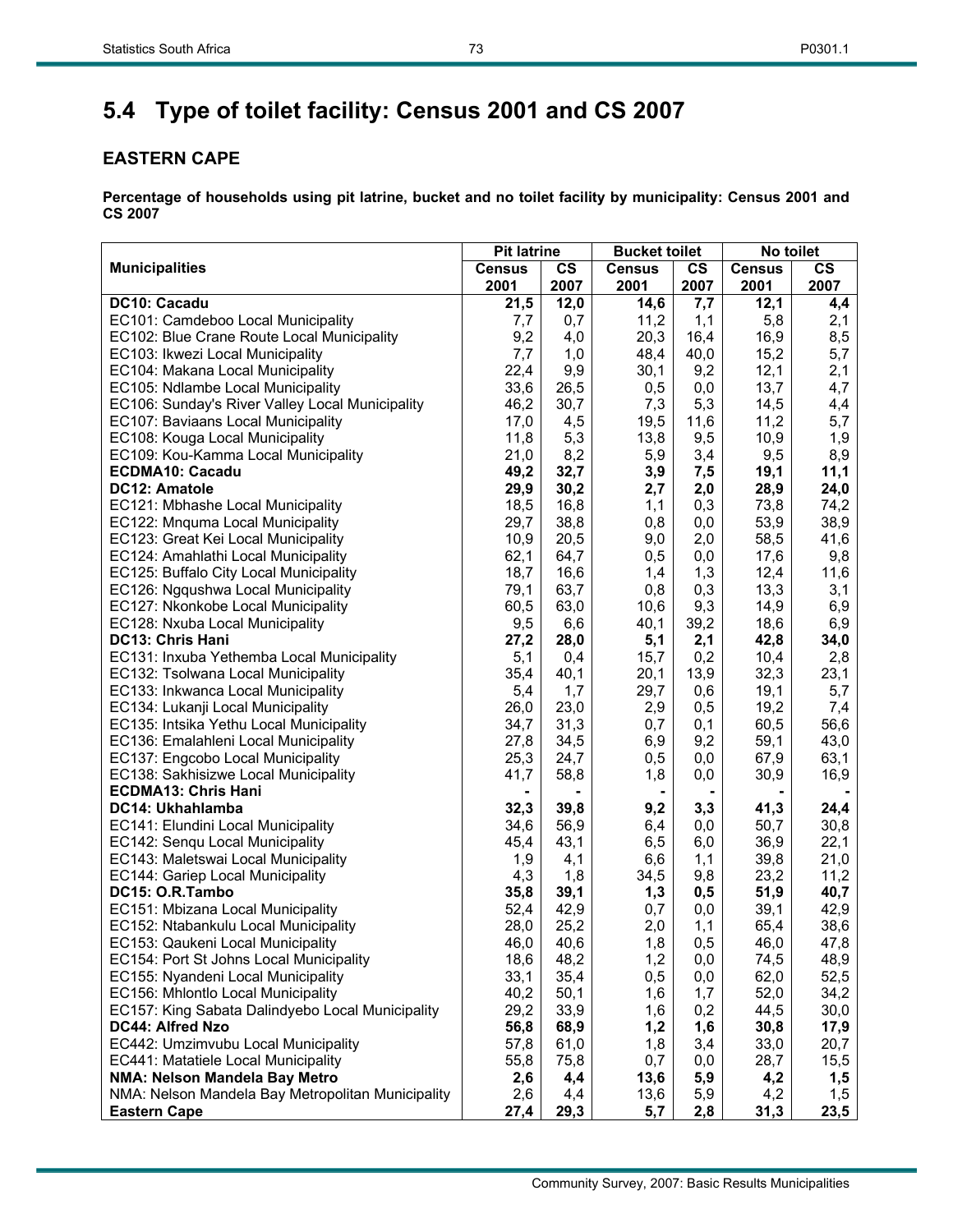## 5.4 Type of toilet facility: Census 2001 and CS 2007

### EASTERN CAPE

**Percentage of households using pit latrine, bucket and no toilet facility by municipality: Census 2001 and CS 2007**

| Municipalities | Pit latrine | | Bucket toilet | | No toilet | |
|---|---|---|---|---|---|---|
| | Census 2001 | CS 2007 | Census 2001 | CS 2007 | Census 2001 | CS 2007 |
| **DC10: Cacadu** | **21,5** | **12,0** | **14,6** | **7,7** | **12,1** | **4,4** |
| EC101: Camdeboo Local Municipality | 7,7 | 0,7 | 11,2 | 1,1 | 5,8 | 2,1 |
| EC102: Blue Crane Route Local Municipality | 9,2 | 4,0 | 20,3 | 16,4 | 16,9 | 8,5 |
| EC103: Ikwezi Local Municipality | 7,7 | 1,0 | 48,4 | 40,0 | 15,2 | 5,7 |
| EC104: Makana Local Municipality | 22,4 | 9,9 | 30,1 | 9,2 | 12,1 | 2,1 |
| EC105: Ndlambe Local Municipality | 33,6 | 26,5 | 0,5 | 0,0 | 13,7 | 4,7 |
| EC106: Sunday's River Valley Local Municipality | 46,2 | 30,7 | 7,3 | 5,3 | 14,5 | 4,4 |
| EC107: Baviaans Local Municipality | 17,0 | 4,5 | 19,5 | 11,6 | 11,2 | 5,7 |
| EC108: Kouga Local Municipality | 11,8 | 5,3 | 13,8 | 9,5 | 10,9 | 1,9 |
| EC109: Kou-Kamma Local Municipality | 21,0 | 8,2 | 5,9 | 3,4 | 9,5 | 8,9 |
| **ECDMA10: Cacadu** | **49,2** | **32,7** | **3,9** | **7,5** | **19,1** | **11,1** |
| **DC12: Amatole** | **29,9** | **30,2** | **2,7** | **2,0** | **28,9** | **24,0** |
| EC121: Mbhashe Local Municipality | 18,5 | 16,8 | 1,1 | 0,3 | 73,8 | 74,2 |
| EC122: Mnquma Local Municipality | 29,7 | 38,8 | 0,8 | 0,0 | 53,9 | 38,9 |
| EC123: Great Kei Local Municipality | 10,9 | 20,5 | 9,0 | 2,0 | 58,5 | 41,6 |
| EC124: Amahlathi Local Municipality | 62,1 | 64,7 | 0,5 | 0,0 | 17,6 | 9,8 |
| EC125: Buffalo City Local Municipality | 18,7 | 16,6 | 1,4 | 1,3 | 12,4 | 11,6 |
| EC126: Ngqushwa Local Municipality | 79,1 | 63,7 | 0,8 | 0,3 | 13,3 | 3,1 |
| EC127: Nkonkobe Local Municipality | 60,5 | 63,0 | 10,6 | 9,3 | 14,9 | 6,9 |
| EC128: Nxuba Local Municipality | 9,5 | 6,6 | 40,1 | 39,2 | 18,6 | 6,9 |
| **DC13: Chris Hani** | **27,2** | **28,0** | **5,1** | **2,1** | **42,8** | **34,0** |
| EC131: Inxuba Yethemba Local Municipality | 5,1 | 0,4 | 15,7 | 0,2 | 10,4 | 2,8 |
| EC132: Tsolwana Local Municipality | 35,4 | 40,1 | 20,1 | 13,9 | 32,3 | 23,1 |
| EC133: Inkwanca Local Municipality | 5,4 | 1,7 | 29,7 | 0,6 | 19,1 | 5,7 |
| EC134: Lukanji Local Municipality | 26,0 | 23,0 | 2,9 | 0,5 | 19,2 | 7,4 |
| EC135: Intsika Yethu Local Municipality | 34,7 | 31,3 | 0,7 | 0,1 | 60,5 | 56,6 |
| EC136: Emalahleni Local Municipality | 27,8 | 34,5 | 6,9 | 9,2 | 59,1 | 43,0 |
| EC137: Engcobo Local Municipality | 25,3 | 24,7 | 0,5 | 0,0 | 67,9 | 63,1 |
| EC138: Sakhisizwe Local Municipality | 41,7 | 58,8 | 1,8 | 0,0 | 30,9 | 16,9 |
| **ECDMA13: Chris Hani** | **-** | **-** | **-** | **-** | **-** | **-** |
| **DC14: Ukhahlamba** | **32,3** | **39,8** | **9,2** | **3,3** | **41,3** | **24,4** |
| EC141: Elundini Local Municipality | 34,6 | 56,9 | 6,4 | 0,0 | 50,7 | 30,8 |
| EC142: Senqu Local Municipality | 45,4 | 43,1 | 6,5 | 6,0 | 36,9 | 22,1 |
| EC143: Maletswai Local Municipality | 1,9 | 4,1 | 6,6 | 1,1 | 39,8 | 21,0 |
| EC144: Gariep Local Municipality | 4,3 | 1,8 | 34,5 | 9,8 | 23,2 | 11,2 |
| **DC15: O.R.Tambo** | **35,8** | **39,1** | **1,3** | **0,5** | **51,9** | **40,7** |
| EC151: Mbizana Local Municipality | 52,4 | 42,9 | 0,7 | 0,0 | 39,1 | 42,9 |
| EC152: Ntabankulu Local Municipality | 28,0 | 25,2 | 2,0 | 1,1 | 65,4 | 38,6 |
| EC153: Qaukeni Local Municipality | 46,0 | 40,6 | 1,8 | 0,5 | 46,0 | 47,8 |
| EC154: Port St Johns Local Municipality | 18,6 | 48,2 | 1,2 | 0,0 | 74,5 | 48,9 |
| EC155: Nyandeni Local Municipality | 33,1 | 35,4 | 0,5 | 0,0 | 62,0 | 52,5 |
| EC156: Mhlontlo Local Municipality | 40,2 | 50,1 | 1,6 | 1,7 | 52,0 | 34,2 |
| EC157: King Sabata Dalindyebo Local Municipality | 29,2 | 33,9 | 1,6 | 0,2 | 44,5 | 30,0 |
| **DC44: Alfred Nzo** | **56,8** | **68,9** | **1,2** | **1,6** | **30,8** | **17,9** |
| EC442: Umzimvubu Local Municipality | 57,8 | 61,0 | 1,8 | 3,4 | 33,0 | 20,7 |
| EC441: Matatiele Local Municipality | 55,8 | 75,8 | 0,7 | 0,0 | 28,7 | 15,5 |
| **NMA: Nelson Mandela Bay Metro** | **2,6** | **4,4** | **13,6** | **5,9** | **4,2** | **1,5** |
| NMA: Nelson Mandela Bay Metropolitan Municipality | 2,6 | 4,4 | 13,6 | 5,9 | 4,2 | 1,5 |
| **Eastern Cape** | **27,4** | **29,3** | **5,7** | **2,8** | **31,3** | **23,5** |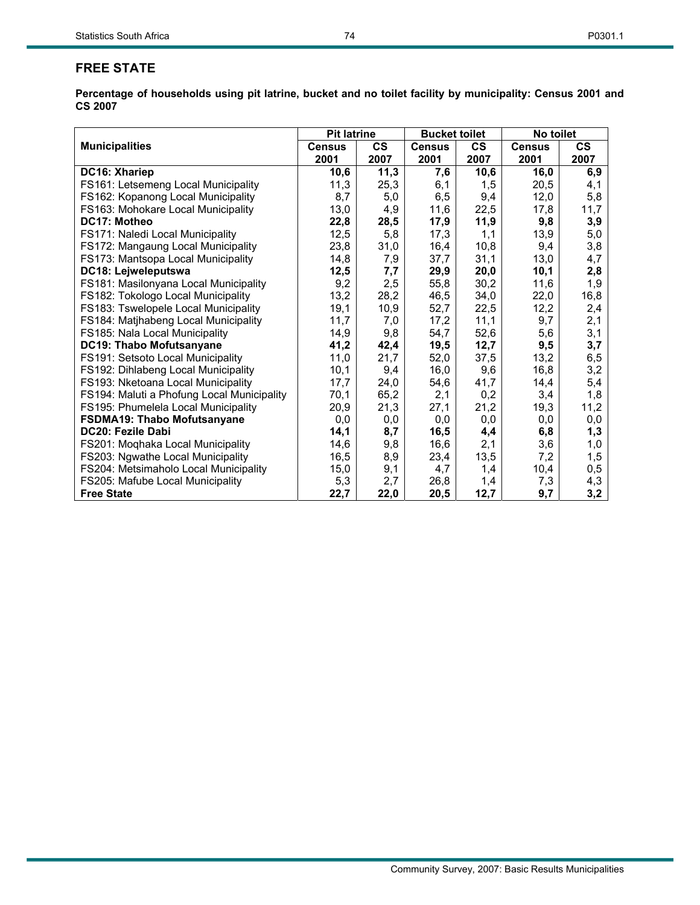## FREE STATE

**Percentage of households using pit latrine, bucket and no toilet facility by municipality: Census 2001 and CS 2007**

| Municipalities | Pit latrine | | Bucket toilet | | No toilet | |
|---|---|---|---|---|---|---|
| | Census 2001 | CS 2007 | Census 2001 | CS 2007 | Census 2001 | CS 2007 |
| **DC16: Xhariep** | **10,6** | **11,3** | **7,6** | **10,6** | **16,0** | **6,9** |
| FS161: Letsemeng Local Municipality | 11,3 | 25,3 | 6,1 | 1,5 | 20,5 | 4,1 |
| FS162: Kopanong Local Municipality | 8,7 | 5,0 | 6,5 | 9,4 | 12,0 | 5,8 |
| FS163: Mohokare Local Municipality | 13,0 | 4,9 | 11,6 | 22,5 | 17,8 | 11,7 |
| **DC17: Motheo** | **22,8** | **28,5** | **17,9** | **11,9** | **9,8** | **3,9** |
| FS171: Naledi Local Municipality | 12,5 | 5,8 | 17,3 | 1,1 | 13,9 | 5,0 |
| FS172: Mangaung Local Municipality | 23,8 | 31,0 | 16,4 | 10,8 | 9,4 | 3,8 |
| FS173: Mantsopa Local Municipality | 14,8 | 7,9 | 37,7 | 31,1 | 13,0 | 4,7 |
| **DC18: Lejweleputswa** | **12,5** | **7,7** | **29,9** | **20,0** | **10,1** | **2,8** |
| FS181: Masilonyana Local Municipality | 9,2 | 2,5 | 55,8 | 30,2 | 11,6 | 1,9 |
| FS182: Tokologo Local Municipality | 13,2 | 28,2 | 46,5 | 34,0 | 22,0 | 16,8 |
| FS183: Tswelopele Local Municipality | 19,1 | 10,9 | 52,7 | 22,5 | 12,2 | 2,4 |
| FS184: Matjhabeng Local Municipality | 11,7 | 7,0 | 17,2 | 11,1 | 9,7 | 2,1 |
| FS185: Nala Local Municipality | 14,9 | 9,8 | 54,7 | 52,6 | 5,6 | 3,1 |
| **DC19: Thabo Mofutsanyane** | **41,2** | **42,4** | **19,5** | **12,7** | **9,5** | **3,7** |
| FS191: Setsoto Local Municipality | 11,0 | 21,7 | 52,0 | 37,5 | 13,2 | 6,5 |
| FS192: Dihlabeng Local Municipality | 10,1 | 9,4 | 16,0 | 9,6 | 16,8 | 3,2 |
| FS193: Nketoana Local Municipality | 17,7 | 24,0 | 54,6 | 41,7 | 14,4 | 5,4 |
| FS194: Maluti a Phofung Local Municipality | 70,1 | 65,2 | 2,1 | 0,2 | 3,4 | 1,8 |
| FS195: Phumelela Local Municipality | 20,9 | 21,3 | 27,1 | 21,2 | 19,3 | 11,2 |
| **FSDMA19: Thabo Mofutsanyane** | 0,0 | 0,0 | 0,0 | 0,0 | 0,0 | 0,0 |
| **DC20: Fezile Dabi** | **14,1** | **8,7** | **16,5** | **4,4** | **6,8** | **1,3** |
| FS201: Moqhaka Local Municipality | 14,6 | 9,8 | 16,6 | 2,1 | 3,6 | 1,0 |
| FS203: Ngwathe Local Municipality | 16,5 | 8,9 | 23,4 | 13,5 | 7,2 | 1,5 |
| FS204: Metsimaholo Local Municipality | 15,0 | 9,1 | 4,7 | 1,4 | 10,4 | 0,5 |
| FS205: Mafube Local Municipality | 5,3 | 2,7 | 26,8 | 1,4 | 7,3 | 4,3 |
| **Free State** | **22,7** | **22,0** | **20,5** | **12,7** | **9,7** | **3,2** |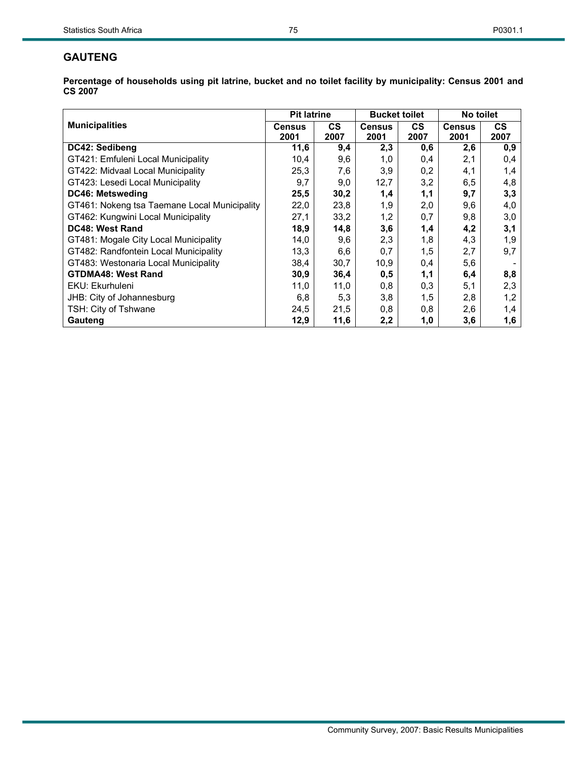## GAUTENG

**Percentage of households using pit latrine, bucket and no toilet facility by municipality: Census 2001 and CS 2007**

| Municipalities | Pit latrine | | Bucket toilet | | No toilet | |
|---|---|---|---|---|---|---|
| | Census 2001 | CS 2007 | Census 2001 | CS 2007 | Census 2001 | CS 2007 |
| **DC42: Sedibeng** | **11,6** | **9,4** | **2,3** | **0,6** | **2,6** | **0,9** |
| GT421: Emfuleni Local Municipality | 10,4 | 9,6 | 1,0 | 0,4 | 2,1 | 0,4 |
| GT422: Midvaal Local Municipality | 25,3 | 7,6 | 3,9 | 0,2 | 4,1 | 1,4 |
| GT423: Lesedi Local Municipality | 9,7 | 9,0 | 12,7 | 3,2 | 6,5 | 4,8 |
| **DC46: Metsweding** | **25,5** | **30,2** | **1,4** | **1,1** | **9,7** | **3,3** |
| GT461: Nokeng tsa Taemane Local Municipality | 22,0 | 23,8 | 1,9 | 2,0 | 9,6 | 4,0 |
| GT462: Kungwini Local Municipality | 27,1 | 33,2 | 1,2 | 0,7 | 9,8 | 3,0 |
| **DC48: West Rand** | **18,9** | **14,8** | **3,6** | **1,4** | **4,2** | **3,1** |
| GT481: Mogale City Local Municipality | 14,0 | 9,6 | 2,3 | 1,8 | 4,3 | 1,9 |
| GT482: Randfontein Local Municipality | 13,3 | 6,6 | 0,7 | 1,5 | 2,7 | 9,7 |
| GT483: Westonaria Local Municipality | 38,4 | 30,7 | 10,9 | 0,4 | 5,6 | - |
| **GTDMA48: West Rand** | **30,9** | **36,4** | **0,5** | **1,1** | **6,4** | **8,8** |
| EKU: Ekurhuleni | 11,0 | 11,0 | 0,8 | 0,3 | 5,1 | 2,3 |
| JHB: City of Johannesburg | 6,8 | 5,3 | 3,8 | 1,5 | 2,8 | 1,2 |
| TSH: City of Tshwane | 24,5 | 21,5 | 0,8 | 0,8 | 2,6 | 1,4 |
| **Gauteng** | **12,9** | **11,6** | **2,2** | **1,0** | **3,6** | **1,6** |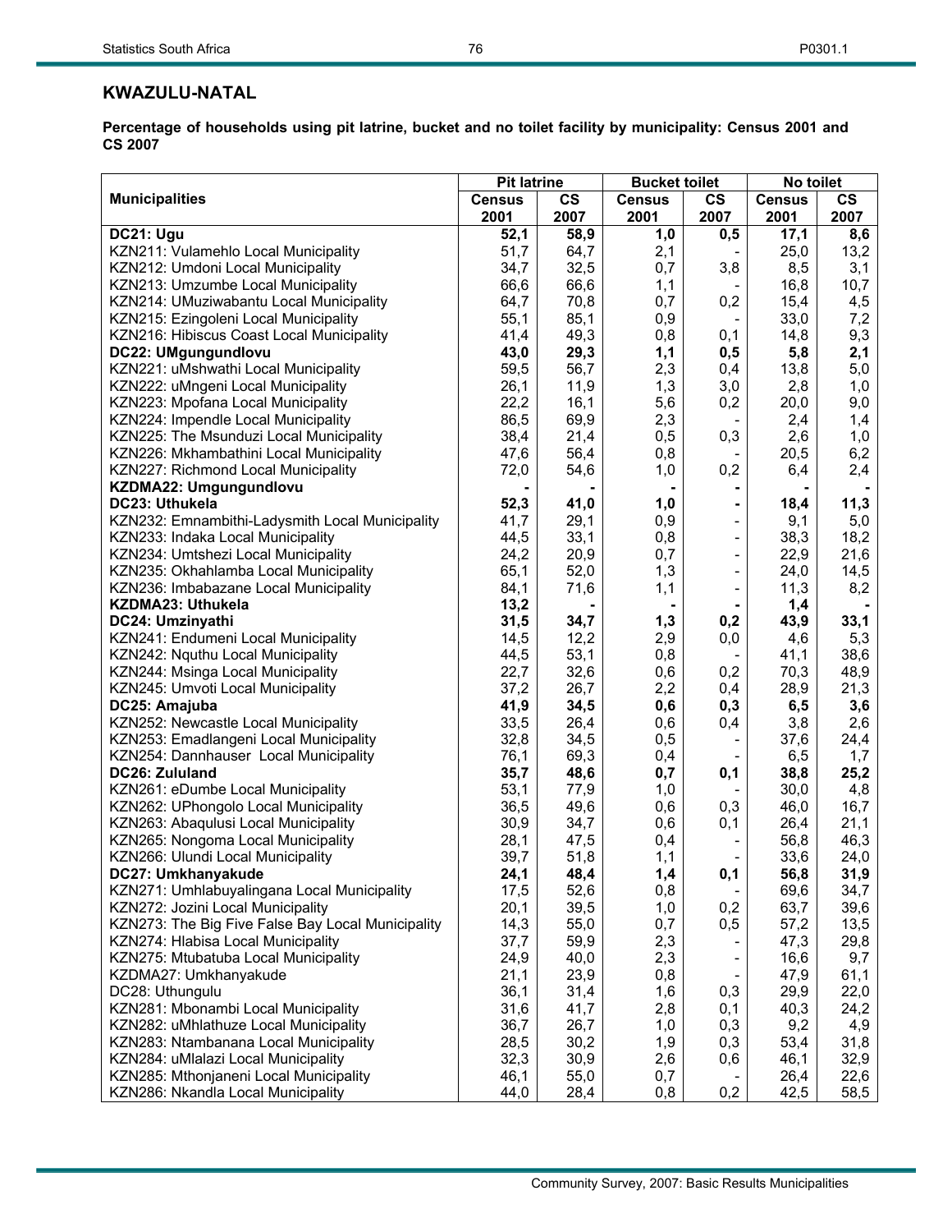## KWAZULU-NATAL

**Percentage of households using pit latrine, bucket and no toilet facility by municipality: Census 2001 and CS 2007**

| Municipalities | Pit latrine | | Bucket toilet | | No toilet | |
|---|---|---|---|---|---|---|
| | Census 2001 | CS 2007 | Census 2001 | CS 2007 | Census 2001 | CS 2007 |
| **DC21: Ugu** | **52,1** | **58,9** | **1,0** | **0,5** | **17,1** | **8,6** |
| KZN211: Vulamehlo Local Municipality | 51,7 | 64,7 | 2,1 | - | 25,0 | 13,2 |
| KZN212: Umdoni Local Municipality | 34,7 | 32,5 | 0,7 | 3,8 | 8,5 | 3,1 |
| KZN213: Umzumbe Local Municipality | 66,6 | 66,6 | 1,1 | - | 16,8 | 10,7 |
| KZN214: UMuziwabantu Local Municipality | 64,7 | 70,8 | 0,7 | 0,2 | 15,4 | 4,5 |
| KZN215: Ezingoleni Local Municipality | 55,1 | 85,1 | 0,9 | - | 33,0 | 7,2 |
| KZN216: Hibiscus Coast Local Municipality | 41,4 | 49,3 | 0,8 | 0,1 | 14,8 | 9,3 |
| **DC22: UMgungundlovu** | **43,0** | **29,3** | **1,1** | **0,5** | **5,8** | **2,1** |
| KZN221: uMshwathi Local Municipality | 59,5 | 56,7 | 2,3 | 0,4 | 13,8 | 5,0 |
| KZN222: uMngeni Local Municipality | 26,1 | 11,9 | 1,3 | 3,0 | 2,8 | 1,0 |
| KZN223: Mpofana Local Municipality | 22,2 | 16,1 | 5,6 | 0,2 | 20,0 | 9,0 |
| KZN224: Impendle Local Municipality | 86,5 | 69,9 | 2,3 | - | 2,4 | 1,4 |
| KZN225: The Msunduzi Local Municipality | 38,4 | 21,4 | 0,5 | 0,3 | 2,6 | 1,0 |
| KZN226: Mkhambathini Local Municipality | 47,6 | 56,4 | 0,8 | - | 20,5 | 6,2 |
| KZN227: Richmond Local Municipality | 72,0 | 54,6 | 1,0 | 0,2 | 6,4 | 2,4 |
| **KZDMA22: Umgungundlovu** | **-** | **-** | **-** | **-** | **-** | **-** |
| **DC23: Uthukela** | **52,3** | **41,0** | **1,0** | **-** | **18,4** | **11,3** |
| KZN232: Emnambithi-Ladysmith Local Municipality | 41,7 | 29,1 | 0,9 | - | 9,1 | 5,0 |
| KZN233: Indaka Local Municipality | 44,5 | 33,1 | 0,8 | - | 38,3 | 18,2 |
| KZN234: Umtshezi Local Municipality | 24,2 | 20,9 | 0,7 | - | 22,9 | 21,6 |
| KZN235: Okhahlamba Local Municipality | 65,1 | 52,0 | 1,3 | - | 24,0 | 14,5 |
| KZN236: Imbabazane Local Municipality | 84,1 | 71,6 | 1,1 | - | 11,3 | 8,2 |
| **KZDMA23: Uthukela** | **13,2** | **-** | **-** | **-** | **1,4** | **-** |
| **DC24: Umzinyathi** | **31,5** | **34,7** | **1,3** | **0,2** | **43,9** | **33,1** |
| KZN241: Endumeni Local Municipality | 14,5 | 12,2 | 2,9 | 0,0 | 4,6 | 5,3 |
| KZN242: Nquthu Local Municipality | 44,5 | 53,1 | 0,8 | - | 41,1 | 38,6 |
| KZN244: Msinga Local Municipality | 22,7 | 32,6 | 0,6 | 0,2 | 70,3 | 48,9 |
| KZN245: Umvoti Local Municipality | 37,2 | 26,7 | 2,2 | 0,4 | 28,9 | 21,3 |
| **DC25: Amajuba** | **41,9** | **34,5** | **0,6** | **0,3** | **6,5** | **3,6** |
| KZN252: Newcastle Local Municipality | 33,5 | 26,4 | 0,6 | 0,4 | 3,8 | 2,6 |
| KZN253: Emadlangeni Local Municipality | 32,8 | 34,5 | 0,5 | - | 37,6 | 24,4 |
| KZN254: Dannhauser Local Municipality | 76,1 | 69,3 | 0,4 | - | 6,5 | 1,7 |
| **DC26: Zululand** | **35,7** | **48,6** | **0,7** | **0,1** | **38,8** | **25,2** |
| KZN261: eDumbe Local Municipality | 53,1 | 77,9 | 1,0 | - | 30,0 | 4,8 |
| KZN262: UPhongolo Local Municipality | 36,5 | 49,6 | 0,6 | 0,3 | 46,0 | 16,7 |
| KZN263: Abaqulusi Local Municipality | 30,9 | 34,7 | 0,6 | 0,1 | 26,4 | 21,1 |
| KZN265: Nongoma Local Municipality | 28,1 | 47,5 | 0,4 | - | 56,8 | 46,3 |
| KZN266: Ulundi Local Municipality | 39,7 | 51,8 | 1,1 | - | 33,6 | 24,0 |
| **DC27: Umkhanyakude** | **24,1** | **48,4** | **1,4** | **0,1** | **56,8** | **31,9** |
| KZN271: Umhlabuyalingana Local Municipality | 17,5 | 52,6 | 0,8 | - | 69,6 | 34,7 |
| KZN272: Jozini Local Municipality | 20,1 | 39,5 | 1,0 | 0,2 | 63,7 | 39,6 |
| KZN273: The Big Five False Bay Local Municipality | 14,3 | 55,0 | 0,7 | 0,5 | 57,2 | 13,5 |
| KZN274: Hlabisa Local Municipality | 37,7 | 59,9 | 2,3 | - | 47,3 | 29,8 |
| KZN275: Mtubatuba Local Municipality | 24,9 | 40,0 | 2,3 | - | 16,6 | 9,7 |
| KZDMA27: Umkhanyakude | 21,1 | 23,9 | 0,8 | - | 47,9 | 61,1 |
| DC28: Uthungulu | 36,1 | 31,4 | 1,6 | 0,3 | 29,9 | 22,0 |
| KZN281: Mbonambi Local Municipality | 31,6 | 41,7 | 2,8 | 0,1 | 40,3 | 24,2 |
| KZN282: uMhlathuze Local Municipality | 36,7 | 26,7 | 1,0 | 0,3 | 9,2 | 4,9 |
| KZN283: Ntambanana Local Municipality | 28,5 | 30,2 | 1,9 | 0,3 | 53,4 | 31,8 |
| KZN284: uMlalazi Local Municipality | 32,3 | 30,9 | 2,6 | 0,6 | 46,1 | 32,9 |
| KZN285: Mthonjaneni Local Municipality | 46,1 | 55,0 | 0,7 | - | 26,4 | 22,6 |
| KZN286: Nkandla Local Municipality | 44,0 | 28,4 | 0,8 | 0,2 | 42,5 | 58,5 |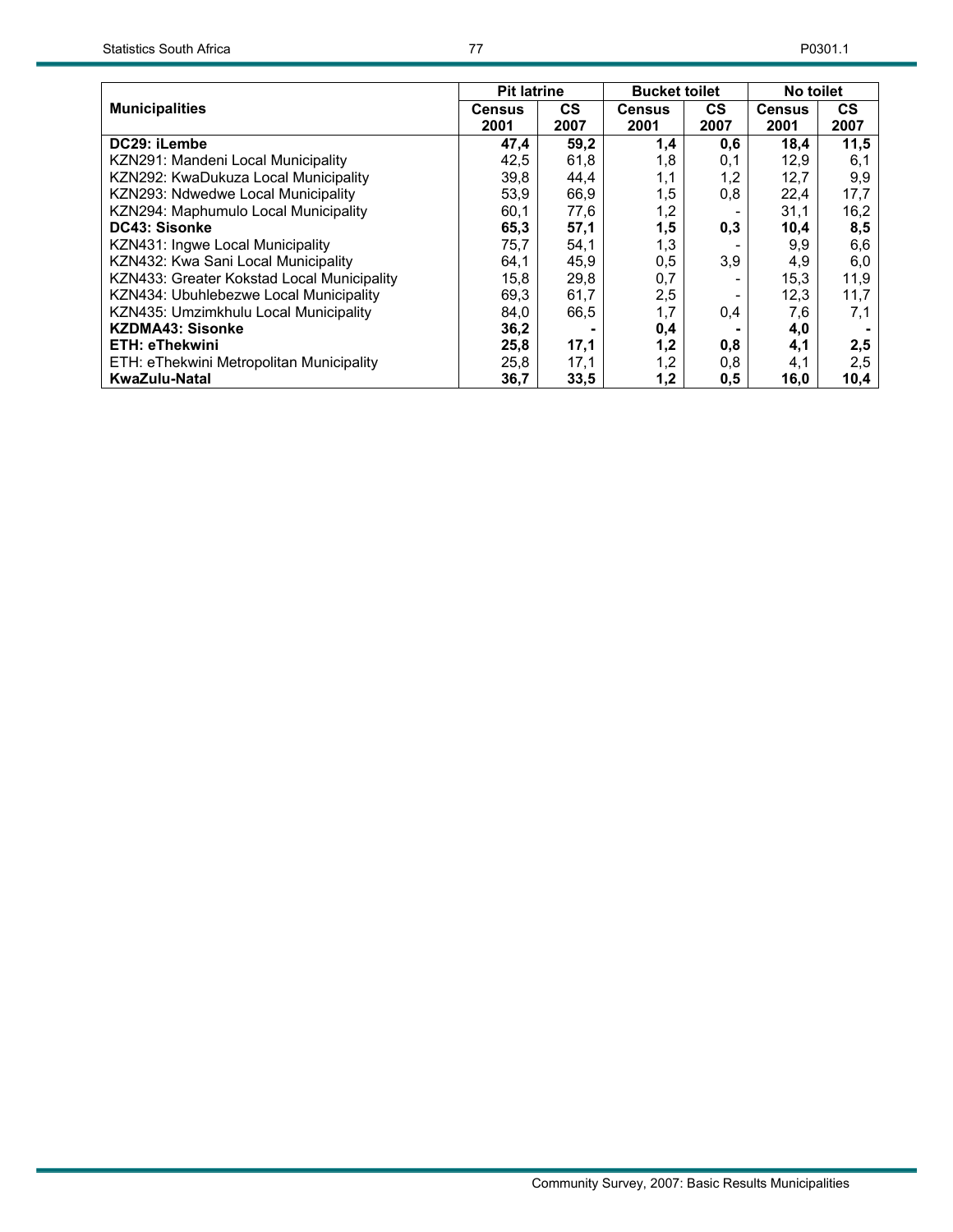| Municipalities | Pit latrine | | Bucket toilet | | No toilet | |
|---|---|---|---|---|---|---|
| | Census 2001 | CS 2007 | Census 2001 | CS 2007 | Census 2001 | CS 2007 |
| **DC29: iLembe** | **47,4** | **59,2** | **1,4** | **0,6** | **18,4** | **11,5** |
| KZN291: Mandeni Local Municipality | 42,5 | 61,8 | 1,8 | 0,1 | 12,9 | 6,1 |
| KZN292: KwaDukuza Local Municipality | 39,8 | 44,4 | 1,1 | 1,2 | 12,7 | 9,9 |
| KZN293: Ndwedwe Local Municipality | 53,9 | 66,9 | 1,5 | 0,8 | 22,4 | 17,7 |
| KZN294: Maphumulo Local Municipality | 60,1 | 77,6 | 1,2 | - | 31,1 | 16,2 |
| **DC43: Sisonke** | **65,3** | **57,1** | **1,5** | **0,3** | **10,4** | **8,5** |
| KZN431: Ingwe Local Municipality | 75,7 | 54,1 | 1,3 | - | 9,9 | 6,6 |
| KZN432: Kwa Sani Local Municipality | 64,1 | 45,9 | 0,5 | 3,9 | 4,9 | 6,0 |
| KZN433: Greater Kokstad Local Municipality | 15,8 | 29,8 | 0,7 | - | 15,3 | 11,9 |
| KZN434: Ubuhlebezwe Local Municipality | 69,3 | 61,7 | 2,5 | - | 12,3 | 11,7 |
| KZN435: Umzimkhulu Local Municipality | 84,0 | 66,5 | 1,7 | 0,4 | 7,6 | 7,1 |
| **KZDMA43: Sisonke** | **36,2** | **-** | **0,4** | **-** | **4,0** | **-** |
| **ETH: eThekwini** | **25,8** | **17,1** | **1,2** | **0,8** | **4,1** | **2,5** |
| ETH: eThekwini Metropolitan Municipality | 25,8 | 17,1 | 1,2 | 0,8 | 4,1 | 2,5 |
| **KwaZulu-Natal** | **36,7** | **33,5** | **1,2** | **0,5** | **16,0** | **10,4** |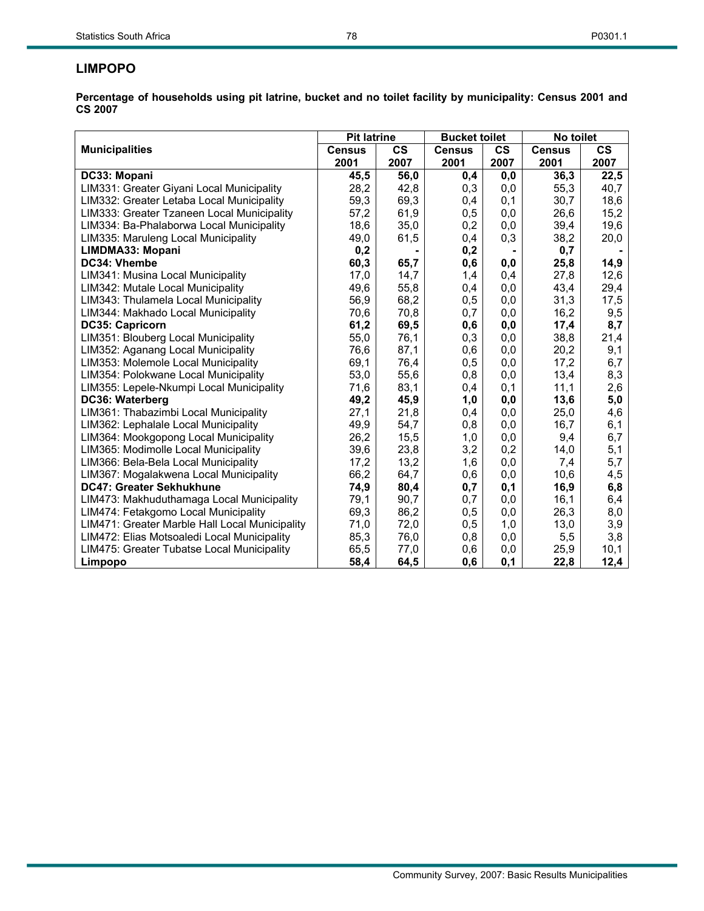## LIMPOPO

**Percentage of households using pit latrine, bucket and no toilet facility by municipality: Census 2001 and CS 2007**

| Municipalities | Pit latrine | | Bucket toilet | | No toilet | |
|---|---|---|---|---|---|---|
| | Census 2001 | CS 2007 | Census 2001 | CS 2007 | Census 2001 | CS 2007 |
| **DC33: Mopani** | **45,5** | **56,0** | **0,4** | **0,0** | **36,3** | **22,5** |
| LIM331: Greater Giyani Local Municipality | 28,2 | 42,8 | 0,3 | 0,0 | 55,3 | 40,7 |
| LIM332: Greater Letaba Local Municipality | 59,3 | 69,3 | 0,4 | 0,1 | 30,7 | 18,6 |
| LIM333: Greater Tzaneen Local Municipality | 57,2 | 61,9 | 0,5 | 0,0 | 26,6 | 15,2 |
| LIM334: Ba-Phalaborwa Local Municipality | 18,6 | 35,0 | 0,2 | 0,0 | 39,4 | 19,6 |
| LIM335: Maruleng Local Municipality | 49,0 | 61,5 | 0,4 | 0,3 | 38,2 | 20,0 |
| **LIMDMA33: Mopani** | **0,2** | **-** | **0,2** | **-** | **0,7** | **-** |
| **DC34: Vhembe** | **60,3** | **65,7** | **0,6** | **0,0** | **25,8** | **14,9** |
| LIM341: Musina Local Municipality | 17,0 | 14,7 | 1,4 | 0,4 | 27,8 | 12,6 |
| LIM342: Mutale Local Municipality | 49,6 | 55,8 | 0,4 | 0,0 | 43,4 | 29,4 |
| LIM343: Thulamela Local Municipality | 56,9 | 68,2 | 0,5 | 0,0 | 31,3 | 17,5 |
| LIM344: Makhado Local Municipality | 70,6 | 70,8 | 0,7 | 0,0 | 16,2 | 9,5 |
| **DC35: Capricorn** | **61,2** | **69,5** | **0,6** | **0,0** | **17,4** | **8,7** |
| LIM351: Blouberg Local Municipality | 55,0 | 76,1 | 0,3 | 0,0 | 38,8 | 21,4 |
| LIM352: Aganang Local Municipality | 76,6 | 87,1 | 0,6 | 0,0 | 20,2 | 9,1 |
| LIM353: Molemole Local Municipality | 69,1 | 76,4 | 0,5 | 0,0 | 17,2 | 6,7 |
| LIM354: Polokwane Local Municipality | 53,0 | 55,6 | 0,8 | 0,0 | 13,4 | 8,3 |
| LIM355: Lepele-Nkumpi Local Municipality | 71,6 | 83,1 | 0,4 | 0,1 | 11,1 | 2,6 |
| **DC36: Waterberg** | **49,2** | **45,9** | **1,0** | **0,0** | **13,6** | **5,0** |
| LIM361: Thabazimbi Local Municipality | 27,1 | 21,8 | 0,4 | 0,0 | 25,0 | 4,6 |
| LIM362: Lephalale Local Municipality | 49,9 | 54,7 | 0,8 | 0,0 | 16,7 | 6,1 |
| LIM364: Mookgopong Local Municipality | 26,2 | 15,5 | 1,0 | 0,0 | 9,4 | 6,7 |
| LIM365: Modimolle Local Municipality | 39,6 | 23,8 | 3,2 | 0,2 | 14,0 | 5,1 |
| LIM366: Bela-Bela Local Municipality | 17,2 | 13,2 | 1,6 | 0,0 | 7,4 | 5,7 |
| LIM367: Mogalakwena Local Municipality | 66,2 | 64,7 | 0,6 | 0,0 | 10,6 | 4,5 |
| **DC47: Greater Sekhukhune** | **74,9** | **80,4** | **0,7** | **0,1** | **16,9** | **6,8** |
| LIM473: Makhuduthamaga Local Municipality | 79,1 | 90,7 | 0,7 | 0,0 | 16,1 | 6,4 |
| LIM474: Fetakgomo Local Municipality | 69,3 | 86,2 | 0,5 | 0,0 | 26,3 | 8,0 |
| LIM471: Greater Marble Hall Local Municipality | 71,0 | 72,0 | 0,5 | 1,0 | 13,0 | 3,9 |
| LIM472: Elias Motsoaledi Local Municipality | 85,3 | 76,0 | 0,8 | 0,0 | 5,5 | 3,8 |
| LIM475: Greater Tubatse Local Municipality | 65,5 | 77,0 | 0,6 | 0,0 | 25,9 | 10,1 |
| **Limpopo** | **58,4** | **64,5** | **0,6** | **0,1** | **22,8** | **12,4** |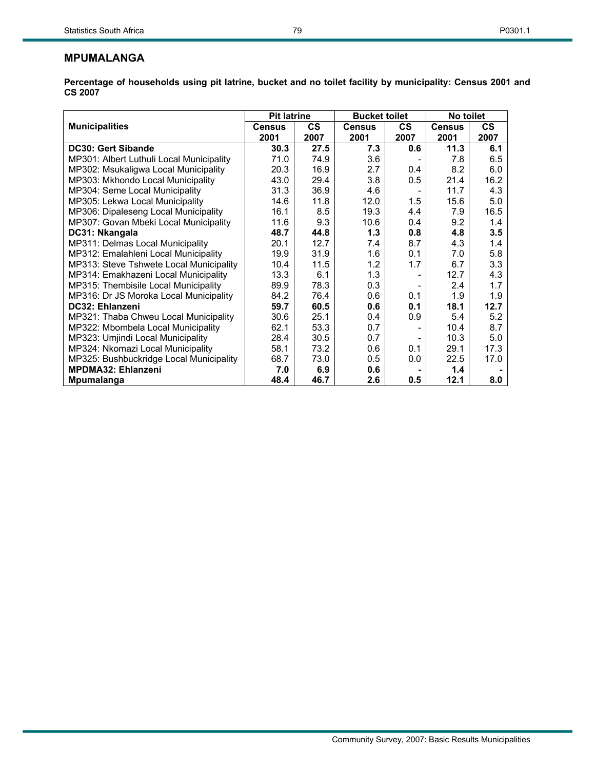## MPUMALANGA

**Percentage of households using pit latrine, bucket and no toilet facility by municipality: Census 2001 and CS 2007**

| Municipalities | Pit latrine | | Bucket toilet | | No toilet | |
|---|---|---|---|---|---|---|
| | Census 2001 | CS 2007 | Census 2001 | CS 2007 | Census 2001 | CS 2007 |
| **DC30: Gert Sibande** | **30.3** | **27.5** | **7.3** | **0.6** | **11.3** | **6.1** |
| MP301: Albert Luthuli Local Municipality | 71.0 | 74.9 | 3.6 | - | 7.8 | 6.5 |
| MP302: Msukaligwa Local Municipality | 20.3 | 16.9 | 2.7 | 0.4 | 8.2 | 6.0 |
| MP303: Mkhondo Local Municipality | 43.0 | 29.4 | 3.8 | 0.5 | 21.4 | 16.2 |
| MP304: Seme Local Municipality | 31.3 | 36.9 | 4.6 | - | 11.7 | 4.3 |
| MP305: Lekwa Local Municipality | 14.6 | 11.8 | 12.0 | 1.5 | 15.6 | 5.0 |
| MP306: Dipaleseng Local Municipality | 16.1 | 8.5 | 19.3 | 4.4 | 7.9 | 16.5 |
| MP307: Govan Mbeki Local Municipality | 11.6 | 9.3 | 10.6 | 0.4 | 9.2 | 1.4 |
| **DC31: Nkangala** | **48.7** | **44.8** | **1.3** | **0.8** | **4.8** | **3.5** |
| MP311: Delmas Local Municipality | 20.1 | 12.7 | 7.4 | 8.7 | 4.3 | 1.4 |
| MP312: Emalahleni Local Municipality | 19.9 | 31.9 | 1.6 | 0.1 | 7.0 | 5.8 |
| MP313: Steve Tshwete Local Municipality | 10.4 | 11.5 | 1.2 | 1.7 | 6.7 | 3.3 |
| MP314: Emakhazeni Local Municipality | 13.3 | 6.1 | 1.3 | - | 12.7 | 4.3 |
| MP315: Thembisile Local Municipality | 89.9 | 78.3 | 0.3 | - | 2.4 | 1.7 |
| MP316: Dr JS Moroka Local Municipality | 84.2 | 76.4 | 0.6 | 0.1 | 1.9 | 1.9 |
| **DC32: Ehlanzeni** | **59.7** | **60.5** | **0.6** | **0.1** | **18.1** | **12.7** |
| MP321: Thaba Chweu Local Municipality | 30.6 | 25.1 | 0.4 | 0.9 | 5.4 | 5.2 |
| MP322: Mbombela Local Municipality | 62.1 | 53.3 | 0.7 | - | 10.4 | 8.7 |
| MP323: Umjindi Local Municipality | 28.4 | 30.5 | 0.7 | - | 10.3 | 5.0 |
| MP324: Nkomazi Local Municipality | 58.1 | 73.2 | 0.6 | 0.1 | 29.1 | 17.3 |
| MP325: Bushbuckridge Local Municipality | 68.7 | 73.0 | 0.5 | 0.0 | 22.5 | 17.0 |
| **MPDMA32: Ehlanzeni** | **7.0** | **6.9** | **0.6** | **-** | **1.4** | **-** |
| **Mpumalanga** | **48.4** | **46.7** | **2.6** | **0.5** | **12.1** | **8.0** |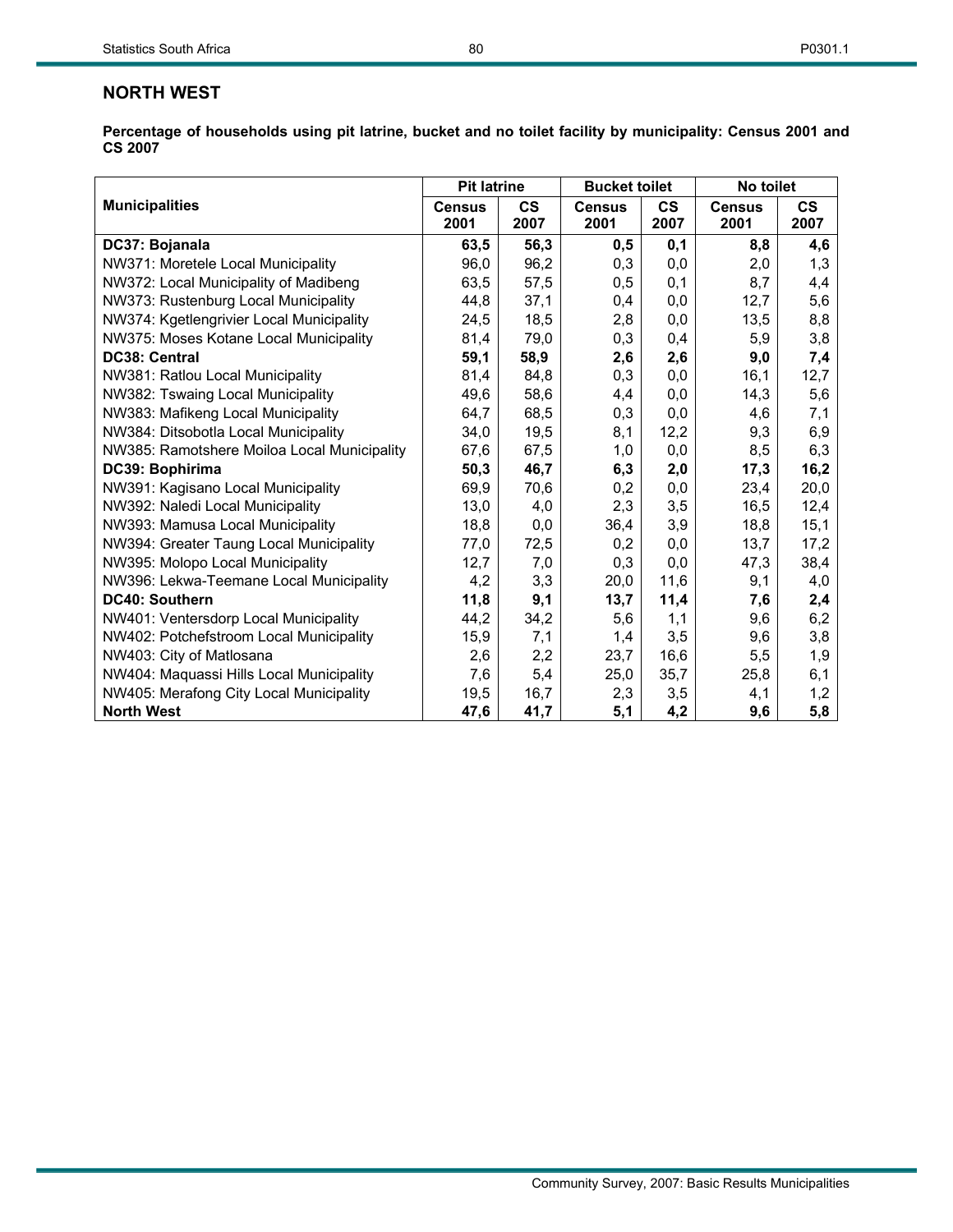## NORTH WEST

**Percentage of households using pit latrine, bucket and no toilet facility by municipality: Census 2001 and CS 2007**

| Municipalities | Pit latrine | | Bucket toilet | | No toilet | |
|---|---|---|---|---|---|---|
| | Census 2001 | CS 2007 | Census 2001 | CS 2007 | Census 2001 | CS 2007 |
| **DC37: Bojanala** | **63,5** | **56,3** | **0,5** | **0,1** | **8,8** | **4,6** |
| NW371: Moretele Local Municipality | 96,0 | 96,2 | 0,3 | 0,0 | 2,0 | 1,3 |
| NW372: Local Municipality of Madibeng | 63,5 | 57,5 | 0,5 | 0,1 | 8,7 | 4,4 |
| NW373: Rustenburg Local Municipality | 44,8 | 37,1 | 0,4 | 0,0 | 12,7 | 5,6 |
| NW374: Kgetlengrivier Local Municipality | 24,5 | 18,5 | 2,8 | 0,0 | 13,5 | 8,8 |
| NW375: Moses Kotane Local Municipality | 81,4 | 79,0 | 0,3 | 0,4 | 5,9 | 3,8 |
| **DC38: Central** | **59,1** | **58,9** | **2,6** | **2,6** | **9,0** | **7,4** |
| NW381: Ratlou Local Municipality | 81,4 | 84,8 | 0,3 | 0,0 | 16,1 | 12,7 |
| NW382: Tswaing Local Municipality | 49,6 | 58,6 | 4,4 | 0,0 | 14,3 | 5,6 |
| NW383: Mafikeng Local Municipality | 64,7 | 68,5 | 0,3 | 0,0 | 4,6 | 7,1 |
| NW384: Ditsobotla Local Municipality | 34,0 | 19,5 | 8,1 | 12,2 | 9,3 | 6,9 |
| NW385: Ramotshere Moiloa Local Municipality | 67,6 | 67,5 | 1,0 | 0,0 | 8,5 | 6,3 |
| **DC39: Bophirima** | **50,3** | **46,7** | **6,3** | **2,0** | **17,3** | **16,2** |
| NW391: Kagisano Local Municipality | 69,9 | 70,6 | 0,2 | 0,0 | 23,4 | 20,0 |
| NW392: Naledi Local Municipality | 13,0 | 4,0 | 2,3 | 3,5 | 16,5 | 12,4 |
| NW393: Mamusa Local Municipality | 18,8 | 0,0 | 36,4 | 3,9 | 18,8 | 15,1 |
| NW394: Greater Taung Local Municipality | 77,0 | 72,5 | 0,2 | 0,0 | 13,7 | 17,2 |
| NW395: Molopo Local Municipality | 12,7 | 7,0 | 0,3 | 0,0 | 47,3 | 38,4 |
| NW396: Lekwa-Teemane Local Municipality | 4,2 | 3,3 | 20,0 | 11,6 | 9,1 | 4,0 |
| **DC40: Southern** | **11,8** | **9,1** | **13,7** | **11,4** | **7,6** | **2,4** |
| NW401: Ventersdorp Local Municipality | 44,2 | 34,2 | 5,6 | 1,1 | 9,6 | 6,2 |
| NW402: Potchefstroom Local Municipality | 15,9 | 7,1 | 1,4 | 3,5 | 9,6 | 3,8 |
| NW403: City of Matlosana | 2,6 | 2,2 | 23,7 | 16,6 | 5,5 | 1,9 |
| NW404: Maquassi Hills Local Municipality | 7,6 | 5,4 | 25,0 | 35,7 | 25,8 | 6,1 |
| NW405: Merafong City Local Municipality | 19,5 | 16,7 | 2,3 | 3,5 | 4,1 | 1,2 |
| **North West** | **47,6** | **41,7** | **5,1** | **4,2** | **9,6** | **5,8** |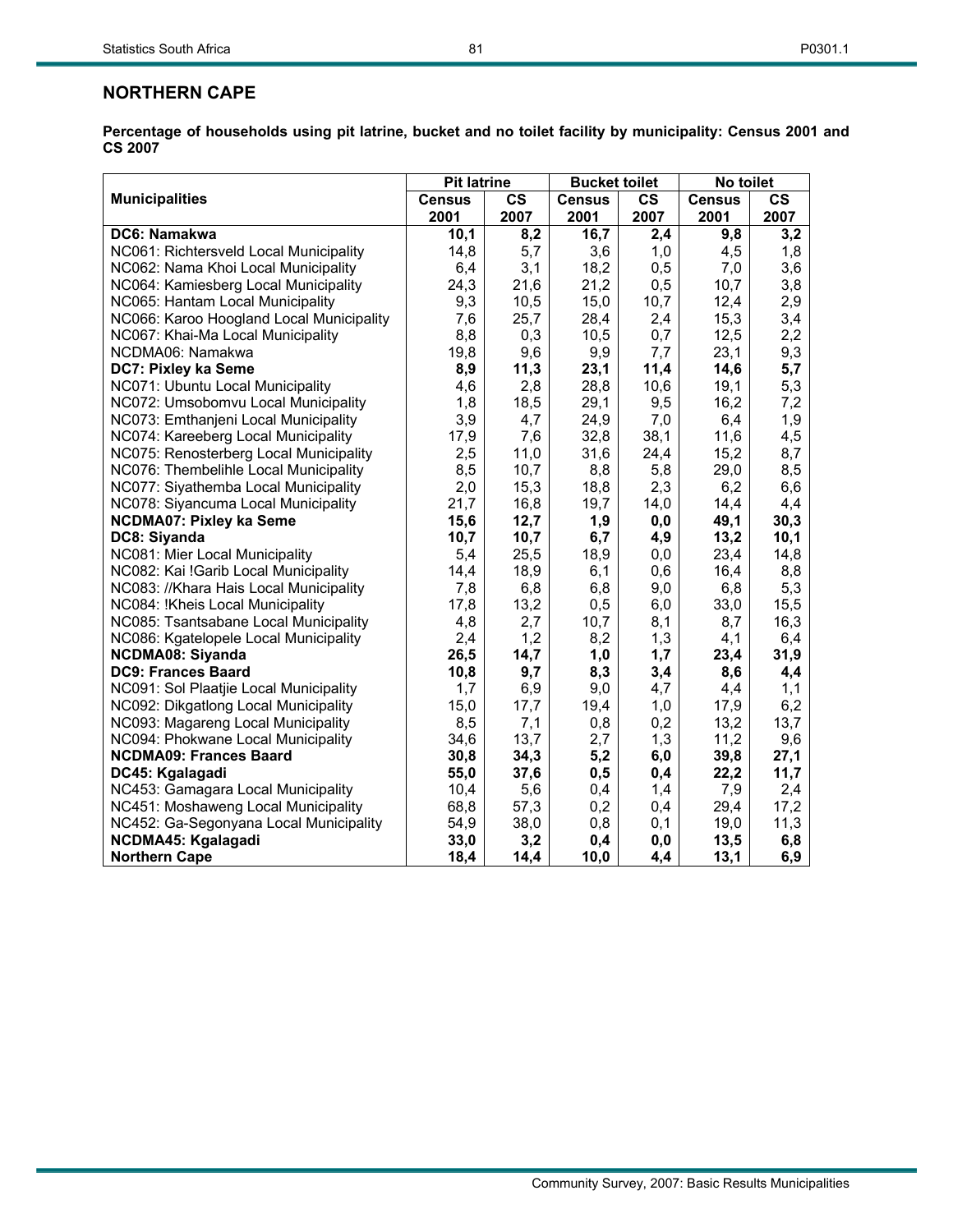## NORTHERN CAPE

**Percentage of households using pit latrine, bucket and no toilet facility by municipality: Census 2001 and CS 2007**

| Municipalities | Pit latrine | | Bucket toilet | | No toilet | |
|---|---|---|---|---|---|---|
| | Census 2001 | CS 2007 | Census 2001 | CS 2007 | Census 2001 | CS 2007 |
| **DC6: Namakwa** | **10,1** | **8,2** | **16,7** | **2,4** | **9,8** | **3,2** |
| NC061: Richtersveld Local Municipality | 14,8 | 5,7 | 3,6 | 1,0 | 4,5 | 1,8 |
| NC062: Nama Khoi Local Municipality | 6,4 | 3,1 | 18,2 | 0,5 | 7,0 | 3,6 |
| NC064: Kamiesberg Local Municipality | 24,3 | 21,6 | 21,2 | 0,5 | 10,7 | 3,8 |
| NC065: Hantam Local Municipality | 9,3 | 10,5 | 15,0 | 10,7 | 12,4 | 2,9 |
| NC066: Karoo Hoogland Local Municipality | 7,6 | 25,7 | 28,4 | 2,4 | 15,3 | 3,4 |
| NC067: Khai-Ma Local Municipality | 8,8 | 0,3 | 10,5 | 0,7 | 12,5 | 2,2 |
| NCDMA06: Namakwa | 19,8 | 9,6 | 9,9 | 7,7 | 23,1 | 9,3 |
| **DC7: Pixley ka Seme** | **8,9** | **11,3** | **23,1** | **11,4** | **14,6** | **5,7** |
| NC071: Ubuntu Local Municipality | 4,6 | 2,8 | 28,8 | 10,6 | 19,1 | 5,3 |
| NC072: Umsobomvu Local Municipality | 1,8 | 18,5 | 29,1 | 9,5 | 16,2 | 7,2 |
| NC073: Emthanjeni Local Municipality | 3,9 | 4,7 | 24,9 | 7,0 | 6,4 | 1,9 |
| NC074: Kareeberg Local Municipality | 17,9 | 7,6 | 32,8 | 38,1 | 11,6 | 4,5 |
| NC075: Renosterberg Local Municipality | 2,5 | 11,0 | 31,6 | 24,4 | 15,2 | 8,7 |
| NC076: Thembelihle Local Municipality | 8,5 | 10,7 | 8,8 | 5,8 | 29,0 | 8,5 |
| NC077: Siyathemba Local Municipality | 2,0 | 15,3 | 18,8 | 2,3 | 6,2 | 6,6 |
| NC078: Siyancuma Local Municipality | 21,7 | 16,8 | 19,7 | 14,0 | 14,4 | 4,4 |
| **NCDMA07: Pixley ka Seme** | **15,6** | **12,7** | **1,9** | **0,0** | **49,1** | **30,3** |
| **DC8: Siyanda** | **10,7** | **10,7** | **6,7** | **4,9** | **13,2** | **10,1** |
| NC081: Mier Local Municipality | 5,4 | 25,5 | 18,9 | 0,0 | 23,4 | 14,8 |
| NC082: Kai !Garib Local Municipality | 14,4 | 18,9 | 6,1 | 0,6 | 16,4 | 8,8 |
| NC083: //Khara Hais Local Municipality | 7,8 | 6,8 | 6,8 | 9,0 | 6,8 | 5,3 |
| NC084: !Kheis Local Municipality | 17,8 | 13,2 | 0,5 | 6,0 | 33,0 | 15,5 |
| NC085: Tsantsabane Local Municipality | 4,8 | 2,7 | 10,7 | 8,1 | 8,7 | 16,3 |
| NC086: Kgatelopele Local Municipality | 2,4 | 1,2 | 8,2 | 1,3 | 4,1 | 6,4 |
| **NCDMA08: Siyanda** | **26,5** | **14,7** | **1,0** | **1,7** | **23,4** | **31,9** |
| **DC9: Frances Baard** | **10,8** | **9,7** | **8,3** | **3,4** | **8,6** | **4,4** |
| NC091: Sol Plaatjie Local Municipality | 1,7 | 6,9 | 9,0 | 4,7 | 4,4 | 1,1 |
| NC092: Dikgatlong Local Municipality | 15,0 | 17,7 | 19,4 | 1,0 | 17,9 | 6,2 |
| NC093: Magareng Local Municipality | 8,5 | 7,1 | 0,8 | 0,2 | 13,2 | 13,7 |
| NC094: Phokwane Local Municipality | 34,6 | 13,7 | 2,7 | 1,3 | 11,2 | 9,6 |
| **NCDMA09: Frances Baard** | **30,8** | **34,3** | **5,2** | **6,0** | **39,8** | **27,1** |
| **DC45: Kgalagadi** | **55,0** | **37,6** | **0,5** | **0,4** | **22,2** | **11,7** |
| NC453: Gamagara Local Municipality | 10,4 | 5,6 | 0,4 | 1,4 | 7,9 | 2,4 |
| NC451: Moshaweng Local Municipality | 68,8 | 57,3 | 0,2 | 0,4 | 29,4 | 17,2 |
| NC452: Ga-Segonyana Local Municipality | 54,9 | 38,0 | 0,8 | 0,1 | 19,0 | 11,3 |
| **NCDMA45: Kgalagadi** | **33,0** | **3,2** | **0,4** | **0,0** | **13,5** | **6,8** |
| **Northern Cape** | **18,4** | **14,4** | **10,0** | **4,4** | **13,1** | **6,9** |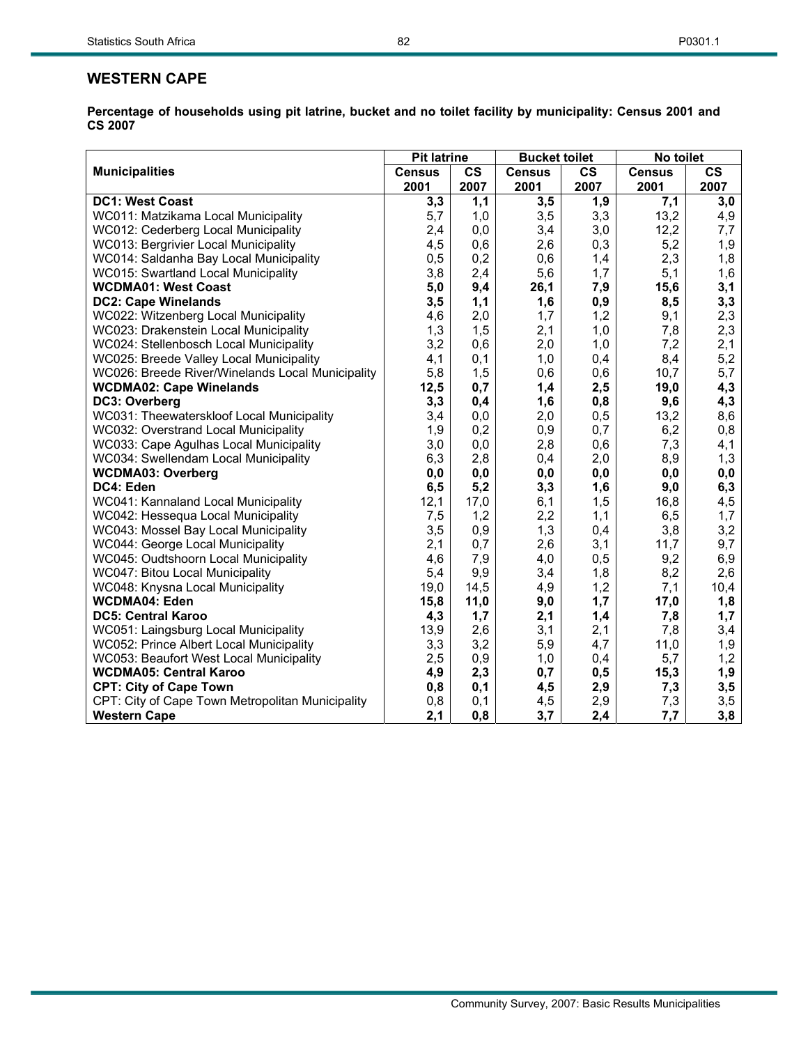## WESTERN CAPE

**Percentage of households using pit latrine, bucket and no toilet facility by municipality: Census 2001 and CS 2007**

| Municipalities | Pit latrine | | Bucket toilet | | No toilet | |
|---|---|---|---|---|---|---|
| | Census 2001 | CS 2007 | Census 2001 | CS 2007 | Census 2001 | CS 2007 |
| **DC1: West Coast** | **3,3** | **1,1** | **3,5** | **1,9** | **7,1** | **3,0** |
| WC011: Matzikama Local Municipality | 5,7 | 1,0 | 3,5 | 3,3 | 13,2 | 4,9 |
| WC012: Cederberg Local Municipality | 2,4 | 0,0 | 3,4 | 3,0 | 12,2 | 7,7 |
| WC013: Bergrivier Local Municipality | 4,5 | 0,6 | 2,6 | 0,3 | 5,2 | 1,9 |
| WC014: Saldanha Bay Local Municipality | 0,5 | 0,2 | 0,6 | 1,4 | 2,3 | 1,8 |
| WC015: Swartland Local Municipality | 3,8 | 2,4 | 5,6 | 1,7 | 5,1 | 1,6 |
| **WCDMA01: West Coast** | **5,0** | **9,4** | **26,1** | **7,9** | **15,6** | **3,1** |
| **DC2: Cape Winelands** | **3,5** | **1,1** | **1,6** | **0,9** | **8,5** | **3,3** |
| WC022: Witzenberg Local Municipality | 4,6 | 2,0 | 1,7 | 1,2 | 9,1 | 2,3 |
| WC023: Drakenstein Local Municipality | 1,3 | 1,5 | 2,1 | 1,0 | 7,8 | 2,3 |
| WC024: Stellenbosch Local Municipality | 3,2 | 0,6 | 2,0 | 1,0 | 7,2 | 2,1 |
| WC025: Breede Valley Local Municipality | 4,1 | 0,1 | 1,0 | 0,4 | 8,4 | 5,2 |
| WC026: Breede River/Winelands Local Municipality | 5,8 | 1,5 | 0,6 | 0,6 | 10,7 | 5,7 |
| **WCDMA02: Cape Winelands** | **12,5** | **0,7** | **1,4** | **2,5** | **19,0** | **4,3** |
| **DC3: Overberg** | **3,3** | **0,4** | **1,6** | **0,8** | **9,6** | **4,3** |
| WC031: Theewaterskloof Local Municipality | 3,4 | 0,0 | 2,0 | 0,5 | 13,2 | 8,6 |
| WC032: Overstrand Local Municipality | 1,9 | 0,2 | 0,9 | 0,7 | 6,2 | 0,8 |
| WC033: Cape Agulhas Local Municipality | 3,0 | 0,0 | 2,8 | 0,6 | 7,3 | 4,1 |
| WC034: Swellendam Local Municipality | 6,3 | 2,8 | 0,4 | 2,0 | 8,9 | 1,3 |
| **WCDMA03: Overberg** | **0,0** | **0,0** | **0,0** | **0,0** | **0,0** | **0,0** |
| **DC4: Eden** | **6,5** | **5,2** | **3,3** | **1,6** | **9,0** | **6,3** |
| WC041: Kannaland Local Municipality | 12,1 | 17,0 | 6,1 | 1,5 | 16,8 | 4,5 |
| WC042: Hessequa Local Municipality | 7,5 | 1,2 | 2,2 | 1,1 | 6,5 | 1,7 |
| WC043: Mossel Bay Local Municipality | 3,5 | 0,9 | 1,3 | 0,4 | 3,8 | 3,2 |
| WC044: George Local Municipality | 2,1 | 0,7 | 2,6 | 3,1 | 11,7 | 9,7 |
| WC045: Oudtshoorn Local Municipality | 4,6 | 7,9 | 4,0 | 0,5 | 9,2 | 6,9 |
| WC047: Bitou Local Municipality | 5,4 | 9,9 | 3,4 | 1,8 | 8,2 | 2,6 |
| WC048: Knysna Local Municipality | 19,0 | 14,5 | 4,9 | 1,2 | 7,1 | 10,4 |
| **WCDMA04: Eden** | **15,8** | **11,0** | **9,0** | **1,7** | **17,0** | **1,8** |
| **DC5: Central Karoo** | **4,3** | **1,7** | **2,1** | **1,4** | **7,8** | **1,7** |
| WC051: Laingsburg Local Municipality | 13,9 | 2,6 | 3,1 | 2,1 | 7,8 | 3,4 |
| WC052: Prince Albert Local Municipality | 3,3 | 3,2 | 5,9 | 4,7 | 11,0 | 1,9 |
| WC053: Beaufort West Local Municipality | 2,5 | 0,9 | 1,0 | 0,4 | 5,7 | 1,2 |
| **WCDMA05: Central Karoo** | **4,9** | **2,3** | **0,7** | **0,5** | **15,3** | **1,9** |
| **CPT: City of Cape Town** | **0,8** | **0,1** | **4,5** | **2,9** | **7,3** | **3,5** |
| CPT: City of Cape Town Metropolitan Municipality | 0,8 | 0,1 | 4,5 | 2,9 | 7,3 | 3,5 |
| **Western Cape** | **2,1** | **0,8** | **3,7** | **2,4** | **7,7** | **3,8** |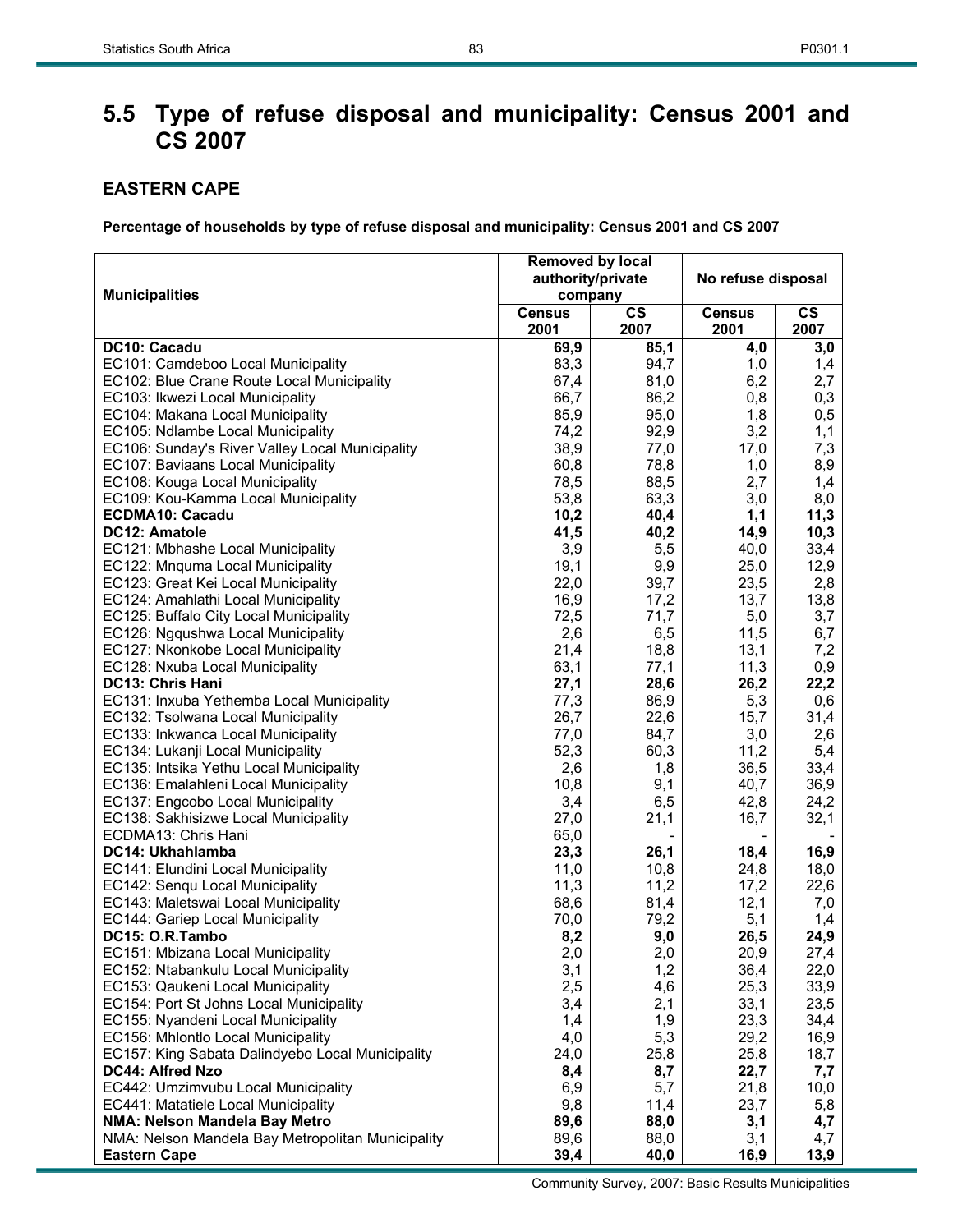## 5.5 Type of refuse disposal and municipality: Census 2001 and CS 2007

### EASTERN CAPE

**Percentage of households by type of refuse disposal and municipality: Census 2001 and CS 2007**

| Municipalities | Removed by local authority/private company | | No refuse disposal | |
|---|---|---|---|---|
| | Census 2001 | CS 2007 | Census 2001 | CS 2007 |
| **DC10: Cacadu** | **69,9** | **85,1** | **4,0** | **3,0** |
| EC101: Camdeboo Local Municipality | 83,3 | 94,7 | 1,0 | 1,4 |
| EC102: Blue Crane Route Local Municipality | 67,4 | 81,0 | 6,2 | 2,7 |
| EC103: Ikwezi Local Municipality | 66,7 | 86,2 | 0,8 | 0,3 |
| EC104: Makana Local Municipality | 85,9 | 95,0 | 1,8 | 0,5 |
| EC105: Ndlambe Local Municipality | 74,2 | 92,9 | 3,2 | 1,1 |
| EC106: Sunday's River Valley Local Municipality | 38,9 | 77,0 | 17,0 | 7,3 |
| EC107: Baviaans Local Municipality | 60,8 | 78,8 | 1,0 | 8,9 |
| EC108: Kouga Local Municipality | 78,5 | 88,5 | 2,7 | 1,4 |
| EC109: Kou-Kamma Local Municipality | 53,8 | 63,3 | 3,0 | 8,0 |
| **ECDMA10: Cacadu** | **10,2** | **40,4** | **1,1** | **11,3** |
| **DC12: Amatole** | **41,5** | **40,2** | **14,9** | **10,3** |
| EC121: Mbhashe Local Municipality | 3,9 | 5,5 | 40,0 | 33,4 |
| EC122: Mnquma Local Municipality | 19,1 | 9,9 | 25,0 | 12,9 |
| EC123: Great Kei Local Municipality | 22,0 | 39,7 | 23,5 | 2,8 |
| EC124: Amahlathi Local Municipality | 16,9 | 17,2 | 13,7 | 13,8 |
| EC125: Buffalo City Local Municipality | 72,5 | 71,7 | 5,0 | 3,7 |
| EC126: Ngqushwa Local Municipality | 2,6 | 6,5 | 11,5 | 6,7 |
| EC127: Nkonkobe Local Municipality | 21,4 | 18,8 | 13,1 | 7,2 |
| EC128: Nxuba Local Municipality | 63,1 | 77,1 | 11,3 | 0,9 |
| **DC13: Chris Hani** | **27,1** | **28,6** | **26,2** | **22,2** |
| EC131: Inxuba Yethemba Local Municipality | 77,3 | 86,9 | 5,3 | 0,6 |
| EC132: Tsolwana Local Municipality | 26,7 | 22,6 | 15,7 | 31,4 |
| EC133: Inkwanca Local Municipality | 77,0 | 84,7 | 3,0 | 2,6 |
| EC134: Lukanji Local Municipality | 52,3 | 60,3 | 11,2 | 5,4 |
| EC135: Intsika Yethu Local Municipality | 2,6 | 1,8 | 36,5 | 33,4 |
| EC136: Emalahleni Local Municipality | 10,8 | 9,1 | 40,7 | 36,9 |
| EC137: Engcobo Local Municipality | 3,4 | 6,5 | 42,8 | 24,2 |
| EC138: Sakhisizwe Local Municipality | 27,0 | 21,1 | 16,7 | 32,1 |
| ECDMA13: Chris Hani | 65,0 | - | - | - |
| **DC14: Ukhahlamba** | **23,3** | **26,1** | **18,4** | **16,9** |
| EC141: Elundini Local Municipality | 11,0 | 10,8 | 24,8 | 18,0 |
| EC142: Senqu Local Municipality | 11,3 | 11,2 | 17,2 | 22,6 |
| EC143: Maletswai Local Municipality | 68,6 | 81,4 | 12,1 | 7,0 |
| EC144: Gariep Local Municipality | 70,0 | 79,2 | 5,1 | 1,4 |
| **DC15: O.R.Tambo** | **8,2** | **9,0** | **26,5** | **24,9** |
| EC151: Mbizana Local Municipality | 2,0 | 2,0 | 20,9 | 27,4 |
| EC152: Ntabankulu Local Municipality | 3,1 | 1,2 | 36,4 | 22,0 |
| EC153: Qaukeni Local Municipality | 2,5 | 4,6 | 25,3 | 33,9 |
| EC154: Port St Johns Local Municipality | 3,4 | 2,1 | 33,1 | 23,5 |
| EC155: Nyandeni Local Municipality | 1,4 | 1,9 | 23,3 | 34,4 |
| EC156: Mhlontlo Local Municipality | 4,0 | 5,3 | 29,2 | 16,9 |
| EC157: King Sabata Dalindyebo Local Municipality | 24,0 | 25,8 | 25,8 | 18,7 |
| **DC44: Alfred Nzo** | **8,4** | **8,7** | **22,7** | **7,7** |
| EC442: Umzimvubu Local Municipality | 6,9 | 5,7 | 21,8 | 10,0 |
| EC441: Matatiele Local Municipality | 9,8 | 11,4 | 23,7 | 5,8 |
| **NMA: Nelson Mandela Bay Metro** | **89,6** | **88,0** | **3,1** | **4,7** |
| NMA: Nelson Mandela Bay Metropolitan Municipality | 89,6 | 88,0 | 3,1 | 4,7 |
| **Eastern Cape** | **39,4** | **40,0** | **16,9** | **13,9** |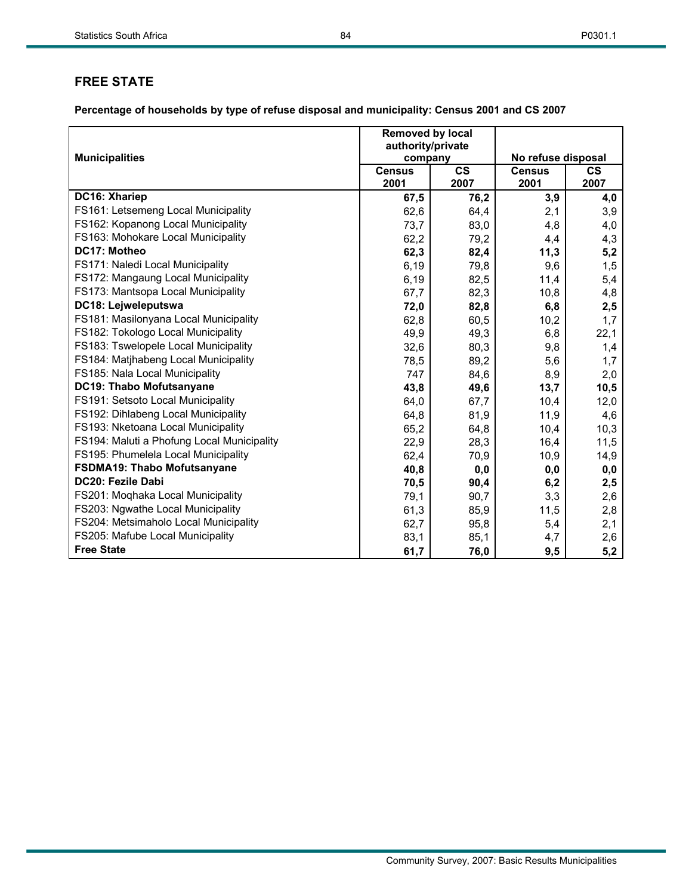## FREE STATE

**Percentage of households by type of refuse disposal and municipality: Census 2001 and CS 2007**

| Municipalities | Removed by local authority/private company | | No refuse disposal | |
|---|---|---|---|---|
| | Census 2001 | CS 2007 | Census 2001 | CS 2007 |
| **DC16: Xhariep** | **67,5** | **76,2** | **3,9** | **4,0** |
| FS161: Letsemeng Local Municipality | 62,6 | 64,4 | 2,1 | 3,9 |
| FS162: Kopanong Local Municipality | 73,7 | 83,0 | 4,8 | 4,0 |
| FS163: Mohokare Local Municipality | 62,2 | 79,2 | 4,4 | 4,3 |
| **DC17: Motheo** | **62,3** | **82,4** | **11,3** | **5,2** |
| FS171: Naledi Local Municipality | 6,19 | 79,8 | 9,6 | 1,5 |
| FS172: Mangaung Local Municipality | 6,19 | 82,5 | 11,4 | 5,4 |
| FS173: Mantsopa Local Municipality | 67,7 | 82,3 | 10,8 | 4,8 |
| **DC18: Lejweleputswa** | **72,0** | **82,8** | **6,8** | **2,5** |
| FS181: Masilonyana Local Municipality | 62,8 | 60,5 | 10,2 | 1,7 |
| FS182: Tokologo Local Municipality | 49,9 | 49,3 | 6,8 | 22,1 |
| FS183: Tswelopele Local Municipality | 32,6 | 80,3 | 9,8 | 1,4 |
| FS184: Matjhabeng Local Municipality | 78,5 | 89,2 | 5,6 | 1,7 |
| FS185: Nala Local Municipality | 747 | 84,6 | 8,9 | 2,0 |
| **DC19: Thabo Mofutsanyane** | **43,8** | **49,6** | **13,7** | **10,5** |
| FS191: Setsoto Local Municipality | 64,0 | 67,7 | 10,4 | 12,0 |
| FS192: Dihlabeng Local Municipality | 64,8 | 81,9 | 11,9 | 4,6 |
| FS193: Nketoana Local Municipality | 65,2 | 64,8 | 10,4 | 10,3 |
| FS194: Maluti a Phofung Local Municipality | 22,9 | 28,3 | 16,4 | 11,5 |
| FS195: Phumelela Local Municipality | 62,4 | 70,9 | 10,9 | 14,9 |
| **FSDMA19: Thabo Mofutsanyane** | **40,8** | **0,0** | **0,0** | **0,0** |
| **DC20: Fezile Dabi** | **70,5** | **90,4** | **6,2** | **2,5** |
| FS201: Moqhaka Local Municipality | 79,1 | 90,7 | 3,3 | 2,6 |
| FS203: Ngwathe Local Municipality | 61,3 | 85,9 | 11,5 | 2,8 |
| FS204: Metsimaholo Local Municipality | 62,7 | 95,8 | 5,4 | 2,1 |
| FS205: Mafube Local Municipality | 83,1 | 85,1 | 4,7 | 2,6 |
| **Free State** | **61,7** | **76,0** | **9,5** | **5,2** |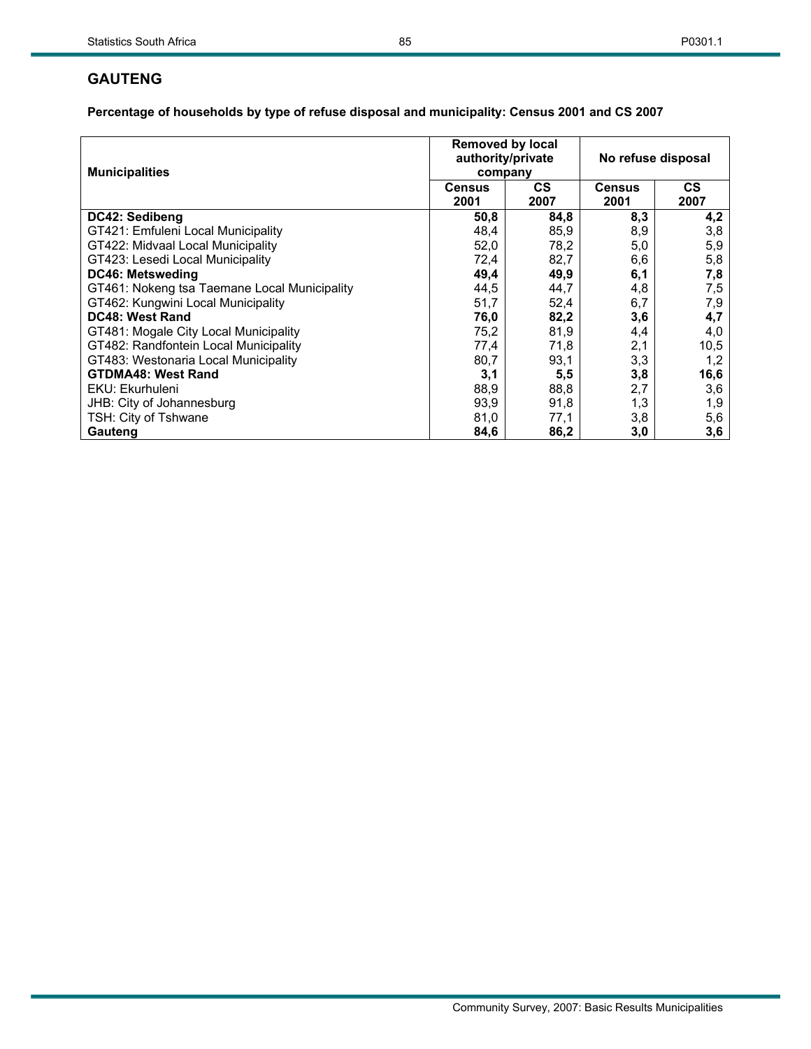## GAUTENG

**Percentage of households by type of refuse disposal and municipality: Census 2001 and CS 2007**

| Municipalities | Removed by local authority/private company | | No refuse disposal | |
|---|---|---|---|---|
| | Census 2001 | CS 2007 | Census 2001 | CS 2007 |
| **DC42: Sedibeng** | **50,8** | **84,8** | **8,3** | **4,2** |
| GT421: Emfuleni Local Municipality | 48,4 | 85,9 | 8,9 | 3,8 |
| GT422: Midvaal Local Municipality | 52,0 | 78,2 | 5,0 | 5,9 |
| GT423: Lesedi Local Municipality | 72,4 | 82,7 | 6,6 | 5,8 |
| **DC46: Metsweding** | **49,4** | **49,9** | **6,1** | **7,8** |
| GT461: Nokeng tsa Taemane Local Municipality | 44,5 | 44,7 | 4,8 | 7,5 |
| GT462: Kungwini Local Municipality | 51,7 | 52,4 | 6,7 | 7,9 |
| **DC48: West Rand** | **76,0** | **82,2** | **3,6** | **4,7** |
| GT481: Mogale City Local Municipality | 75,2 | 81,9 | 4,4 | 4,0 |
| GT482: Randfontein Local Municipality | 77,4 | 71,8 | 2,1 | 10,5 |
| GT483: Westonaria Local Municipality | 80,7 | 93,1 | 3,3 | 1,2 |
| **GTDMA48: West Rand** | **3,1** | **5,5** | **3,8** | **16,6** |
| EKU: Ekurhuleni | 88,9 | 88,8 | 2,7 | 3,6 |
| JHB: City of Johannesburg | 93,9 | 91,8 | 1,3 | 1,9 |
| TSH: City of Tshwane | 81,0 | 77,1 | 3,8 | 5,6 |
| **Gauteng** | **84,6** | **86,2** | **3,0** | **3,6** |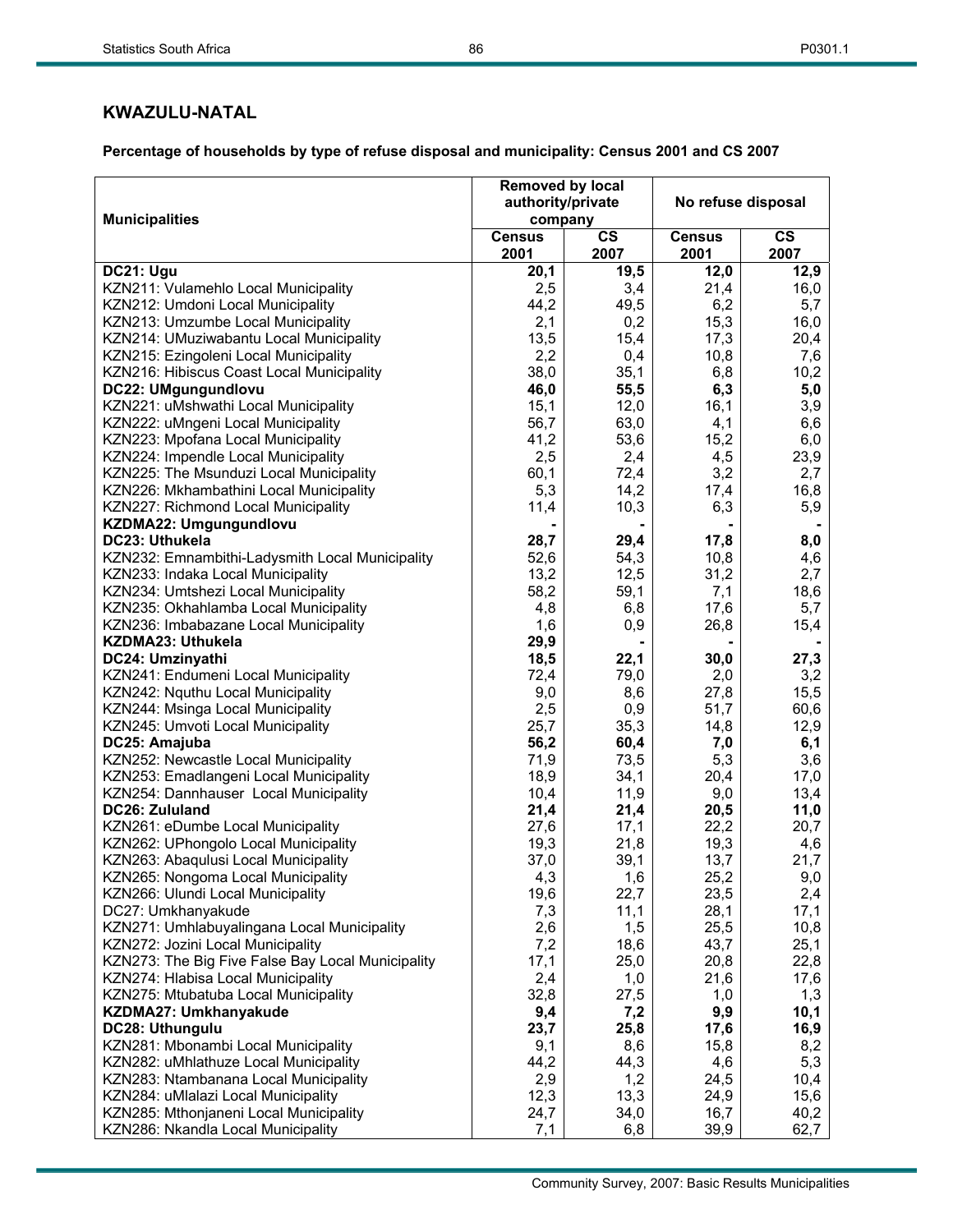## KWAZULU-NATAL

**Percentage of households by type of refuse disposal and municipality: Census 2001 and CS 2007**

| Municipalities | Removed by local authority/private company | | No refuse disposal | |
|---|---|---|---|---|
| | Census 2001 | CS 2007 | Census 2001 | CS 2007 |
| **DC21: Ugu** | **20,1** | **19,5** | **12,0** | **12,9** |
| KZN211: Vulamehlo Local Municipality | 2,5 | 3,4 | 21,4 | 16,0 |
| KZN212: Umdoni Local Municipality | 44,2 | 49,5 | 6,2 | 5,7 |
| KZN213: Umzumbe Local Municipality | 2,1 | 0,2 | 15,3 | 16,0 |
| KZN214: UMuziwabantu Local Municipality | 13,5 | 15,4 | 17,3 | 20,4 |
| KZN215: Ezingoleni Local Municipality | 2,2 | 0,4 | 10,8 | 7,6 |
| KZN216: Hibiscus Coast Local Municipality | 38,0 | 35,1 | 6,8 | 10,2 |
| **DC22: UMgungundlovu** | **46,0** | **55,5** | **6,3** | **5,0** |
| KZN221: uMshwathi Local Municipality | 15,1 | 12,0 | 16,1 | 3,9 |
| KZN222: uMngeni Local Municipality | 56,7 | 63,0 | 4,1 | 6,6 |
| KZN223: Mpofana Local Municipality | 41,2 | 53,6 | 15,2 | 6,0 |
| KZN224: Impendle Local Municipality | 2,5 | 2,4 | 4,5 | 23,9 |
| KZN225: The Msunduzi Local Municipality | 60,1 | 72,4 | 3,2 | 2,7 |
| KZN226: Mkhambathini Local Municipality | 5,3 | 14,2 | 17,4 | 16,8 |
| KZN227: Richmond Local Municipality | 11,4 | 10,3 | 6,3 | 5,9 |
| **KZDMA22: Umgungundlovu** | **-** | **-** | **-** | **-** |
| **DC23: Uthukela** | **28,7** | **29,4** | **17,8** | **8,0** |
| KZN232: Emnambithi-Ladysmith Local Municipality | 52,6 | 54,3 | 10,8 | 4,6 |
| KZN233: Indaka Local Municipality | 13,2 | 12,5 | 31,2 | 2,7 |
| KZN234: Umtshezi Local Municipality | 58,2 | 59,1 | 7,1 | 18,6 |
| KZN235: Okhahlamba Local Municipality | 4,8 | 6,8 | 17,6 | 5,7 |
| KZN236: Imbabazane Local Municipality | 1,6 | 0,9 | 26,8 | 15,4 |
| **KZDMA23: Uthukela** | **29,9** | **-** | **-** | **-** |
| **DC24: Umzinyathi** | **18,5** | **22,1** | **30,0** | **27,3** |
| KZN241: Endumeni Local Municipality | 72,4 | 79,0 | 2,0 | 3,2 |
| KZN242: Nquthu Local Municipality | 9,0 | 8,6 | 27,8 | 15,5 |
| KZN244: Msinga Local Municipality | 2,5 | 0,9 | 51,7 | 60,6 |
| KZN245: Umvoti Local Municipality | 25,7 | 35,3 | 14,8 | 12,9 |
| **DC25: Amajuba** | **56,2** | **60,4** | **7,0** | **6,1** |
| KZN252: Newcastle Local Municipality | 71,9 | 73,5 | 5,3 | 3,6 |
| KZN253: Emadlangeni Local Municipality | 18,9 | 34,1 | 20,4 | 17,0 |
| KZN254: Dannhauser Local Municipality | 10,4 | 11,9 | 9,0 | 13,4 |
| **DC26: Zululand** | **21,4** | **21,4** | **20,5** | **11,0** |
| KZN261: eDumbe Local Municipality | 27,6 | 17,1 | 22,2 | 20,7 |
| KZN262: UPhongolo Local Municipality | 19,3 | 21,8 | 19,3 | 4,6 |
| KZN263: Abaqulusi Local Municipality | 37,0 | 39,1 | 13,7 | 21,7 |
| KZN265: Nongoma Local Municipality | 4,3 | 1,6 | 25,2 | 9,0 |
| KZN266: Ulundi Local Municipality | 19,6 | 22,7 | 23,5 | 2,4 |
| DC27: Umkhanyakude | 7,3 | 11,1 | 28,1 | 17,1 |
| KZN271: Umhlabuyalingana Local Municipality | 2,6 | 1,5 | 25,5 | 10,8 |
| KZN272: Jozini Local Municipality | 7,2 | 18,6 | 43,7 | 25,1 |
| KZN273: The Big Five False Bay Local Municipality | 17,1 | 25,0 | 20,8 | 22,8 |
| KZN274: Hlabisa Local Municipality | 2,4 | 1,0 | 21,6 | 17,6 |
| KZN275: Mtubatuba Local Municipality | 32,8 | 27,5 | 1,0 | 1,3 |
| **KZDMA27: Umkhanyakude** | **9,4** | **7,2** | **9,9** | **10,1** |
| **DC28: Uthungulu** | **23,7** | **25,8** | **17,6** | **16,9** |
| KZN281: Mbonambi Local Municipality | 9,1 | 8,6 | 15,8 | 8,2 |
| KZN282: uMhlathuze Local Municipality | 44,2 | 44,3 | 4,6 | 5,3 |
| KZN283: Ntambanana Local Municipality | 2,9 | 1,2 | 24,5 | 10,4 |
| KZN284: uMlalazi Local Municipality | 12,3 | 13,3 | 24,9 | 15,6 |
| KZN285: Mthonjaneni Local Municipality | 24,7 | 34,0 | 16,7 | 40,2 |
| KZN286: Nkandla Local Municipality | 7,1 | 6,8 | 39,9 | 62,7 |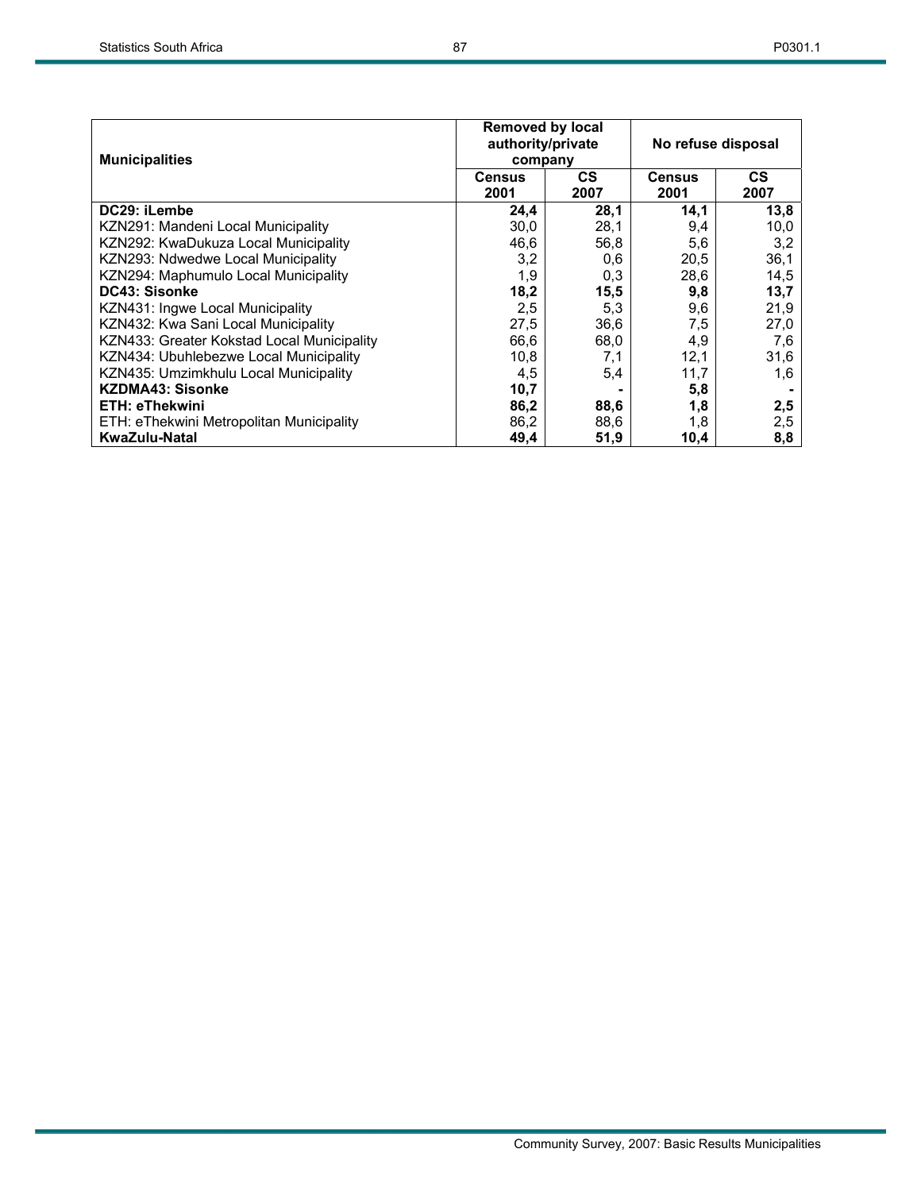| Municipalities | Removed by local authority/private company | | No refuse disposal | |
|---|---|---|---|---|
| | Census 2001 | CS 2007 | Census 2001 | CS 2007 |
| **DC29: iLembe** | **24,4** | **28,1** | **14,1** | **13,8** |
| KZN291: Mandeni Local Municipality | 30,0 | 28,1 | 9,4 | 10,0 |
| KZN292: KwaDukuza Local Municipality | 46,6 | 56,8 | 5,6 | 3,2 |
| KZN293: Ndwedwe Local Municipality | 3,2 | 0,6 | 20,5 | 36,1 |
| KZN294: Maphumulo Local Municipality | 1,9 | 0,3 | 28,6 | 14,5 |
| **DC43: Sisonke** | **18,2** | **15,5** | **9,8** | **13,7** |
| KZN431: Ingwe Local Municipality | 2,5 | 5,3 | 9,6 | 21,9 |
| KZN432: Kwa Sani Local Municipality | 27,5 | 36,6 | 7,5 | 27,0 |
| KZN433: Greater Kokstad Local Municipality | 66,6 | 68,0 | 4,9 | 7,6 |
| KZN434: Ubuhlebezwe Local Municipality | 10,8 | 7,1 | 12,1 | 31,6 |
| KZN435: Umzimkhulu Local Municipality | 4,5 | 5,4 | 11,7 | 1,6 |
| **KZDMA43: Sisonke** | **10,7** | **-** | **5,8** | **-** |
| **ETH: eThekwini** | **86,2** | **88,6** | **1,8** | **2,5** |
| ETH: eThekwini Metropolitan Municipality | 86,2 | 88,6 | 1,8 | 2,5 |
| **KwaZulu-Natal** | **49,4** | **51,9** | **10,4** | **8,8** |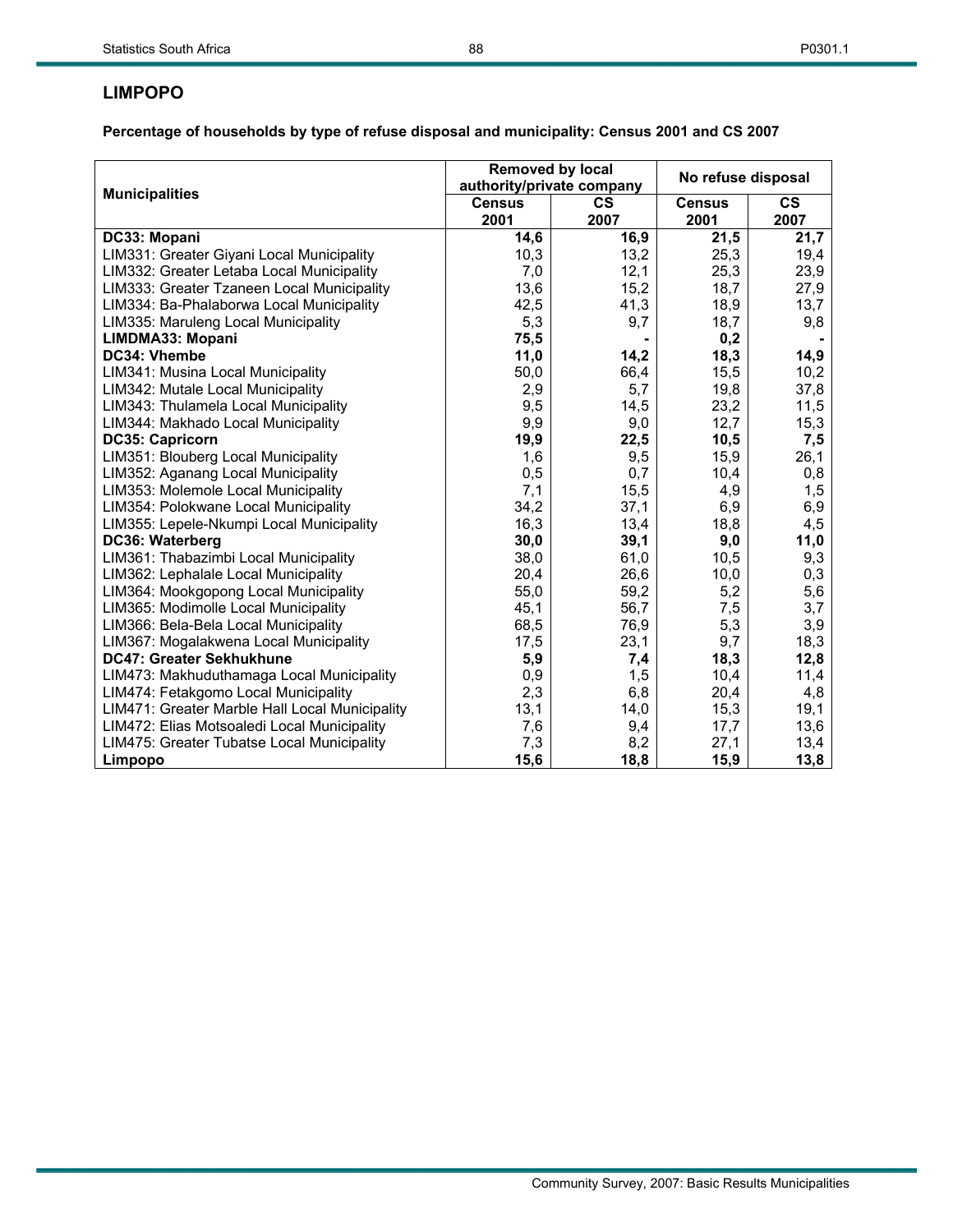## LIMPOPO

**Percentage of households by type of refuse disposal and municipality: Census 2001 and CS 2007**

| Municipalities | Removed by local authority/private company | | No refuse disposal | |
|---|---|---|---|---|
| | Census 2001 | CS 2007 | Census 2001 | CS 2007 |
| **DC33: Mopani** | **14,6** | **16,9** | **21,5** | **21,7** |
| LIM331: Greater Giyani Local Municipality | 10,3 | 13,2 | 25,3 | 19,4 |
| LIM332: Greater Letaba Local Municipality | 7,0 | 12,1 | 25,3 | 23,9 |
| LIM333: Greater Tzaneen Local Municipality | 13,6 | 15,2 | 18,7 | 27,9 |
| LIM334: Ba-Phalaborwa Local Municipality | 42,5 | 41,3 | 18,9 | 13,7 |
| LIM335: Maruleng Local Municipality | 5,3 | 9,7 | 18,7 | 9,8 |
| **LIMDMA33: Mopani** | **75,5** | **-** | **0,2** | **-** |
| **DC34: Vhembe** | **11,0** | **14,2** | **18,3** | **14,9** |
| LIM341: Musina Local Municipality | 50,0 | 66,4 | 15,5 | 10,2 |
| LIM342: Mutale Local Municipality | 2,9 | 5,7 | 19,8 | 37,8 |
| LIM343: Thulamela Local Municipality | 9,5 | 14,5 | 23,2 | 11,5 |
| LIM344: Makhado Local Municipality | 9,9 | 9,0 | 12,7 | 15,3 |
| **DC35: Capricorn** | **19,9** | **22,5** | **10,5** | **7,5** |
| LIM351: Blouberg Local Municipality | 1,6 | 9,5 | 15,9 | 26,1 |
| LIM352: Aganang Local Municipality | 0,5 | 0,7 | 10,4 | 0,8 |
| LIM353: Molemole Local Municipality | 7,1 | 15,5 | 4,9 | 1,5 |
| LIM354: Polokwane Local Municipality | 34,2 | 37,1 | 6,9 | 6,9 |
| LIM355: Lepele-Nkumpi Local Municipality | 16,3 | 13,4 | 18,8 | 4,5 |
| **DC36: Waterberg** | **30,0** | **39,1** | **9,0** | **11,0** |
| LIM361: Thabazimbi Local Municipality | 38,0 | 61,0 | 10,5 | 9,3 |
| LIM362: Lephalale Local Municipality | 20,4 | 26,6 | 10,0 | 0,3 |
| LIM364: Mookgopong Local Municipality | 55,0 | 59,2 | 5,2 | 5,6 |
| LIM365: Modimolle Local Municipality | 45,1 | 56,7 | 7,5 | 3,7 |
| LIM366: Bela-Bela Local Municipality | 68,5 | 76,9 | 5,3 | 3,9 |
| LIM367: Mogalakwena Local Municipality | 17,5 | 23,1 | 9,7 | 18,3 |
| **DC47: Greater Sekhukhune** | **5,9** | **7,4** | **18,3** | **12,8** |
| LIM473: Makhuduthamaga Local Municipality | 0,9 | 1,5 | 10,4 | 11,4 |
| LIM474: Fetakgomo Local Municipality | 2,3 | 6,8 | 20,4 | 4,8 |
| LIM471: Greater Marble Hall Local Municipality | 13,1 | 14,0 | 15,3 | 19,1 |
| LIM472: Elias Motsoaledi Local Municipality | 7,6 | 9,4 | 17,7 | 13,6 |
| LIM475: Greater Tubatse Local Municipality | 7,3 | 8,2 | 27,1 | 13,4 |
| **Limpopo** | **15,6** | **18,8** | **15,9** | **13,8** |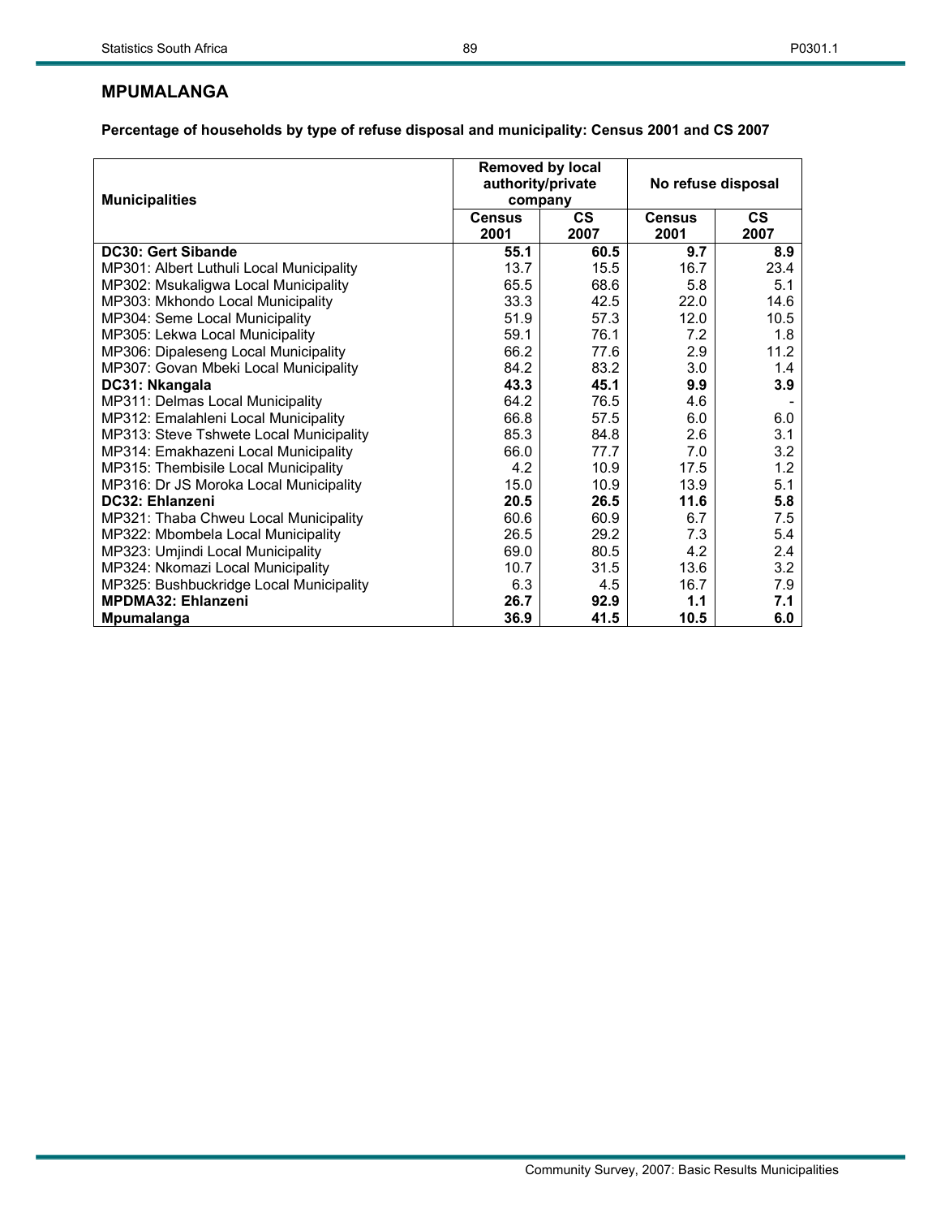## MPUMALANGA

**Percentage of households by type of refuse disposal and municipality: Census 2001 and CS 2007**

| Municipalities | Removed by local authority/private company | | No refuse disposal | |
|---|---|---|---|---|
| | Census 2001 | CS 2007 | Census 2001 | CS 2007 |
| **DC30: Gert Sibande** | **55.1** | **60.5** | **9.7** | **8.9** |
| MP301: Albert Luthuli Local Municipality | 13.7 | 15.5 | 16.7 | 23.4 |
| MP302: Msukaligwa Local Municipality | 65.5 | 68.6 | 5.8 | 5.1 |
| MP303: Mkhondo Local Municipality | 33.3 | 42.5 | 22.0 | 14.6 |
| MP304: Seme Local Municipality | 51.9 | 57.3 | 12.0 | 10.5 |
| MP305: Lekwa Local Municipality | 59.1 | 76.1 | 7.2 | 1.8 |
| MP306: Dipaleseng Local Municipality | 66.2 | 77.6 | 2.9 | 11.2 |
| MP307: Govan Mbeki Local Municipality | 84.2 | 83.2 | 3.0 | 1.4 |
| **DC31: Nkangala** | **43.3** | **45.1** | **9.9** | **3.9** |
| MP311: Delmas Local Municipality | 64.2 | 76.5 | 4.6 | - |
| MP312: Emalahleni Local Municipality | 66.8 | 57.5 | 6.0 | 6.0 |
| MP313: Steve Tshwete Local Municipality | 85.3 | 84.8 | 2.6 | 3.1 |
| MP314: Emakhazeni Local Municipality | 66.0 | 77.7 | 7.0 | 3.2 |
| MP315: Thembisile Local Municipality | 4.2 | 10.9 | 17.5 | 1.2 |
| MP316: Dr JS Moroka Local Municipality | 15.0 | 10.9 | 13.9 | 5.1 |
| **DC32: Ehlanzeni** | **20.5** | **26.5** | **11.6** | **5.8** |
| MP321: Thaba Chweu Local Municipality | 60.6 | 60.9 | 6.7 | 7.5 |
| MP322: Mbombela Local Municipality | 26.5 | 29.2 | 7.3 | 5.4 |
| MP323: Umjindi Local Municipality | 69.0 | 80.5 | 4.2 | 2.4 |
| MP324: Nkomazi Local Municipality | 10.7 | 31.5 | 13.6 | 3.2 |
| MP325: Bushbuckridge Local Municipality | 6.3 | 4.5 | 16.7 | 7.9 |
| **MPDMA32: Ehlanzeni** | **26.7** | **92.9** | **1.1** | **7.1** |
| **Mpumalanga** | **36.9** | **41.5** | **10.5** | **6.0** |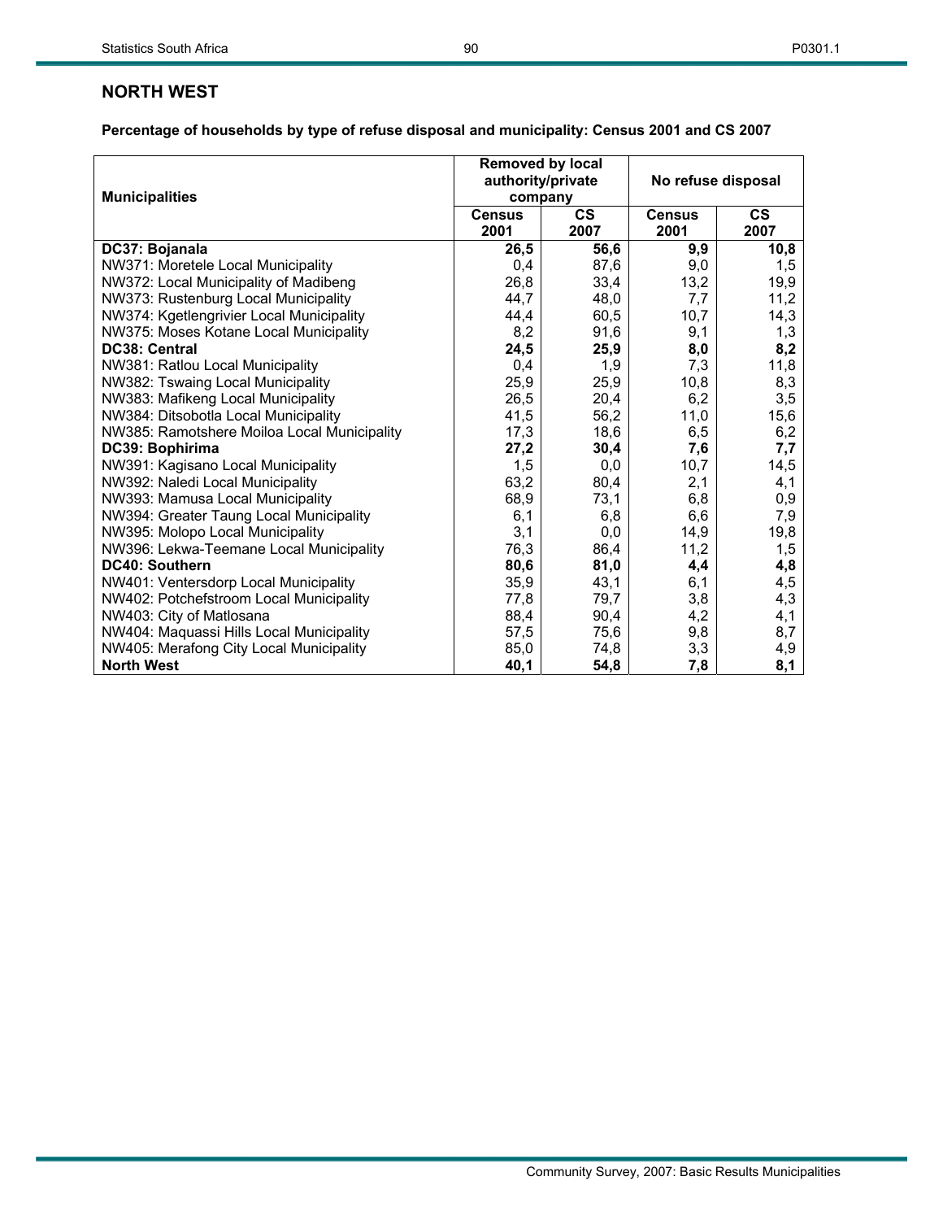## NORTH WEST

**Percentage of households by type of refuse disposal and municipality: Census 2001 and CS 2007**

| Municipalities | Removed by local authority/private company | | No refuse disposal | |
|---|---|---|---|---|
| | Census 2001 | CS 2007 | Census 2001 | CS 2007 |
| **DC37: Bojanala** | **26,5** | **56,6** | **9,9** | **10,8** |
| NW371: Moretele Local Municipality | 0,4 | 87,6 | 9,0 | 1,5 |
| NW372: Local Municipality of Madibeng | 26,8 | 33,4 | 13,2 | 19,9 |
| NW373: Rustenburg Local Municipality | 44,7 | 48,0 | 7,7 | 11,2 |
| NW374: Kgetlengrivier Local Municipality | 44,4 | 60,5 | 10,7 | 14,3 |
| NW375: Moses Kotane Local Municipality | 8,2 | 91,6 | 9,1 | 1,3 |
| **DC38: Central** | **24,5** | **25,9** | **8,0** | **8,2** |
| NW381: Ratlou Local Municipality | 0,4 | 1,9 | 7,3 | 11,8 |
| NW382: Tswaing Local Municipality | 25,9 | 25,9 | 10,8 | 8,3 |
| NW383: Mafikeng Local Municipality | 26,5 | 20,4 | 6,2 | 3,5 |
| NW384: Ditsobotla Local Municipality | 41,5 | 56,2 | 11,0 | 15,6 |
| NW385: Ramotshere Moiloa Local Municipality | 17,3 | 18,6 | 6,5 | 6,2 |
| **DC39: Bophirima** | **27,2** | **30,4** | **7,6** | **7,7** |
| NW391: Kagisano Local Municipality | 1,5 | 0,0 | 10,7 | 14,5 |
| NW392: Naledi Local Municipality | 63,2 | 80,4 | 2,1 | 4,1 |
| NW393: Mamusa Local Municipality | 68,9 | 73,1 | 6,8 | 0,9 |
| NW394: Greater Taung Local Municipality | 6,1 | 6,8 | 6,6 | 7,9 |
| NW395: Molopo Local Municipality | 3,1 | 0,0 | 14,9 | 19,8 |
| NW396: Lekwa-Teemane Local Municipality | 76,3 | 86,4 | 11,2 | 1,5 |
| **DC40: Southern** | **80,6** | **81,0** | **4,4** | **4,8** |
| NW401: Ventersdorp Local Municipality | 35,9 | 43,1 | 6,1 | 4,5 |
| NW402: Potchefstroom Local Municipality | 77,8 | 79,7 | 3,8 | 4,3 |
| NW403: City of Matlosana | 88,4 | 90,4 | 4,2 | 4,1 |
| NW404: Maquassi Hills Local Municipality | 57,5 | 75,6 | 9,8 | 8,7 |
| NW405: Merafong City Local Municipality | 85,0 | 74,8 | 3,3 | 4,9 |
| **North West** | **40,1** | **54,8** | **7,8** | **8,1** |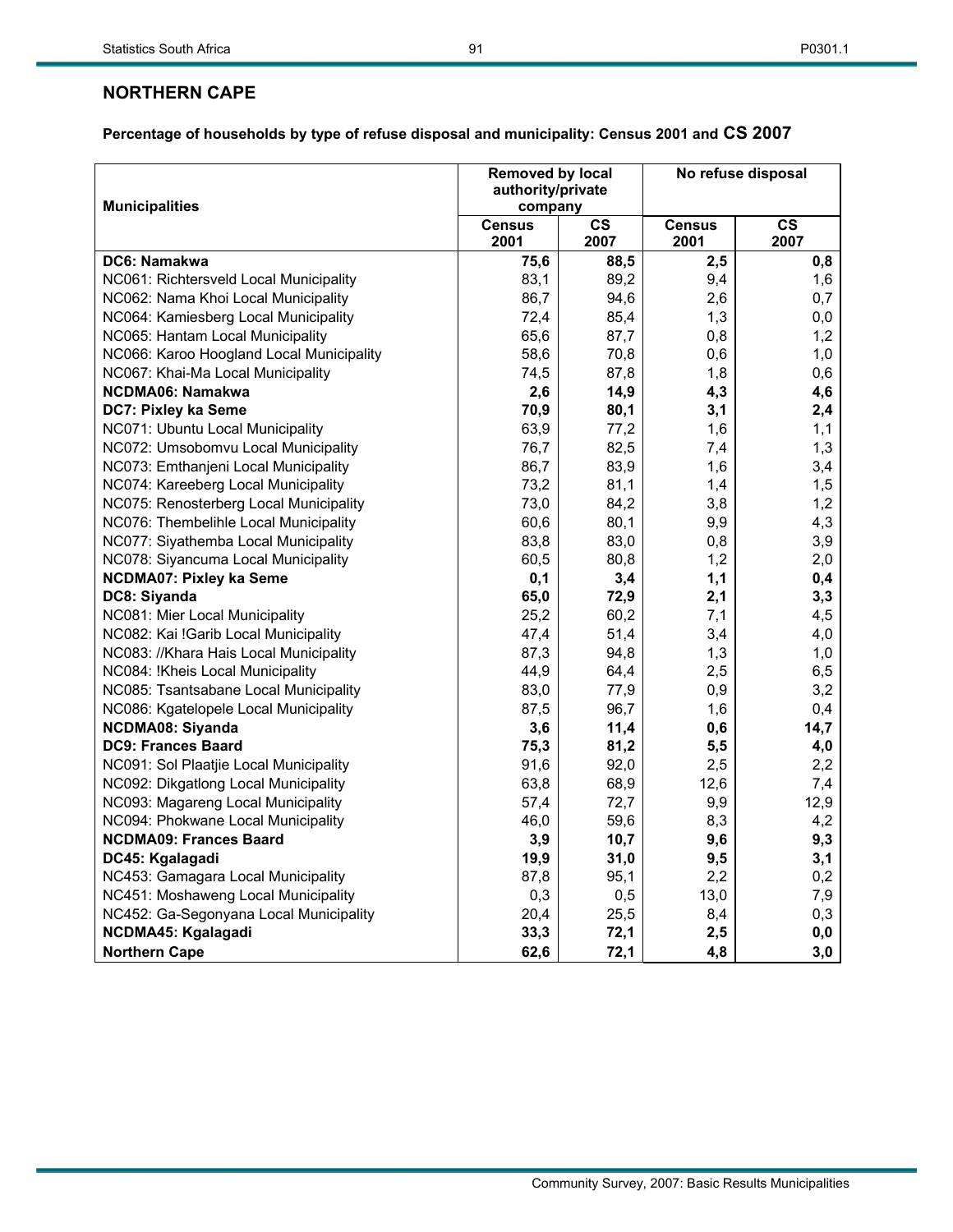## NORTHERN CAPE

### Percentage of households by type of refuse disposal and municipality: Census 2001 and CS 2007

| Municipalities | Removed by local authority/private company | | No refuse disposal | |
|---|---|---|---|---|
| | Census 2001 | CS 2007 | Census 2001 | CS 2007 |
| **DC6: Namakwa** | **75,6** | **88,5** | **2,5** | **0,8** |
| NC061: Richtersveld Local Municipality | 83,1 | 89,2 | 9,4 | 1,6 |
| NC062: Nama Khoi Local Municipality | 86,7 | 94,6 | 2,6 | 0,7 |
| NC064: Kamiesberg Local Municipality | 72,4 | 85,4 | 1,3 | 0,0 |
| NC065: Hantam Local Municipality | 65,6 | 87,7 | 0,8 | 1,2 |
| NC066: Karoo Hoogland Local Municipality | 58,6 | 70,8 | 0,6 | 1,0 |
| NC067: Khai-Ma Local Municipality | 74,5 | 87,8 | 1,8 | 0,6 |
| **NCDMA06: Namakwa** | **2,6** | **14,9** | **4,3** | **4,6** |
| **DC7: Pixley ka Seme** | **70,9** | **80,1** | **3,1** | **2,4** |
| NC071: Ubuntu Local Municipality | 63,9 | 77,2 | 1,6 | 1,1 |
| NC072: Umsobomvu Local Municipality | 76,7 | 82,5 | 7,4 | 1,3 |
| NC073: Emthanjeni Local Municipality | 86,7 | 83,9 | 1,6 | 3,4 |
| NC074: Kareeberg Local Municipality | 73,2 | 81,1 | 1,4 | 1,5 |
| NC075: Renosterberg Local Municipality | 73,0 | 84,2 | 3,8 | 1,2 |
| NC076: Thembelihle Local Municipality | 60,6 | 80,1 | 9,9 | 4,3 |
| NC077: Siyathemba Local Municipality | 83,8 | 83,0 | 0,8 | 3,9 |
| NC078: Siyancuma Local Municipality | 60,5 | 80,8 | 1,2 | 2,0 |
| **NCDMA07: Pixley ka Seme** | **0,1** | **3,4** | **1,1** | **0,4** |
| **DC8: Siyanda** | **65,0** | **72,9** | **2,1** | **3,3** |
| NC081: Mier Local Municipality | 25,2 | 60,2 | 7,1 | 4,5 |
| NC082: Kai !Garib Local Municipality | 47,4 | 51,4 | 3,4 | 4,0 |
| NC083: //Khara Hais Local Municipality | 87,3 | 94,8 | 1,3 | 1,0 |
| NC084: !Kheis Local Municipality | 44,9 | 64,4 | 2,5 | 6,5 |
| NC085: Tsantsabane Local Municipality | 83,0 | 77,9 | 0,9 | 3,2 |
| NC086: Kgatelopele Local Municipality | 87,5 | 96,7 | 1,6 | 0,4 |
| **NCDMA08: Siyanda** | **3,6** | **11,4** | **0,6** | **14,7** |
| **DC9: Frances Baard** | **75,3** | **81,2** | **5,5** | **4,0** |
| NC091: Sol Plaatjie Local Municipality | 91,6 | 92,0 | 2,5 | 2,2 |
| NC092: Dikgatlong Local Municipality | 63,8 | 68,9 | 12,6 | 7,4 |
| NC093: Magareng Local Municipality | 57,4 | 72,7 | 9,9 | 12,9 |
| NC094: Phokwane Local Municipality | 46,0 | 59,6 | 8,3 | 4,2 |
| **NCDMA09: Frances Baard** | **3,9** | **10,7** | **9,6** | **9,3** |
| **DC45: Kgalagadi** | **19,9** | **31,0** | **9,5** | **3,1** |
| NC453: Gamagara Local Municipality | 87,8 | 95,1 | 2,2 | 0,2 |
| NC451: Moshaweng Local Municipality | 0,3 | 0,5 | 13,0 | 7,9 |
| NC452: Ga-Segonyana Local Municipality | 20,4 | 25,5 | 8,4 | 0,3 |
| **NCDMA45: Kgalagadi** | **33,3** | **72,1** | **2,5** | **0,0** |
| **Northern Cape** | **62,6** | **72,1** | **4,8** | **3,0** |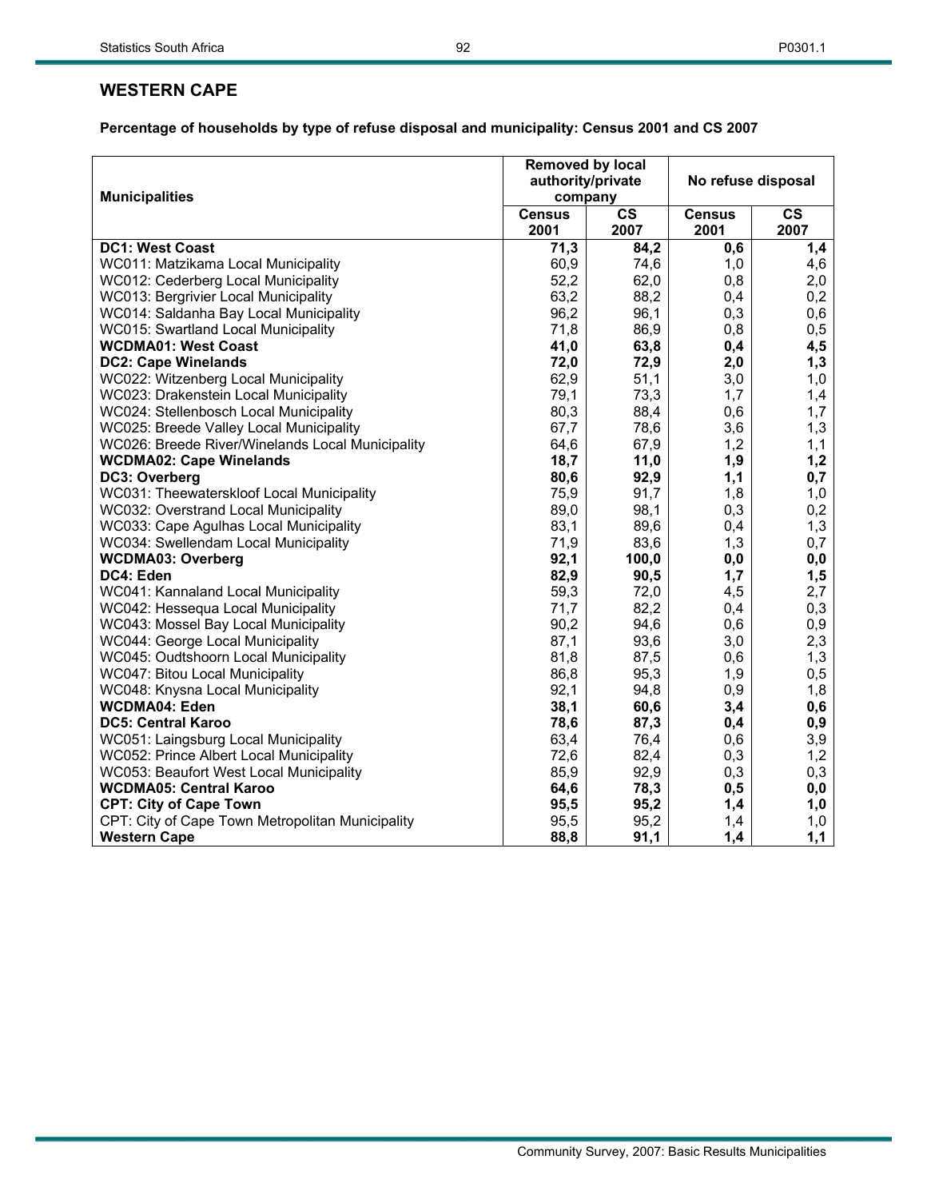## WESTERN CAPE

**Percentage of households by type of refuse disposal and municipality: Census 2001 and CS 2007**

| Municipalities | Removed by local authority/private company | | No refuse disposal | |
|---|---|---|---|---|
| | Census 2001 | CS 2007 | Census 2001 | CS 2007 |
| **DC1: West Coast** | **71,3** | **84,2** | **0,6** | **1,4** |
| WC011: Matzikama Local Municipality | 60,9 | 74,6 | 1,0 | 4,6 |
| WC012: Cederberg Local Municipality | 52,2 | 62,0 | 0,8 | 2,0 |
| WC013: Bergrivier Local Municipality | 63,2 | 88,2 | 0,4 | 0,2 |
| WC014: Saldanha Bay Local Municipality | 96,2 | 96,1 | 0,3 | 0,6 |
| WC015: Swartland Local Municipality | 71,8 | 86,9 | 0,8 | 0,5 |
| **WCDMA01: West Coast** | **41,0** | **63,8** | **0,4** | **4,5** |
| **DC2: Cape Winelands** | **72,0** | **72,9** | **2,0** | **1,3** |
| WC022: Witzenberg Local Municipality | 62,9 | 51,1 | 3,0 | 1,0 |
| WC023: Drakenstein Local Municipality | 79,1 | 73,3 | 1,7 | 1,4 |
| WC024: Stellenbosch Local Municipality | 80,3 | 88,4 | 0,6 | 1,7 |
| WC025: Breede Valley Local Municipality | 67,7 | 78,6 | 3,6 | 1,3 |
| WC026: Breede River/Winelands Local Municipality | 64,6 | 67,9 | 1,2 | 1,1 |
| **WCDMA02: Cape Winelands** | **18,7** | **11,0** | **1,9** | **1,2** |
| **DC3: Overberg** | **80,6** | **92,9** | **1,1** | **0,7** |
| WC031: Theewaterskloof Local Municipality | 75,9 | 91,7 | 1,8 | 1,0 |
| WC032: Overstrand Local Municipality | 89,0 | 98,1 | 0,3 | 0,2 |
| WC033: Cape Agulhas Local Municipality | 83,1 | 89,6 | 0,4 | 1,3 |
| WC034: Swellendam Local Municipality | 71,9 | 83,6 | 1,3 | 0,7 |
| **WCDMA03: Overberg** | **92,1** | **100,0** | **0,0** | **0,0** |
| **DC4: Eden** | **82,9** | **90,5** | **1,7** | **1,5** |
| WC041: Kannaland Local Municipality | 59,3 | 72,0 | 4,5 | 2,7 |
| WC042: Hessequa Local Municipality | 71,7 | 82,2 | 0,4 | 0,3 |
| WC043: Mossel Bay Local Municipality | 90,2 | 94,6 | 0,6 | 0,9 |
| WC044: George Local Municipality | 87,1 | 93,6 | 3,0 | 2,3 |
| WC045: Oudtshoorn Local Municipality | 81,8 | 87,5 | 0,6 | 1,3 |
| WC047: Bitou Local Municipality | 86,8 | 95,3 | 1,9 | 0,5 |
| WC048: Knysna Local Municipality | 92,1 | 94,8 | 0,9 | 1,8 |
| **WCDMA04: Eden** | **38,1** | **60,6** | **3,4** | **0,6** |
| **DC5: Central Karoo** | **78,6** | **87,3** | **0,4** | **0,9** |
| WC051: Laingsburg Local Municipality | 63,4 | 76,4 | 0,6 | 3,9 |
| WC052: Prince Albert Local Municipality | 72,6 | 82,4 | 0,3 | 1,2 |
| WC053: Beaufort West Local Municipality | 85,9 | 92,9 | 0,3 | 0,3 |
| **WCDMA05: Central Karoo** | **64,6** | **78,3** | **0,5** | **0,0** |
| **CPT: City of Cape Town** | **95,5** | **95,2** | **1,4** | **1,0** |
| CPT: City of Cape Town Metropolitan Municipality | 95,5 | 95,2 | 1,4 | 1,0 |
| **Western Cape** | **88,8** | **91,1** | **1,4** | **1,1** |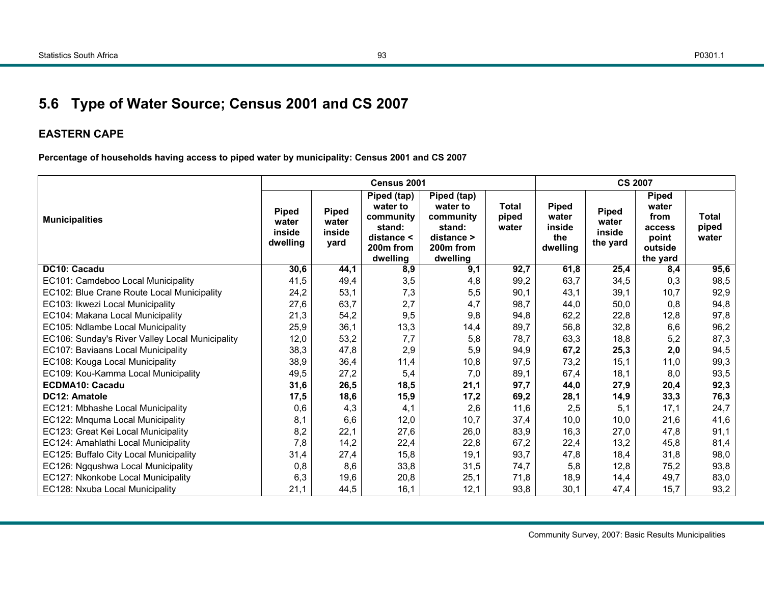## 5.6 Type of Water Source; Census 2001 and CS 2007

### EASTERN CAPE

**Percentage of households having access to piped water by municipality: Census 2001 and CS 2007**

| Municipalities | Census 2001 | | | | | CS 2007 | | | |
|---|---|---|---|---|---|---|---|---|---|
| | Piped water inside dwelling | Piped water inside yard | Piped (tap) water to community stand: distance < 200m from dwelling | Piped (tap) water to community stand: distance > 200m from dwelling | Total piped water | Piped water inside the dwelling | Piped water inside the yard | Piped water from access point outside the yard | Total piped water |
| **DC10: Cacadu** | **30,6** | **44,1** | **8,9** | **9,1** | **92,7** | **61,8** | **25,4** | **8,4** | **95,6** |
| EC101: Camdeboo Local Municipality | 41,5 | 49,4 | 3,5 | 4,8 | 99,2 | 63,7 | 34,5 | 0,3 | 98,5 |
| EC102: Blue Crane Route Local Municipality | 24,2 | 53,1 | 7,3 | 5,5 | 90,1 | 43,1 | 39,1 | 10,7 | 92,9 |
| EC103: Ikwezi Local Municipality | 27,6 | 63,7 | 2,7 | 4,7 | 98,7 | 44,0 | 50,0 | 0,8 | 94,8 |
| EC104: Makana Local Municipality | 21,3 | 54,2 | 9,5 | 9,8 | 94,8 | 62,2 | 22,8 | 12,8 | 97,8 |
| EC105: Ndlambe Local Municipality | 25,9 | 36,1 | 13,3 | 14,4 | 89,7 | 56,8 | 32,8 | 6,6 | 96,2 |
| EC106: Sunday's River Valley Local Municipality | 12,0 | 53,2 | 7,7 | 5,8 | 78,7 | 63,3 | 18,8 | 5,2 | 87,3 |
| EC107: Baviaans Local Municipality | 38,3 | 47,8 | 2,9 | 5,9 | 94,9 | **67,2** | **25,3** | **2,0** | 94,5 |
| EC108: Kouga Local Municipality | 38,9 | 36,4 | 11,4 | 10,8 | 97,5 | 73,2 | 15,1 | 11,0 | 99,3 |
| EC109: Kou-Kamma Local Municipality | 49,5 | 27,2 | 5,4 | 7,0 | 89,1 | 67,4 | 18,1 | 8,0 | 93,5 |
| **ECDMA10: Cacadu** | **31,6** | **26,5** | **18,5** | **21,1** | **97,7** | **44,0** | **27,9** | **20,4** | **92,3** |
| **DC12: Amatole** | **17,5** | **18,6** | **15,9** | **17,2** | **69,2** | **28,1** | **14,9** | **33,3** | **76,3** |
| EC121: Mbhashe Local Municipality | 0,6 | 4,3 | 4,1 | 2,6 | 11,6 | 2,5 | 5,1 | 17,1 | 24,7 |
| EC122: Mnquma Local Municipality | 8,1 | 6,6 | 12,0 | 10,7 | 37,4 | 10,0 | 10,0 | 21,6 | 41,6 |
| EC123: Great Kei Local Municipality | 8,2 | 22,1 | 27,6 | 26,0 | 83,9 | 16,3 | 27,0 | 47,8 | 91,1 |
| EC124: Amahlathi Local Municipality | 7,8 | 14,2 | 22,4 | 22,8 | 67,2 | 22,4 | 13,2 | 45,8 | 81,4 |
| EC125: Buffalo City Local Municipality | 31,4 | 27,4 | 15,8 | 19,1 | 93,7 | 47,8 | 18,4 | 31,8 | 98,0 |
| EC126: Ngqushwa Local Municipality | 0,8 | 8,6 | 33,8 | 31,5 | 74,7 | 5,8 | 12,8 | 75,2 | 93,8 |
| EC127: Nkonkobe Local Municipality | 6,3 | 19,6 | 20,8 | 25,1 | 71,8 | 18,9 | 14,4 | 49,7 | 83,0 |
| EC128: Nxuba Local Municipality | 21,1 | 44,5 | 16,1 | 12,1 | 93,8 | 30,1 | 47,4 | 15,7 | 93,2 |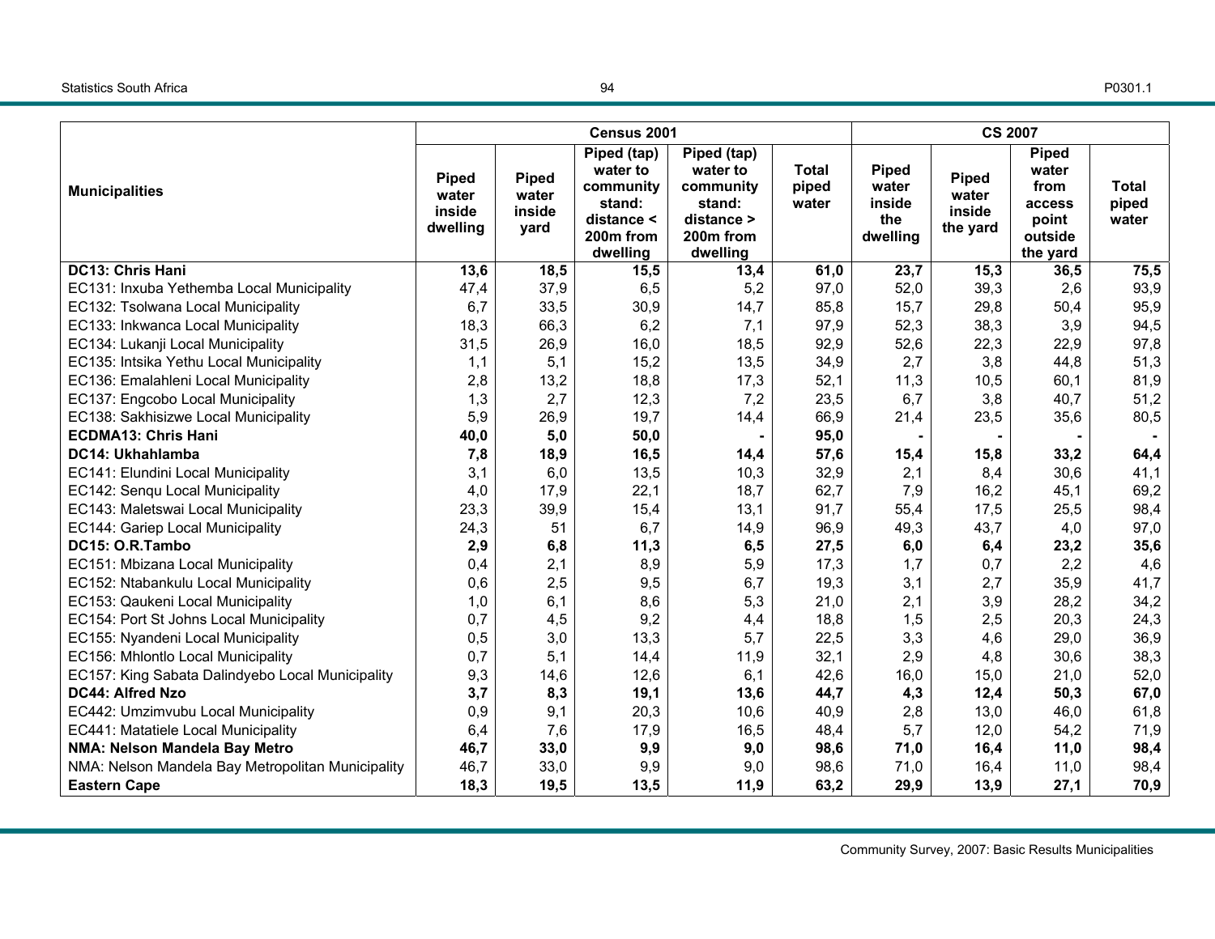| Municipalities | Census 2001 | | | | | CS 2007 | | | |
|---|---|---|---|---|---|---|---|---|---|
| | Piped water inside dwelling | Piped water inside yard | Piped (tap) water to community stand: distance < 200m from dwelling | Piped (tap) water to community stand: distance > 200m from dwelling | Total piped water | Piped water inside the dwelling | Piped water inside the yard | Piped water from access point outside the yard | Total piped water |
| **DC13: Chris Hani** | **13,6** | **18,5** | **15,5** | **13,4** | **61,0** | **23,7** | **15,3** | **36,5** | **75,5** |
| EC131: Inxuba Yethemba Local Municipality | 47,4 | 37,9 | 6,5 | 5,2 | 97,0 | 52,0 | 39,3 | 2,6 | 93,9 |
| EC132: Tsolwana Local Municipality | 6,7 | 33,5 | 30,9 | 14,7 | 85,8 | 15,7 | 29,8 | 50,4 | 95,9 |
| EC133: Inkwanca Local Municipality | 18,3 | 66,3 | 6,2 | 7,1 | 97,9 | 52,3 | 38,3 | 3,9 | 94,5 |
| EC134: Lukanji Local Municipality | 31,5 | 26,9 | 16,0 | 18,5 | 92,9 | 52,6 | 22,3 | 22,9 | 97,8 |
| EC135: Intsika Yethu Local Municipality | 1,1 | 5,1 | 15,2 | 13,5 | 34,9 | 2,7 | 3,8 | 44,8 | 51,3 |
| EC136: Emalahleni Local Municipality | 2,8 | 13,2 | 18,8 | 17,3 | 52,1 | 11,3 | 10,5 | 60,1 | 81,9 |
| EC137: Engcobo Local Municipality | 1,3 | 2,7 | 12,3 | 7,2 | 23,5 | 6,7 | 3,8 | 40,7 | 51,2 |
| EC138: Sakhisizwe Local Municipality | 5,9 | 26,9 | 19,7 | 14,4 | 66,9 | 21,4 | 23,5 | 35,6 | 80,5 |
| **ECDMA13: Chris Hani** | **40,0** | **5,0** | **50,0** | **-** | **95,0** | **-** | **-** | **-** | **-** |
| **DC14: Ukhahlamba** | **7,8** | **18,9** | **16,5** | **14,4** | **57,6** | **15,4** | **15,8** | **33,2** | **64,4** |
| EC141: Elundini Local Municipality | 3,1 | 6,0 | 13,5 | 10,3 | 32,9 | 2,1 | 8,4 | 30,6 | 41,1 |
| EC142: Senqu Local Municipality | 4,0 | 17,9 | 22,1 | 18,7 | 62,7 | 7,9 | 16,2 | 45,1 | 69,2 |
| EC143: Maletswai Local Municipality | 23,3 | 39,9 | 15,4 | 13,1 | 91,7 | 55,4 | 17,5 | 25,5 | 98,4 |
| EC144: Gariep Local Municipality | 24,3 | 51 | 6,7 | 14,9 | 96,9 | 49,3 | 43,7 | 4,0 | 97,0 |
| **DC15: O.R.Tambo** | **2,9** | **6,8** | **11,3** | **6,5** | **27,5** | **6,0** | **6,4** | **23,2** | **35,6** |
| EC151: Mbizana Local Municipality | 0,4 | 2,1 | 8,9 | 5,9 | 17,3 | 1,7 | 0,7 | 2,2 | 4,6 |
| EC152: Ntabankulu Local Municipality | 0,6 | 2,5 | 9,5 | 6,7 | 19,3 | 3,1 | 2,7 | 35,9 | 41,7 |
| EC153: Qaukeni Local Municipality | 1,0 | 6,1 | 8,6 | 5,3 | 21,0 | 2,1 | 3,9 | 28,2 | 34,2 |
| EC154: Port St Johns Local Municipality | 0,7 | 4,5 | 9,2 | 4,4 | 18,8 | 1,5 | 2,5 | 20,3 | 24,3 |
| EC155: Nyandeni Local Municipality | 0,5 | 3,0 | 13,3 | 5,7 | 22,5 | 3,3 | 4,6 | 29,0 | 36,9 |
| EC156: Mhlontlo Local Municipality | 0,7 | 5,1 | 14,4 | 11,9 | 32,1 | 2,9 | 4,8 | 30,6 | 38,3 |
| EC157: King Sabata Dalindyebo Local Municipality | 9,3 | 14,6 | 12,6 | 6,1 | 42,6 | 16,0 | 15,0 | 21,0 | 52,0 |
| **DC44: Alfred Nzo** | **3,7** | **8,3** | **19,1** | **13,6** | **44,7** | **4,3** | **12,4** | **50,3** | **67,0** |
| EC442: Umzimvubu Local Municipality | 0,9 | 9,1 | 20,3 | 10,6 | 40,9 | 2,8 | 13,0 | 46,0 | 61,8 |
| EC441: Matatiele Local Municipality | 6,4 | 7,6 | 17,9 | 16,5 | 48,4 | 5,7 | 12,0 | 54,2 | 71,9 |
| **NMA: Nelson Mandela Bay Metro** | **46,7** | **33,0** | **9,9** | **9,0** | **98,6** | **71,0** | **16,4** | **11,0** | **98,4** |
| NMA: Nelson Mandela Bay Metropolitan Municipality | 46,7 | 33,0 | 9,9 | 9,0 | 98,6 | 71,0 | 16,4 | 11,0 | 98,4 |
| **Eastern Cape** | **18,3** | **19,5** | **13,5** | **11,9** | **63,2** | **29,9** | **13,9** | **27,1** | **70,9** |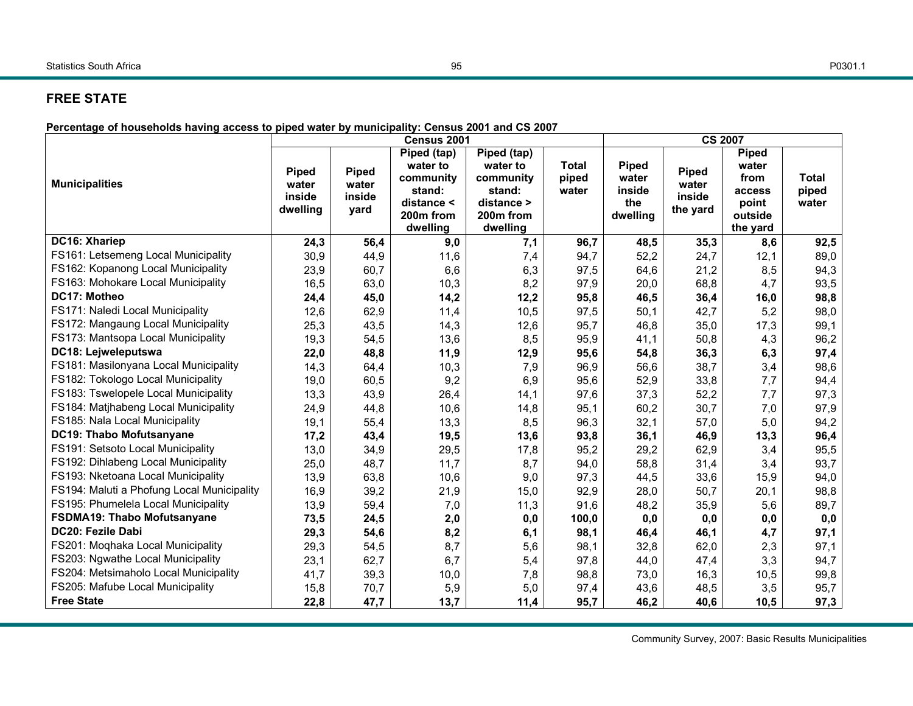## FREE STATE

**Percentage of households having access to piped water by municipality: Census 2001 and CS 2007**

| Municipalities | Census 2001 | | | | | CS 2007 | | | |
|---|---|---|---|---|---|---|---|---|---|
| | Piped water inside dwelling | Piped water inside yard | Piped (tap) water to community stand: distance < 200m from dwelling | Piped (tap) water to community stand: distance > 200m from dwelling | Total piped water | Piped water inside the dwelling | Piped water inside the yard | Piped water from access point outside the yard | Total piped water |
| **DC16: Xhariep** | **24,3** | **56,4** | **9,0** | **7,1** | **96,7** | **48,5** | **35,3** | **8,6** | **92,5** |
| FS161: Letsemeng Local Municipality | 30,9 | 44,9 | 11,6 | 7,4 | 94,7 | 52,2 | 24,7 | 12,1 | 89,0 |
| FS162: Kopanong Local Municipality | 23,9 | 60,7 | 6,6 | 6,3 | 97,5 | 64,6 | 21,2 | 8,5 | 94,3 |
| FS163: Mohokare Local Municipality | 16,5 | 63,0 | 10,3 | 8,2 | 97,9 | 20,0 | 68,8 | 4,7 | 93,5 |
| **DC17: Motheo** | **24,4** | **45,0** | **14,2** | **12,2** | **95,8** | **46,5** | **36,4** | **16,0** | **98,8** |
| FS171: Naledi Local Municipality | 12,6 | 62,9 | 11,4 | 10,5 | 97,5 | 50,1 | 42,7 | 5,2 | 98,0 |
| FS172: Mangaung Local Municipality | 25,3 | 43,5 | 14,3 | 12,6 | 95,7 | 46,8 | 35,0 | 17,3 | 99,1 |
| FS173: Mantsopa Local Municipality | 19,3 | 54,5 | 13,6 | 8,5 | 95,9 | 41,1 | 50,8 | 4,3 | 96,2 |
| **DC18: Lejweleputswa** | **22,0** | **48,8** | **11,9** | **12,9** | **95,6** | **54,8** | **36,3** | **6,3** | **97,4** |
| FS181: Masilonyana Local Municipality | 14,3 | 64,4 | 10,3 | 7,9 | 96,9 | 56,6 | 38,7 | 3,4 | 98,6 |
| FS182: Tokologo Local Municipality | 19,0 | 60,5 | 9,2 | 6,9 | 95,6 | 52,9 | 33,8 | 7,7 | 94,4 |
| FS183: Tswelopele Local Municipality | 13,3 | 43,9 | 26,4 | 14,1 | 97,6 | 37,3 | 52,2 | 7,7 | 97,3 |
| FS184: Matjhabeng Local Municipality | 24,9 | 44,8 | 10,6 | 14,8 | 95,1 | 60,2 | 30,7 | 7,0 | 97,9 |
| FS185: Nala Local Municipality | 19,1 | 55,4 | 13,3 | 8,5 | 96,3 | 32,1 | 57,0 | 5,0 | 94,2 |
| **DC19: Thabo Mofutsanyane** | **17,2** | **43,4** | **19,5** | **13,6** | **93,8** | **36,1** | **46,9** | **13,3** | **96,4** |
| FS191: Setsoto Local Municipality | 13,0 | 34,9 | 29,5 | 17,8 | 95,2 | 29,2 | 62,9 | 3,4 | 95,5 |
| FS192: Dihlabeng Local Municipality | 25,0 | 48,7 | 11,7 | 8,7 | 94,0 | 58,8 | 31,4 | 3,4 | 93,7 |
| FS193: Nketoana Local Municipality | 13,9 | 63,8 | 10,6 | 9,0 | 97,3 | 44,5 | 33,6 | 15,9 | 94,0 |
| FS194: Maluti a Phofung Local Municipality | 16,9 | 39,2 | 21,9 | 15,0 | 92,9 | 28,0 | 50,7 | 20,1 | 98,8 |
| FS195: Phumelela Local Municipality | 13,9 | 59,4 | 7,0 | 11,3 | 91,6 | 48,2 | 35,9 | 5,6 | 89,7 |
| **FSDMA19: Thabo Mofutsanyane** | **73,5** | **24,5** | **2,0** | **0,0** | **100,0** | **0,0** | **0,0** | **0,0** | **0,0** |
| **DC20: Fezile Dabi** | **29,3** | **54,6** | **8,2** | **6,1** | **98,1** | **46,4** | **46,1** | **4,7** | **97,1** |
| FS201: Moqhaka Local Municipality | 29,3 | 54,5 | 8,7 | 5,6 | 98,1 | 32,8 | 62,0 | 2,3 | 97,1 |
| FS203: Ngwathe Local Municipality | 23,1 | 62,7 | 6,7 | 5,4 | 97,8 | 44,0 | 47,4 | 3,3 | 94,7 |
| FS204: Metsimaholo Local Municipality | 41,7 | 39,3 | 10,0 | 7,8 | 98,8 | 73,0 | 16,3 | 10,5 | 99,8 |
| FS205: Mafube Local Municipality | 15,8 | 70,7 | 5,9 | 5,0 | 97,4 | 43,6 | 48,5 | 3,5 | 95,7 |
| **Free State** | **22,8** | **47,7** | **13,7** | **11,4** | **95,7** | **46,2** | **40,6** | **10,5** | **97,3** |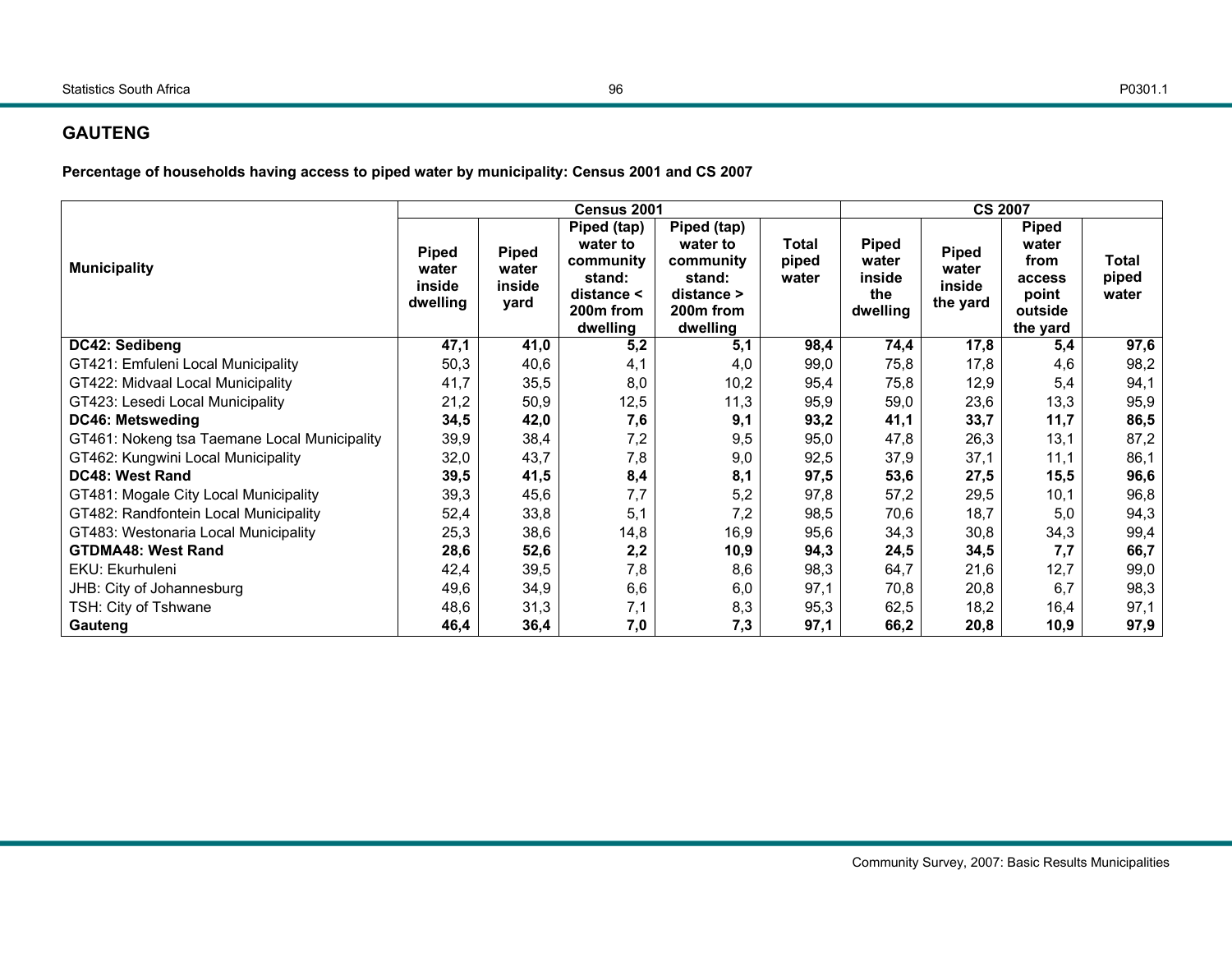## GAUTENG

**Percentage of households having access to piped water by municipality: Census 2001 and CS 2007**

| Municipality | Census 2001 | | | | | CS 2007 | | | |
|---|---|---|---|---|---|---|---|---|---|
| | Piped water inside dwelling | Piped water inside yard | Piped (tap) water to community stand: distance < 200m from dwelling | Piped (tap) water to community stand: distance > 200m from dwelling | Total piped water | Piped water inside the dwelling | Piped water inside the yard | Piped water from access point outside the yard | Total piped water |
| **DC42: Sedibeng** | **47,1** | **41,0** | **5,2** | **5,1** | **98,4** | **74,4** | **17,8** | **5,4** | **97,6** |
| GT421: Emfuleni Local Municipality | 50,3 | 40,6 | 4,1 | 4,0 | 99,0 | 75,8 | 17,8 | 4,6 | 98,2 |
| GT422: Midvaal Local Municipality | 41,7 | 35,5 | 8,0 | 10,2 | 95,4 | 75,8 | 12,9 | 5,4 | 94,1 |
| GT423: Lesedi Local Municipality | 21,2 | 50,9 | 12,5 | 11,3 | 95,9 | 59,0 | 23,6 | 13,3 | 95,9 |
| **DC46: Metsweding** | **34,5** | **42,0** | **7,6** | **9,1** | **93,2** | **41,1** | **33,7** | **11,7** | **86,5** |
| GT461: Nokeng tsa Taemane Local Municipality | 39,9 | 38,4 | 7,2 | 9,5 | 95,0 | 47,8 | 26,3 | 13,1 | 87,2 |
| GT462: Kungwini Local Municipality | 32,0 | 43,7 | 7,8 | 9,0 | 92,5 | 37,9 | 37,1 | 11,1 | 86,1 |
| **DC48: West Rand** | **39,5** | **41,5** | **8,4** | **8,1** | **97,5** | **53,6** | **27,5** | **15,5** | **96,6** |
| GT481: Mogale City Local Municipality | 39,3 | 45,6 | 7,7 | 5,2 | 97,8 | 57,2 | 29,5 | 10,1 | 96,8 |
| GT482: Randfontein Local Municipality | 52,4 | 33,8 | 5,1 | 7,2 | 98,5 | 70,6 | 18,7 | 5,0 | 94,3 |
| GT483: Westonaria Local Municipality | 25,3 | 38,6 | 14,8 | 16,9 | 95,6 | 34,3 | 30,8 | 34,3 | 99,4 |
| **GTDMA48: West Rand** | **28,6** | **52,6** | **2,2** | **10,9** | **94,3** | **24,5** | **34,5** | **7,7** | **66,7** |
| EKU: Ekurhuleni | 42,4 | 39,5 | 7,8 | 8,6 | 98,3 | 64,7 | 21,6 | 12,7 | 99,0 |
| JHB: City of Johannesburg | 49,6 | 34,9 | 6,6 | 6,0 | 97,1 | 70,8 | 20,8 | 6,7 | 98,3 |
| TSH: City of Tshwane | 48,6 | 31,3 | 7,1 | 8,3 | 95,3 | 62,5 | 18,2 | 16,4 | 97,1 |
| **Gauteng** | **46,4** | **36,4** | **7,0** | **7,3** | **97,1** | **66,2** | **20,8** | **10,9** | **97,9** |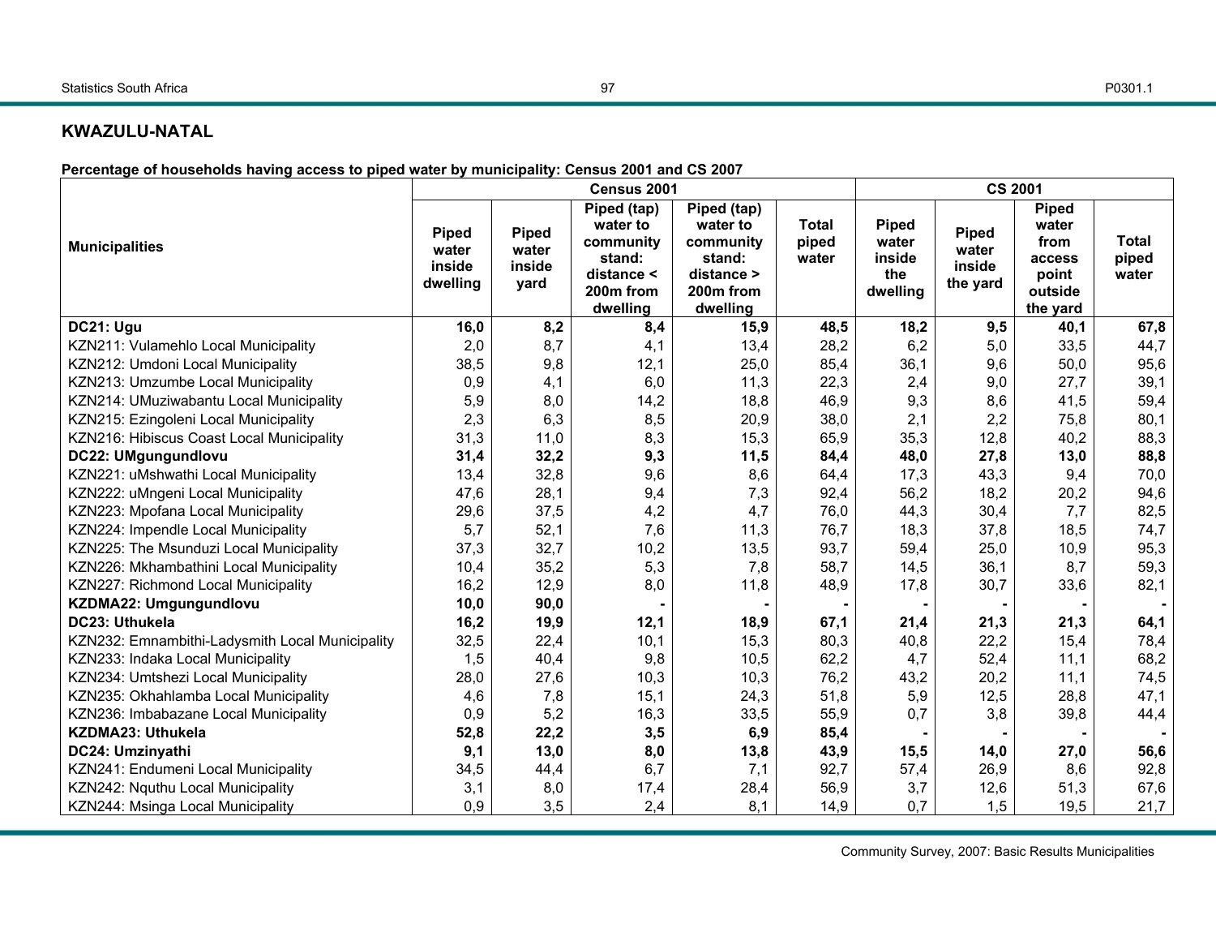## KWAZULU-NATAL

**Percentage of households having access to piped water by municipality: Census 2001 and CS 2007**

| Municipalities | Census 2001 | | | | | CS 2001 | | | |
|---|---|---|---|---|---|---|---|---|---|
| | Piped water inside dwelling | Piped water inside yard | Piped (tap) water to community stand: distance < 200m from dwelling | Piped (tap) water to community stand: distance > 200m from dwelling | Total piped water | Piped water inside the dwelling | Piped water inside the yard | Piped water from access point outside the yard | Total piped water |
| **DC21: Ugu** | **16,0** | **8,2** | **8,4** | **15,9** | **48,5** | **18,2** | **9,5** | **40,1** | **67,8** |
| KZN211: Vulamehlo Local Municipality | 2,0 | 8,7 | 4,1 | 13,4 | 28,2 | 6,2 | 5,0 | 33,5 | 44,7 |
| KZN212: Umdoni Local Municipality | 38,5 | 9,8 | 12,1 | 25,0 | 85,4 | 36,1 | 9,6 | 50,0 | 95,6 |
| KZN213: Umzumbe Local Municipality | 0,9 | 4,1 | 6,0 | 11,3 | 22,3 | 2,4 | 9,0 | 27,7 | 39,1 |
| KZN214: UMuziwabantu Local Municipality | 5,9 | 8,0 | 14,2 | 18,8 | 46,9 | 9,3 | 8,6 | 41,5 | 59,4 |
| KZN215: Ezingoleni Local Municipality | 2,3 | 6,3 | 8,5 | 20,9 | 38,0 | 2,1 | 2,2 | 75,8 | 80,1 |
| KZN216: Hibiscus Coast Local Municipality | 31,3 | 11,0 | 8,3 | 15,3 | 65,9 | 35,3 | 12,8 | 40,2 | 88,3 |
| **DC22: UMgungundlovu** | **31,4** | **32,2** | **9,3** | **11,5** | **84,4** | **48,0** | **27,8** | **13,0** | **88,8** |
| KZN221: uMshwathi Local Municipality | 13,4 | 32,8 | 9,6 | 8,6 | 64,4 | 17,3 | 43,3 | 9,4 | 70,0 |
| KZN222: uMngeni Local Municipality | 47,6 | 28,1 | 9,4 | 7,3 | 92,4 | 56,2 | 18,2 | 20,2 | 94,6 |
| KZN223: Mpofana Local Municipality | 29,6 | 37,5 | 4,2 | 4,7 | 76,0 | 44,3 | 30,4 | 7,7 | 82,5 |
| KZN224: Impendle Local Municipality | 5,7 | 52,1 | 7,6 | 11,3 | 76,7 | 18,3 | 37,8 | 18,5 | 74,7 |
| KZN225: The Msunduzi Local Municipality | 37,3 | 32,7 | 10,2 | 13,5 | 93,7 | 59,4 | 25,0 | 10,9 | 95,3 |
| KZN226: Mkhambathini Local Municipality | 10,4 | 35,2 | 5,3 | 7,8 | 58,7 | 14,5 | 36,1 | 8,7 | 59,3 |
| KZN227: Richmond Local Municipality | 16,2 | 12,9 | 8,0 | 11,8 | 48,9 | 17,8 | 30,7 | 33,6 | 82,1 |
| **KZDMA22: Umgungundlovu** | **10,0** | **90,0** | **-** | **-** | **-** | **-** | **-** | **-** | **-** |
| **DC23: Uthukela** | **16,2** | **19,9** | **12,1** | **18,9** | **67,1** | **21,4** | **21,3** | **21,3** | **64,1** |
| KZN232: Emnambithi-Ladysmith Local Municipality | 32,5 | 22,4 | 10,1 | 15,3 | 80,3 | 40,8 | 22,2 | 15,4 | 78,4 |
| KZN233: Indaka Local Municipality | 1,5 | 40,4 | 9,8 | 10,5 | 62,2 | 4,7 | 52,4 | 11,1 | 68,2 |
| KZN234: Umtshezi Local Municipality | 28,0 | 27,6 | 10,3 | 10,3 | 76,2 | 43,2 | 20,2 | 11,1 | 74,5 |
| KZN235: Okhahlamba Local Municipality | 4,6 | 7,8 | 15,1 | 24,3 | 51,8 | 5,9 | 12,5 | 28,8 | 47,1 |
| KZN236: Imbabazane Local Municipality | 0,9 | 5,2 | 16,3 | 33,5 | 55,9 | 0,7 | 3,8 | 39,8 | 44,4 |
| **KZDMA23: Uthukela** | **52,8** | **22,2** | **3,5** | **6,9** | **85,4** | **-** | **-** | **-** | **-** |
| **DC24: Umzinyathi** | **9,1** | **13,0** | **8,0** | **13,8** | **43,9** | **15,5** | **14,0** | **27,0** | **56,6** |
| KZN241: Endumeni Local Municipality | 34,5 | 44,4 | 6,7 | 7,1 | 92,7 | 57,4 | 26,9 | 8,6 | 92,8 |
| KZN242: Nquthu Local Municipality | 3,1 | 8,0 | 17,4 | 28,4 | 56,9 | 3,7 | 12,6 | 51,3 | 67,6 |
| KZN244: Msinga Local Municipality | 0,9 | 3,5 | 2,4 | 8,1 | 14,9 | 0,7 | 1,5 | 19,5 | 21,7 |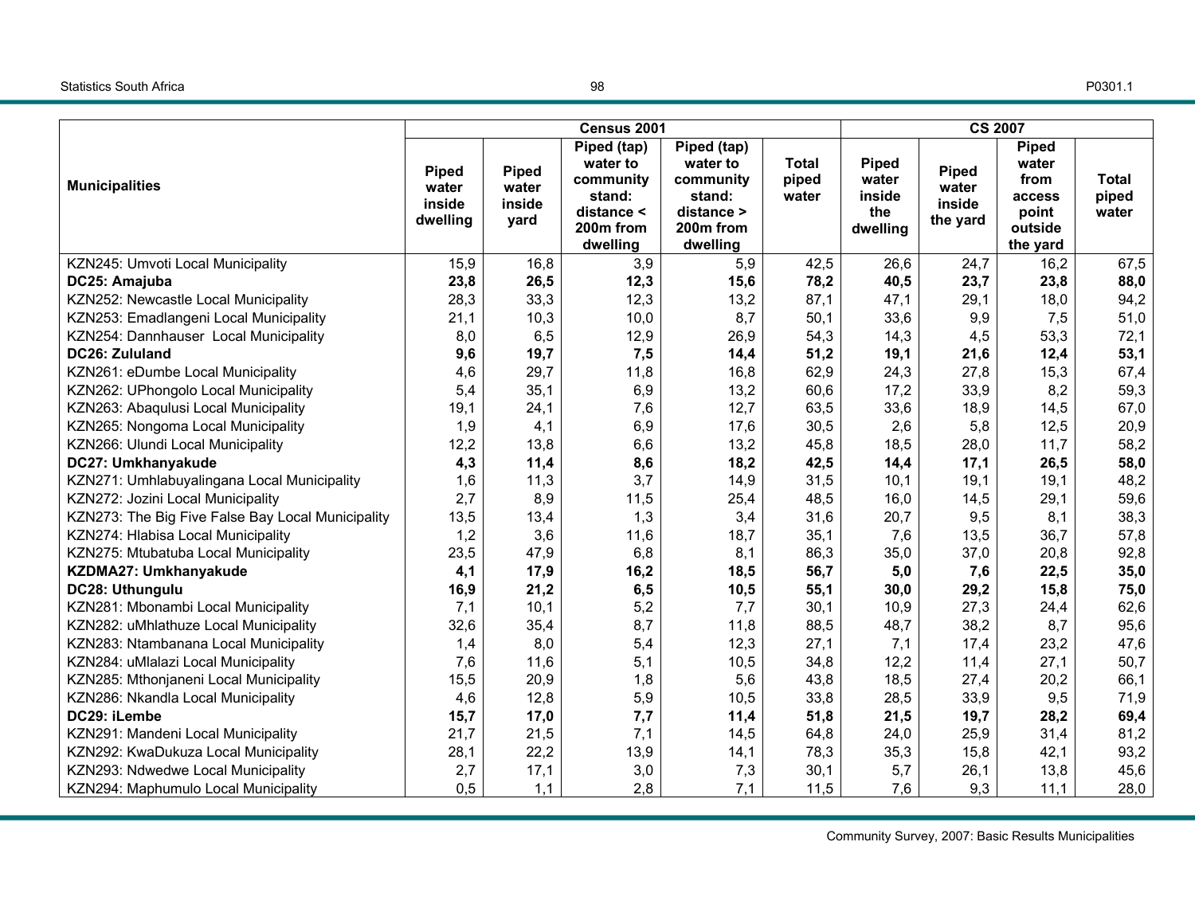| Municipalities | Census 2001 | | | | | CS 2007 | | | |
|---|---|---|---|---|---|---|---|---|---|
| | Piped water inside dwelling | Piped water inside yard | Piped (tap) water to community stand: distance < 200m from dwelling | Piped (tap) water to community stand: distance > 200m from dwelling | Total piped water | Piped water inside the dwelling | Piped water inside the yard | Piped water from access point outside the yard | Total piped water |
| KZN245: Umvoti Local Municipality | 15,9 | 16,8 | 3,9 | 5,9 | 42,5 | 26,6 | 24,7 | 16,2 | 67,5 |
| **DC25: Amajuba** | **23,8** | **26,5** | **12,3** | **15,6** | **78,2** | **40,5** | **23,7** | **23,8** | **88,0** |
| KZN252: Newcastle Local Municipality | 28,3 | 33,3 | 12,3 | 13,2 | 87,1 | 47,1 | 29,1 | 18,0 | 94,2 |
| KZN253: Emadlangeni Local Municipality | 21,1 | 10,3 | 10,0 | 8,7 | 50,1 | 33,6 | 9,9 | 7,5 | 51,0 |
| KZN254: Dannhauser Local Municipality | 8,0 | 6,5 | 12,9 | 26,9 | 54,3 | 14,3 | 4,5 | 53,3 | 72,1 |
| **DC26: Zululand** | **9,6** | **19,7** | **7,5** | **14,4** | **51,2** | **19,1** | **21,6** | **12,4** | **53,1** |
| KZN261: eDumbe Local Municipality | 4,6 | 29,7 | 11,8 | 16,8 | 62,9 | 24,3 | 27,8 | 15,3 | 67,4 |
| KZN262: UPhongolo Local Municipality | 5,4 | 35,1 | 6,9 | 13,2 | 60,6 | 17,2 | 33,9 | 8,2 | 59,3 |
| KZN263: Abaqulusi Local Municipality | 19,1 | 24,1 | 7,6 | 12,7 | 63,5 | 33,6 | 18,9 | 14,5 | 67,0 |
| KZN265: Nongoma Local Municipality | 1,9 | 4,1 | 6,9 | 17,6 | 30,5 | 2,6 | 5,8 | 12,5 | 20,9 |
| KZN266: Ulundi Local Municipality | 12,2 | 13,8 | 6,6 | 13,2 | 45,8 | 18,5 | 28,0 | 11,7 | 58,2 |
| **DC27: Umkhanyakude** | **4,3** | **11,4** | **8,6** | **18,2** | **42,5** | **14,4** | **17,1** | **26,5** | **58,0** |
| KZN271: Umhlabuyalingana Local Municipality | 1,6 | 11,3 | 3,7 | 14,9 | 31,5 | 10,1 | 19,1 | 19,1 | 48,2 |
| KZN272: Jozini Local Municipality | 2,7 | 8,9 | 11,5 | 25,4 | 48,5 | 16,0 | 14,5 | 29,1 | 59,6 |
| KZN273: The Big Five False Bay Local Municipality | 13,5 | 13,4 | 1,3 | 3,4 | 31,6 | 20,7 | 9,5 | 8,1 | 38,3 |
| KZN274: Hlabisa Local Municipality | 1,2 | 3,6 | 11,6 | 18,7 | 35,1 | 7,6 | 13,5 | 36,7 | 57,8 |
| KZN275: Mtubatuba Local Municipality | 23,5 | 47,9 | 6,8 | 8,1 | 86,3 | 35,0 | 37,0 | 20,8 | 92,8 |
| **KZDMA27: Umkhanyakude** | **4,1** | **17,9** | **16,2** | **18,5** | **56,7** | **5,0** | **7,6** | **22,5** | **35,0** |
| **DC28: Uthungulu** | **16,9** | **21,2** | **6,5** | **10,5** | **55,1** | **30,0** | **29,2** | **15,8** | **75,0** |
| KZN281: Mbonambi Local Municipality | 7,1 | 10,1 | 5,2 | 7,7 | 30,1 | 10,9 | 27,3 | 24,4 | 62,6 |
| KZN282: uMhlathuze Local Municipality | 32,6 | 35,4 | 8,7 | 11,8 | 88,5 | 48,7 | 38,2 | 8,7 | 95,6 |
| KZN283: Ntambanana Local Municipality | 1,4 | 8,0 | 5,4 | 12,3 | 27,1 | 7,1 | 17,4 | 23,2 | 47,6 |
| KZN284: uMlalazi Local Municipality | 7,6 | 11,6 | 5,1 | 10,5 | 34,8 | 12,2 | 11,4 | 27,1 | 50,7 |
| KZN285: Mthonjaneni Local Municipality | 15,5 | 20,9 | 1,8 | 5,6 | 43,8 | 18,5 | 27,4 | 20,2 | 66,1 |
| KZN286: Nkandla Local Municipality | 4,6 | 12,8 | 5,9 | 10,5 | 33,8 | 28,5 | 33,9 | 9,5 | 71,9 |
| **DC29: iLembe** | **15,7** | **17,0** | **7,7** | **11,4** | **51,8** | **21,5** | **19,7** | **28,2** | **69,4** |
| KZN291: Mandeni Local Municipality | 21,7 | 21,5 | 7,1 | 14,5 | 64,8 | 24,0 | 25,9 | 31,4 | 81,2 |
| KZN292: KwaDukuza Local Municipality | 28,1 | 22,2 | 13,9 | 14,1 | 78,3 | 35,3 | 15,8 | 42,1 | 93,2 |
| KZN293: Ndwedwe Local Municipality | 2,7 | 17,1 | 3,0 | 7,3 | 30,1 | 5,7 | 26,1 | 13,8 | 45,6 |
| KZN294: Maphumulo Local Municipality | 0,5 | 1,1 | 2,8 | 7,1 | 11,5 | 7,6 | 9,3 | 11,1 | 28,0 |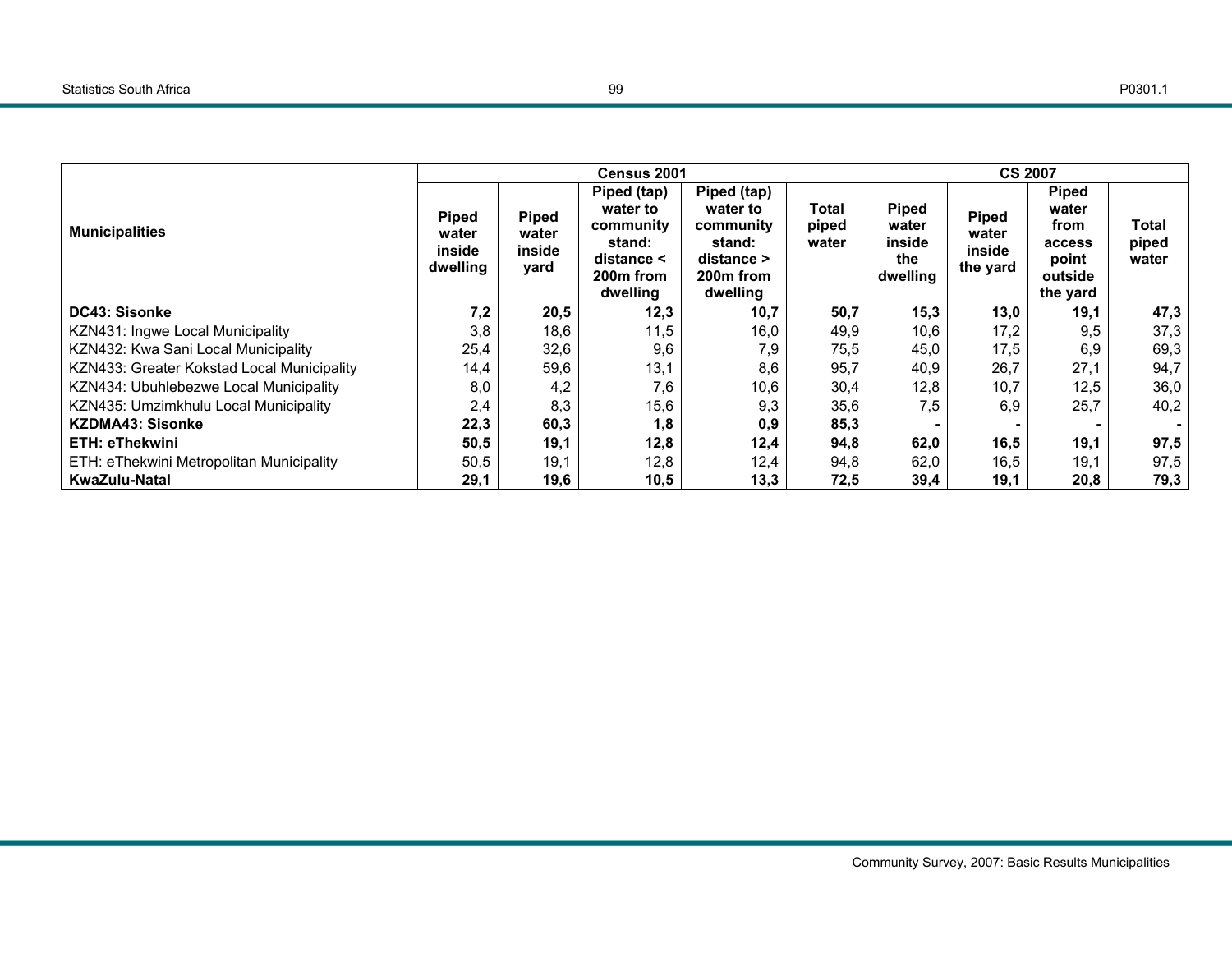| Municipalities | Census 2001 | | | | | CS 2007 | | | |
|---|---|---|---|---|---|---|---|---|---|
| | Piped water inside dwelling | Piped water inside yard | Piped (tap) water to community stand: distance < 200m from dwelling | Piped (tap) water to community stand: distance > 200m from dwelling | Total piped water | Piped water inside the dwelling | Piped water inside the yard | Piped water from access point outside the yard | Total piped water |
| **DC43: Sisonke** | **7,2** | **20,5** | **12,3** | **10,7** | **50,7** | **15,3** | **13,0** | **19,1** | **47,3** |
| KZN431: Ingwe Local Municipality | 3,8 | 18,6 | 11,5 | 16,0 | 49,9 | 10,6 | 17,2 | 9,5 | 37,3 |
| KZN432: Kwa Sani Local Municipality | 25,4 | 32,6 | 9,6 | 7,9 | 75,5 | 45,0 | 17,5 | 6,9 | 69,3 |
| KZN433: Greater Kokstad Local Municipality | 14,4 | 59,6 | 13,1 | 8,6 | 95,7 | 40,9 | 26,7 | 27,1 | 94,7 |
| KZN434: Ubuhlebezwe Local Municipality | 8,0 | 4,2 | 7,6 | 10,6 | 30,4 | 12,8 | 10,7 | 12,5 | 36,0 |
| KZN435: Umzimkhulu Local Municipality | 2,4 | 8,3 | 15,6 | 9,3 | 35,6 | 7,5 | 6,9 | 25,7 | 40,2 |
| **KZDMA43: Sisonke** | **22,3** | **60,3** | **1,8** | **0,9** | **85,3** | **-** | **-** | **-** | **-** |
| **ETH: eThekwini** | **50,5** | **19,1** | **12,8** | **12,4** | **94,8** | **62,0** | **16,5** | **19,1** | **97,5** |
| ETH: eThekwini Metropolitan Municipality | 50,5 | 19,1 | 12,8 | 12,4 | 94,8 | 62,0 | 16,5 | 19,1 | 97,5 |
| **KwaZulu-Natal** | **29,1** | **19,6** | **10,5** | **13,3** | **72,5** | **39,4** | **19,1** | **20,8** | **79,3** |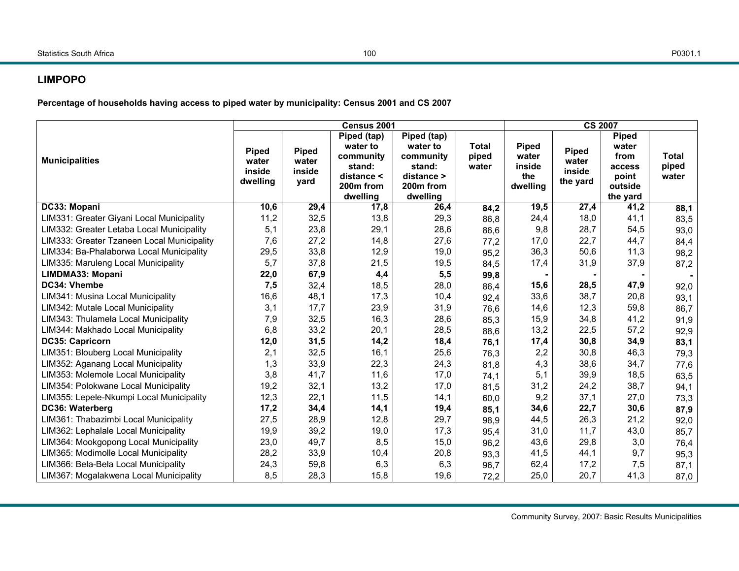## LIMPOPO

**Percentage of households having access to piped water by municipality: Census 2001 and CS 2007**

| Municipalities | Census 2001 | | | | | CS 2007 | | | |
|---|---|---|---|---|---|---|---|---|---|
| | Piped water inside dwelling | Piped water inside yard | Piped (tap) water to community stand: distance < 200m from dwelling | Piped (tap) water to community stand: distance > 200m from dwelling | Total piped water | Piped water inside the dwelling | Piped water inside the yard | Piped water from access point outside the yard | Total piped water |
| **DC33: Mopani** | **10,6** | **29,4** | **17,8** | **26,4** | **84,2** | **19,5** | **27,4** | **41,2** | **88,1** |
| LIM331: Greater Giyani Local Municipality | 11,2 | 32,5 | 13,8 | 29,3 | 86,8 | 24,4 | 18,0 | 41,1 | 83,5 |
| LIM332: Greater Letaba Local Municipality | 5,1 | 23,8 | 29,1 | 28,6 | 86,6 | 9,8 | 28,7 | 54,5 | 93,0 |
| LIM333: Greater Tzaneen Local Municipality | 7,6 | 27,2 | 14,8 | 27,6 | 77,2 | 17,0 | 22,7 | 44,7 | 84,4 |
| LIM334: Ba-Phalaborwa Local Municipality | 29,5 | 33,8 | 12,9 | 19,0 | 95,2 | 36,3 | 50,6 | 11,3 | 98,2 |
| LIM335: Maruleng Local Municipality | 5,7 | 37,8 | 21,5 | 19,5 | 84,5 | 17,4 | 31,9 | 37,9 | 87,2 |
| **LIMDMA33: Mopani** | **22,0** | **67,9** | **4,4** | **5,5** | **99,8** | **-** | **-** | **-** | **-** |
| **DC34: Vhembe** | **7,5** | **32,4** | **18,5** | **28,0** | **86,4** | **15,6** | **28,5** | **47,9** | **92,0** |
| LIM341: Musina Local Municipality | 16,6 | 48,1 | 17,3 | 10,4 | 92,4 | 33,6 | 38,7 | 20,8 | 93,1 |
| LIM342: Mutale Local Municipality | 3,1 | 17,7 | 23,9 | 31,9 | 76,6 | 14,6 | 12,3 | 59,8 | 86,7 |
| LIM343: Thulamela Local Municipality | 7,9 | 32,5 | 16,3 | 28,6 | 85,3 | 15,9 | 34,8 | 41,2 | 91,9 |
| LIM344: Makhado Local Municipality | 6,8 | 33,2 | 20,1 | 28,5 | 88,6 | 13,2 | 22,5 | 57,2 | 92,9 |
| **DC35: Capricorn** | **12,0** | **31,5** | **14,2** | **18,4** | **76,1** | **17,4** | **30,8** | **34,9** | **83,1** |
| LIM351: Blouberg Local Municipality | 2,1 | 32,5 | 16,1 | 25,6 | 76,3 | 2,2 | 30,8 | 46,3 | 79,3 |
| LIM352: Aganang Local Municipality | 1,3 | 33,9 | 22,3 | 24,3 | 81,8 | 4,3 | 38,6 | 34,7 | 77,6 |
| LIM353: Molemole Local Municipality | 3,8 | 41,7 | 11,6 | 17,0 | 74,1 | 5,1 | 39,9 | 18,5 | 63,5 |
| LIM354: Polokwane Local Municipality | 19,2 | 32,1 | 13,2 | 17,0 | 81,5 | 31,2 | 24,2 | 38,7 | 94,1 |
| LIM355: Lepele-Nkumpi Local Municipality | 12,3 | 22,1 | 11,5 | 14,1 | 60,0 | 9,2 | 37,1 | 27,0 | 73,3 |
| **DC36: Waterberg** | **17,2** | **34,4** | **14,1** | **19,4** | **85,1** | **34,6** | **22,7** | **30,6** | **87,9** |
| LIM361: Thabazimbi Local Municipality | 27,5 | 28,9 | 12,8 | 29,7 | 98,9 | 44,5 | 26,3 | 21,2 | 92,0 |
| LIM362: Lephalale Local Municipality | 19,9 | 39,2 | 19,0 | 17,3 | 95,4 | 31,0 | 11,7 | 43,0 | 85,7 |
| LIM364: Mookgopong Local Municipality | 23,0 | 49,7 | 8,5 | 15,0 | 96,2 | 43,6 | 29,8 | 3,0 | 76,4 |
| LIM365: Modimolle Local Municipality | 28,2 | 33,9 | 10,4 | 20,8 | 93,3 | 41,5 | 44,1 | 9,7 | 95,3 |
| LIM366: Bela-Bela Local Municipality | 24,3 | 59,8 | 6,3 | 6,3 | 96,7 | 62,4 | 17,2 | 7,5 | 87,1 |
| LIM367: Mogalakwena Local Municipality | 8,5 | 28,3 | 15,8 | 19,6 | 72,2 | 25,0 | 20,7 | 41,3 | 87,0 |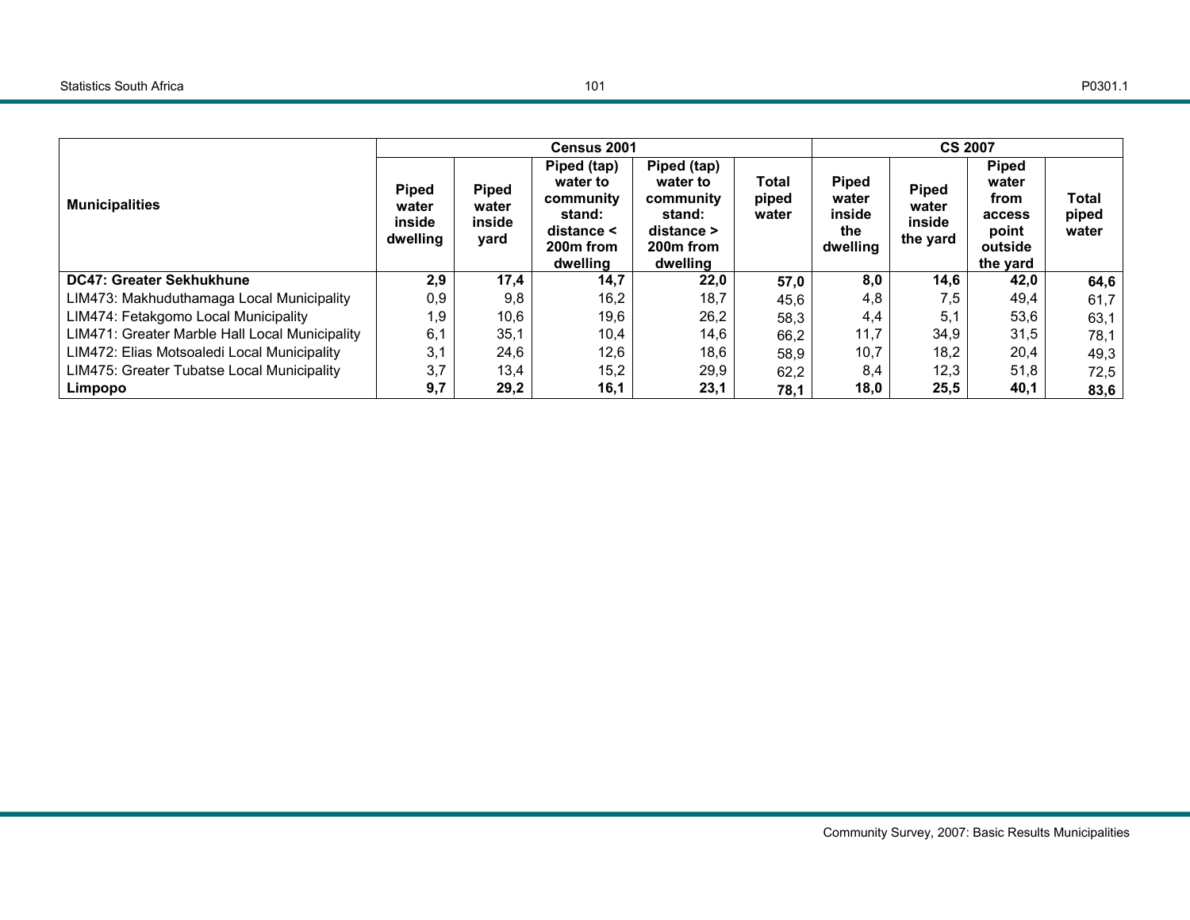| Municipalities | Census 2001 | | | | | CS 2007 | | | |
|---|---|---|---|---|---|---|---|---|---|
| | Piped water inside dwelling | Piped water inside yard | Piped (tap) water to community stand: distance < 200m from dwelling | Piped (tap) water to community stand: distance > 200m from dwelling | Total piped water | Piped water inside the dwelling | Piped water inside the yard | Piped water from access point outside the yard | Total piped water |
| **DC47: Greater Sekhukhune** | **2,9** | **17,4** | **14,7** | **22,0** | **57,0** | **8,0** | **14,6** | **42,0** | **64,6** |
| LIM473: Makhuduthamaga Local Municipality | 0,9 | 9,8 | 16,2 | 18,7 | 45,6 | 4,8 | 7,5 | 49,4 | 61,7 |
| LIM474: Fetakgomo Local Municipality | 1,9 | 10,6 | 19,6 | 26,2 | 58,3 | 4,4 | 5,1 | 53,6 | 63,1 |
| LIM471: Greater Marble Hall Local Municipality | 6,1 | 35,1 | 10,4 | 14,6 | 66,2 | 11,7 | 34,9 | 31,5 | 78,1 |
| LIM472: Elias Motsoaledi Local Municipality | 3,1 | 24,6 | 12,6 | 18,6 | 58,9 | 10,7 | 18,2 | 20,4 | 49,3 |
| LIM475: Greater Tubatse Local Municipality | 3,7 | 13,4 | 15,2 | 29,9 | 62,2 | 8,4 | 12,3 | 51,8 | 72,5 |
| **Limpopo** | **9,7** | **29,2** | **16,1** | **23,1** | **78,1** | **18,0** | **25,5** | **40,1** | **83,6** |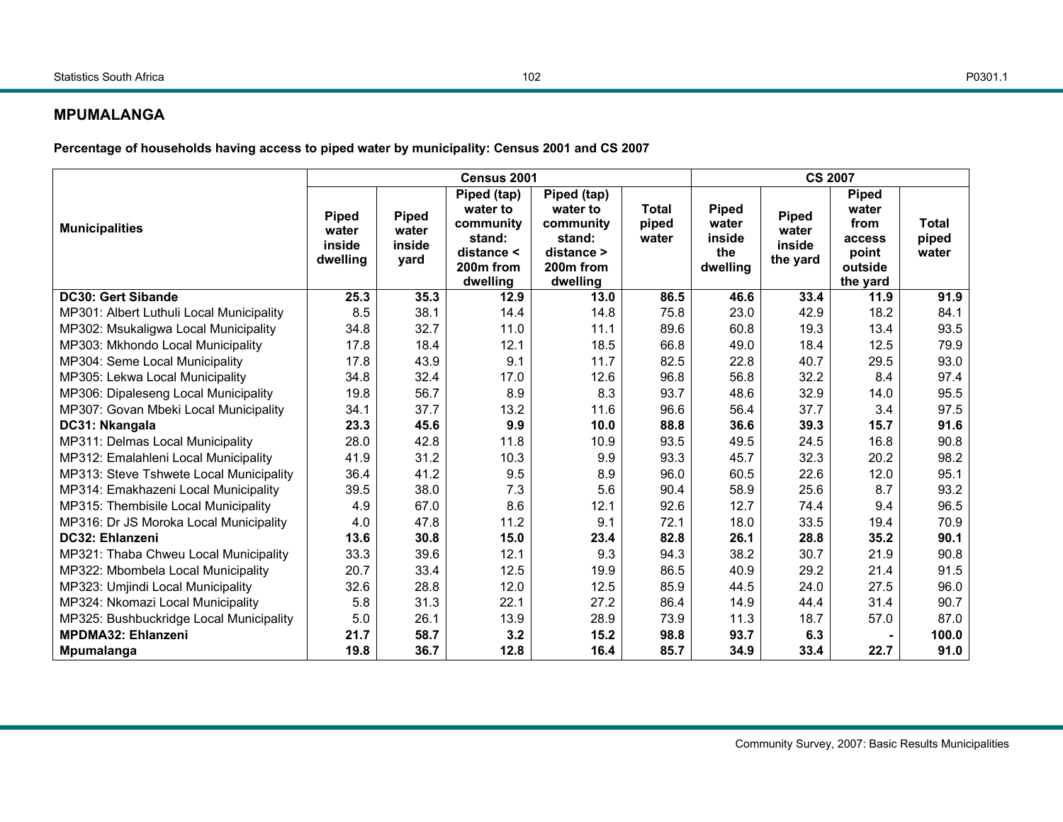## MPUMALANGA

**Percentage of households having access to piped water by municipality: Census 2001 and CS 2007**

| Municipalities | Census 2001 | | | | | CS 2007 | | | |
|---|---|---|---|---|---|---|---|---|---|
| | Piped water inside dwelling | Piped water inside yard | Piped (tap) water to community stand: distance < 200m from dwelling | Piped (tap) water to community stand: distance > 200m from dwelling | Total piped water | Piped water inside the dwelling | Piped water inside the yard | Piped water from access point outside the yard | Total piped water |
| **DC30: Gert Sibande** | **25.3** | **35.3** | **12.9** | **13.0** | **86.5** | **46.6** | **33.4** | **11.9** | **91.9** |
| MP301: Albert Luthuli Local Municipality | 8.5 | 38.1 | 14.4 | 14.8 | 75.8 | 23.0 | 42.9 | 18.2 | 84.1 |
| MP302: Msukaligwa Local Municipality | 34.8 | 32.7 | 11.0 | 11.1 | 89.6 | 60.8 | 19.3 | 13.4 | 93.5 |
| MP303: Mkhondo Local Municipality | 17.8 | 18.4 | 12.1 | 18.5 | 66.8 | 49.0 | 18.4 | 12.5 | 79.9 |
| MP304: Seme Local Municipality | 17.8 | 43.9 | 9.1 | 11.7 | 82.5 | 22.8 | 40.7 | 29.5 | 93.0 |
| MP305: Lekwa Local Municipality | 34.8 | 32.4 | 17.0 | 12.6 | 96.8 | 56.8 | 32.2 | 8.4 | 97.4 |
| MP306: Dipaleseng Local Municipality | 19.8 | 56.7 | 8.9 | 8.3 | 93.7 | 48.6 | 32.9 | 14.0 | 95.5 |
| MP307: Govan Mbeki Local Municipality | 34.1 | 37.7 | 13.2 | 11.6 | 96.6 | 56.4 | 37.7 | 3.4 | 97.5 |
| **DC31: Nkangala** | **23.3** | **45.6** | **9.9** | **10.0** | **88.8** | **36.6** | **39.3** | **15.7** | **91.6** |
| MP311: Delmas Local Municipality | 28.0 | 42.8 | 11.8 | 10.9 | 93.5 | 49.5 | 24.5 | 16.8 | 90.8 |
| MP312: Emalahleni Local Municipality | 41.9 | 31.2 | 10.3 | 9.9 | 93.3 | 45.7 | 32.3 | 20.2 | 98.2 |
| MP313: Steve Tshwete Local Municipality | 36.4 | 41.2 | 9.5 | 8.9 | 96.0 | 60.5 | 22.6 | 12.0 | 95.1 |
| MP314: Emakhazeni Local Municipality | 39.5 | 38.0 | 7.3 | 5.6 | 90.4 | 58.9 | 25.6 | 8.7 | 93.2 |
| MP315: Thembisile Local Municipality | 4.9 | 67.0 | 8.6 | 12.1 | 92.6 | 12.7 | 74.4 | 9.4 | 96.5 |
| MP316: Dr JS Moroka Local Municipality | 4.0 | 47.8 | 11.2 | 9.1 | 72.1 | 18.0 | 33.5 | 19.4 | 70.9 |
| **DC32: Ehlanzeni** | **13.6** | **30.8** | **15.0** | **23.4** | **82.8** | **26.1** | **28.8** | **35.2** | **90.1** |
| MP321: Thaba Chweu Local Municipality | 33.3 | 39.6 | 12.1 | 9.3 | 94.3 | 38.2 | 30.7 | 21.9 | 90.8 |
| MP322: Mbombela Local Municipality | 20.7 | 33.4 | 12.5 | 19.9 | 86.5 | 40.9 | 29.2 | 21.4 | 91.5 |
| MP323: Umjindi Local Municipality | 32.6 | 28.8 | 12.0 | 12.5 | 85.9 | 44.5 | 24.0 | 27.5 | 96.0 |
| MP324: Nkomazi Local Municipality | 5.8 | 31.3 | 22.1 | 27.2 | 86.4 | 14.9 | 44.4 | 31.4 | 90.7 |
| MP325: Bushbuckridge Local Municipality | 5.0 | 26.1 | 13.9 | 28.9 | 73.9 | 11.3 | 18.7 | 57.0 | 87.0 |
| **MPDMA32: Ehlanzeni** | **21.7** | **58.7** | **3.2** | **15.2** | **98.8** | **93.7** | **6.3** | **-** | **100.0** |
| **Mpumalanga** | **19.8** | **36.7** | **12.8** | **16.4** | **85.7** | **34.9** | **33.4** | **22.7** | **91.0** |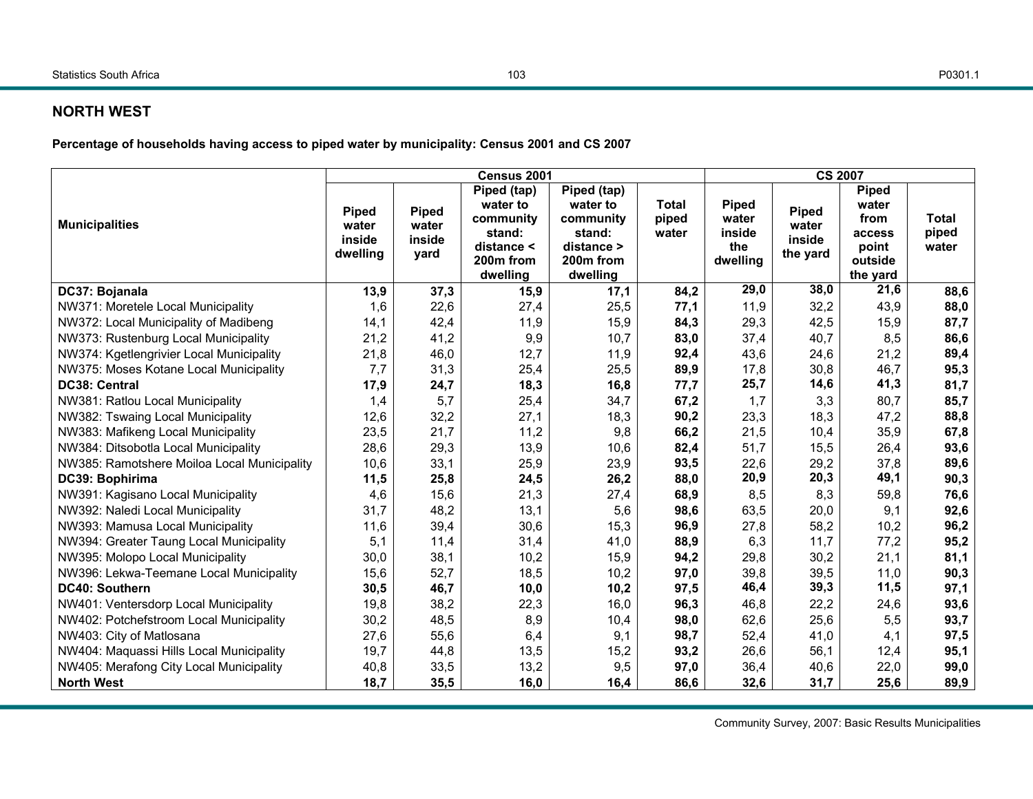## NORTH WEST

**Percentage of households having access to piped water by municipality: Census 2001 and CS 2007**

| Municipalities | Census 2001 | | | | | CS 2007 | | | |
|---|---|---|---|---|---|---|---|---|---|
| | Piped water inside dwelling | Piped water inside yard | Piped (tap) water to community stand: distance < 200m from dwelling | Piped (tap) water to community stand: distance > 200m from dwelling | Total piped water | Piped water inside the dwelling | Piped water inside the yard | Piped water from access point outside the yard | Total piped water |
| **DC37: Bojanala** | **13,9** | **37,3** | **15,9** | **17,1** | **84,2** | **29,0** | **38,0** | **21,6** | **88,6** |
| NW371: Moretele Local Municipality | 1,6 | 22,6 | 27,4 | 25,5 | **77,1** | 11,9 | 32,2 | 43,9 | **88,0** |
| NW372: Local Municipality of Madibeng | 14,1 | 42,4 | 11,9 | 15,9 | **84,3** | 29,3 | 42,5 | 15,9 | **87,7** |
| NW373: Rustenburg Local Municipality | 21,2 | 41,2 | 9,9 | 10,7 | **83,0** | 37,4 | 40,7 | 8,5 | **86,6** |
| NW374: Kgetlengrivier Local Municipality | 21,8 | 46,0 | 12,7 | 11,9 | **92,4** | 43,6 | 24,6 | 21,2 | **89,4** |
| NW375: Moses Kotane Local Municipality | 7,7 | 31,3 | 25,4 | 25,5 | **89,9** | 17,8 | 30,8 | 46,7 | **95,3** |
| **DC38: Central** | **17,9** | **24,7** | **18,3** | **16,8** | **77,7** | **25,7** | **14,6** | **41,3** | **81,7** |
| NW381: Ratlou Local Municipality | 1,4 | 5,7 | 25,4 | 34,7 | **67,2** | 1,7 | 3,3 | 80,7 | **85,7** |
| NW382: Tswaing Local Municipality | 12,6 | 32,2 | 27,1 | 18,3 | **90,2** | 23,3 | 18,3 | 47,2 | **88,8** |
| NW383: Mafikeng Local Municipality | 23,5 | 21,7 | 11,2 | 9,8 | **66,2** | 21,5 | 10,4 | 35,9 | **67,8** |
| NW384: Ditsobotla Local Municipality | 28,6 | 29,3 | 13,9 | 10,6 | **82,4** | 51,7 | 15,5 | 26,4 | **93,6** |
| NW385: Ramotshere Moiloa Local Municipality | 10,6 | 33,1 | 25,9 | 23,9 | **93,5** | 22,6 | 29,2 | 37,8 | **89,6** |
| **DC39: Bophirima** | **11,5** | **25,8** | **24,5** | **26,2** | **88,0** | **20,9** | **20,3** | **49,1** | **90,3** |
| NW391: Kagisano Local Municipality | 4,6 | 15,6 | 21,3 | 27,4 | **68,9** | 8,5 | 8,3 | 59,8 | **76,6** |
| NW392: Naledi Local Municipality | 31,7 | 48,2 | 13,1 | 5,6 | **98,6** | 63,5 | 20,0 | 9,1 | **92,6** |
| NW393: Mamusa Local Municipality | 11,6 | 39,4 | 30,6 | 15,3 | **96,9** | 27,8 | 58,2 | 10,2 | **96,2** |
| NW394: Greater Taung Local Municipality | 5,1 | 11,4 | 31,4 | 41,0 | **88,9** | 6,3 | 11,7 | 77,2 | **95,2** |
| NW395: Molopo Local Municipality | 30,0 | 38,1 | 10,2 | 15,9 | **94,2** | 29,8 | 30,2 | 21,1 | **81,1** |
| NW396: Lekwa-Teemane Local Municipality | 15,6 | 52,7 | 18,5 | 10,2 | **97,0** | 39,8 | 39,5 | 11,0 | **90,3** |
| **DC40: Southern** | **30,5** | **46,7** | **10,0** | **10,2** | **97,5** | **46,4** | **39,3** | **11,5** | **97,1** |
| NW401: Ventersdorp Local Municipality | 19,8 | 38,2 | 22,3 | 16,0 | **96,3** | 46,8 | 22,2 | 24,6 | **93,6** |
| NW402: Potchefstroom Local Municipality | 30,2 | 48,5 | 8,9 | 10,4 | **98,0** | 62,6 | 25,6 | 5,5 | **93,7** |
| NW403: City of Matlosana | 27,6 | 55,6 | 6,4 | 9,1 | **98,7** | 52,4 | 41,0 | 4,1 | **97,5** |
| NW404: Maquassi Hills Local Municipality | 19,7 | 44,8 | 13,5 | 15,2 | **93,2** | 26,6 | 56,1 | 12,4 | **95,1** |
| NW405: Merafong City Local Municipality | 40,8 | 33,5 | 13,2 | 9,5 | **97,0** | 36,4 | 40,6 | 22,0 | **99,0** |
| **North West** | **18,7** | **35,5** | **16,0** | **16,4** | **86,6** | **32,6** | **31,7** | **25,6** | **89,9** |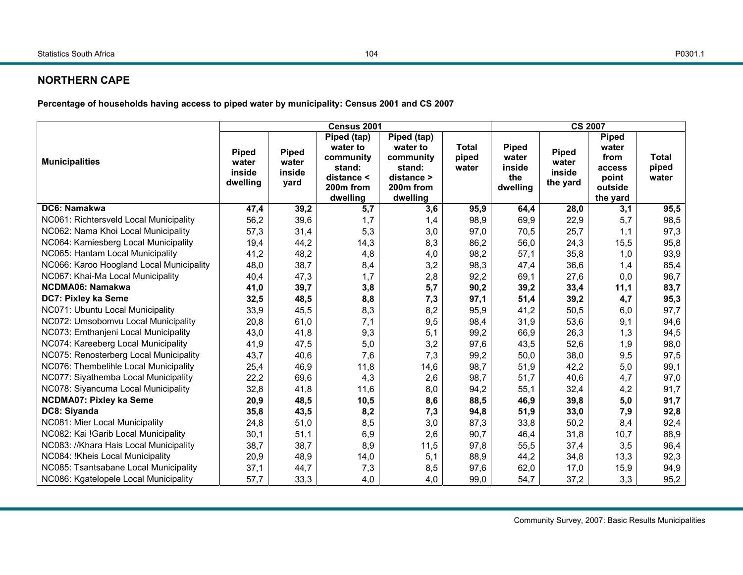## NORTHERN CAPE

**Percentage of households having access to piped water by municipality: Census 2001 and CS 2007**

| Municipalities | Census 2001 | | | | | CS 2007 | | | |
|---|---|---|---|---|---|---|---|---|---|
| | Piped water inside dwelling | Piped water inside yard | Piped (tap) water to community stand: distance < 200m from dwelling | Piped (tap) water to community stand: distance > 200m from dwelling | Total piped water | Piped water inside the dwelling | Piped water inside the yard | Piped water from access point outside the yard | Total piped water |
| **DC6: Namakwa** | **47,4** | **39,2** | **5,7** | **3,6** | **95,9** | **64,4** | **28,0** | **3,1** | **95,5** |
| NC061: Richtersveld Local Municipality | 56,2 | 39,6 | 1,7 | 1,4 | 98,9 | 69,9 | 22,9 | 5,7 | 98,5 |
| NC062: Nama Khoi Local Municipality | 57,3 | 31,4 | 5,3 | 3,0 | 97,0 | 70,5 | 25,7 | 1,1 | 97,3 |
| NC064: Kamiesberg Local Municipality | 19,4 | 44,2 | 14,3 | 8,3 | 86,2 | 56,0 | 24,3 | 15,5 | 95,8 |
| NC065: Hantam Local Municipality | 41,2 | 48,2 | 4,8 | 4,0 | 98,2 | 57,1 | 35,8 | 1,0 | 93,9 |
| NC066: Karoo Hoogland Local Municipality | 48,0 | 38,7 | 8,4 | 3,2 | 98,3 | 47,4 | 36,6 | 1,4 | 85,4 |
| NC067: Khai-Ma Local Municipality | 40,4 | 47,3 | 1,7 | 2,8 | 92,2 | 69,1 | 27,6 | 0,0 | 96,7 |
| **NCDMA06: Namakwa** | **41,0** | **39,7** | **3,8** | **5,7** | **90,2** | **39,2** | **33,4** | **11,1** | **83,7** |
| **DC7: Pixley ka Seme** | **32,5** | **48,5** | **8,8** | **7,3** | **97,1** | **51,4** | **39,2** | **4,7** | **95,3** |
| NC071: Ubuntu Local Municipality | 33,9 | 45,5 | 8,3 | 8,2 | 95,9 | 41,2 | 50,5 | 6,0 | 97,7 |
| NC072: Umsobomvu Local Municipality | 20,8 | 61,0 | 7,1 | 9,5 | 98,4 | 31,9 | 53,6 | 9,1 | 94,6 |
| NC073: Emthanjeni Local Municipality | 43,0 | 41,8 | 9,3 | 5,1 | 99,2 | 66,9 | 26,3 | 1,3 | 94,5 |
| NC074: Kareeberg Local Municipality | 41,9 | 47,5 | 5,0 | 3,2 | 97,6 | 43,5 | 52,6 | 1,9 | 98,0 |
| NC075: Renosterberg Local Municipality | 43,7 | 40,6 | 7,6 | 7,3 | 99,2 | 50,0 | 38,0 | 9,5 | 97,5 |
| NC076: Thembelihle Local Municipality | 25,4 | 46,9 | 11,8 | 14,6 | 98,7 | 51,9 | 42,2 | 5,0 | 99,1 |
| NC077: Siyathemba Local Municipality | 22,2 | 69,6 | 4,3 | 2,6 | 98,7 | 51,7 | 40,6 | 4,7 | 97,0 |
| NC078: Siyancuma Local Municipality | 32,8 | 41,8 | 11,6 | 8,0 | 94,2 | 55,1 | 32,4 | 4,2 | 91,7 |
| **NCDMA07: Pixley ka Seme** | **20,9** | **48,5** | **10,5** | **8,6** | **88,5** | **46,9** | **39,8** | **5,0** | **91,7** |
| **DC8: Siyanda** | **35,8** | **43,5** | **8,2** | **7,3** | **94,8** | **51,9** | **33,0** | **7,9** | **92,8** |
| NC081: Mier Local Municipality | 24,8 | 51,0 | 8,5 | 3,0 | 87,3 | 33,8 | 50,2 | 8,4 | 92,4 |
| NC082: Kai !Garib Local Municipality | 30,1 | 51,1 | 6,9 | 2,6 | 90,7 | 46,4 | 31,8 | 10,7 | 88,9 |
| NC083: //Khara Hais Local Municipality | 38,7 | 38,7 | 8,9 | 11,5 | 97,8 | 55,5 | 37,4 | 3,5 | 96,4 |
| NC084: !Kheis Local Municipality | 20,9 | 48,9 | 14,0 | 5,1 | 88,9 | 44,2 | 34,8 | 13,3 | 92,3 |
| NC085: Tsantsabane Local Municipality | 37,1 | 44,7 | 7,3 | 8,5 | 97,6 | 62,0 | 17,0 | 15,9 | 94,9 |
| NC086: Kgatelopele Local Municipality | 57,7 | 33,3 | 4,0 | 4,0 | 99,0 | 54,7 | 37,2 | 3,3 | 95,2 |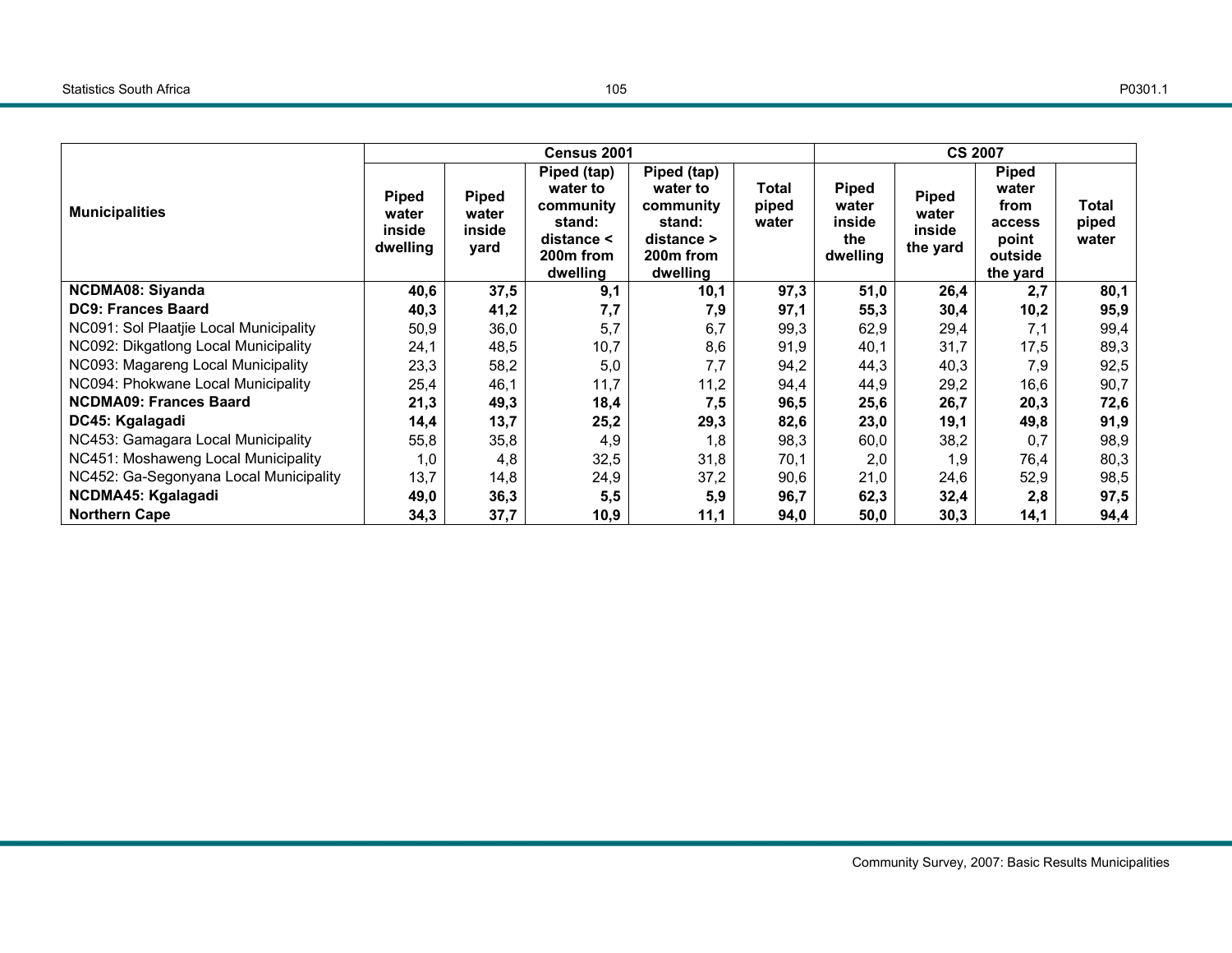| Municipalities | Census 2001 | | | | | CS 2007 | | | |
|---|---|---|---|---|---|---|---|---|---|
| | Piped water inside dwelling | Piped water inside yard | Piped (tap) water to community stand: distance < 200m from dwelling | Piped (tap) water to community stand: distance > 200m from dwelling | Total piped water | Piped water inside the dwelling | Piped water inside the yard | Piped water from access point outside the yard | Total piped water |
| **NCDMA08: Siyanda** | **40,6** | **37,5** | **9,1** | **10,1** | **97,3** | **51,0** | **26,4** | **2,7** | **80,1** |
| **DC9: Frances Baard** | **40,3** | **41,2** | **7,7** | **7,9** | **97,1** | **55,3** | **30,4** | **10,2** | **95,9** |
| NC091: Sol Plaatjie Local Municipality | 50,9 | 36,0 | 5,7 | 6,7 | 99,3 | 62,9 | 29,4 | 7,1 | 99,4 |
| NC092: Dikgatlong Local Municipality | 24,1 | 48,5 | 10,7 | 8,6 | 91,9 | 40,1 | 31,7 | 17,5 | 89,3 |
| NC093: Magareng Local Municipality | 23,3 | 58,2 | 5,0 | 7,7 | 94,2 | 44,3 | 40,3 | 7,9 | 92,5 |
| NC094: Phokwane Local Municipality | 25,4 | 46,1 | 11,7 | 11,2 | 94,4 | 44,9 | 29,2 | 16,6 | 90,7 |
| **NCDMA09: Frances Baard** | **21,3** | **49,3** | **18,4** | **7,5** | **96,5** | **25,6** | **26,7** | **20,3** | **72,6** |
| **DC45: Kgalagadi** | **14,4** | **13,7** | **25,2** | **29,3** | **82,6** | **23,0** | **19,1** | **49,8** | **91,9** |
| NC453: Gamagara Local Municipality | 55,8 | 35,8 | 4,9 | 1,8 | 98,3 | 60,0 | 38,2 | 0,7 | 98,9 |
| NC451: Moshaweng Local Municipality | 1,0 | 4,8 | 32,5 | 31,8 | 70,1 | 2,0 | 1,9 | 76,4 | 80,3 |
| NC452: Ga-Segonyana Local Municipality | 13,7 | 14,8 | 24,9 | 37,2 | 90,6 | 21,0 | 24,6 | 52,9 | 98,5 |
| **NCDMA45: Kgalagadi** | **49,0** | **36,3** | **5,5** | **5,9** | **96,7** | **62,3** | **32,4** | **2,8** | **97,5** |
| **Northern Cape** | **34,3** | **37,7** | **10,9** | **11,1** | **94,0** | **50,0** | **30,3** | **14,1** | **94,4** |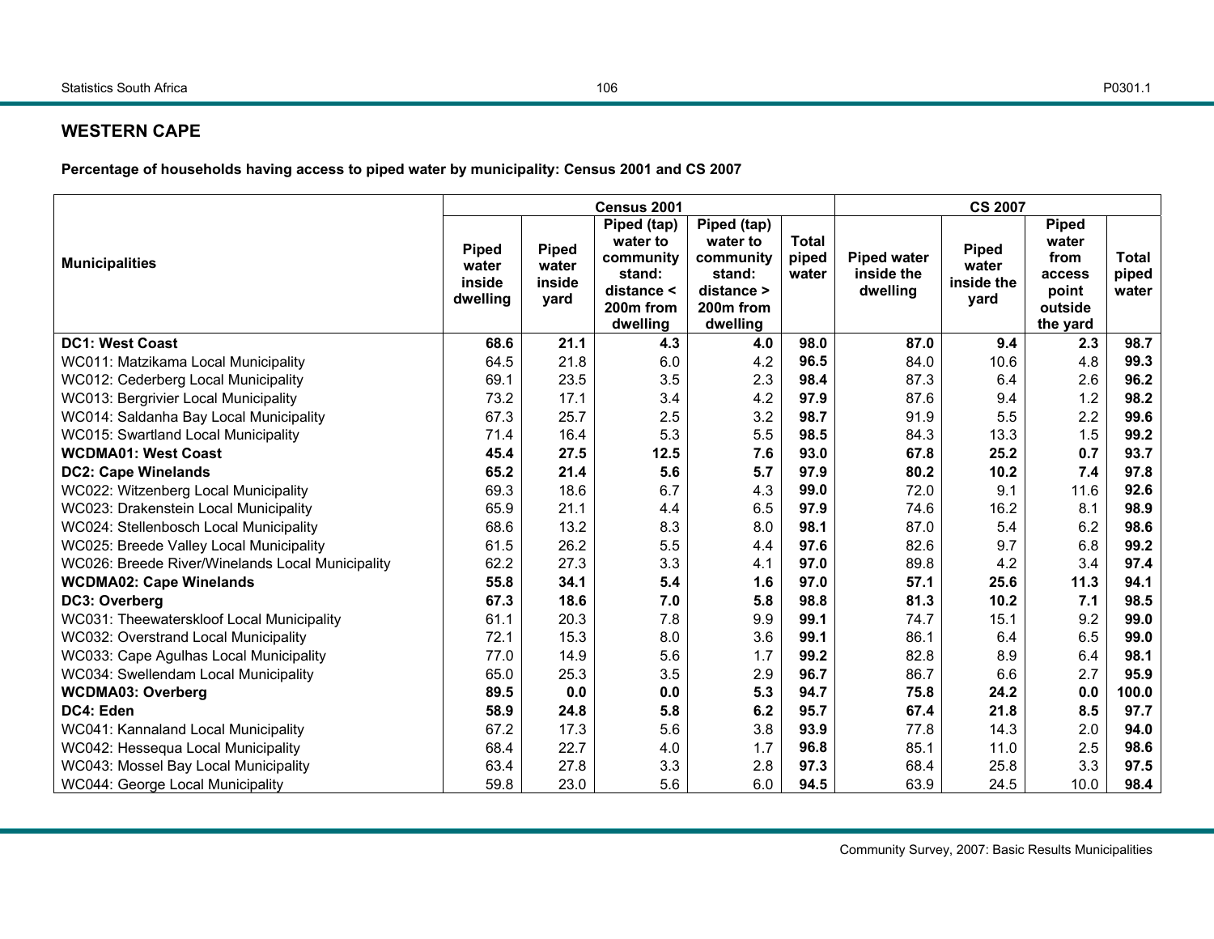## WESTERN CAPE

**Percentage of households having access to piped water by municipality: Census 2001 and CS 2007**

| Municipalities | Census 2001 | | | | | CS 2007 | | | |
|---|---|---|---|---|---|---|---|---|---|
| | Piped water inside dwelling | Piped water inside yard | Piped (tap) water to community stand: distance < 200m from dwelling | Piped (tap) water to community stand: distance > 200m from dwelling | Total piped water | Piped water inside the dwelling | Piped water inside the yard | Piped water from access point outside the yard | Total piped water |
| **DC1: West Coast** | **68.6** | **21.1** | **4.3** | **4.0** | **98.0** | **87.0** | **9.4** | **2.3** | **98.7** |
| WC011: Matzikama Local Municipality | 64.5 | 21.8 | 6.0 | 4.2 | **96.5** | 84.0 | 10.6 | 4.8 | **99.3** |
| WC012: Cederberg Local Municipality | 69.1 | 23.5 | 3.5 | 2.3 | **98.4** | 87.3 | 6.4 | 2.6 | **96.2** |
| WC013: Bergrivier Local Municipality | 73.2 | 17.1 | 3.4 | 4.2 | **97.9** | 87.6 | 9.4 | 1.2 | **98.2** |
| WC014: Saldanha Bay Local Municipality | 67.3 | 25.7 | 2.5 | 3.2 | **98.7** | 91.9 | 5.5 | 2.2 | **99.6** |
| WC015: Swartland Local Municipality | 71.4 | 16.4 | 5.3 | 5.5 | **98.5** | 84.3 | 13.3 | 1.5 | **99.2** |
| **WCDMA01: West Coast** | **45.4** | **27.5** | **12.5** | **7.6** | **93.0** | **67.8** | **25.2** | **0.7** | **93.7** |
| **DC2: Cape Winelands** | **65.2** | **21.4** | **5.6** | **5.7** | **97.9** | **80.2** | **10.2** | **7.4** | **97.8** |
| WC022: Witzenberg Local Municipality | 69.3 | 18.6 | 6.7 | 4.3 | **99.0** | 72.0 | 9.1 | 11.6 | **92.6** |
| WC023: Drakenstein Local Municipality | 65.9 | 21.1 | 4.4 | 6.5 | **97.9** | 74.6 | 16.2 | 8.1 | **98.9** |
| WC024: Stellenbosch Local Municipality | 68.6 | 13.2 | 8.3 | 8.0 | **98.1** | 87.0 | 5.4 | 6.2 | **98.6** |
| WC025: Breede Valley Local Municipality | 61.5 | 26.2 | 5.5 | 4.4 | **97.6** | 82.6 | 9.7 | 6.8 | **99.2** |
| WC026: Breede River/Winelands Local Municipality | 62.2 | 27.3 | 3.3 | 4.1 | **97.0** | 89.8 | 4.2 | 3.4 | **97.4** |
| **WCDMA02: Cape Winelands** | **55.8** | **34.1** | **5.4** | **1.6** | **97.0** | **57.1** | **25.6** | **11.3** | **94.1** |
| **DC3: Overberg** | **67.3** | **18.6** | **7.0** | **5.8** | **98.8** | **81.3** | **10.2** | **7.1** | **98.5** |
| WC031: Theewaterskloof Local Municipality | 61.1 | 20.3 | 7.8 | 9.9 | **99.1** | 74.7 | 15.1 | 9.2 | **99.0** |
| WC032: Overstrand Local Municipality | 72.1 | 15.3 | 8.0 | 3.6 | **99.1** | 86.1 | 6.4 | 6.5 | **99.0** |
| WC033: Cape Agulhas Local Municipality | 77.0 | 14.9 | 5.6 | 1.7 | **99.2** | 82.8 | 8.9 | 6.4 | **98.1** |
| WC034: Swellendam Local Municipality | 65.0 | 25.3 | 3.5 | 2.9 | **96.7** | 86.7 | 6.6 | 2.7 | **95.9** |
| **WCDMA03: Overberg** | **89.5** | **0.0** | **0.0** | **5.3** | **94.7** | **75.8** | **24.2** | **0.0** | **100.0** |
| **DC4: Eden** | **58.9** | **24.8** | **5.8** | **6.2** | **95.7** | **67.4** | **21.8** | **8.5** | **97.7** |
| WC041: Kannaland Local Municipality | 67.2 | 17.3 | 5.6 | 3.8 | **93.9** | 77.8 | 14.3 | 2.0 | **94.0** |
| WC042: Hessequa Local Municipality | 68.4 | 22.7 | 4.0 | 1.7 | **96.8** | 85.1 | 11.0 | 2.5 | **98.6** |
| WC043: Mossel Bay Local Municipality | 63.4 | 27.8 | 3.3 | 2.8 | **97.3** | 68.4 | 25.8 | 3.3 | **97.5** |
| WC044: George Local Municipality | 59.8 | 23.0 | 5.6 | 6.0 | **94.5** | 63.9 | 24.5 | 10.0 | **98.4** |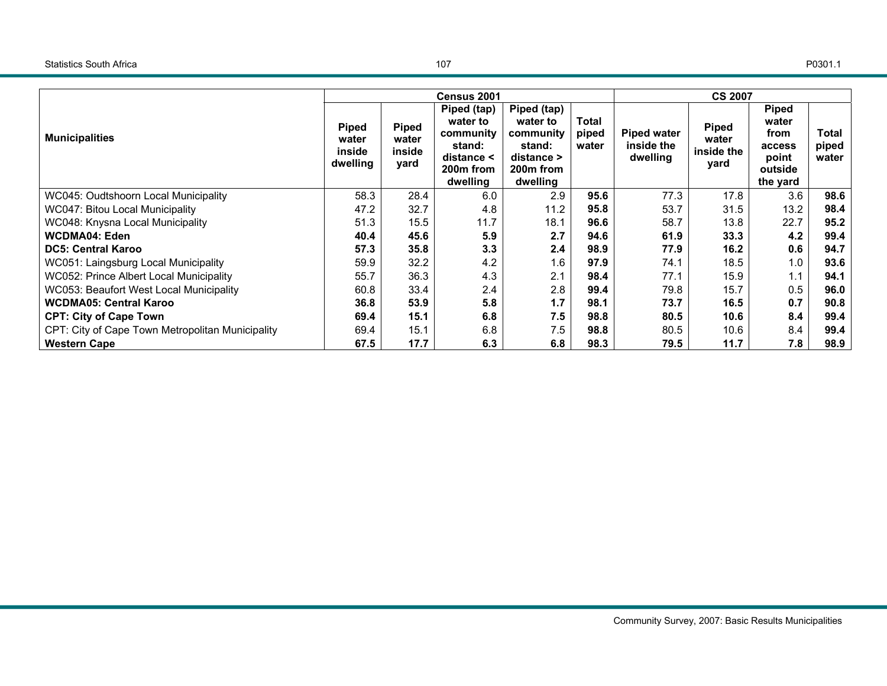| Municipalities | Census 2001 | | | | | CS 2007 | | | |
|---|---|---|---|---|---|---|---|---|---|
| | Piped water inside dwelling | Piped water inside yard | Piped (tap) water to community stand: distance < 200m from dwelling | Piped (tap) water to community stand: distance > 200m from dwelling | Total piped water | Piped water inside the dwelling | Piped water inside the yard | Piped water from access point outside the yard | Total piped water |
| WC045: Oudtshoorn Local Municipality | 58.3 | 28.4 | 6.0 | 2.9 | **95.6** | 77.3 | 17.8 | 3.6 | **98.6** |
| WC047: Bitou Local Municipality | 47.2 | 32.7 | 4.8 | 11.2 | **95.8** | 53.7 | 31.5 | 13.2 | **98.4** |
| WC048: Knysna Local Municipality | 51.3 | 15.5 | 11.7 | 18.1 | **96.6** | 58.7 | 13.8 | 22.7 | **95.2** |
| **WCDMA04: Eden** | **40.4** | **45.6** | **5.9** | **2.7** | **94.6** | **61.9** | **33.3** | **4.2** | **99.4** |
| **DC5: Central Karoo** | **57.3** | **35.8** | **3.3** | **2.4** | **98.9** | **77.9** | **16.2** | **0.6** | **94.7** |
| WC051: Laingsburg Local Municipality | 59.9 | 32.2 | 4.2 | 1.6 | **97.9** | 74.1 | 18.5 | 1.0 | **93.6** |
| WC052: Prince Albert Local Municipality | 55.7 | 36.3 | 4.3 | 2.1 | **98.4** | 77.1 | 15.9 | 1.1 | **94.1** |
| WC053: Beaufort West Local Municipality | 60.8 | 33.4 | 2.4 | 2.8 | **99.4** | 79.8 | 15.7 | 0.5 | **96.0** |
| **WCDMA05: Central Karoo** | **36.8** | **53.9** | **5.8** | **1.7** | **98.1** | **73.7** | **16.5** | **0.7** | **90.8** |
| **CPT: City of Cape Town** | **69.4** | **15.1** | **6.8** | **7.5** | **98.8** | **80.5** | **10.6** | **8.4** | **99.4** |
| CPT: City of Cape Town Metropolitan Municipality | 69.4 | 15.1 | 6.8 | 7.5 | **98.8** | 80.5 | 10.6 | 8.4 | **99.4** |
| **Western Cape** | **67.5** | **17.7** | **6.3** | **6.8** | **98.3** | **79.5** | **11.7** | **7.8** | **98.9** |